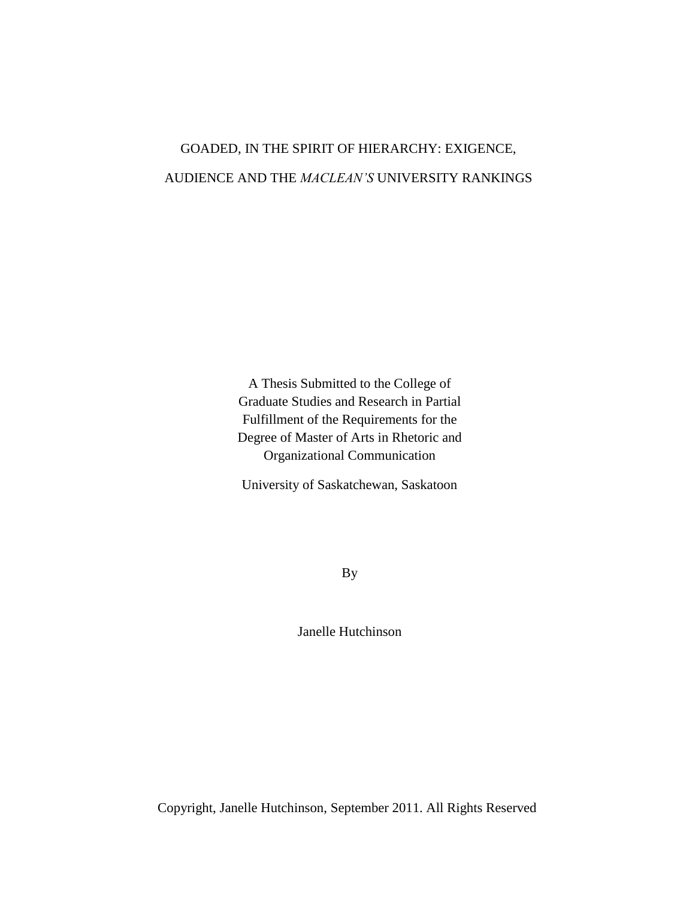# GOADED, IN THE SPIRIT OF HIERARCHY: EXIGENCE, AUDIENCE AND THE *MACLEAN'S* UNIVERSITY RANKINGS

A Thesis Submitted to the College of Graduate Studies and Research in Partial Fulfillment of the Requirements for the Degree of Master of Arts in Rhetoric and Organizational Communication

University of Saskatchewan, Saskatoon

By

Janelle Hutchinson

Copyright, Janelle Hutchinson, September 2011. All Rights Reserved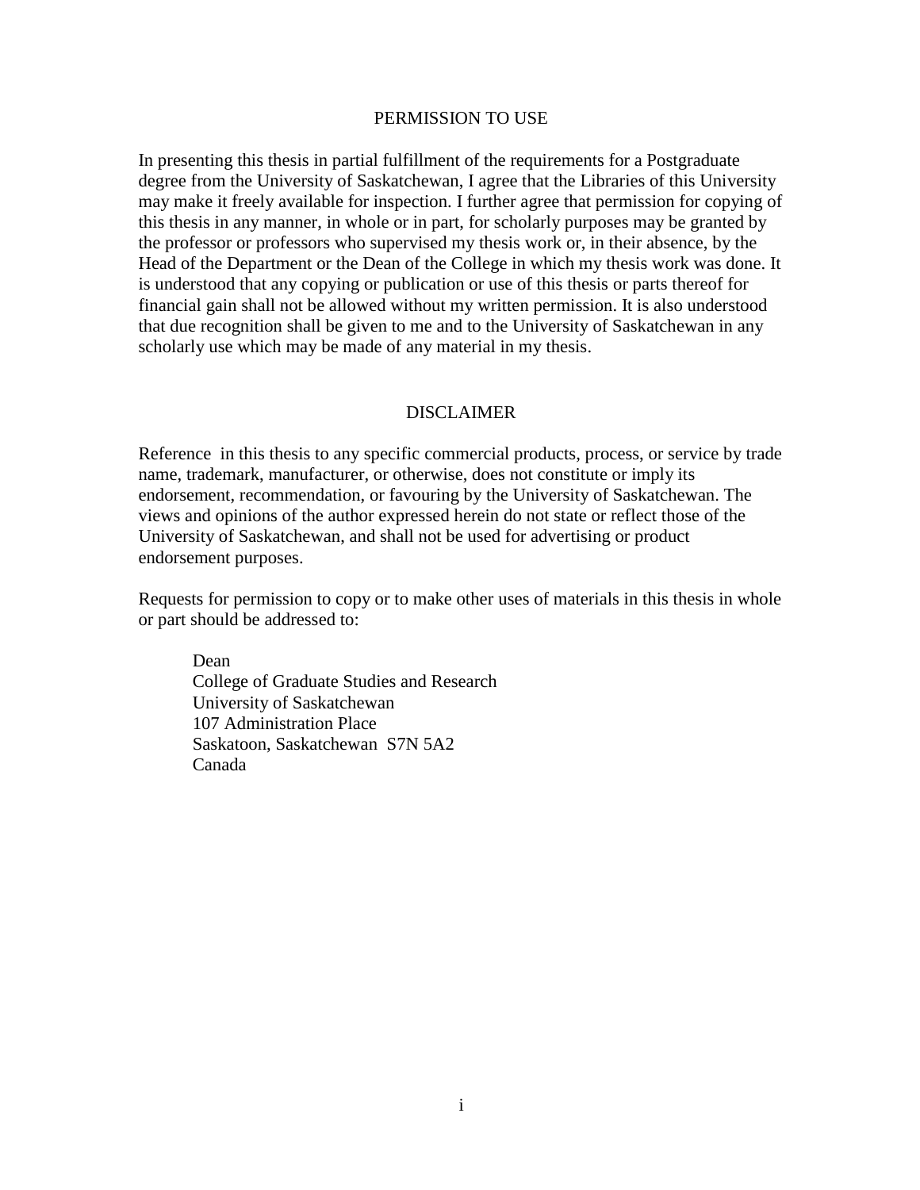# PERMISSION TO USE

In presenting this thesis in partial fulfillment of the requirements for a Postgraduate degree from the University of Saskatchewan, I agree that the Libraries of this University may make it freely available for inspection. I further agree that permission for copying of this thesis in any manner, in whole or in part, for scholarly purposes may be granted by the professor or professors who supervised my thesis work or, in their absence, by the Head of the Department or the Dean of the College in which my thesis work was done. It is understood that any copying or publication or use of this thesis or parts thereof for financial gain shall not be allowed without my written permission. It is also understood that due recognition shall be given to me and to the University of Saskatchewan in any scholarly use which may be made of any material in my thesis.

# DISCLAIMER

Reference in this thesis to any specific commercial products, process, or service by trade name, trademark, manufacturer, or otherwise, does not constitute or imply its endorsement, recommendation, or favouring by the University of Saskatchewan. The views and opinions of the author expressed herein do not state or reflect those of the University of Saskatchewan, and shall not be used for advertising or product endorsement purposes.

Requests for permission to copy or to make other uses of materials in this thesis in whole or part should be addressed to:

Dean  
College of Graduate Studies and Research  
University of Saskatchewan  
107 Administration Place  
Saskatoon, Saskatchewan S7N 5A2  
Canada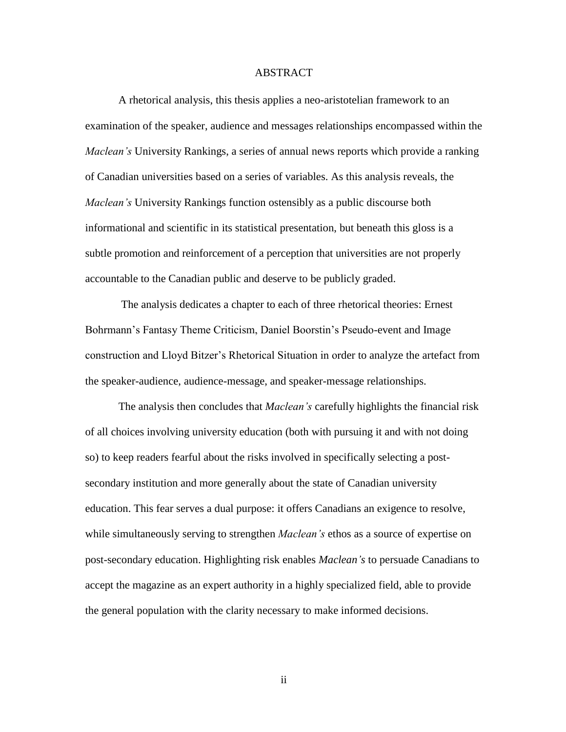# ABSTRACT

A rhetorical analysis, this thesis applies a neo-aristotelian framework to an examination of the speaker, audience and messages relationships encompassed within the *Maclean's* University Rankings, a series of annual news reports which provide a ranking of Canadian universities based on a series of variables. As this analysis reveals, the *Maclean's* University Rankings function ostensibly as a public discourse both informational and scientific in its statistical presentation, but beneath this gloss is a subtle promotion and reinforcement of a perception that universities are not properly accountable to the Canadian public and deserve to be publicly graded.

The analysis dedicates a chapter to each of three rhetorical theories: Ernest Bohrmann's Fantasy Theme Criticism, Daniel Boorstin's Pseudo-event and Image construction and Lloyd Bitzer's Rhetorical Situation in order to analyze the artefact from the speaker-audience, audience-message, and speaker-message relationships.

The analysis then concludes that *Maclean's* carefully highlights the financial risk of all choices involving university education (both with pursuing it and with not doing so) to keep readers fearful about the risks involved in specifically selecting a post-secondary institution and more generally about the state of Canadian university education. This fear serves a dual purpose: it offers Canadians an exigence to resolve, while simultaneously serving to strengthen *Maclean's* ethos as a source of expertise on post-secondary education. Highlighting risk enables *Maclean's* to persuade Canadians to accept the magazine as an expert authority in a highly specialized field, able to provide the general population with the clarity necessary to make informed decisions.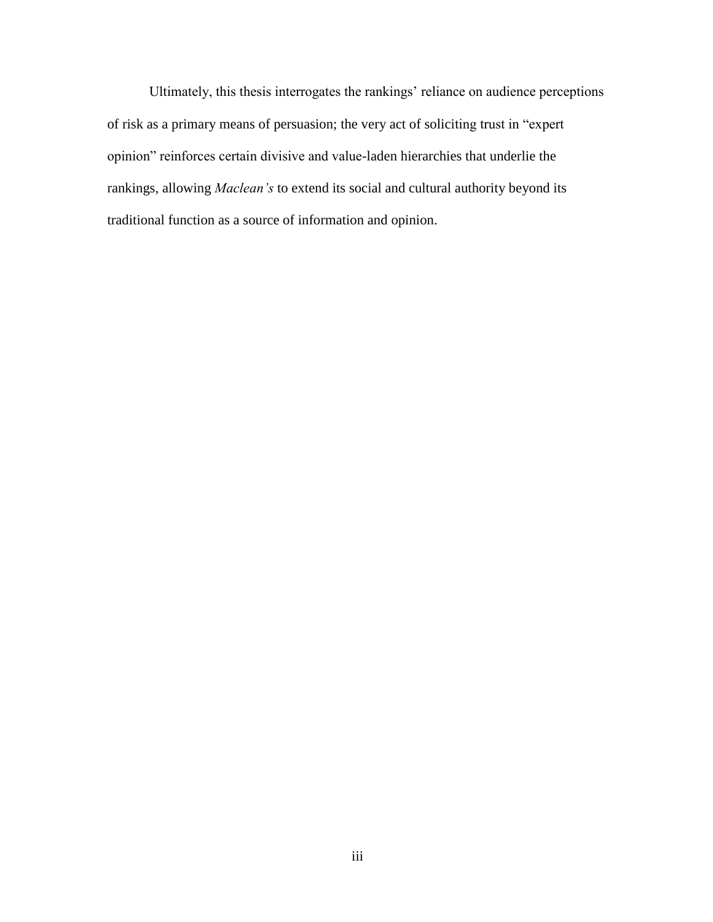Ultimately, this thesis interrogates the rankings' reliance on audience perceptions of risk as a primary means of persuasion; the very act of soliciting trust in "expert opinion" reinforces certain divisive and value-laden hierarchies that underlie the rankings, allowing *Maclean's* to extend its social and cultural authority beyond its traditional function as a source of information and opinion.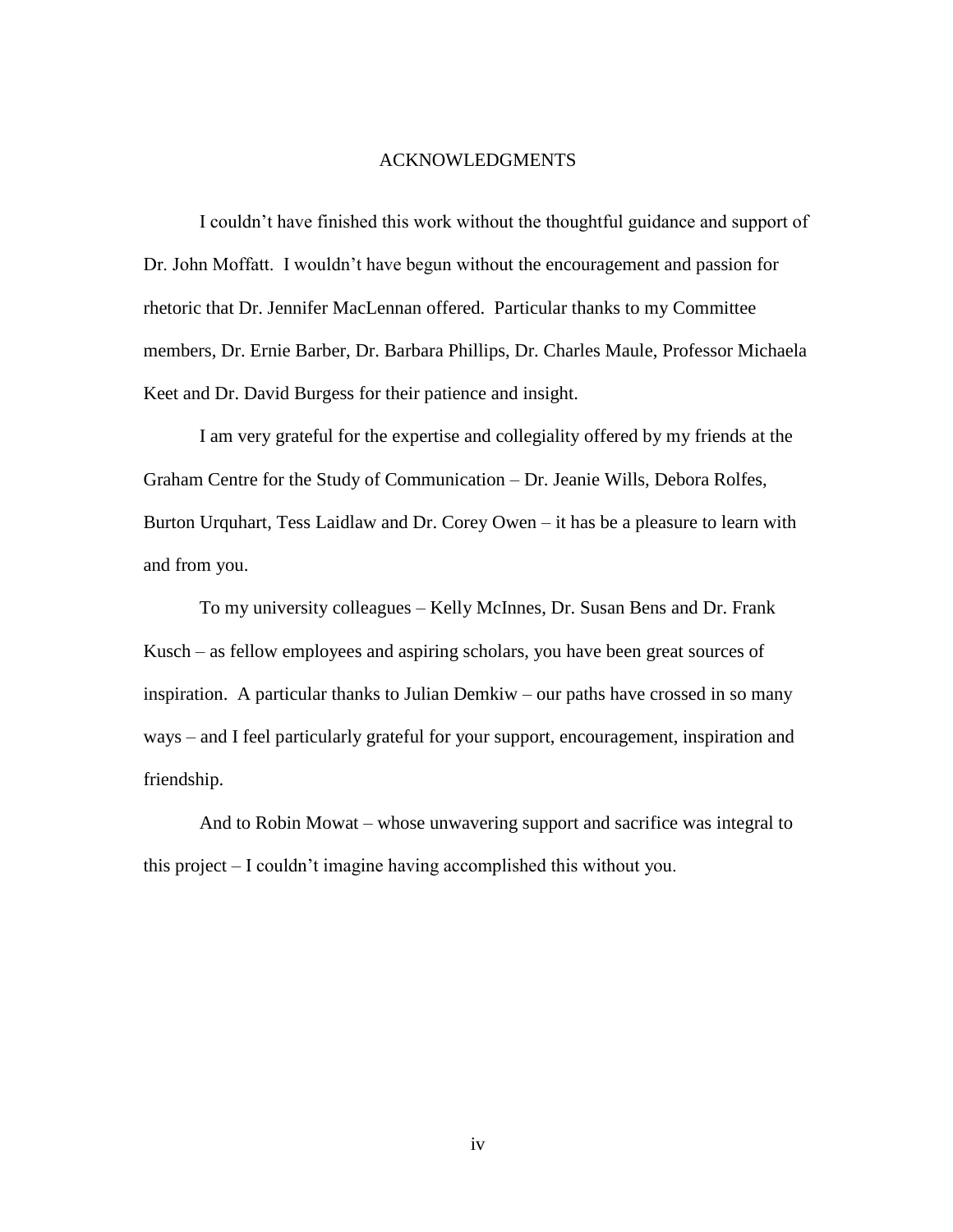# ACKNOWLEDGMENTS

I couldn't have finished this work without the thoughtful guidance and support of Dr. John Moffatt. I wouldn't have begun without the encouragement and passion for rhetoric that Dr. Jennifer MacLennan offered. Particular thanks to my Committee members, Dr. Ernie Barber, Dr. Barbara Phillips, Dr. Charles Maule, Professor Michaela Keet and Dr. David Burgess for their patience and insight.

I am very grateful for the expertise and collegiality offered by my friends at the Graham Centre for the Study of Communication – Dr. Jeanie Wills, Debora Rolfes, Burton Urquhart, Tess Laidlaw and Dr. Corey Owen – it has be a pleasure to learn with and from you.

To my university colleagues – Kelly McInnes, Dr. Susan Bens and Dr. Frank Kusch – as fellow employees and aspiring scholars, you have been great sources of inspiration. A particular thanks to Julian Demkiw – our paths have crossed in so many ways – and I feel particularly grateful for your support, encouragement, inspiration and friendship.

And to Robin Mowat – whose unwavering support and sacrifice was integral to this project – I couldn't imagine having accomplished this without you.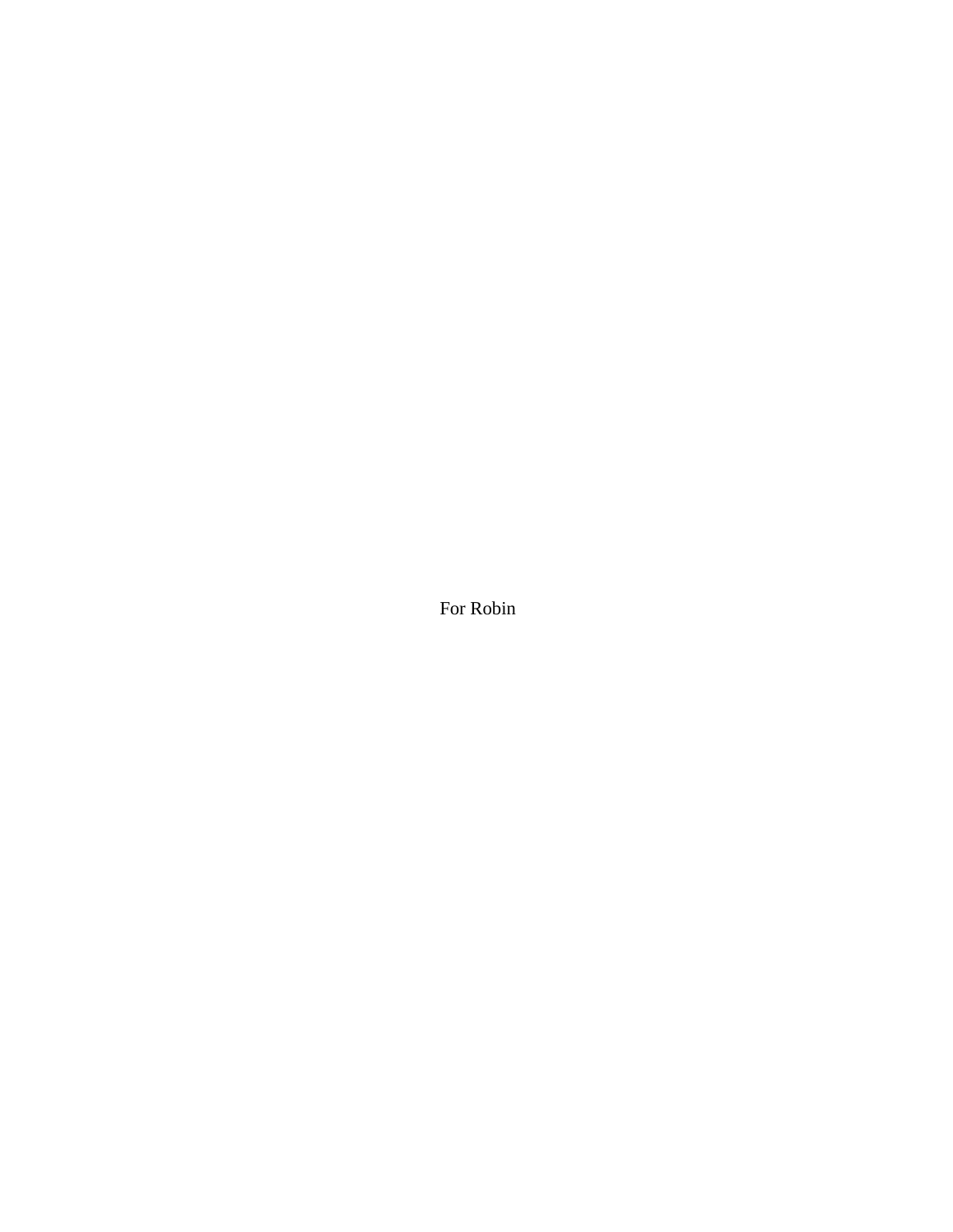For Robin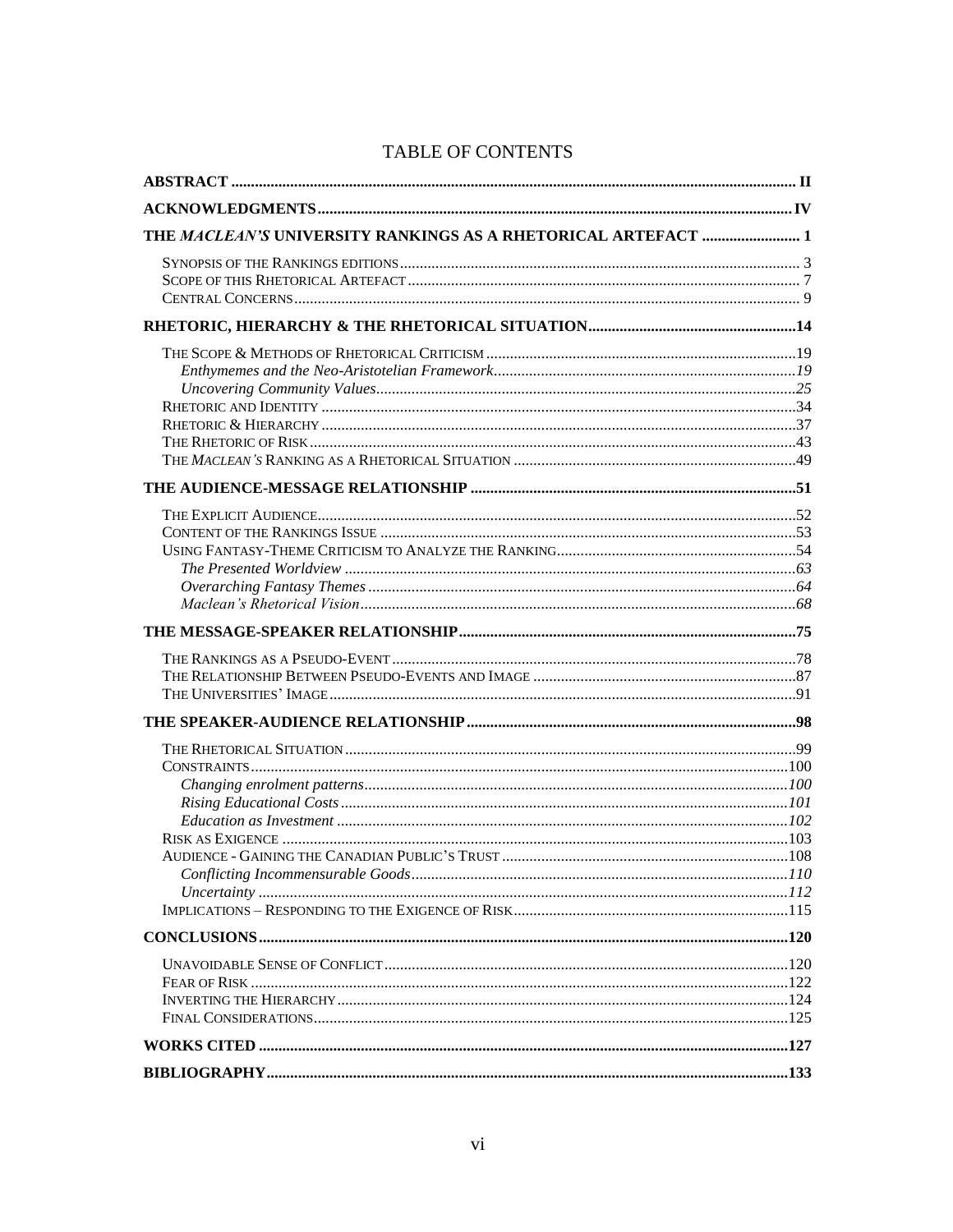# TABLE OF CONTENTS

**ABSTRACT** .......... II

**ACKNOWLEDGMENTS** .......... IV

**THE *MACLEAN'S* UNIVERSITY RANKINGS AS A RHETORICAL ARTEFACT** .......... 1

- Synopsis of the Rankings editions .......... 3
- Scope of this Rhetorical Artefact .......... 7
- Central Concerns .......... 9

**RHETORIC, HIERARCHY & THE RHETORICAL SITUATION** .......... 14

- The Scope & Methods of Rhetorical Criticism .......... 19
  - *Enthymemes and the Neo-Aristotelian Framework* .......... 19
  - *Uncovering Community Values* .......... 25
- Rhetoric and Identity .......... 34
- Rhetoric & Hierarchy .......... 37
- The Rhetoric of Risk .......... 43
- The *Maclean's* Ranking as a Rhetorical Situation .......... 49

**THE AUDIENCE-MESSAGE RELATIONSHIP** .......... 51

- The Explicit Audience .......... 52
- Content of the Rankings Issue .......... 53
- Using Fantasy-Theme Criticism to Analyze the Ranking .......... 54
  - *The Presented Worldview* .......... 63
  - *Overarching Fantasy Themes* .......... 64
  - *Maclean's Rhetorical Vision* .......... 68

**THE MESSAGE-SPEAKER RELATIONSHIP** .......... 75

- The Rankings as a Pseudo-Event .......... 78
- The Relationship Between Pseudo-Events and Image .......... 87
- The Universities' Image .......... 91

**THE SPEAKER-AUDIENCE RELATIONSHIP** .......... 98

- The Rhetorical Situation .......... 99
- Constraints .......... 100
  - *Changing enrolment patterns* .......... 100
  - *Rising Educational Costs* .......... 101
  - *Education as Investment* .......... 102
- Risk as Exigence .......... 103
- Audience - Gaining the Canadian Public's Trust .......... 108
  - *Conflicting Incommensurable Goods* .......... 110
  - *Uncertainty* .......... 112
- Implications – Responding to the Exigence of Risk .......... 115

**CONCLUSIONS** .......... 120

- Unavoidable Sense of Conflict .......... 120
- Fear of Risk .......... 122
- Inverting the Hierarchy .......... 124
- Final Considerations .......... 125

**WORKS CITED** .......... 127

**BIBLIOGRAPHY** .......... 133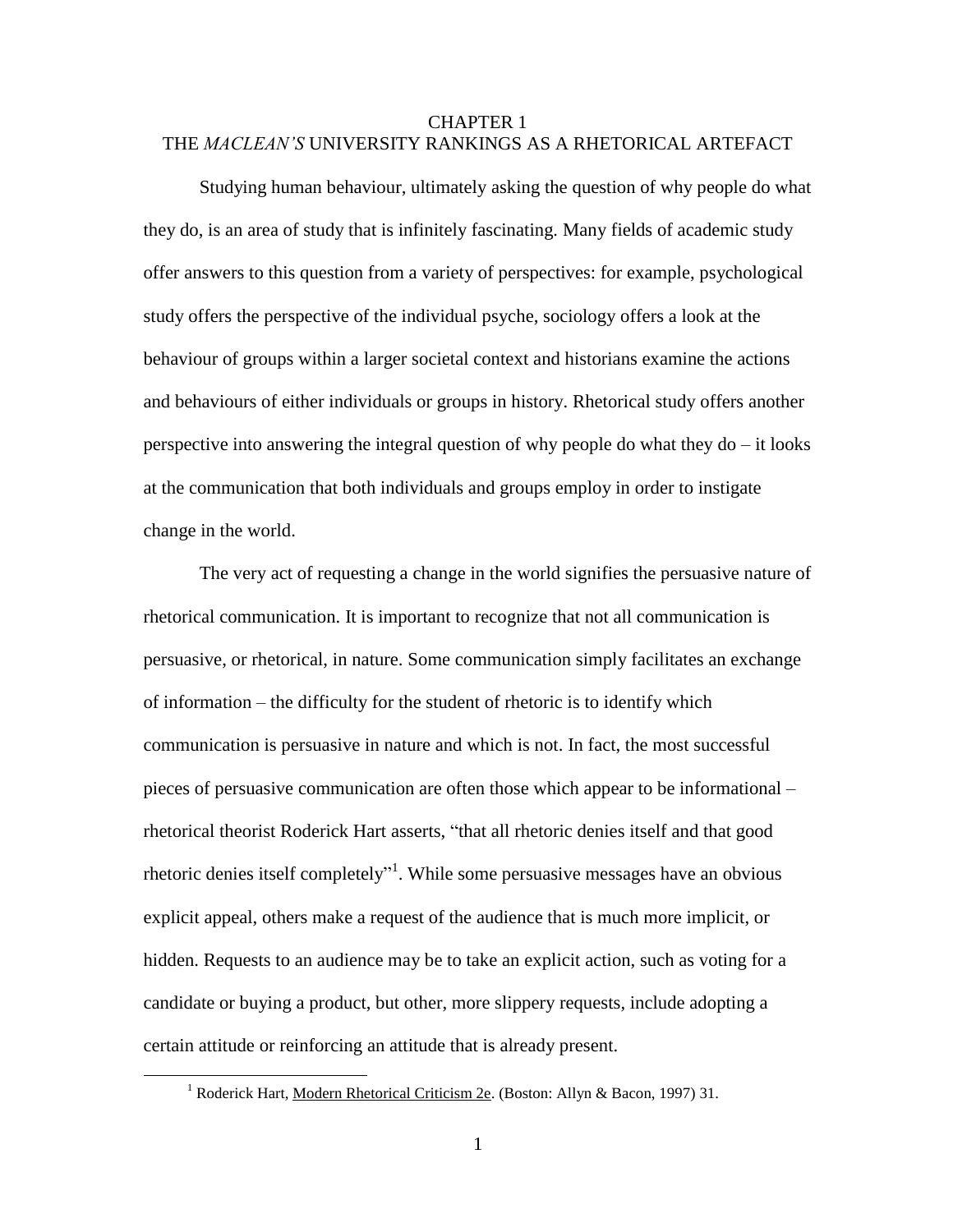# CHAPTER 1
# THE *MACLEAN'S* UNIVERSITY RANKINGS AS A RHETORICAL ARTEFACT

Studying human behaviour, ultimately asking the question of why people do what they do, is an area of study that is infinitely fascinating. Many fields of academic study offer answers to this question from a variety of perspectives: for example, psychological study offers the perspective of the individual psyche, sociology offers a look at the behaviour of groups within a larger societal context and historians examine the actions and behaviours of either individuals or groups in history. Rhetorical study offers another perspective into answering the integral question of why people do what they do – it looks at the communication that both individuals and groups employ in order to instigate change in the world.

The very act of requesting a change in the world signifies the persuasive nature of rhetorical communication. It is important to recognize that not all communication is persuasive, or rhetorical, in nature. Some communication simply facilitates an exchange of information – the difficulty for the student of rhetoric is to identify which communication is persuasive in nature and which is not. In fact, the most successful pieces of persuasive communication are often those which appear to be informational – rhetorical theorist Roderick Hart asserts, "that all rhetoric denies itself and that good rhetoric denies itself completely"[1]. While some persuasive messages have an obvious explicit appeal, others make a request of the audience that is much more implicit, or hidden. Requests to an audience may be to take an explicit action, such as voting for a candidate or buying a product, but other, more slippery requests, include adopting a certain attitude or reinforcing an attitude that is already present.

---

[1] Roderick Hart, Modern Rhetorical Criticism 2e. (Boston: Allyn & Bacon, 1997) 31.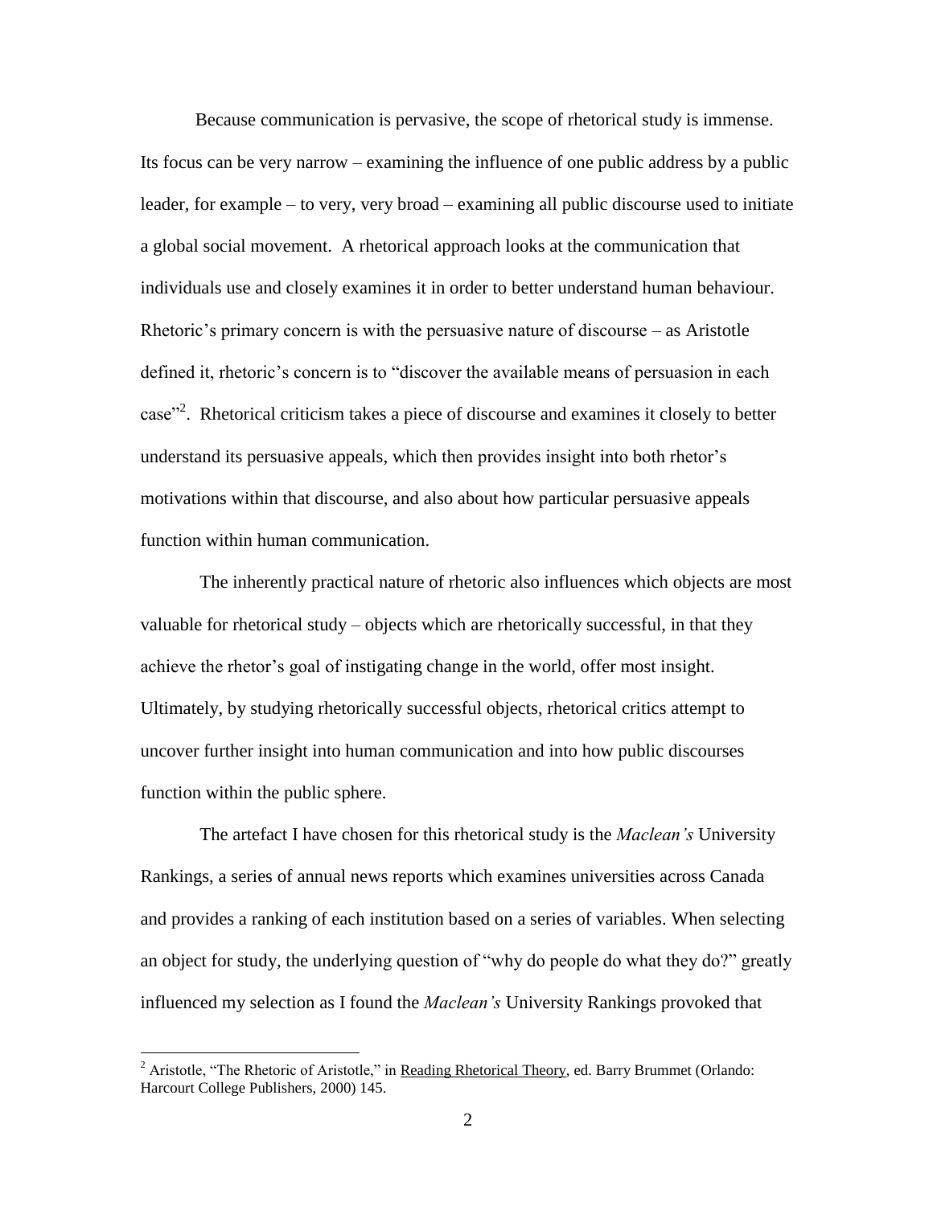Because communication is pervasive, the scope of rhetorical study is immense. Its focus can be very narrow – examining the influence of one public address by a public leader, for example – to very, very broad – examining all public discourse used to initiate a global social movement. A rhetorical approach looks at the communication that individuals use and closely examines it in order to better understand human behaviour. Rhetoric's primary concern is with the persuasive nature of discourse – as Aristotle defined it, rhetoric's concern is to "discover the available means of persuasion in each case"[2]. Rhetorical criticism takes a piece of discourse and examines it closely to better understand its persuasive appeals, which then provides insight into both rhetor's motivations within that discourse, and also about how particular persuasive appeals function within human communication.

The inherently practical nature of rhetoric also influences which objects are most valuable for rhetorical study – objects which are rhetorically successful, in that they achieve the rhetor's goal of instigating change in the world, offer most insight. Ultimately, by studying rhetorically successful objects, rhetorical critics attempt to uncover further insight into human communication and into how public discourses function within the public sphere.

The artefact I have chosen for this rhetorical study is the *Maclean's* University Rankings, a series of annual news reports which examines universities across Canada and provides a ranking of each institution based on a series of variables. When selecting an object for study, the underlying question of "why do people do what they do?" greatly influenced my selection as I found the *Maclean's* University Rankings provoked that

---

[2] Aristotle, "The Rhetoric of Aristotle," in Reading Rhetorical Theory, ed. Barry Brummet (Orlando: Harcourt College Publishers, 2000) 145.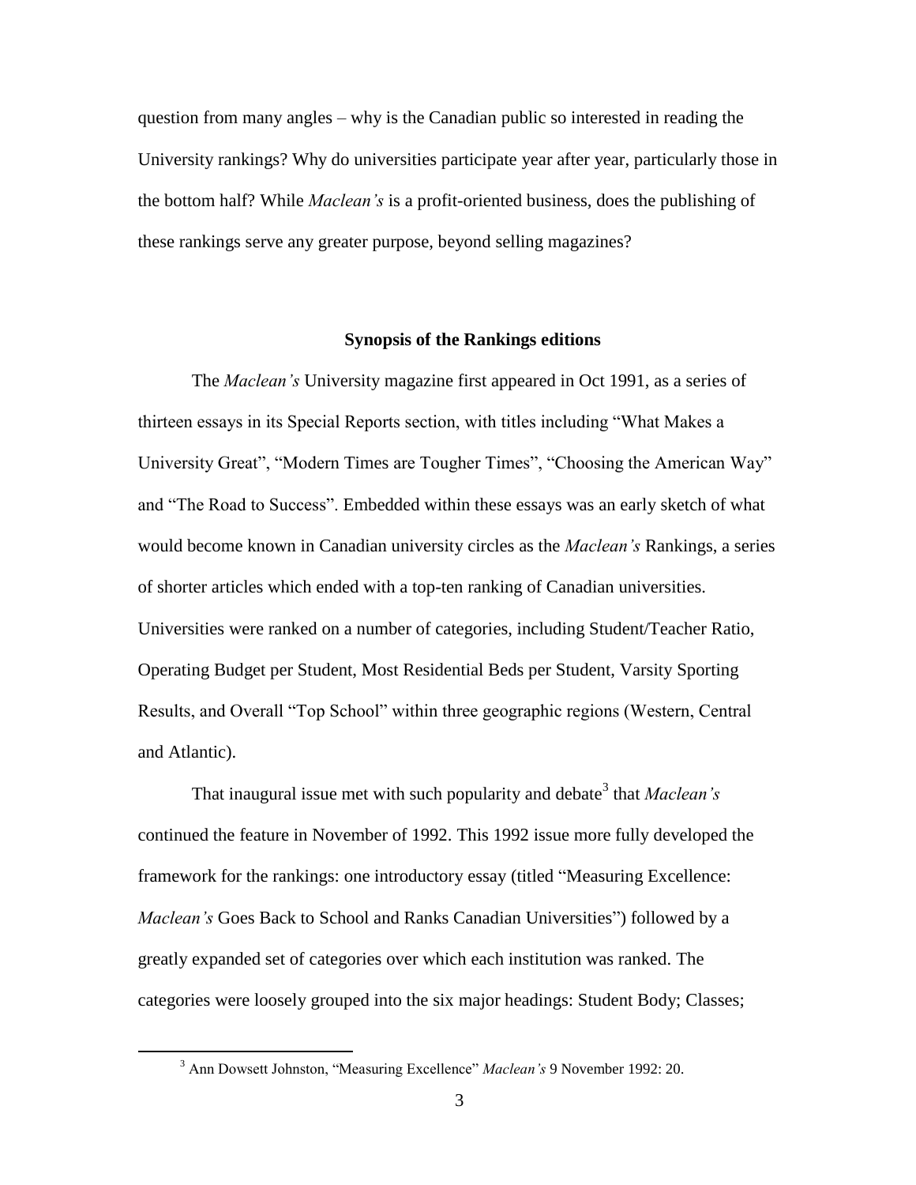question from many angles – why is the Canadian public so interested in reading the University rankings? Why do universities participate year after year, particularly those in the bottom half? While *Maclean's* is a profit-oriented business, does the publishing of these rankings serve any greater purpose, beyond selling magazines?

## Synopsis of the Rankings editions

The *Maclean's* University magazine first appeared in Oct 1991, as a series of thirteen essays in its Special Reports section, with titles including "What Makes a University Great", "Modern Times are Tougher Times", "Choosing the American Way" and "The Road to Success". Embedded within these essays was an early sketch of what would become known in Canadian university circles as the *Maclean's* Rankings, a series of shorter articles which ended with a top-ten ranking of Canadian universities. Universities were ranked on a number of categories, including Student/Teacher Ratio, Operating Budget per Student, Most Residential Beds per Student, Varsity Sporting Results, and Overall "Top School" within three geographic regions (Western, Central and Atlantic).

That inaugural issue met with such popularity and debate[3] that *Maclean's* continued the feature in November of 1992. This 1992 issue more fully developed the framework for the rankings: one introductory essay (titled "Measuring Excellence: *Maclean's* Goes Back to School and Ranks Canadian Universities") followed by a greatly expanded set of categories over which each institution was ranked. The categories were loosely grouped into the six major headings: Student Body; Classes;

[3] Ann Dowsett Johnston, "Measuring Excellence" *Maclean's* 9 November 1992: 20.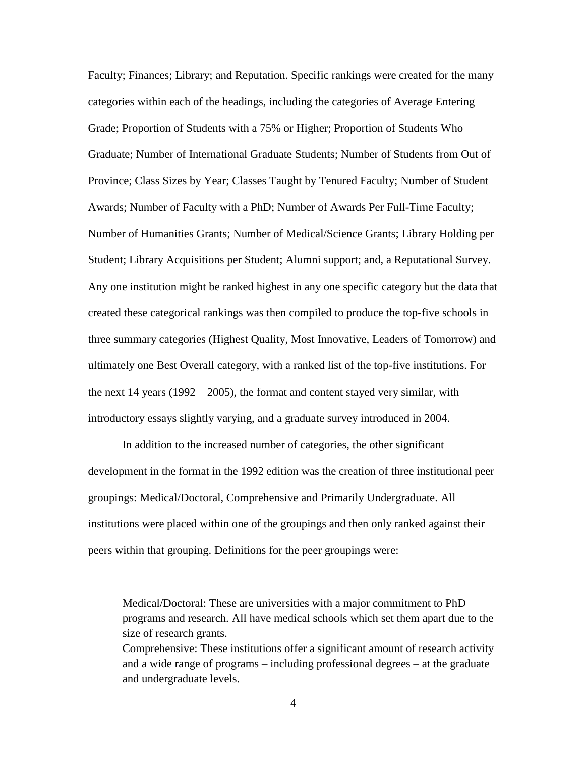Faculty; Finances; Library; and Reputation. Specific rankings were created for the many categories within each of the headings, including the categories of Average Entering Grade; Proportion of Students with a 75% or Higher; Proportion of Students Who Graduate; Number of International Graduate Students; Number of Students from Out of Province; Class Sizes by Year; Classes Taught by Tenured Faculty; Number of Student Awards; Number of Faculty with a PhD; Number of Awards Per Full-Time Faculty; Number of Humanities Grants; Number of Medical/Science Grants; Library Holding per Student; Library Acquisitions per Student; Alumni support; and, a Reputational Survey. Any one institution might be ranked highest in any one specific category but the data that created these categorical rankings was then compiled to produce the top-five schools in three summary categories (Highest Quality, Most Innovative, Leaders of Tomorrow) and ultimately one Best Overall category, with a ranked list of the top-five institutions. For the next 14 years (1992 – 2005), the format and content stayed very similar, with introductory essays slightly varying, and a graduate survey introduced in 2004.

In addition to the increased number of categories, the other significant development in the format in the 1992 edition was the creation of three institutional peer groupings: Medical/Doctoral, Comprehensive and Primarily Undergraduate. All institutions were placed within one of the groupings and then only ranked against their peers within that grouping. Definitions for the peer groupings were:

> Medical/Doctoral: These are universities with a major commitment to PhD programs and research. All have medical schools which set them apart due to the size of research grants.
>
> Comprehensive: These institutions offer a significant amount of research activity and a wide range of programs – including professional degrees – at the graduate and undergraduate levels.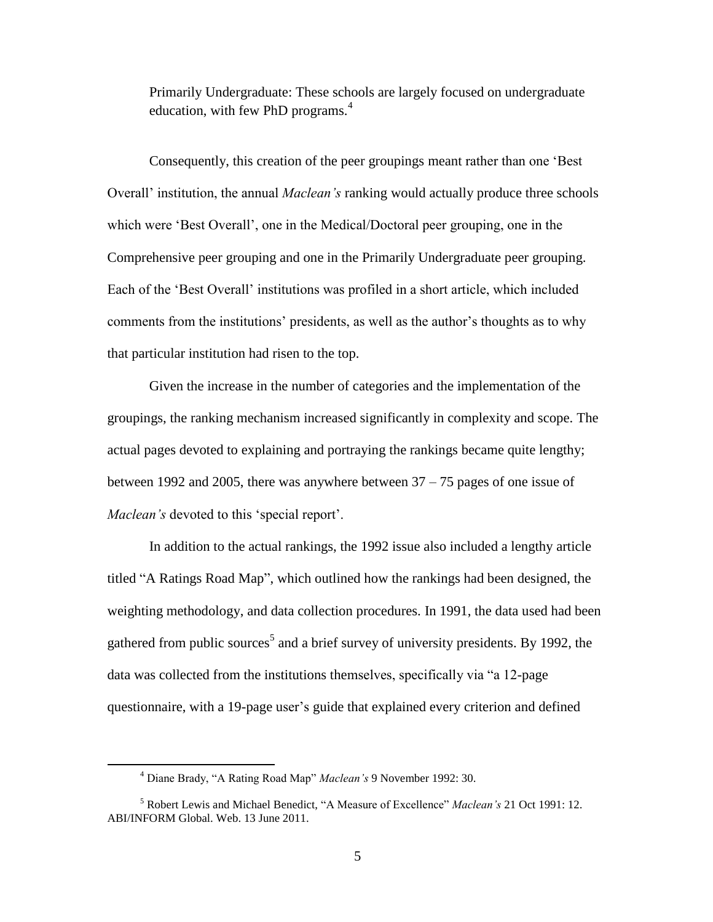Primarily Undergraduate: These schools are largely focused on undergraduate education, with few PhD programs.[4]

Consequently, this creation of the peer groupings meant rather than one 'Best Overall' institution, the annual *Maclean's* ranking would actually produce three schools which were 'Best Overall', one in the Medical/Doctoral peer grouping, one in the Comprehensive peer grouping and one in the Primarily Undergraduate peer grouping. Each of the 'Best Overall' institutions was profiled in a short article, which included comments from the institutions' presidents, as well as the author's thoughts as to why that particular institution had risen to the top.

Given the increase in the number of categories and the implementation of the groupings, the ranking mechanism increased significantly in complexity and scope. The actual pages devoted to explaining and portraying the rankings became quite lengthy; between 1992 and 2005, there was anywhere between 37 – 75 pages of one issue of *Maclean's* devoted to this 'special report'.

In addition to the actual rankings, the 1992 issue also included a lengthy article titled "A Ratings Road Map", which outlined how the rankings had been designed, the weighting methodology, and data collection procedures. In 1991, the data used had been gathered from public sources[5] and a brief survey of university presidents. By 1992, the data was collected from the institutions themselves, specifically via "a 12-page questionnaire, with a 19-page user's guide that explained every criterion and defined

---

[4] Diane Brady, "A Rating Road Map" *Maclean's* 9 November 1992: 30.

[5] Robert Lewis and Michael Benedict, "A Measure of Excellence" *Maclean's* 21 Oct 1991: 12. ABI/INFORM Global. Web. 13 June 2011.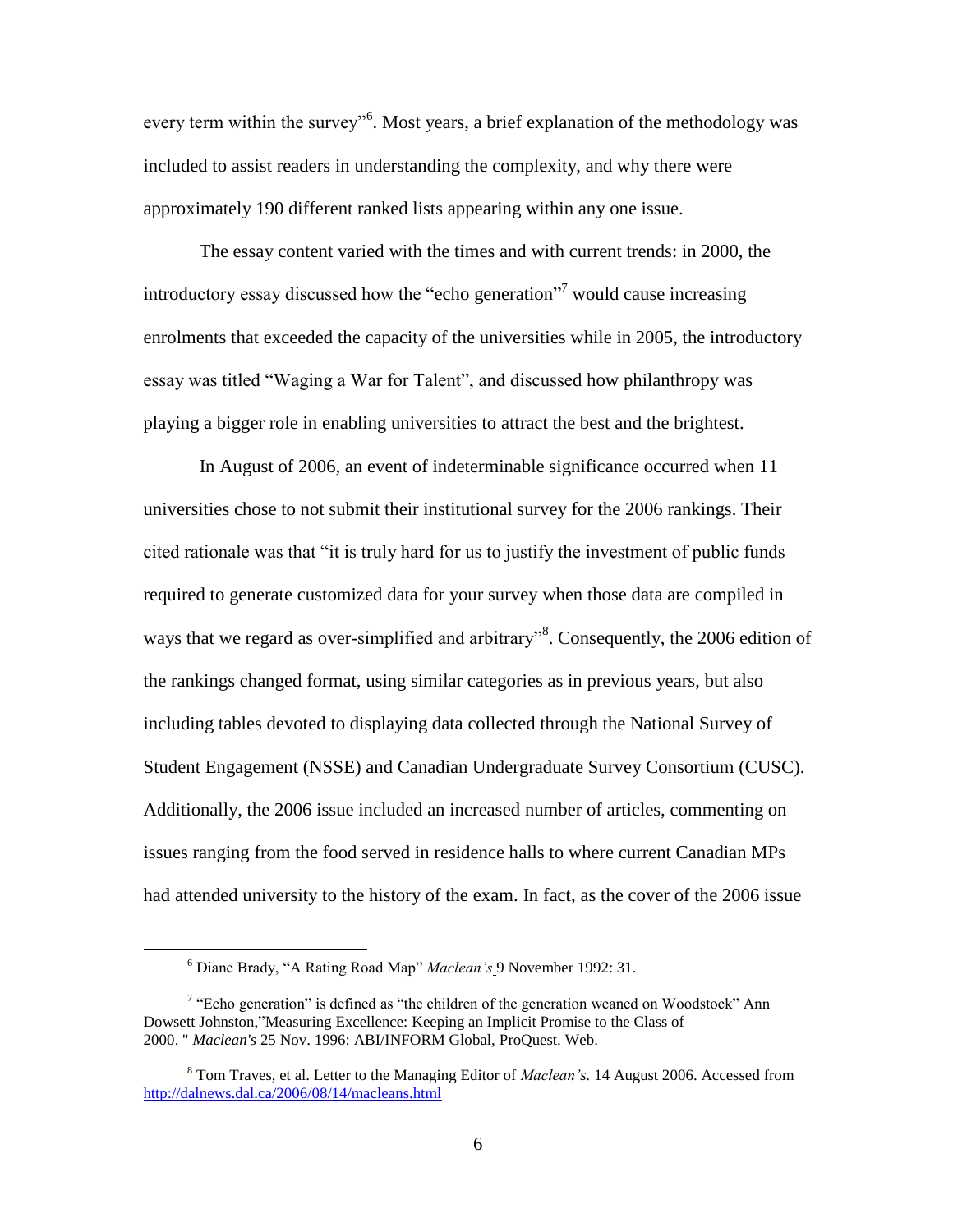every term within the survey"[6]. Most years, a brief explanation of the methodology was included to assist readers in understanding the complexity, and why there were approximately 190 different ranked lists appearing within any one issue.

The essay content varied with the times and with current trends: in 2000, the introductory essay discussed how the "echo generation"[7] would cause increasing enrolments that exceeded the capacity of the universities while in 2005, the introductory essay was titled "Waging a War for Talent", and discussed how philanthropy was playing a bigger role in enabling universities to attract the best and the brightest.

In August of 2006, an event of indeterminable significance occurred when 11 universities chose to not submit their institutional survey for the 2006 rankings. Their cited rationale was that "it is truly hard for us to justify the investment of public funds required to generate customized data for your survey when those data are compiled in ways that we regard as over-simplified and arbitrary"[8]. Consequently, the 2006 edition of the rankings changed format, using similar categories as in previous years, but also including tables devoted to displaying data collected through the National Survey of Student Engagement (NSSE) and Canadian Undergraduate Survey Consortium (CUSC). Additionally, the 2006 issue included an increased number of articles, commenting on issues ranging from the food served in residence halls to where current Canadian MPs had attended university to the history of the exam. In fact, as the cover of the 2006 issue

---

[6] Diane Brady, "A Rating Road Map" *Maclean's* 9 November 1992: 31.

[7] "Echo generation" is defined as "the children of the generation weaned on Woodstock" Ann Dowsett Johnston,"Measuring Excellence: Keeping an Implicit Promise to the Class of 2000. " *Maclean's* 25 Nov. 1996: ABI/INFORM Global, ProQuest. Web.

[8] Tom Traves, et al. Letter to the Managing Editor of *Maclean's.* 14 August 2006. Accessed from http://dalnews.dal.ca/2006/08/14/macleans.html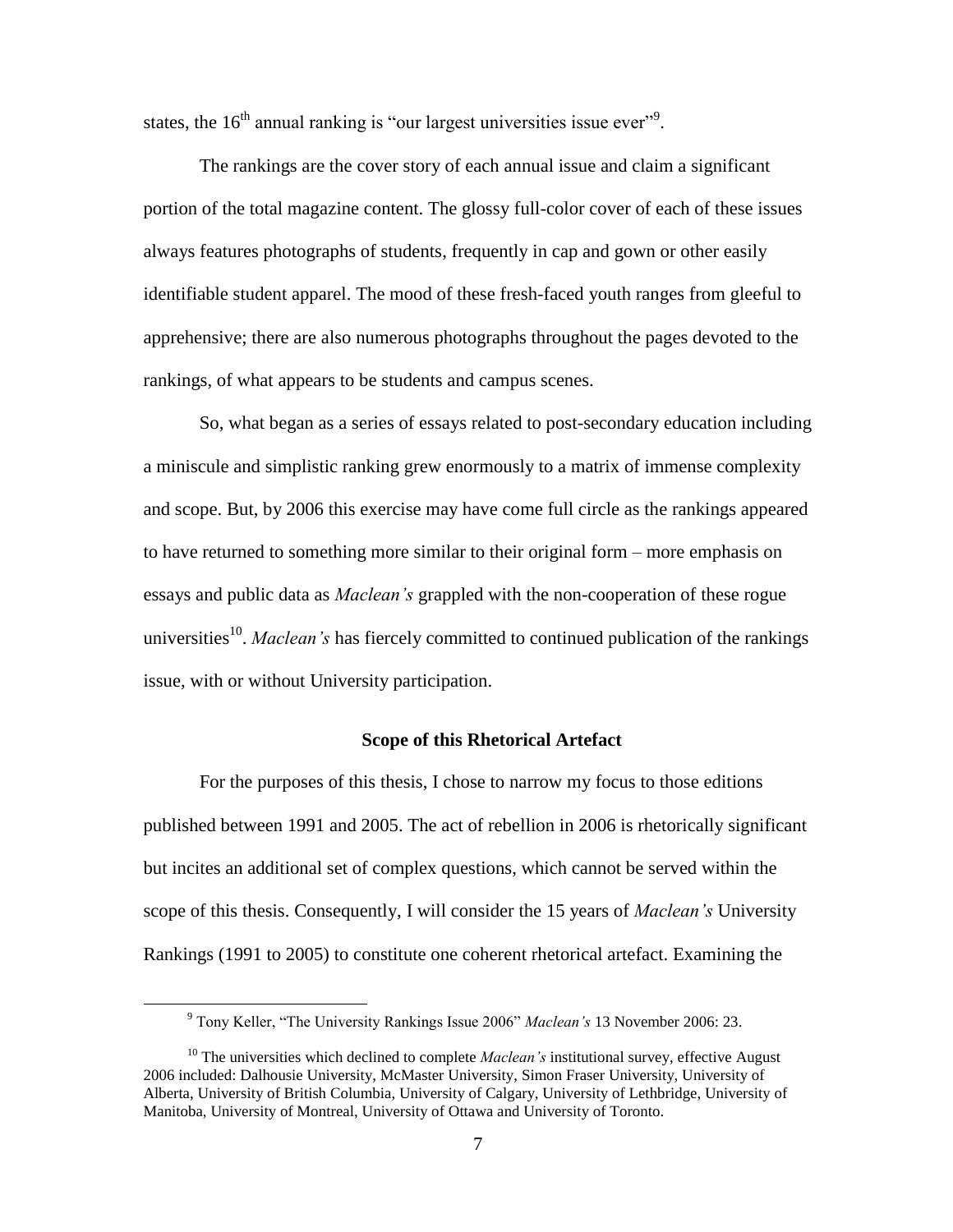states, the 16th annual ranking is "our largest universities issue ever"[9].

The rankings are the cover story of each annual issue and claim a significant portion of the total magazine content. The glossy full-color cover of each of these issues always features photographs of students, frequently in cap and gown or other easily identifiable student apparel. The mood of these fresh-faced youth ranges from gleeful to apprehensive; there are also numerous photographs throughout the pages devoted to the rankings, of what appears to be students and campus scenes.

So, what began as a series of essays related to post-secondary education including a miniscule and simplistic ranking grew enormously to a matrix of immense complexity and scope. But, by 2006 this exercise may have come full circle as the rankings appeared to have returned to something more similar to their original form – more emphasis on essays and public data as *Maclean's* grappled with the non-cooperation of these rogue universities[10]. *Maclean's* has fiercely committed to continued publication of the rankings issue, with or without University participation.

### Scope of this Rhetorical Artefact

For the purposes of this thesis, I chose to narrow my focus to those editions published between 1991 and 2005. The act of rebellion in 2006 is rhetorically significant but incites an additional set of complex questions, which cannot be served within the scope of this thesis. Consequently, I will consider the 15 years of *Maclean's* University Rankings (1991 to 2005) to constitute one coherent rhetorical artefact. Examining the

---

[9] Tony Keller, "The University Rankings Issue 2006" *Maclean's* 13 November 2006: 23.

[10] The universities which declined to complete *Maclean's* institutional survey, effective August 2006 included: Dalhousie University, McMaster University, Simon Fraser University, University of Alberta, University of British Columbia, University of Calgary, University of Lethbridge, University of Manitoba, University of Montreal, University of Ottawa and University of Toronto.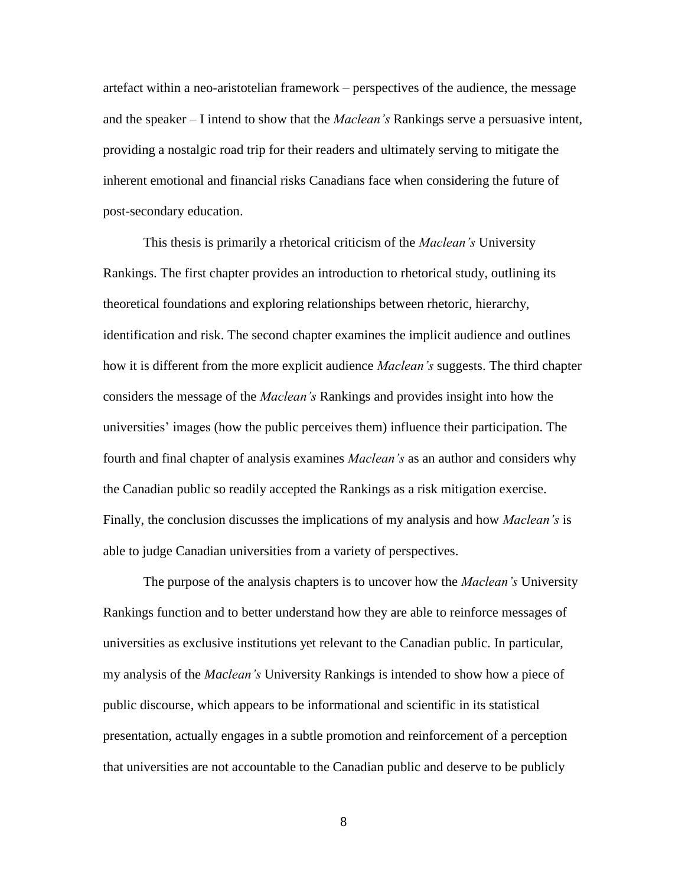artefact within a neo-aristotelian framework – perspectives of the audience, the message and the speaker – I intend to show that the *Maclean's* Rankings serve a persuasive intent, providing a nostalgic road trip for their readers and ultimately serving to mitigate the inherent emotional and financial risks Canadians face when considering the future of post-secondary education.

This thesis is primarily a rhetorical criticism of the *Maclean's* University Rankings. The first chapter provides an introduction to rhetorical study, outlining its theoretical foundations and exploring relationships between rhetoric, hierarchy, identification and risk. The second chapter examines the implicit audience and outlines how it is different from the more explicit audience *Maclean's* suggests. The third chapter considers the message of the *Maclean's* Rankings and provides insight into how the universities' images (how the public perceives them) influence their participation. The fourth and final chapter of analysis examines *Maclean's* as an author and considers why the Canadian public so readily accepted the Rankings as a risk mitigation exercise. Finally, the conclusion discusses the implications of my analysis and how *Maclean's* is able to judge Canadian universities from a variety of perspectives.

The purpose of the analysis chapters is to uncover how the *Maclean's* University Rankings function and to better understand how they are able to reinforce messages of universities as exclusive institutions yet relevant to the Canadian public. In particular, my analysis of the *Maclean's* University Rankings is intended to show how a piece of public discourse, which appears to be informational and scientific in its statistical presentation, actually engages in a subtle promotion and reinforcement of a perception that universities are not accountable to the Canadian public and deserve to be publicly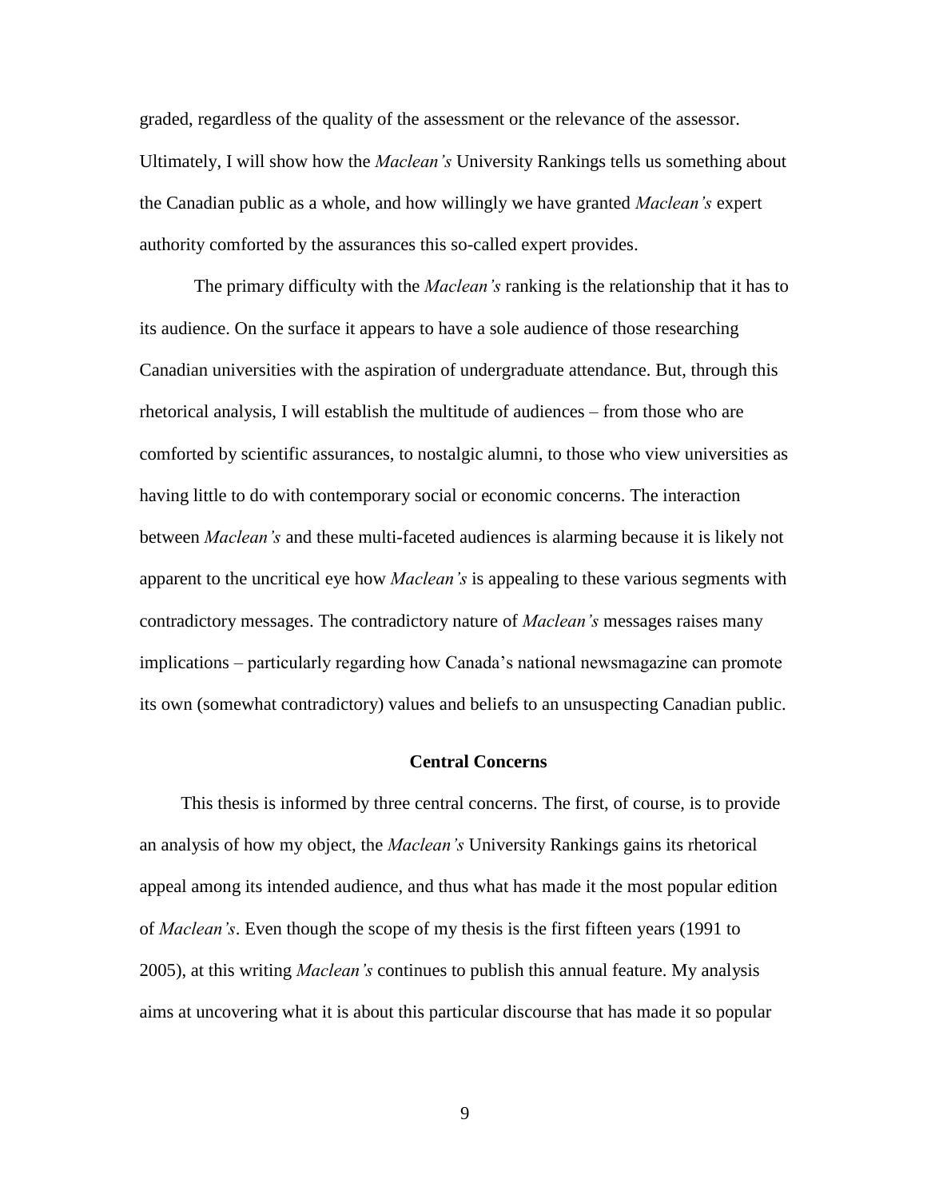graded, regardless of the quality of the assessment or the relevance of the assessor. Ultimately, I will show how the *Maclean's* University Rankings tells us something about the Canadian public as a whole, and how willingly we have granted *Maclean's* expert authority comforted by the assurances this so-called expert provides.

The primary difficulty with the *Maclean's* ranking is the relationship that it has to its audience. On the surface it appears to have a sole audience of those researching Canadian universities with the aspiration of undergraduate attendance. But, through this rhetorical analysis, I will establish the multitude of audiences – from those who are comforted by scientific assurances, to nostalgic alumni, to those who view universities as having little to do with contemporary social or economic concerns. The interaction between *Maclean's* and these multi-faceted audiences is alarming because it is likely not apparent to the uncritical eye how *Maclean's* is appealing to these various segments with contradictory messages. The contradictory nature of *Maclean's* messages raises many implications – particularly regarding how Canada's national newsmagazine can promote its own (somewhat contradictory) values and beliefs to an unsuspecting Canadian public.

## Central Concerns

This thesis is informed by three central concerns. The first, of course, is to provide an analysis of how my object, the *Maclean's* University Rankings gains its rhetorical appeal among its intended audience, and thus what has made it the most popular edition of *Maclean's*. Even though the scope of my thesis is the first fifteen years (1991 to 2005), at this writing *Maclean's* continues to publish this annual feature. My analysis aims at uncovering what it is about this particular discourse that has made it so popular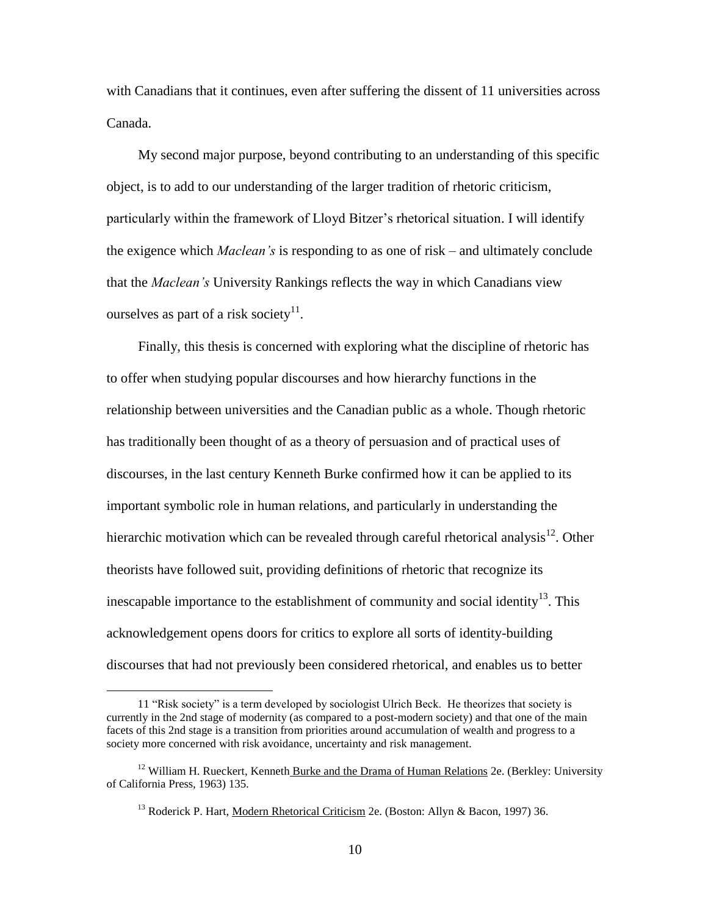with Canadians that it continues, even after suffering the dissent of 11 universities across Canada.

My second major purpose, beyond contributing to an understanding of this specific object, is to add to our understanding of the larger tradition of rhetoric criticism, particularly within the framework of Lloyd Bitzer's rhetorical situation. I will identify the exigence which *Maclean's* is responding to as one of risk – and ultimately conclude that the *Maclean's* University Rankings reflects the way in which Canadians view ourselves as part of a risk society[11].

Finally, this thesis is concerned with exploring what the discipline of rhetoric has to offer when studying popular discourses and how hierarchy functions in the relationship between universities and the Canadian public as a whole. Though rhetoric has traditionally been thought of as a theory of persuasion and of practical uses of discourses, in the last century Kenneth Burke confirmed how it can be applied to its important symbolic role in human relations, and particularly in understanding the hierarchic motivation which can be revealed through careful rhetorical analysis[12]. Other theorists have followed suit, providing definitions of rhetoric that recognize its inescapable importance to the establishment of community and social identity[13]. This acknowledgement opens doors for critics to explore all sorts of identity-building discourses that had not previously been considered rhetorical, and enables us to better

---

11 "Risk society" is a term developed by sociologist Ulrich Beck. He theorizes that society is currently in the 2nd stage of modernity (as compared to a post-modern society) and that one of the main facets of this 2nd stage is a transition from priorities around accumulation of wealth and progress to a society more concerned with risk avoidance, uncertainty and risk management.

12 William H. Rueckert, Kenneth Burke and the Drama of Human Relations 2e. (Berkley: University of California Press, 1963) 135.

13 Roderick P. Hart, Modern Rhetorical Criticism 2e. (Boston: Allyn & Bacon, 1997) 36.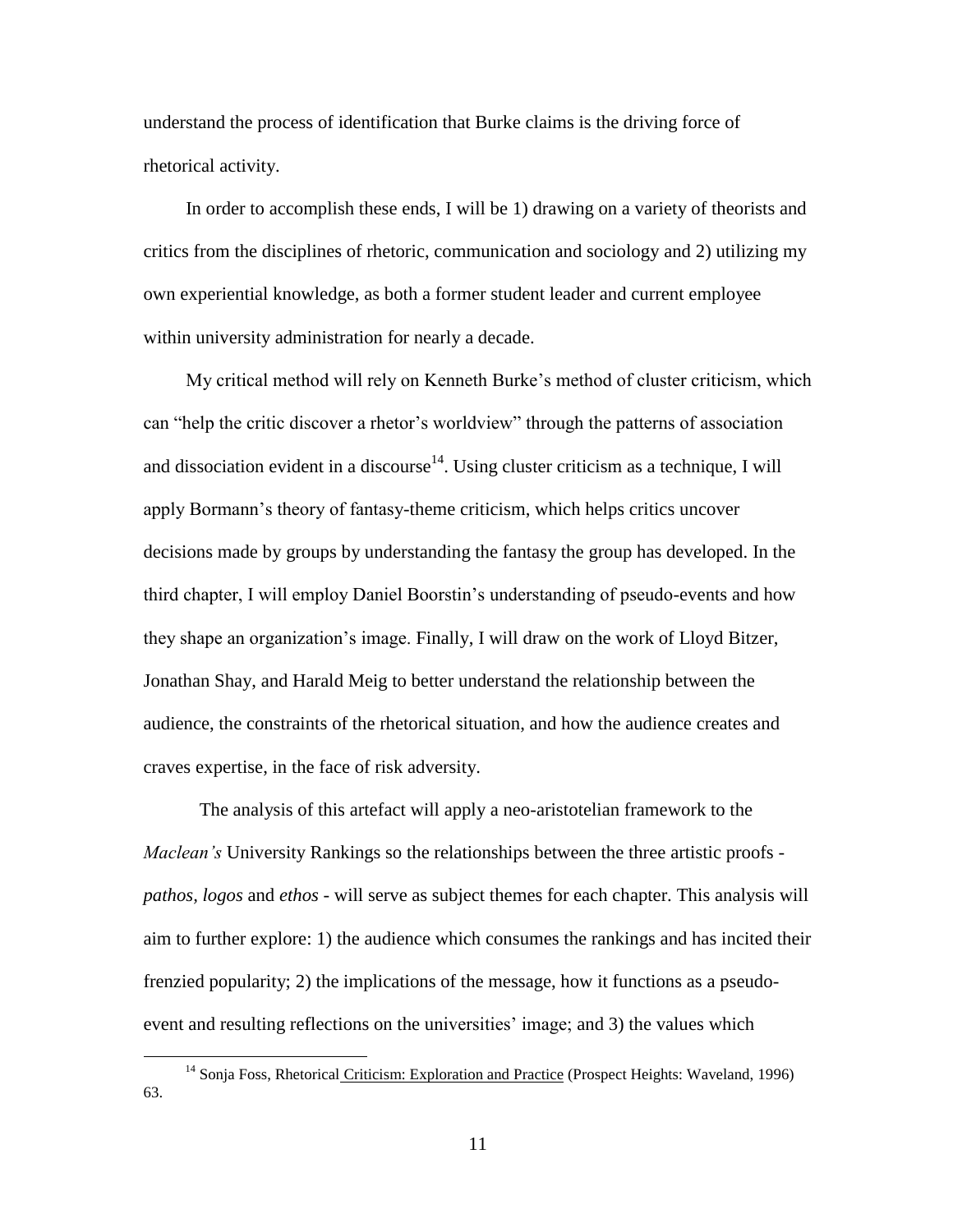understand the process of identification that Burke claims is the driving force of rhetorical activity.

In order to accomplish these ends, I will be 1) drawing on a variety of theorists and critics from the disciplines of rhetoric, communication and sociology and 2) utilizing my own experiential knowledge, as both a former student leader and current employee within university administration for nearly a decade.

My critical method will rely on Kenneth Burke's method of cluster criticism, which can "help the critic discover a rhetor's worldview" through the patterns of association and dissociation evident in a discourse[14]. Using cluster criticism as a technique, I will apply Bormann's theory of fantasy-theme criticism, which helps critics uncover decisions made by groups by understanding the fantasy the group has developed. In the third chapter, I will employ Daniel Boorstin's understanding of pseudo-events and how they shape an organization's image. Finally, I will draw on the work of Lloyd Bitzer, Jonathan Shay, and Harald Meig to better understand the relationship between the audience, the constraints of the rhetorical situation, and how the audience creates and craves expertise, in the face of risk adversity.

The analysis of this artefact will apply a neo-aristotelian framework to the *Maclean's* University Rankings so the relationships between the three artistic proofs - *pathos, logos* and *ethos* - will serve as subject themes for each chapter. This analysis will aim to further explore: 1) the audience which consumes the rankings and has incited their frenzied popularity; 2) the implications of the message, how it functions as a pseudo-event and resulting reflections on the universities' image; and 3) the values which

---

[14] Sonja Foss, Rhetorical Criticism: Exploration and Practice (Prospect Heights: Waveland, 1996) 63.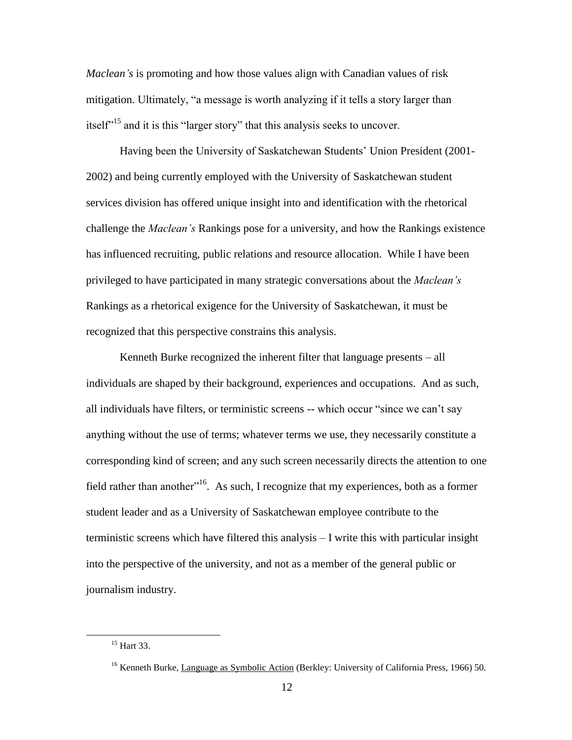*Maclean's* is promoting and how those values align with Canadian values of risk mitigation. Ultimately, "a message is worth analyzing if it tells a story larger than itself"[15] and it is this "larger story" that this analysis seeks to uncover.

Having been the University of Saskatchewan Students' Union President (2001-2002) and being currently employed with the University of Saskatchewan student services division has offered unique insight into and identification with the rhetorical challenge the *Maclean's* Rankings pose for a university, and how the Rankings existence has influenced recruiting, public relations and resource allocation. While I have been privileged to have participated in many strategic conversations about the *Maclean's* Rankings as a rhetorical exigence for the University of Saskatchewan, it must be recognized that this perspective constrains this analysis.

Kenneth Burke recognized the inherent filter that language presents – all individuals are shaped by their background, experiences and occupations. And as such, all individuals have filters, or terministic screens -- which occur "since we can't say anything without the use of terms; whatever terms we use, they necessarily constitute a corresponding kind of screen; and any such screen necessarily directs the attention to one field rather than another"[16]. As such, I recognize that my experiences, both as a former student leader and as a University of Saskatchewan employee contribute to the terministic screens which have filtered this analysis – I write this with particular insight into the perspective of the university, and not as a member of the general public or journalism industry.

---

[15] Hart 33.

[16] Kenneth Burke, Language as Symbolic Action (Berkley: University of California Press, 1966) 50.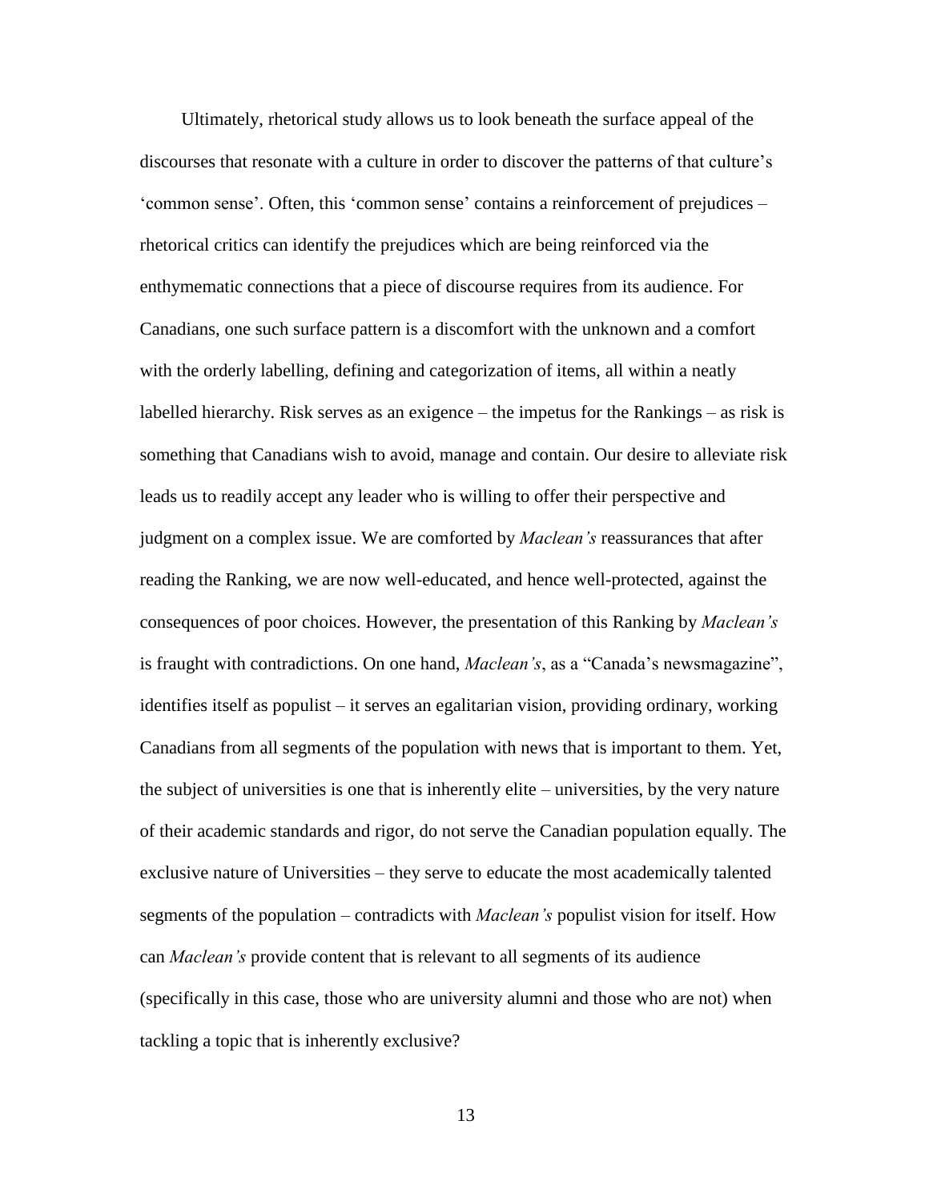Ultimately, rhetorical study allows us to look beneath the surface appeal of the discourses that resonate with a culture in order to discover the patterns of that culture's 'common sense'. Often, this 'common sense' contains a reinforcement of prejudices – rhetorical critics can identify the prejudices which are being reinforced via the enthymematic connections that a piece of discourse requires from its audience. For Canadians, one such surface pattern is a discomfort with the unknown and a comfort with the orderly labelling, defining and categorization of items, all within a neatly labelled hierarchy. Risk serves as an exigence – the impetus for the Rankings – as risk is something that Canadians wish to avoid, manage and contain. Our desire to alleviate risk leads us to readily accept any leader who is willing to offer their perspective and judgment on a complex issue. We are comforted by *Maclean's* reassurances that after reading the Ranking, we are now well-educated, and hence well-protected, against the consequences of poor choices. However, the presentation of this Ranking by *Maclean's* is fraught with contradictions. On one hand, *Maclean's*, as a "Canada's newsmagazine", identifies itself as populist – it serves an egalitarian vision, providing ordinary, working Canadians from all segments of the population with news that is important to them. Yet, the subject of universities is one that is inherently elite – universities, by the very nature of their academic standards and rigor, do not serve the Canadian population equally. The exclusive nature of Universities – they serve to educate the most academically talented segments of the population – contradicts with *Maclean's* populist vision for itself. How can *Maclean's* provide content that is relevant to all segments of its audience (specifically in this case, those who are university alumni and those who are not) when tackling a topic that is inherently exclusive?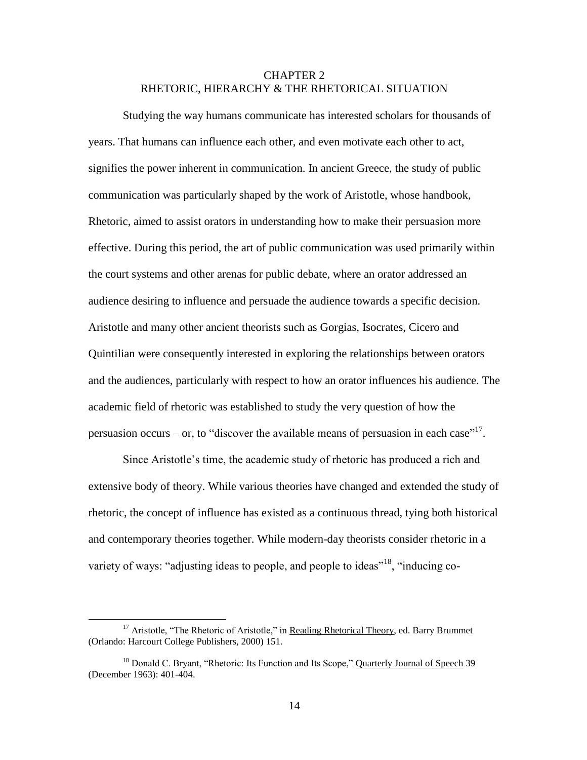# CHAPTER 2
# RHETORIC, HIERARCHY & THE RHETORICAL SITUATION

Studying the way humans communicate has interested scholars for thousands of years. That humans can influence each other, and even motivate each other to act, signifies the power inherent in communication. In ancient Greece, the study of public communication was particularly shaped by the work of Aristotle, whose handbook, Rhetoric, aimed to assist orators in understanding how to make their persuasion more effective. During this period, the art of public communication was used primarily within the court systems and other arenas for public debate, where an orator addressed an audience desiring to influence and persuade the audience towards a specific decision. Aristotle and many other ancient theorists such as Gorgias, Isocrates, Cicero and Quintilian were consequently interested in exploring the relationships between orators and the audiences, particularly with respect to how an orator influences his audience. The academic field of rhetoric was established to study the very question of how the persuasion occurs – or, to "discover the available means of persuasion in each case"[17].

Since Aristotle's time, the academic study of rhetoric has produced a rich and extensive body of theory. While various theories have changed and extended the study of rhetoric, the concept of influence has existed as a continuous thread, tying both historical and contemporary theories together. While modern-day theorists consider rhetoric in a variety of ways: "adjusting ideas to people, and people to ideas"[18], "inducing co-

---

[17] Aristotle, "The Rhetoric of Aristotle," in Reading Rhetorical Theory, ed. Barry Brummet (Orlando: Harcourt College Publishers, 2000) 151.

[18] Donald C. Bryant, "Rhetoric: Its Function and Its Scope," Quarterly Journal of Speech 39 (December 1963): 401-404.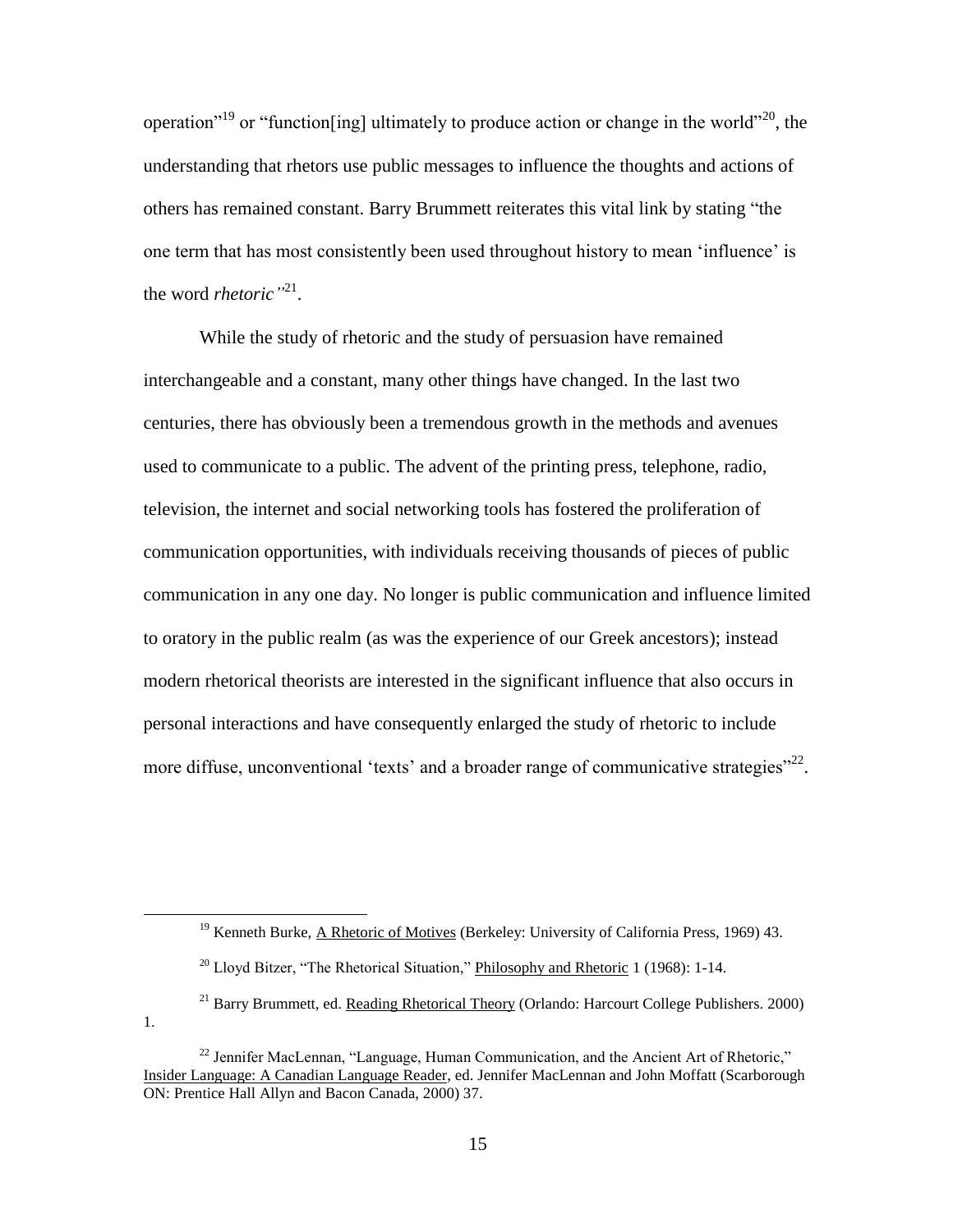operation"[19] or "function[ing] ultimately to produce action or change in the world"[20], the understanding that rhetors use public messages to influence the thoughts and actions of others has remained constant. Barry Brummett reiterates this vital link by stating "the one term that has most consistently been used throughout history to mean 'influence' is the word *rhetoric"*[21].

While the study of rhetoric and the study of persuasion have remained interchangeable and a constant, many other things have changed. In the last two centuries, there has obviously been a tremendous growth in the methods and avenues used to communicate to a public. The advent of the printing press, telephone, radio, television, the internet and social networking tools has fostered the proliferation of communication opportunities, with individuals receiving thousands of pieces of public communication in any one day. No longer is public communication and influence limited to oratory in the public realm (as was the experience of our Greek ancestors); instead modern rhetorical theorists are interested in the significant influence that also occurs in personal interactions and have consequently enlarged the study of rhetoric to include more diffuse, unconventional 'texts' and a broader range of communicative strategies"[22].

---

[19] Kenneth Burke, A Rhetoric of Motives (Berkeley: University of California Press, 1969) 43.

[20] Lloyd Bitzer, "The Rhetorical Situation," Philosophy and Rhetoric 1 (1968): 1-14.

[21] Barry Brummett, ed. Reading Rhetorical Theory (Orlando: Harcourt College Publishers. 2000) 1.

[22] Jennifer MacLennan, "Language, Human Communication, and the Ancient Art of Rhetoric," Insider Language: A Canadian Language Reader, ed. Jennifer MacLennan and John Moffatt (Scarborough ON: Prentice Hall Allyn and Bacon Canada, 2000) 37.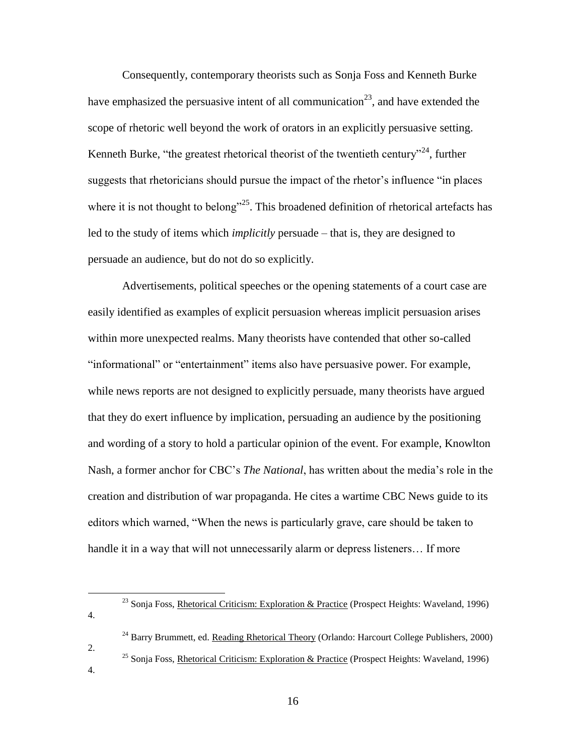Consequently, contemporary theorists such as Sonja Foss and Kenneth Burke have emphasized the persuasive intent of all communication[23], and have extended the scope of rhetoric well beyond the work of orators in an explicitly persuasive setting. Kenneth Burke, "the greatest rhetorical theorist of the twentieth century"[24], further suggests that rhetoricians should pursue the impact of the rhetor's influence "in places where it is not thought to belong"[25]. This broadened definition of rhetorical artefacts has led to the study of items which *implicitly* persuade – that is, they are designed to persuade an audience, but do not do so explicitly.

Advertisements, political speeches or the opening statements of a court case are easily identified as examples of explicit persuasion whereas implicit persuasion arises within more unexpected realms. Many theorists have contended that other so-called "informational" or "entertainment" items also have persuasive power. For example, while news reports are not designed to explicitly persuade, many theorists have argued that they do exert influence by implication, persuading an audience by the positioning and wording of a story to hold a particular opinion of the event. For example, Knowlton Nash, a former anchor for CBC's *The National*, has written about the media's role in the creation and distribution of war propaganda. He cites a wartime CBC News guide to its editors which warned, "When the news is particularly grave, care should be taken to handle it in a way that will not unnecessarily alarm or depress listeners… If more

---

[23] Sonja Foss, Rhetorical Criticism: Exploration & Practice (Prospect Heights: Waveland, 1996) 4.

[24] Barry Brummett, ed. Reading Rhetorical Theory (Orlando: Harcourt College Publishers, 2000) 2.

[25] Sonja Foss, Rhetorical Criticism: Exploration & Practice (Prospect Heights: Waveland, 1996) 4.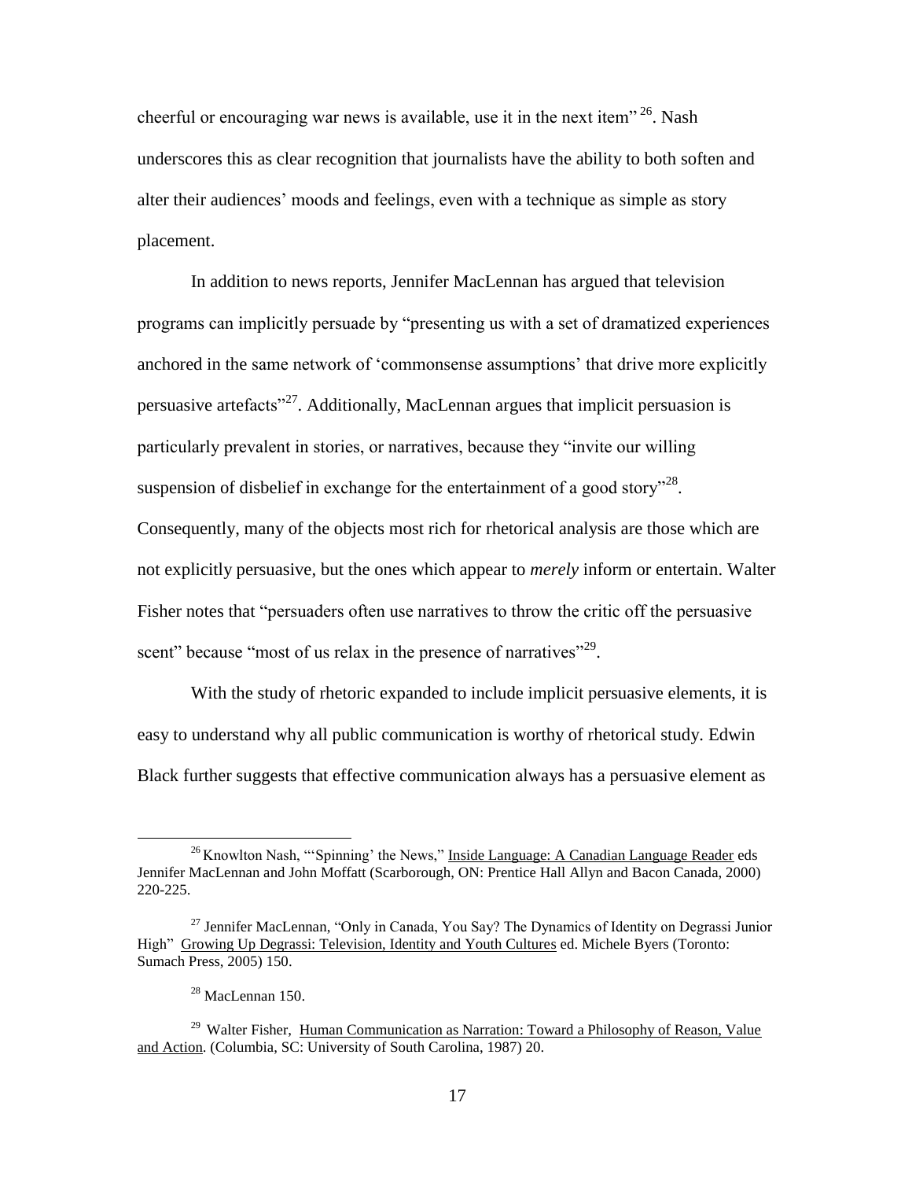cheerful or encouraging war news is available, use it in the next item" [26]. Nash underscores this as clear recognition that journalists have the ability to both soften and alter their audiences' moods and feelings, even with a technique as simple as story placement.

In addition to news reports, Jennifer MacLennan has argued that television programs can implicitly persuade by "presenting us with a set of dramatized experiences anchored in the same network of 'commonsense assumptions' that drive more explicitly persuasive artefacts"[27]. Additionally, MacLennan argues that implicit persuasion is particularly prevalent in stories, or narratives, because they "invite our willing suspension of disbelief in exchange for the entertainment of a good story"[28]. Consequently, many of the objects most rich for rhetorical analysis are those which are not explicitly persuasive, but the ones which appear to *merely* inform or entertain. Walter Fisher notes that "persuaders often use narratives to throw the critic off the persuasive scent" because "most of us relax in the presence of narratives"[29].

With the study of rhetoric expanded to include implicit persuasive elements, it is easy to understand why all public communication is worthy of rhetorical study. Edwin Black further suggests that effective communication always has a persuasive element as

---

[26] Knowlton Nash, "'Spinning' the News," Inside Language: A Canadian Language Reader eds Jennifer MacLennan and John Moffatt (Scarborough, ON: Prentice Hall Allyn and Bacon Canada, 2000) 220-225.

[27] Jennifer MacLennan, "Only in Canada, You Say? The Dynamics of Identity on Degrassi Junior High" Growing Up Degrassi: Television, Identity and Youth Cultures ed. Michele Byers (Toronto: Sumach Press, 2005) 150.

[28] MacLennan 150.

[29] Walter Fisher, Human Communication as Narration: Toward a Philosophy of Reason, Value and Action. (Columbia, SC: University of South Carolina, 1987) 20.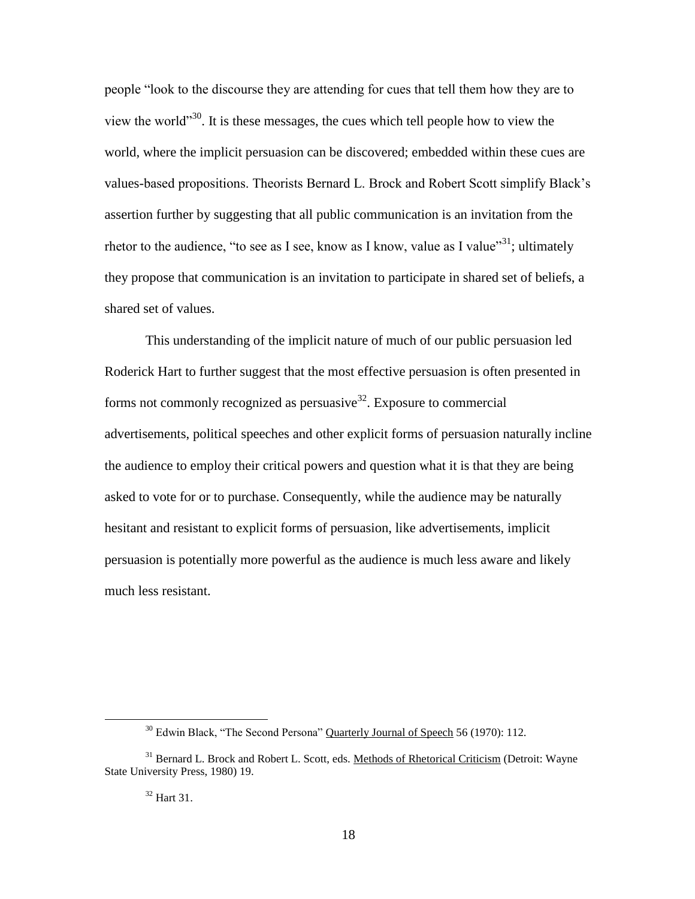people "look to the discourse they are attending for cues that tell them how they are to view the world"[30]. It is these messages, the cues which tell people how to view the world, where the implicit persuasion can be discovered; embedded within these cues are values-based propositions. Theorists Bernard L. Brock and Robert Scott simplify Black's assertion further by suggesting that all public communication is an invitation from the rhetor to the audience, "to see as I see, know as I know, value as I value"[31]; ultimately they propose that communication is an invitation to participate in shared set of beliefs, a shared set of values.

This understanding of the implicit nature of much of our public persuasion led Roderick Hart to further suggest that the most effective persuasion is often presented in forms not commonly recognized as persuasive[32]. Exposure to commercial advertisements, political speeches and other explicit forms of persuasion naturally incline the audience to employ their critical powers and question what it is that they are being asked to vote for or to purchase. Consequently, while the audience may be naturally hesitant and resistant to explicit forms of persuasion, like advertisements, implicit persuasion is potentially more powerful as the audience is much less aware and likely much less resistant.

---

[30] Edwin Black, "The Second Persona" Quarterly Journal of Speech 56 (1970): 112.

[31] Bernard L. Brock and Robert L. Scott, eds. Methods of Rhetorical Criticism (Detroit: Wayne State University Press, 1980) 19.

[32] Hart 31.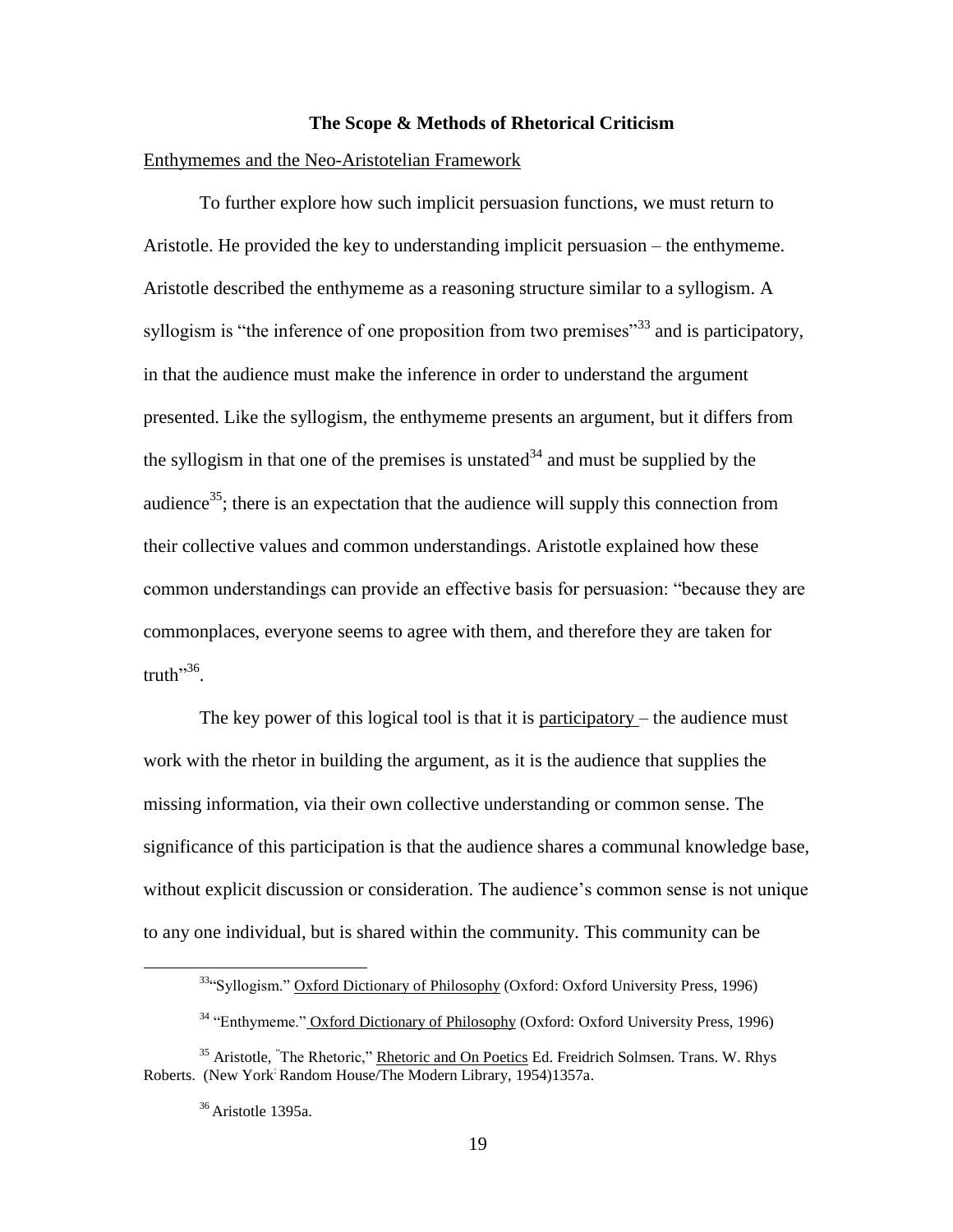## The Scope & Methods of Rhetorical Criticism

### Enthymemes and the Neo-Aristotelian Framework

To further explore how such implicit persuasion functions, we must return to Aristotle. He provided the key to understanding implicit persuasion – the enthymeme. Aristotle described the enthymeme as a reasoning structure similar to a syllogism. A syllogism is "the inference of one proposition from two premises"[33] and is participatory, in that the audience must make the inference in order to understand the argument presented. Like the syllogism, the enthymeme presents an argument, but it differs from the syllogism in that one of the premises is unstated[34] and must be supplied by the audience[35]; there is an expectation that the audience will supply this connection from their collective values and common understandings. Aristotle explained how these common understandings can provide an effective basis for persuasion: "because they are commonplaces, everyone seems to agree with them, and therefore they are taken for truth"[36].

The key power of this logical tool is that it is participatory – the audience must work with the rhetor in building the argument, as it is the audience that supplies the missing information, via their own collective understanding or common sense. The significance of this participation is that the audience shares a communal knowledge base, without explicit discussion or consideration. The audience's common sense is not unique to any one individual, but is shared within the community. This community can be

---

[33] "Syllogism." Oxford Dictionary of Philosophy (Oxford: Oxford University Press, 1996)

[34] "Enthymeme." Oxford Dictionary of Philosophy (Oxford: Oxford University Press, 1996)

[35] Aristotle, "The Rhetoric," Rhetoric and On Poetics Ed. Freidrich Solmsen. Trans. W. Rhys Roberts. (New York: Random House/The Modern Library, 1954)1357a.

[36] Aristotle 1395a.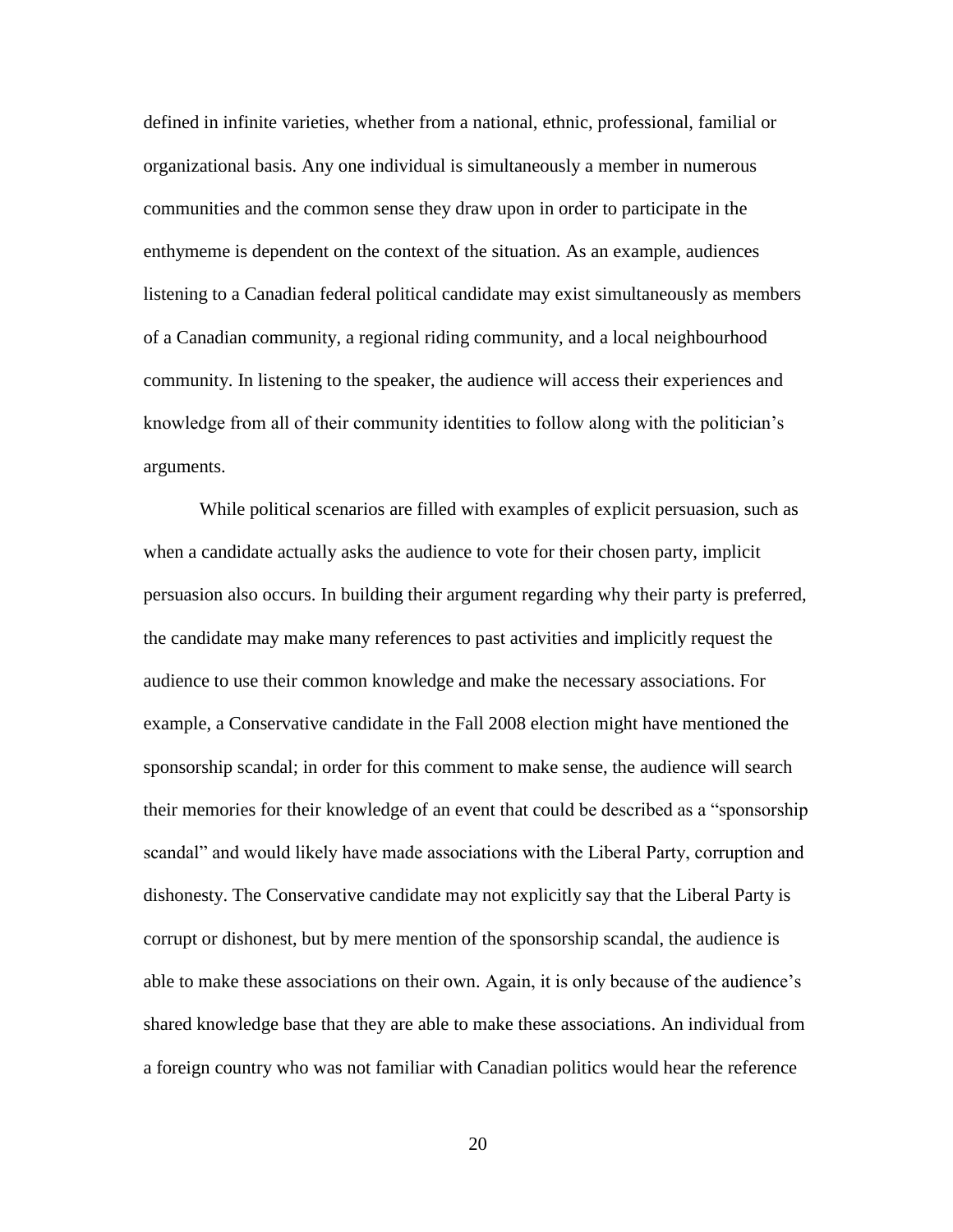defined in infinite varieties, whether from a national, ethnic, professional, familial or organizational basis. Any one individual is simultaneously a member in numerous communities and the common sense they draw upon in order to participate in the enthymeme is dependent on the context of the situation. As an example, audiences listening to a Canadian federal political candidate may exist simultaneously as members of a Canadian community, a regional riding community, and a local neighbourhood community. In listening to the speaker, the audience will access their experiences and knowledge from all of their community identities to follow along with the politician's arguments.

While political scenarios are filled with examples of explicit persuasion, such as when a candidate actually asks the audience to vote for their chosen party, implicit persuasion also occurs. In building their argument regarding why their party is preferred, the candidate may make many references to past activities and implicitly request the audience to use their common knowledge and make the necessary associations. For example, a Conservative candidate in the Fall 2008 election might have mentioned the sponsorship scandal; in order for this comment to make sense, the audience will search their memories for their knowledge of an event that could be described as a "sponsorship scandal" and would likely have made associations with the Liberal Party, corruption and dishonesty. The Conservative candidate may not explicitly say that the Liberal Party is corrupt or dishonest, but by mere mention of the sponsorship scandal, the audience is able to make these associations on their own. Again, it is only because of the audience's shared knowledge base that they are able to make these associations. An individual from a foreign country who was not familiar with Canadian politics would hear the reference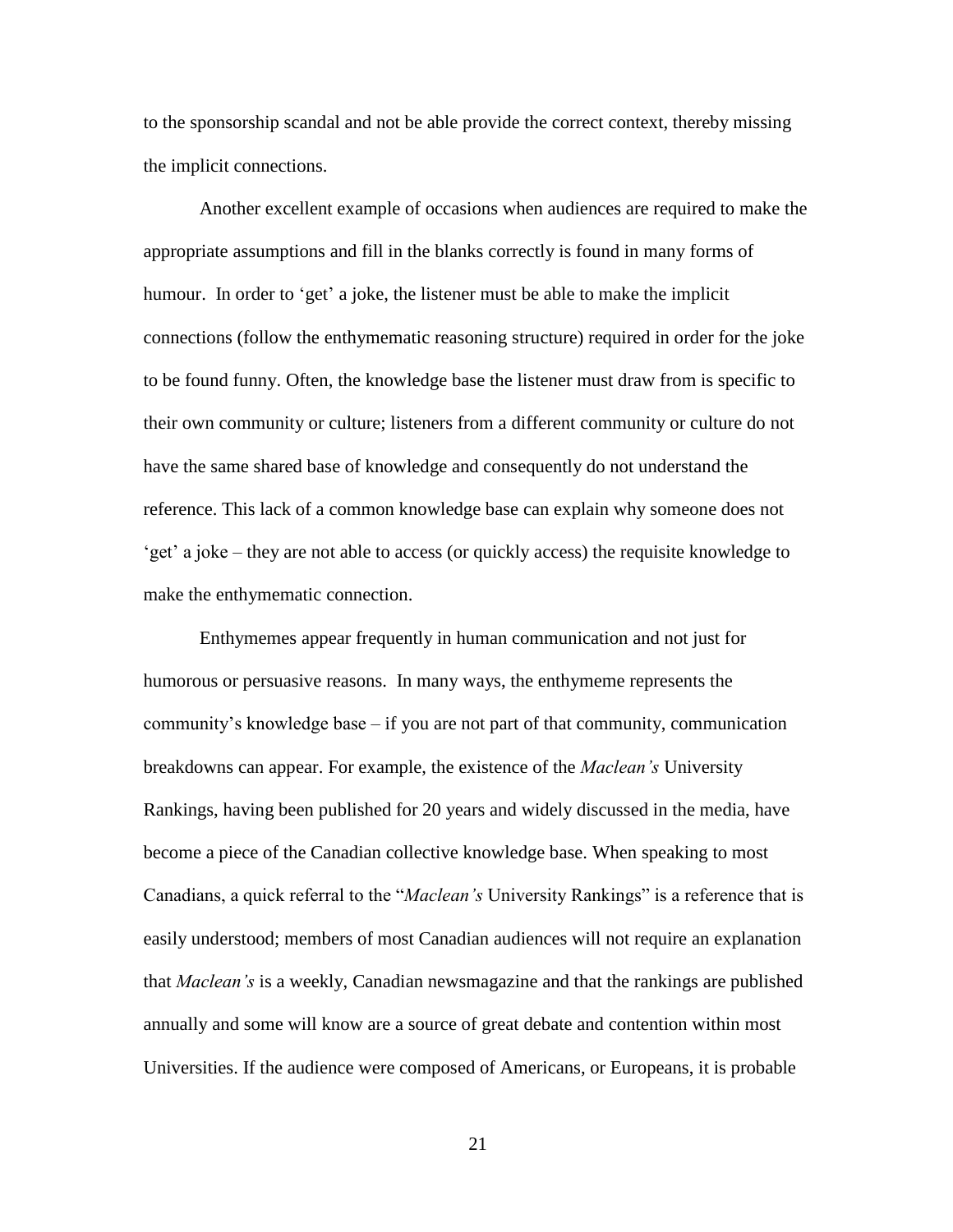to the sponsorship scandal and not be able provide the correct context, thereby missing the implicit connections.

Another excellent example of occasions when audiences are required to make the appropriate assumptions and fill in the blanks correctly is found in many forms of humour. In order to 'get' a joke, the listener must be able to make the implicit connections (follow the enthymematic reasoning structure) required in order for the joke to be found funny. Often, the knowledge base the listener must draw from is specific to their own community or culture; listeners from a different community or culture do not have the same shared base of knowledge and consequently do not understand the reference. This lack of a common knowledge base can explain why someone does not 'get' a joke – they are not able to access (or quickly access) the requisite knowledge to make the enthymematic connection.

Enthymemes appear frequently in human communication and not just for humorous or persuasive reasons. In many ways, the enthymeme represents the community's knowledge base – if you are not part of that community, communication breakdowns can appear. For example, the existence of the *Maclean's* University Rankings, having been published for 20 years and widely discussed in the media, have become a piece of the Canadian collective knowledge base. When speaking to most Canadians, a quick referral to the "*Maclean's* University Rankings" is a reference that is easily understood; members of most Canadian audiences will not require an explanation that *Maclean's* is a weekly, Canadian newsmagazine and that the rankings are published annually and some will know are a source of great debate and contention within most Universities. If the audience were composed of Americans, or Europeans, it is probable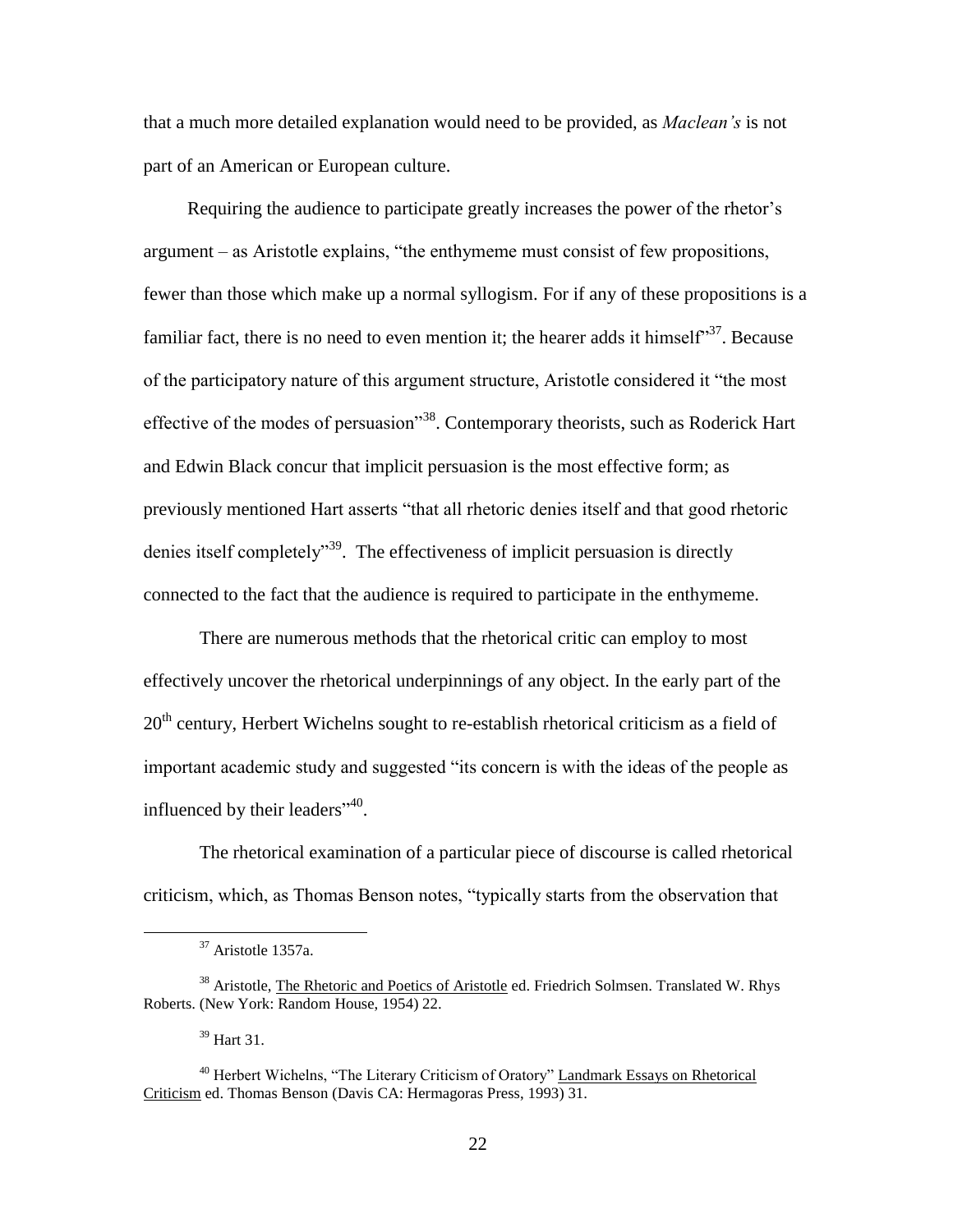that a much more detailed explanation would need to be provided, as *Maclean's* is not part of an American or European culture.

Requiring the audience to participate greatly increases the power of the rhetor's argument – as Aristotle explains, "the enthymeme must consist of few propositions, fewer than those which make up a normal syllogism. For if any of these propositions is a familiar fact, there is no need to even mention it; the hearer adds it himself"[37]. Because of the participatory nature of this argument structure, Aristotle considered it "the most effective of the modes of persuasion"[38]. Contemporary theorists, such as Roderick Hart and Edwin Black concur that implicit persuasion is the most effective form; as previously mentioned Hart asserts "that all rhetoric denies itself and that good rhetoric denies itself completely"[39]. The effectiveness of implicit persuasion is directly connected to the fact that the audience is required to participate in the enthymeme.

There are numerous methods that the rhetorical critic can employ to most effectively uncover the rhetorical underpinnings of any object. In the early part of the 20th century, Herbert Wichelns sought to re-establish rhetorical criticism as a field of important academic study and suggested "its concern is with the ideas of the people as influenced by their leaders"[40].

The rhetorical examination of a particular piece of discourse is called rhetorical criticism, which, as Thomas Benson notes, "typically starts from the observation that

---

[37] Aristotle 1357a.

[38] Aristotle, The Rhetoric and Poetics of Aristotle ed. Friedrich Solmsen. Translated W. Rhys Roberts. (New York: Random House, 1954) 22.

[39] Hart 31.

[40] Herbert Wichelns, "The Literary Criticism of Oratory" Landmark Essays on Rhetorical Criticism ed. Thomas Benson (Davis CA: Hermagoras Press, 1993) 31.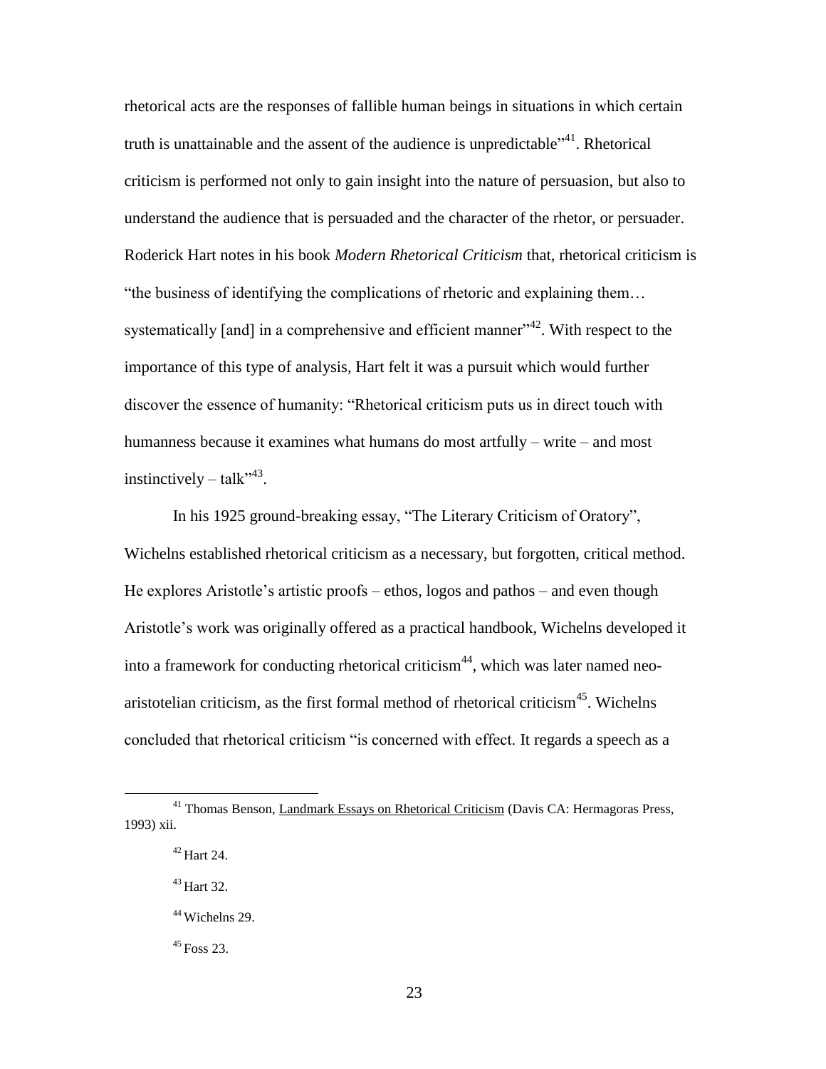rhetorical acts are the responses of fallible human beings in situations in which certain truth is unattainable and the assent of the audience is unpredictable"[41]. Rhetorical criticism is performed not only to gain insight into the nature of persuasion, but also to understand the audience that is persuaded and the character of the rhetor, or persuader. Roderick Hart notes in his book *Modern Rhetorical Criticism* that, rhetorical criticism is "the business of identifying the complications of rhetoric and explaining them… systematically [and] in a comprehensive and efficient manner"[42]. With respect to the importance of this type of analysis, Hart felt it was a pursuit which would further discover the essence of humanity: "Rhetorical criticism puts us in direct touch with humanness because it examines what humans do most artfully – write – and most instinctively – talk"[43].

In his 1925 ground-breaking essay, "The Literary Criticism of Oratory", Wichelns established rhetorical criticism as a necessary, but forgotten, critical method. He explores Aristotle's artistic proofs – ethos, logos and pathos – and even though Aristotle's work was originally offered as a practical handbook, Wichelns developed it into a framework for conducting rhetorical criticism[44], which was later named neo-aristotelian criticism, as the first formal method of rhetorical criticism[45]. Wichelns concluded that rhetorical criticism "is concerned with effect. It regards a speech as a

---

[41] Thomas Benson, Landmark Essays on Rhetorical Criticism (Davis CA: Hermagoras Press, 1993) xii.

[42] Hart 24.

[43] Hart 32.

[44] Wichelns 29.

[45] Foss 23.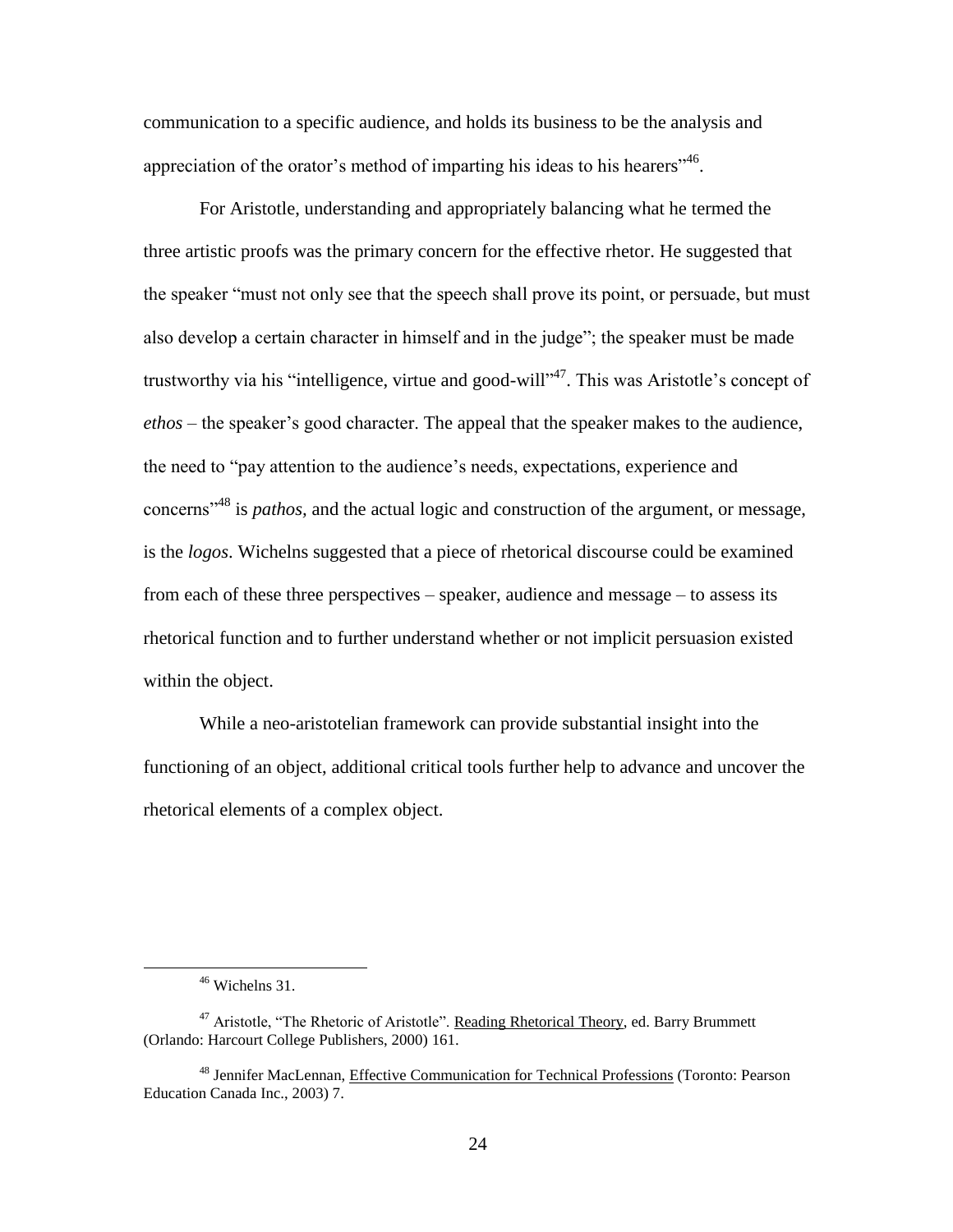communication to a specific audience, and holds its business to be the analysis and appreciation of the orator's method of imparting his ideas to his hearers"[46].

For Aristotle, understanding and appropriately balancing what he termed the three artistic proofs was the primary concern for the effective rhetor. He suggested that the speaker "must not only see that the speech shall prove its point, or persuade, but must also develop a certain character in himself and in the judge"; the speaker must be made trustworthy via his "intelligence, virtue and good-will"[47]. This was Aristotle's concept of *ethos* – the speaker's good character. The appeal that the speaker makes to the audience, the need to "pay attention to the audience's needs, expectations, experience and concerns"[48] is *pathos,* and the actual logic and construction of the argument, or message, is the *logos*. Wichelns suggested that a piece of rhetorical discourse could be examined from each of these three perspectives – speaker, audience and message – to assess its rhetorical function and to further understand whether or not implicit persuasion existed within the object.

While a neo-aristotelian framework can provide substantial insight into the functioning of an object, additional critical tools further help to advance and uncover the rhetorical elements of a complex object.

---

[46] Wichelns 31.

[47] Aristotle, "The Rhetoric of Aristotle". Reading Rhetorical Theory, ed. Barry Brummett (Orlando: Harcourt College Publishers, 2000) 161.

[48] Jennifer MacLennan, Effective Communication for Technical Professions (Toronto: Pearson Education Canada Inc., 2003) 7.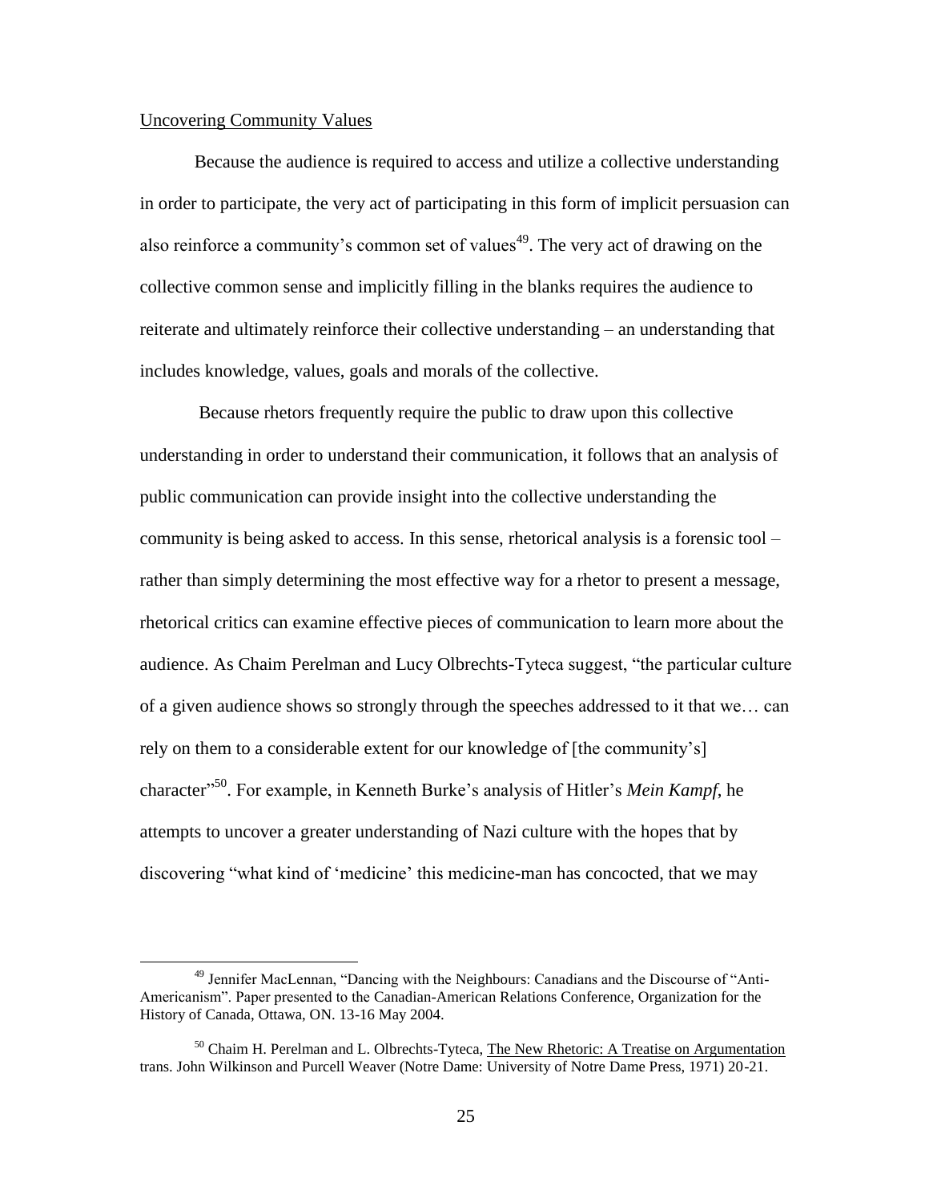Uncovering Community Values

Because the audience is required to access and utilize a collective understanding in order to participate, the very act of participating in this form of implicit persuasion can also reinforce a community's common set of values[49]. The very act of drawing on the collective common sense and implicitly filling in the blanks requires the audience to reiterate and ultimately reinforce their collective understanding – an understanding that includes knowledge, values, goals and morals of the collective.

Because rhetors frequently require the public to draw upon this collective understanding in order to understand their communication, it follows that an analysis of public communication can provide insight into the collective understanding the community is being asked to access. In this sense, rhetorical analysis is a forensic tool – rather than simply determining the most effective way for a rhetor to present a message, rhetorical critics can examine effective pieces of communication to learn more about the audience. As Chaim Perelman and Lucy Olbrechts-Tyteca suggest, "the particular culture of a given audience shows so strongly through the speeches addressed to it that we… can rely on them to a considerable extent for our knowledge of [the community's] character"[50]. For example, in Kenneth Burke's analysis of Hitler's *Mein Kampf*, he attempts to uncover a greater understanding of Nazi culture with the hopes that by discovering "what kind of 'medicine' this medicine-man has concocted, that we may

---

[49] Jennifer MacLennan, "Dancing with the Neighbours: Canadians and the Discourse of "Anti-Americanism". Paper presented to the Canadian-American Relations Conference, Organization for the History of Canada, Ottawa, ON. 13-16 May 2004.

[50] Chaim H. Perelman and L. Olbrechts-Tyteca, The New Rhetoric: A Treatise on Argumentation trans. John Wilkinson and Purcell Weaver (Notre Dame: University of Notre Dame Press, 1971) 20-21.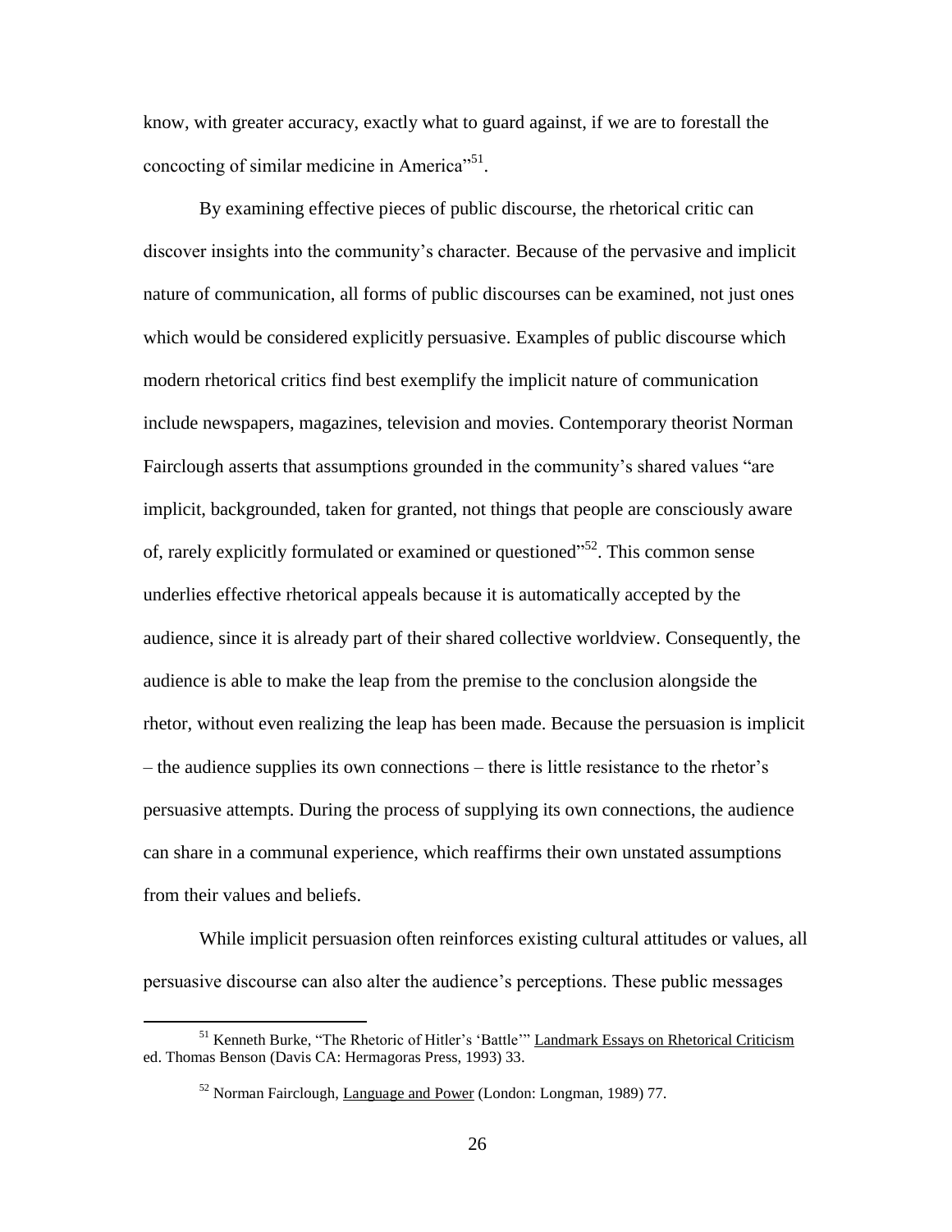know, with greater accuracy, exactly what to guard against, if we are to forestall the concocting of similar medicine in America"[51].

By examining effective pieces of public discourse, the rhetorical critic can discover insights into the community's character. Because of the pervasive and implicit nature of communication, all forms of public discourses can be examined, not just ones which would be considered explicitly persuasive. Examples of public discourse which modern rhetorical critics find best exemplify the implicit nature of communication include newspapers, magazines, television and movies. Contemporary theorist Norman Fairclough asserts that assumptions grounded in the community's shared values "are implicit, backgrounded, taken for granted, not things that people are consciously aware of, rarely explicitly formulated or examined or questioned"[52]. This common sense underlies effective rhetorical appeals because it is automatically accepted by the audience, since it is already part of their shared collective worldview. Consequently, the audience is able to make the leap from the premise to the conclusion alongside the rhetor, without even realizing the leap has been made. Because the persuasion is implicit – the audience supplies its own connections – there is little resistance to the rhetor's persuasive attempts. During the process of supplying its own connections, the audience can share in a communal experience, which reaffirms their own unstated assumptions from their values and beliefs.

While implicit persuasion often reinforces existing cultural attitudes or values, all persuasive discourse can also alter the audience's perceptions. These public messages

---

[51] Kenneth Burke, "The Rhetoric of Hitler's 'Battle'" Landmark Essays on Rhetorical Criticism ed. Thomas Benson (Davis CA: Hermagoras Press, 1993) 33.

[52] Norman Fairclough, Language and Power (London: Longman, 1989) 77.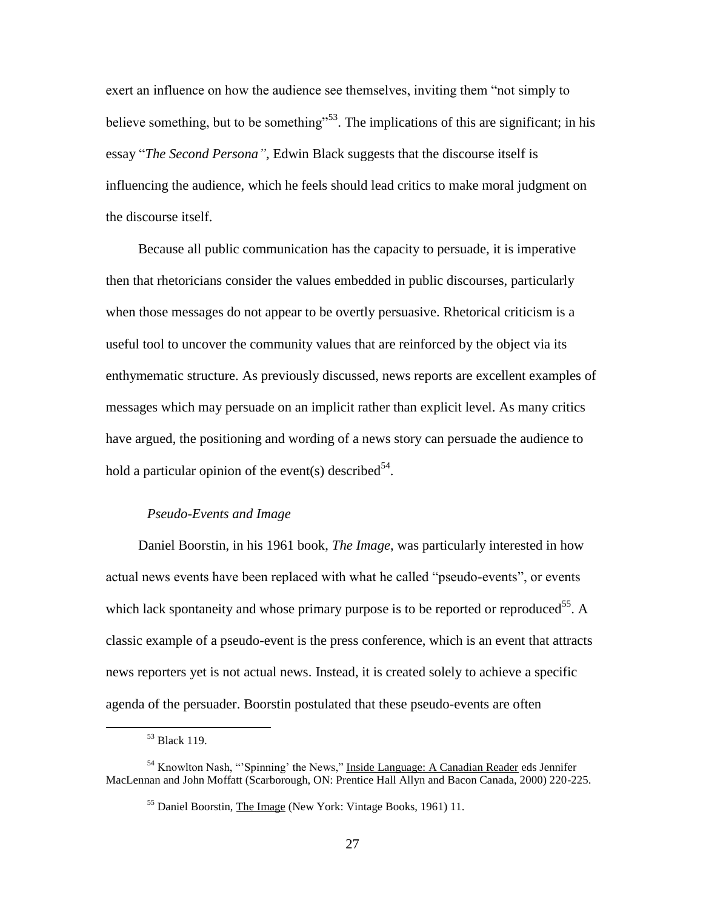exert an influence on how the audience see themselves, inviting them "not simply to believe something, but to be something"[53]. The implications of this are significant; in his essay "*The Second Persona",* Edwin Black suggests that the discourse itself is influencing the audience, which he feels should lead critics to make moral judgment on the discourse itself.

Because all public communication has the capacity to persuade, it is imperative then that rhetoricians consider the values embedded in public discourses, particularly when those messages do not appear to be overtly persuasive. Rhetorical criticism is a useful tool to uncover the community values that are reinforced by the object via its enthymematic structure. As previously discussed, news reports are excellent examples of messages which may persuade on an implicit rather than explicit level. As many critics have argued, the positioning and wording of a news story can persuade the audience to hold a particular opinion of the event(s) described[54].

### *Pseudo-Events and Image*

Daniel Boorstin, in his 1961 book, *The Image*, was particularly interested in how actual news events have been replaced with what he called "pseudo-events", or events which lack spontaneity and whose primary purpose is to be reported or reproduced[55]. A classic example of a pseudo-event is the press conference, which is an event that attracts news reporters yet is not actual news. Instead, it is created solely to achieve a specific agenda of the persuader. Boorstin postulated that these pseudo-events are often

---

[53] Black 119.

[54] Knowlton Nash, "'Spinning' the News," Inside Language: A Canadian Reader eds Jennifer MacLennan and John Moffatt (Scarborough, ON: Prentice Hall Allyn and Bacon Canada, 2000) 220-225.

[55] Daniel Boorstin, The Image (New York: Vintage Books, 1961) 11.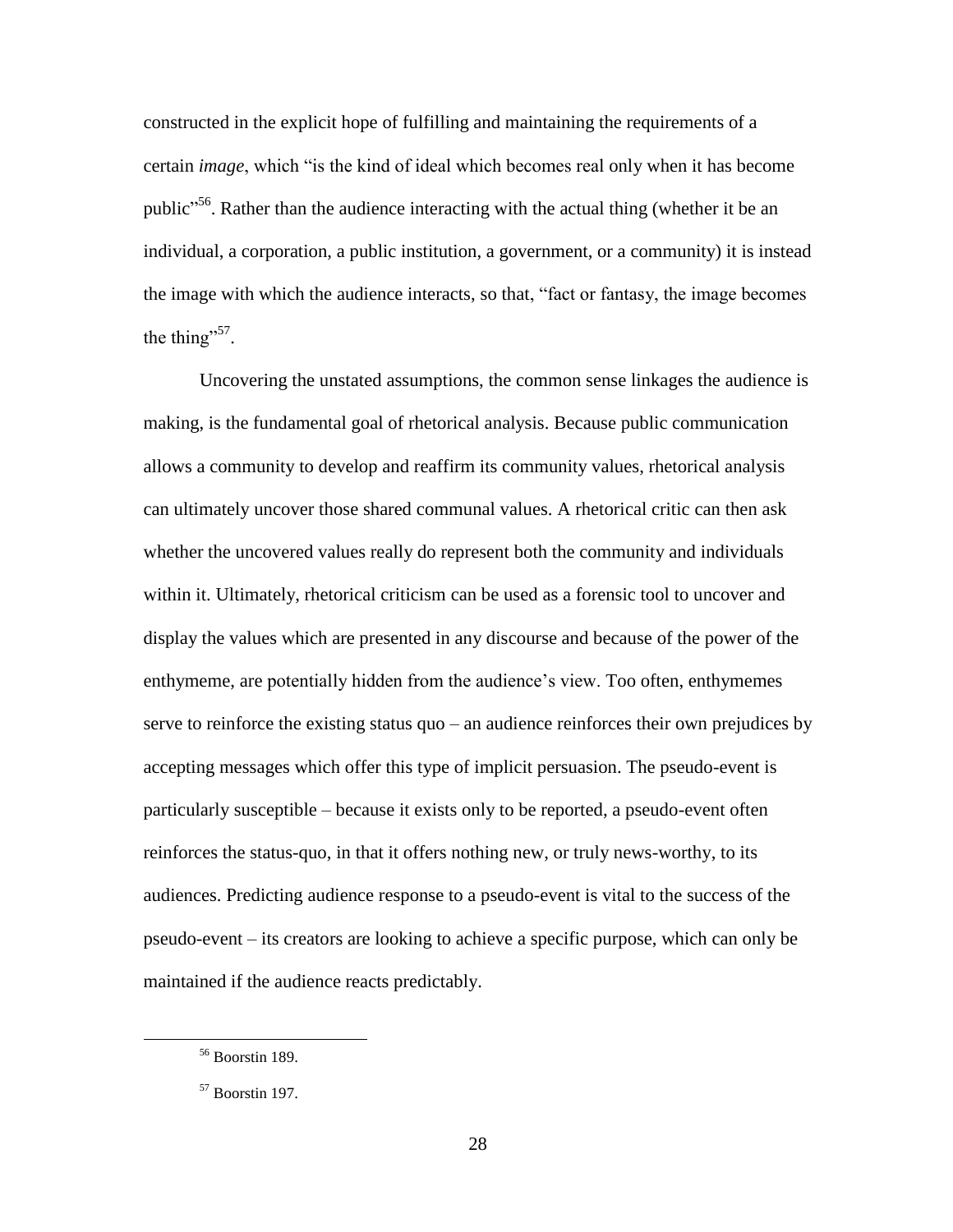constructed in the explicit hope of fulfilling and maintaining the requirements of a certain *image*, which "is the kind of ideal which becomes real only when it has become public"[56]. Rather than the audience interacting with the actual thing (whether it be an individual, a corporation, a public institution, a government, or a community) it is instead the image with which the audience interacts, so that, "fact or fantasy, the image becomes the thing"[57].

Uncovering the unstated assumptions, the common sense linkages the audience is making, is the fundamental goal of rhetorical analysis. Because public communication allows a community to develop and reaffirm its community values, rhetorical analysis can ultimately uncover those shared communal values. A rhetorical critic can then ask whether the uncovered values really do represent both the community and individuals within it. Ultimately, rhetorical criticism can be used as a forensic tool to uncover and display the values which are presented in any discourse and because of the power of the enthymeme, are potentially hidden from the audience's view. Too often, enthymemes serve to reinforce the existing status quo – an audience reinforces their own prejudices by accepting messages which offer this type of implicit persuasion. The pseudo-event is particularly susceptible – because it exists only to be reported, a pseudo-event often reinforces the status-quo, in that it offers nothing new, or truly news-worthy, to its audiences. Predicting audience response to a pseudo-event is vital to the success of the pseudo-event – its creators are looking to achieve a specific purpose, which can only be maintained if the audience reacts predictably.

---

[56] Boorstin 189.

[57] Boorstin 197.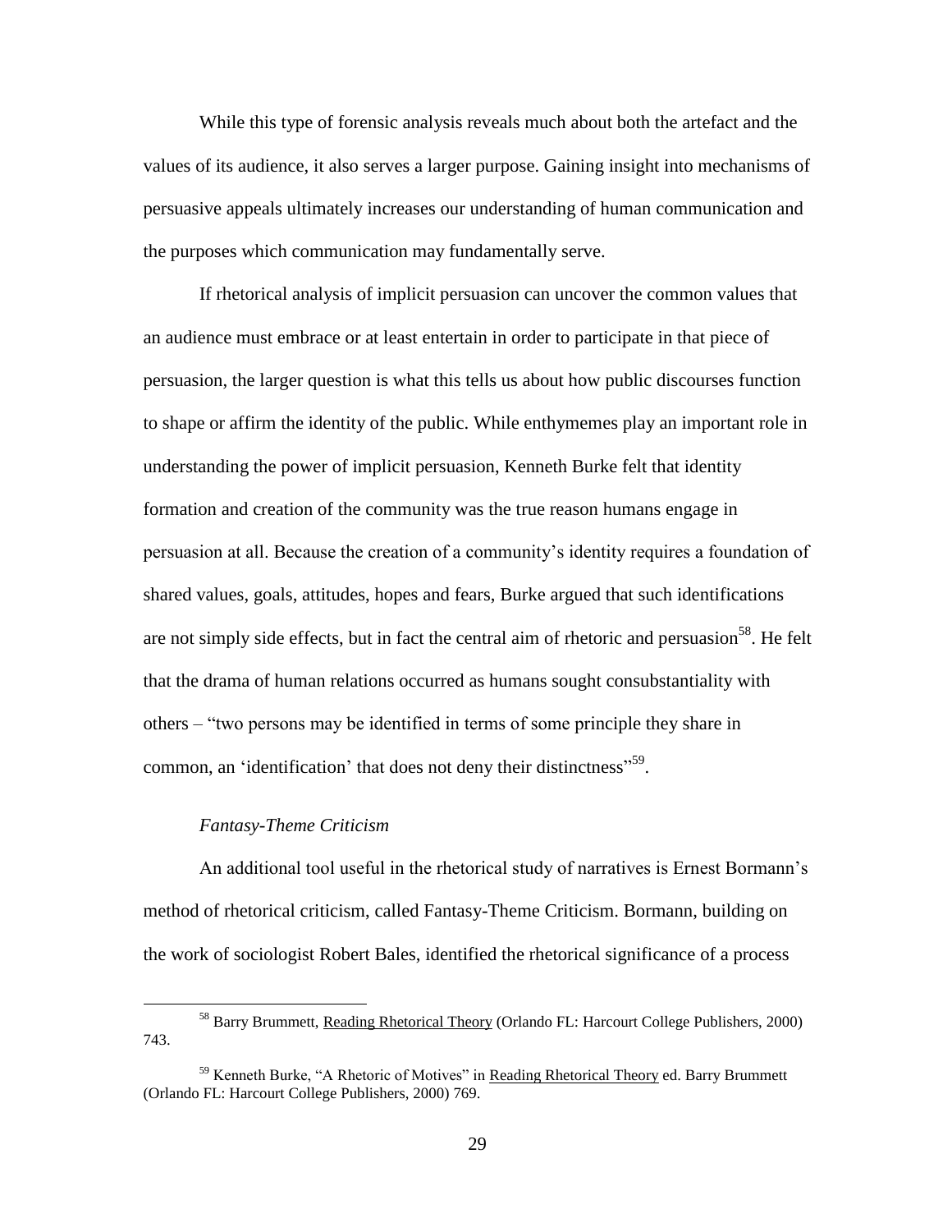While this type of forensic analysis reveals much about both the artefact and the values of its audience, it also serves a larger purpose. Gaining insight into mechanisms of persuasive appeals ultimately increases our understanding of human communication and the purposes which communication may fundamentally serve.

If rhetorical analysis of implicit persuasion can uncover the common values that an audience must embrace or at least entertain in order to participate in that piece of persuasion, the larger question is what this tells us about how public discourses function to shape or affirm the identity of the public. While enthymemes play an important role in understanding the power of implicit persuasion, Kenneth Burke felt that identity formation and creation of the community was the true reason humans engage in persuasion at all. Because the creation of a community's identity requires a foundation of shared values, goals, attitudes, hopes and fears, Burke argued that such identifications are not simply side effects, but in fact the central aim of rhetoric and persuasion[58]. He felt that the drama of human relations occurred as humans sought consubstantiality with others – "two persons may be identified in terms of some principle they share in common, an 'identification' that does not deny their distinctness"[59].

### *Fantasy-Theme Criticism*

An additional tool useful in the rhetorical study of narratives is Ernest Bormann's method of rhetorical criticism, called Fantasy-Theme Criticism. Bormann, building on the work of sociologist Robert Bales, identified the rhetorical significance of a process

---

[58] Barry Brummett, Reading Rhetorical Theory (Orlando FL: Harcourt College Publishers, 2000) 743.

[59] Kenneth Burke, "A Rhetoric of Motives" in Reading Rhetorical Theory ed. Barry Brummett (Orlando FL: Harcourt College Publishers, 2000) 769.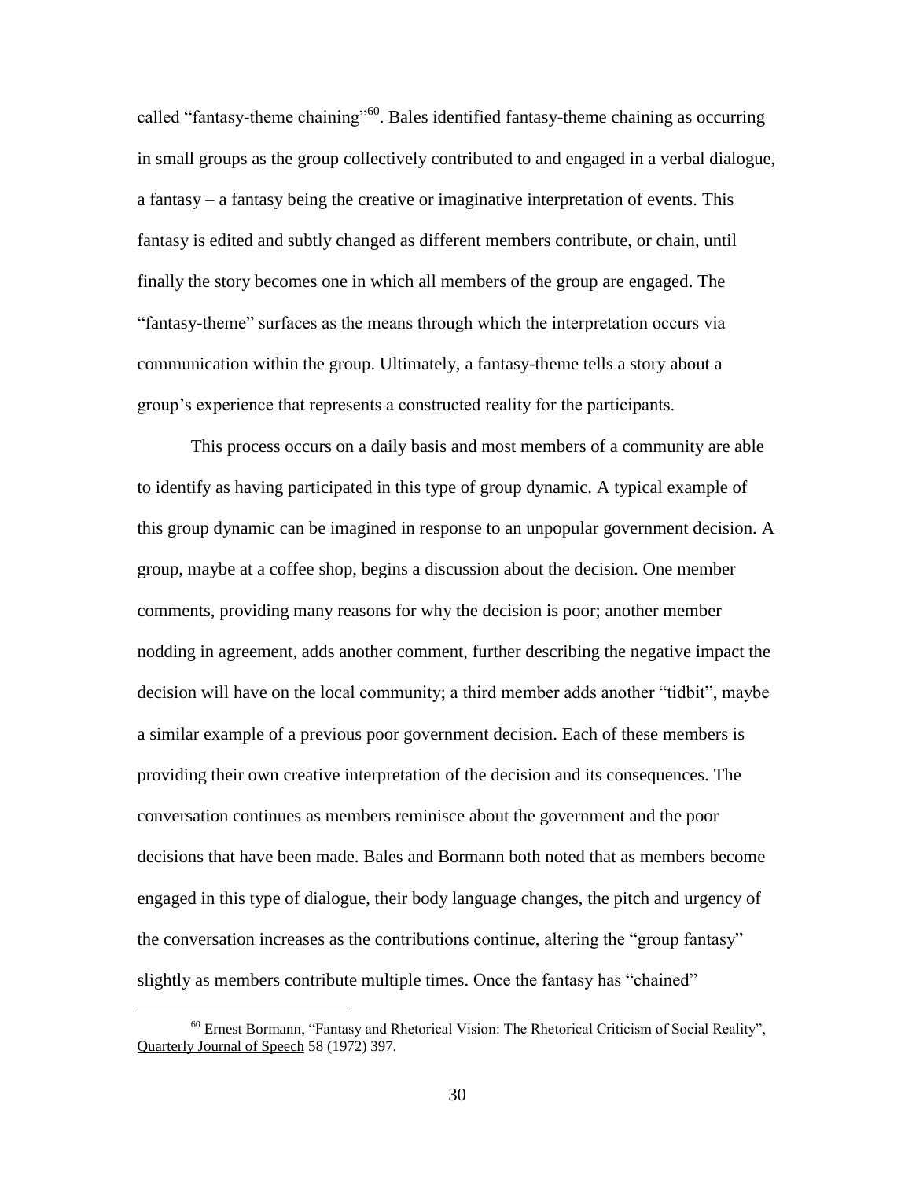called "fantasy-theme chaining"[60]. Bales identified fantasy-theme chaining as occurring in small groups as the group collectively contributed to and engaged in a verbal dialogue, a fantasy – a fantasy being the creative or imaginative interpretation of events. This fantasy is edited and subtly changed as different members contribute, or chain, until finally the story becomes one in which all members of the group are engaged. The "fantasy-theme" surfaces as the means through which the interpretation occurs via communication within the group. Ultimately, a fantasy-theme tells a story about a group's experience that represents a constructed reality for the participants.

This process occurs on a daily basis and most members of a community are able to identify as having participated in this type of group dynamic. A typical example of this group dynamic can be imagined in response to an unpopular government decision. A group, maybe at a coffee shop, begins a discussion about the decision. One member comments, providing many reasons for why the decision is poor; another member nodding in agreement, adds another comment, further describing the negative impact the decision will have on the local community; a third member adds another "tidbit", maybe a similar example of a previous poor government decision. Each of these members is providing their own creative interpretation of the decision and its consequences. The conversation continues as members reminisce about the government and the poor decisions that have been made. Bales and Bormann both noted that as members become engaged in this type of dialogue, their body language changes, the pitch and urgency of the conversation increases as the contributions continue, altering the "group fantasy" slightly as members contribute multiple times. Once the fantasy has "chained"

---

[60] Ernest Bormann, "Fantasy and Rhetorical Vision: The Rhetorical Criticism of Social Reality", Quarterly Journal of Speech 58 (1972) 397.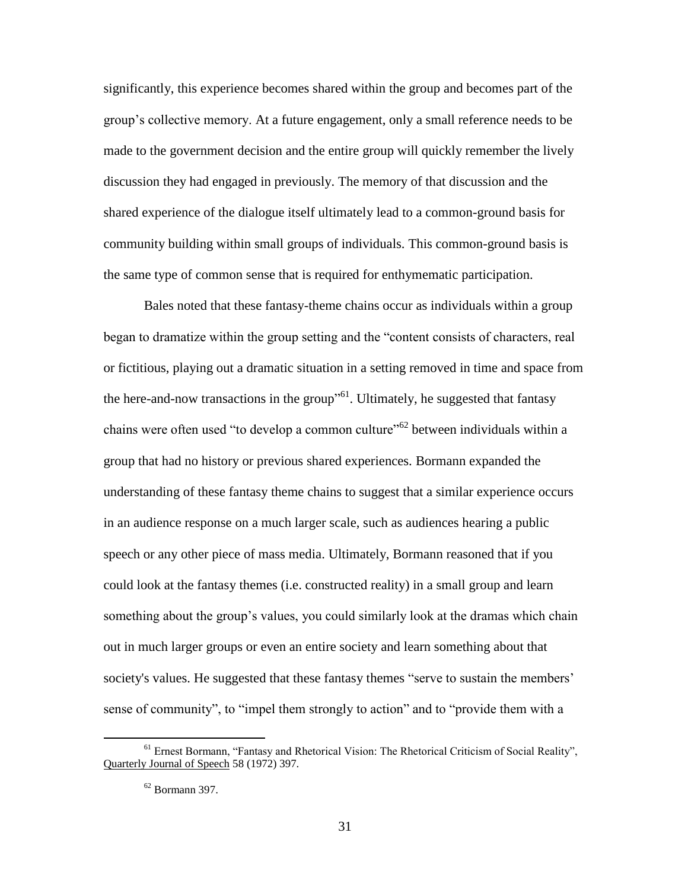significantly, this experience becomes shared within the group and becomes part of the group's collective memory. At a future engagement, only a small reference needs to be made to the government decision and the entire group will quickly remember the lively discussion they had engaged in previously. The memory of that discussion and the shared experience of the dialogue itself ultimately lead to a common-ground basis for community building within small groups of individuals. This common-ground basis is the same type of common sense that is required for enthymematic participation.

Bales noted that these fantasy-theme chains occur as individuals within a group began to dramatize within the group setting and the "content consists of characters, real or fictitious, playing out a dramatic situation in a setting removed in time and space from the here-and-now transactions in the group"[61]. Ultimately, he suggested that fantasy chains were often used "to develop a common culture"[62] between individuals within a group that had no history or previous shared experiences. Bormann expanded the understanding of these fantasy theme chains to suggest that a similar experience occurs in an audience response on a much larger scale, such as audiences hearing a public speech or any other piece of mass media. Ultimately, Bormann reasoned that if you could look at the fantasy themes (i.e. constructed reality) in a small group and learn something about the group's values, you could similarly look at the dramas which chain out in much larger groups or even an entire society and learn something about that society's values. He suggested that these fantasy themes "serve to sustain the members' sense of community", to "impel them strongly to action" and to "provide them with a

[61] Ernest Bormann, "Fantasy and Rhetorical Vision: The Rhetorical Criticism of Social Reality", Quarterly Journal of Speech 58 (1972) 397.

[62] Bormann 397.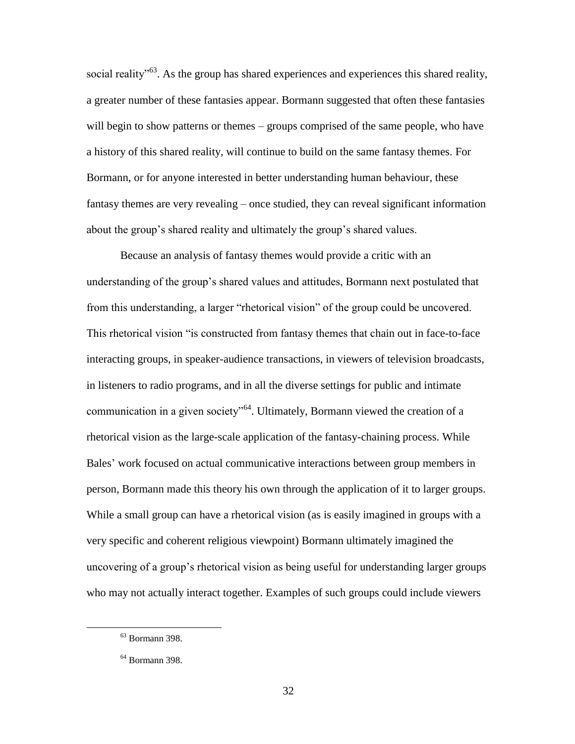social reality"[63]. As the group has shared experiences and experiences this shared reality, a greater number of these fantasies appear. Bormann suggested that often these fantasies will begin to show patterns or themes – groups comprised of the same people, who have a history of this shared reality, will continue to build on the same fantasy themes. For Bormann, or for anyone interested in better understanding human behaviour, these fantasy themes are very revealing – once studied, they can reveal significant information about the group's shared reality and ultimately the group's shared values.

Because an analysis of fantasy themes would provide a critic with an understanding of the group's shared values and attitudes, Bormann next postulated that from this understanding, a larger "rhetorical vision" of the group could be uncovered. This rhetorical vision "is constructed from fantasy themes that chain out in face-to-face interacting groups, in speaker-audience transactions, in viewers of television broadcasts, in listeners to radio programs, and in all the diverse settings for public and intimate communication in a given society"[64]. Ultimately, Bormann viewed the creation of a rhetorical vision as the large-scale application of the fantasy-chaining process. While Bales' work focused on actual communicative interactions between group members in person, Bormann made this theory his own through the application of it to larger groups. While a small group can have a rhetorical vision (as is easily imagined in groups with a very specific and coherent religious viewpoint) Bormann ultimately imagined the uncovering of a group's rhetorical vision as being useful for understanding larger groups who may not actually interact together. Examples of such groups could include viewers

---

[63] Bormann 398.

[64] Bormann 398.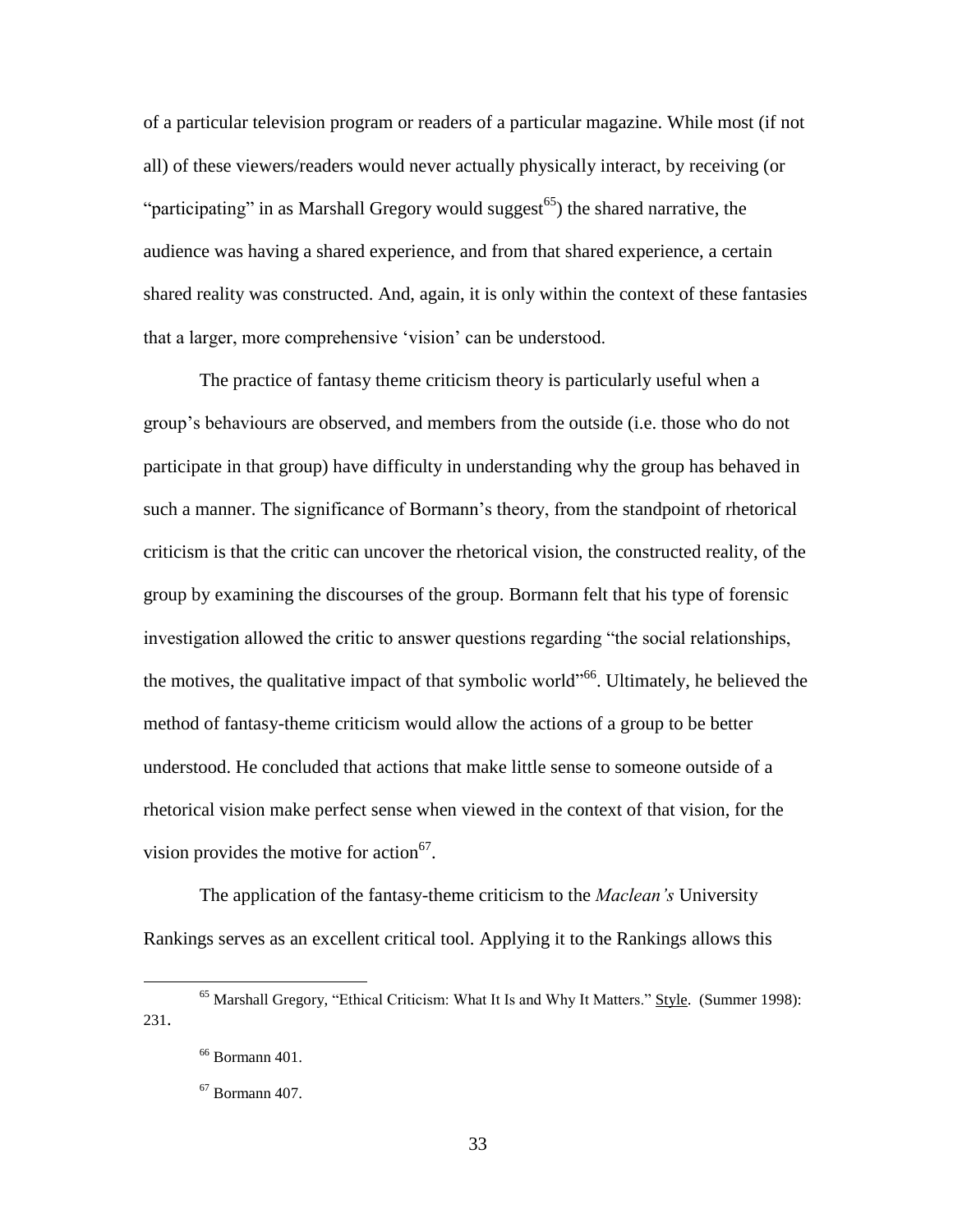of a particular television program or readers of a particular magazine. While most (if not all) of these viewers/readers would never actually physically interact, by receiving (or "participating" in as Marshall Gregory would suggest[65]) the shared narrative, the audience was having a shared experience, and from that shared experience, a certain shared reality was constructed. And, again, it is only within the context of these fantasies that a larger, more comprehensive 'vision' can be understood.

The practice of fantasy theme criticism theory is particularly useful when a group's behaviours are observed, and members from the outside (i.e. those who do not participate in that group) have difficulty in understanding why the group has behaved in such a manner. The significance of Bormann's theory, from the standpoint of rhetorical criticism is that the critic can uncover the rhetorical vision, the constructed reality, of the group by examining the discourses of the group. Bormann felt that his type of forensic investigation allowed the critic to answer questions regarding "the social relationships, the motives, the qualitative impact of that symbolic world"[66]. Ultimately, he believed the method of fantasy-theme criticism would allow the actions of a group to be better understood. He concluded that actions that make little sense to someone outside of a rhetorical vision make perfect sense when viewed in the context of that vision, for the vision provides the motive for action[67].

The application of the fantasy-theme criticism to the *Maclean's* University Rankings serves as an excellent critical tool. Applying it to the Rankings allows this

---

[65] Marshall Gregory, "Ethical Criticism: What It Is and Why It Matters." Style. (Summer 1998): 231.

[66] Bormann 401.

[67] Bormann 407.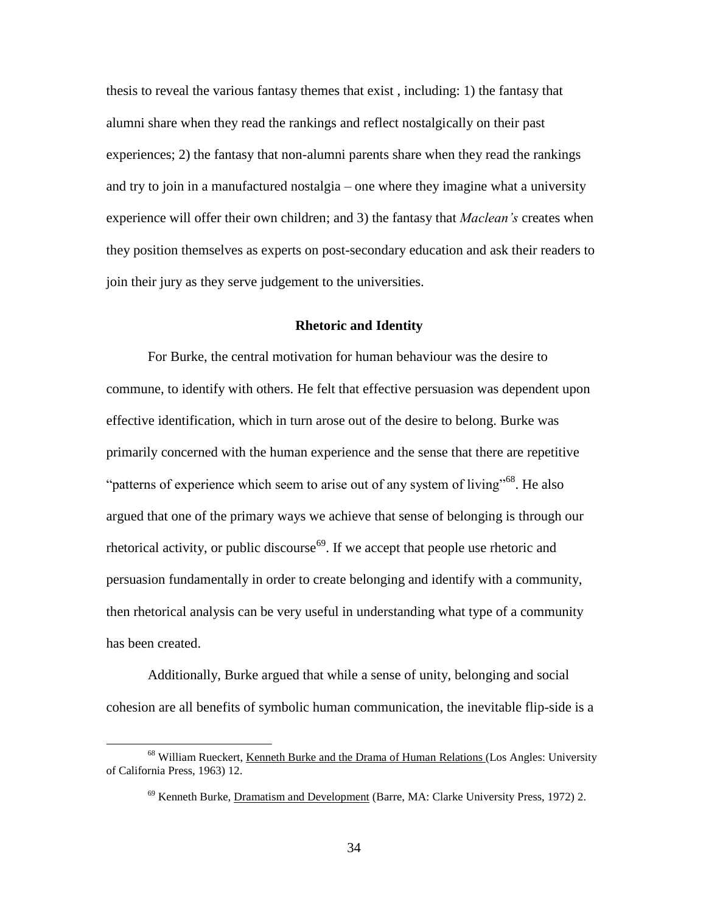thesis to reveal the various fantasy themes that exist , including: 1) the fantasy that alumni share when they read the rankings and reflect nostalgically on their past experiences; 2) the fantasy that non-alumni parents share when they read the rankings and try to join in a manufactured nostalgia – one where they imagine what a university experience will offer their own children; and 3) the fantasy that *Maclean's* creates when they position themselves as experts on post-secondary education and ask their readers to join their jury as they serve judgement to the universities.

## Rhetoric and Identity

For Burke, the central motivation for human behaviour was the desire to commune, to identify with others. He felt that effective persuasion was dependent upon effective identification, which in turn arose out of the desire to belong. Burke was primarily concerned with the human experience and the sense that there are repetitive "patterns of experience which seem to arise out of any system of living"[68]. He also argued that one of the primary ways we achieve that sense of belonging is through our rhetorical activity, or public discourse[69]. If we accept that people use rhetoric and persuasion fundamentally in order to create belonging and identify with a community, then rhetorical analysis can be very useful in understanding what type of a community has been created.

Additionally, Burke argued that while a sense of unity, belonging and social cohesion are all benefits of symbolic human communication, the inevitable flip-side is a

---

[68] William Rueckert, Kenneth Burke and the Drama of Human Relations (Los Angles: University of California Press, 1963) 12.

[69] Kenneth Burke, Dramatism and Development (Barre, MA: Clarke University Press, 1972) 2.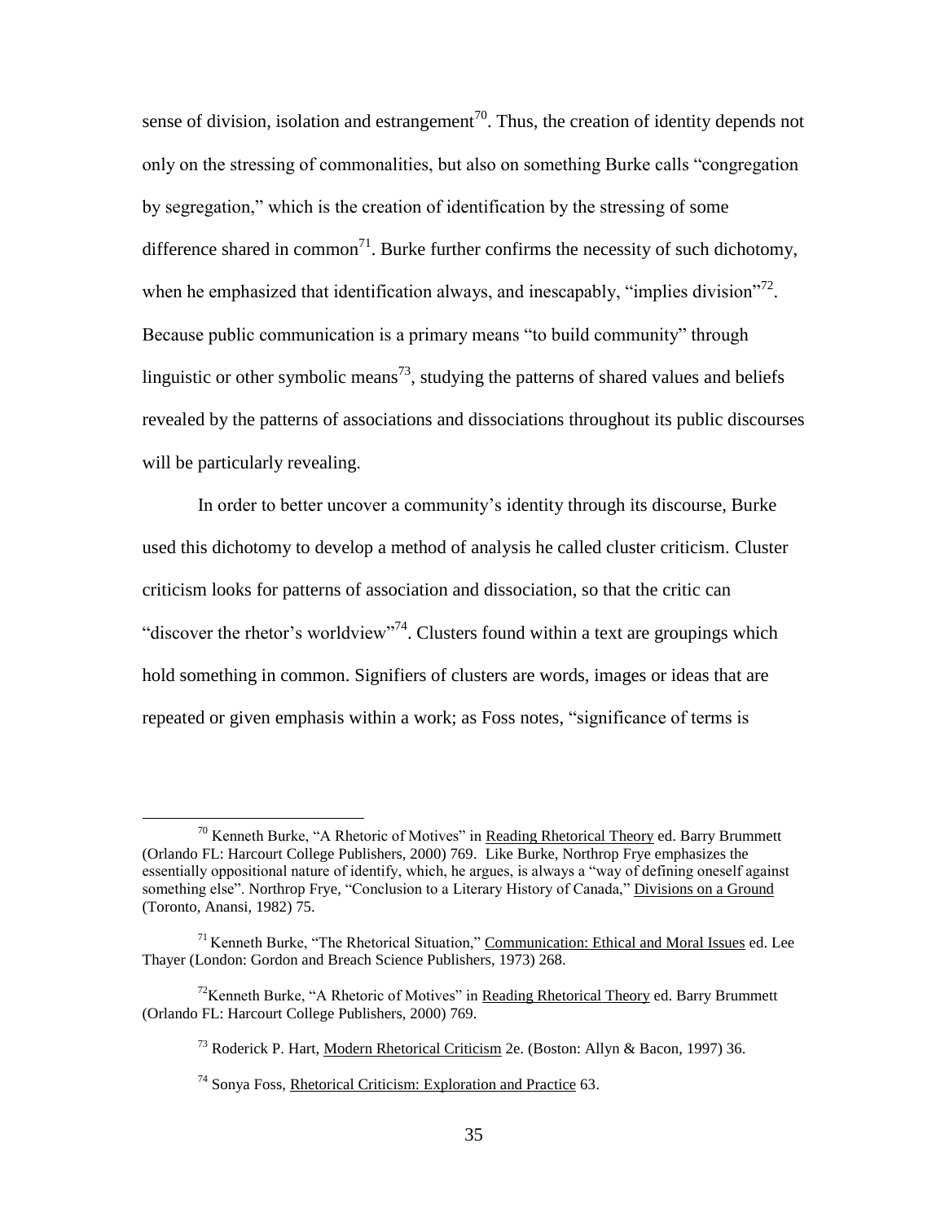sense of division, isolation and estrangement[70]. Thus, the creation of identity depends not only on the stressing of commonalities, but also on something Burke calls "congregation by segregation," which is the creation of identification by the stressing of some difference shared in common[71]. Burke further confirms the necessity of such dichotomy, when he emphasized that identification always, and inescapably, "implies division"[72]. Because public communication is a primary means "to build community" through linguistic or other symbolic means[73], studying the patterns of shared values and beliefs revealed by the patterns of associations and dissociations throughout its public discourses will be particularly revealing.

In order to better uncover a community's identity through its discourse, Burke used this dichotomy to develop a method of analysis he called cluster criticism. Cluster criticism looks for patterns of association and dissociation, so that the critic can "discover the rhetor's worldview"[74]. Clusters found within a text are groupings which hold something in common. Signifiers of clusters are words, images or ideas that are repeated or given emphasis within a work; as Foss notes, "significance of terms is

---

[70] Kenneth Burke, "A Rhetoric of Motives" in Reading Rhetorical Theory ed. Barry Brummett (Orlando FL: Harcourt College Publishers, 2000) 769. Like Burke, Northrop Frye emphasizes the essentially oppositional nature of identify, which, he argues, is always a "way of defining oneself against something else". Northrop Frye, "Conclusion to a Literary History of Canada," Divisions on a Ground (Toronto, Anansi, 1982) 75.

[71] Kenneth Burke, "The Rhetorical Situation," Communication: Ethical and Moral Issues ed. Lee Thayer (London: Gordon and Breach Science Publishers, 1973) 268.

[72] Kenneth Burke, "A Rhetoric of Motives" in Reading Rhetorical Theory ed. Barry Brummett (Orlando FL: Harcourt College Publishers, 2000) 769.

[73] Roderick P. Hart, Modern Rhetorical Criticism 2e. (Boston: Allyn & Bacon, 1997) 36.

[74] Sonya Foss, Rhetorical Criticism: Exploration and Practice 63.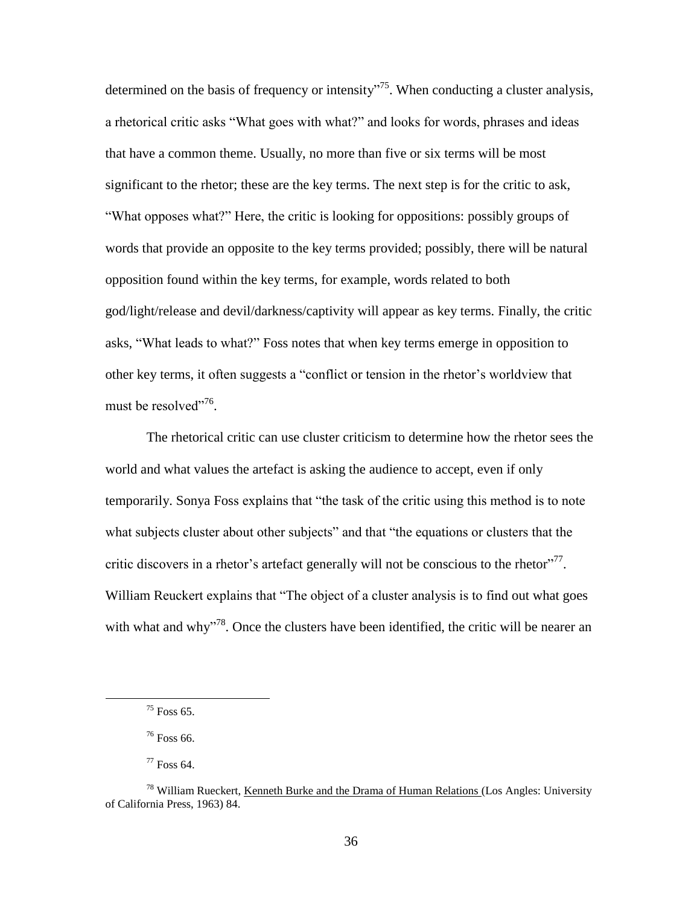determined on the basis of frequency or intensity"[75]. When conducting a cluster analysis, a rhetorical critic asks "What goes with what?" and looks for words, phrases and ideas that have a common theme. Usually, no more than five or six terms will be most significant to the rhetor; these are the key terms. The next step is for the critic to ask, "What opposes what?" Here, the critic is looking for oppositions: possibly groups of words that provide an opposite to the key terms provided; possibly, there will be natural opposition found within the key terms, for example, words related to both god/light/release and devil/darkness/captivity will appear as key terms. Finally, the critic asks, "What leads to what?" Foss notes that when key terms emerge in opposition to other key terms, it often suggests a "conflict or tension in the rhetor's worldview that must be resolved"[76].

The rhetorical critic can use cluster criticism to determine how the rhetor sees the world and what values the artefact is asking the audience to accept, even if only temporarily. Sonya Foss explains that "the task of the critic using this method is to note what subjects cluster about other subjects" and that "the equations or clusters that the critic discovers in a rhetor's artefact generally will not be conscious to the rhetor"[77]. William Reuckert explains that "The object of a cluster analysis is to find out what goes with what and why"[78]. Once the clusters have been identified, the critic will be nearer an

---

[75] Foss 65.

[76] Foss 66.

[77] Foss 64.

[78] William Rueckert, Kenneth Burke and the Drama of Human Relations (Los Angles: University of California Press, 1963) 84.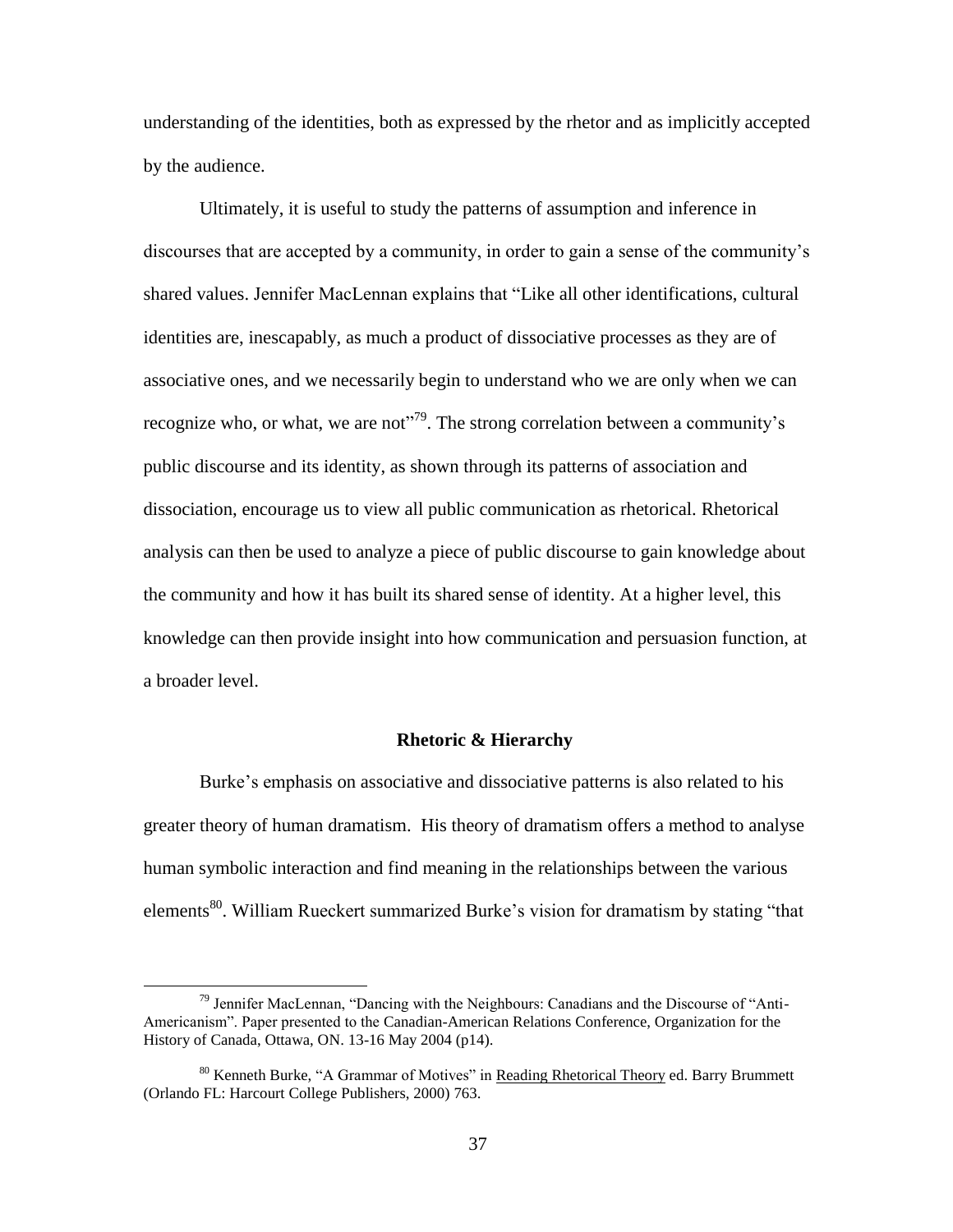understanding of the identities, both as expressed by the rhetor and as implicitly accepted by the audience.

Ultimately, it is useful to study the patterns of assumption and inference in discourses that are accepted by a community, in order to gain a sense of the community's shared values. Jennifer MacLennan explains that "Like all other identifications, cultural identities are, inescapably, as much a product of dissociative processes as they are of associative ones, and we necessarily begin to understand who we are only when we can recognize who, or what, we are not"[79]. The strong correlation between a community's public discourse and its identity, as shown through its patterns of association and dissociation, encourage us to view all public communication as rhetorical. Rhetorical analysis can then be used to analyze a piece of public discourse to gain knowledge about the community and how it has built its shared sense of identity. At a higher level, this knowledge can then provide insight into how communication and persuasion function, at a broader level.

## Rhetoric & Hierarchy

Burke's emphasis on associative and dissociative patterns is also related to his greater theory of human dramatism. His theory of dramatism offers a method to analyse human symbolic interaction and find meaning in the relationships between the various elements[80]. William Rueckert summarized Burke's vision for dramatism by stating "that

---

[79] Jennifer MacLennan, "Dancing with the Neighbours: Canadians and the Discourse of "Anti-Americanism". Paper presented to the Canadian-American Relations Conference, Organization for the History of Canada, Ottawa, ON. 13-16 May 2004 (p14).

[80] Kenneth Burke, "A Grammar of Motives" in Reading Rhetorical Theory ed. Barry Brummett (Orlando FL: Harcourt College Publishers, 2000) 763.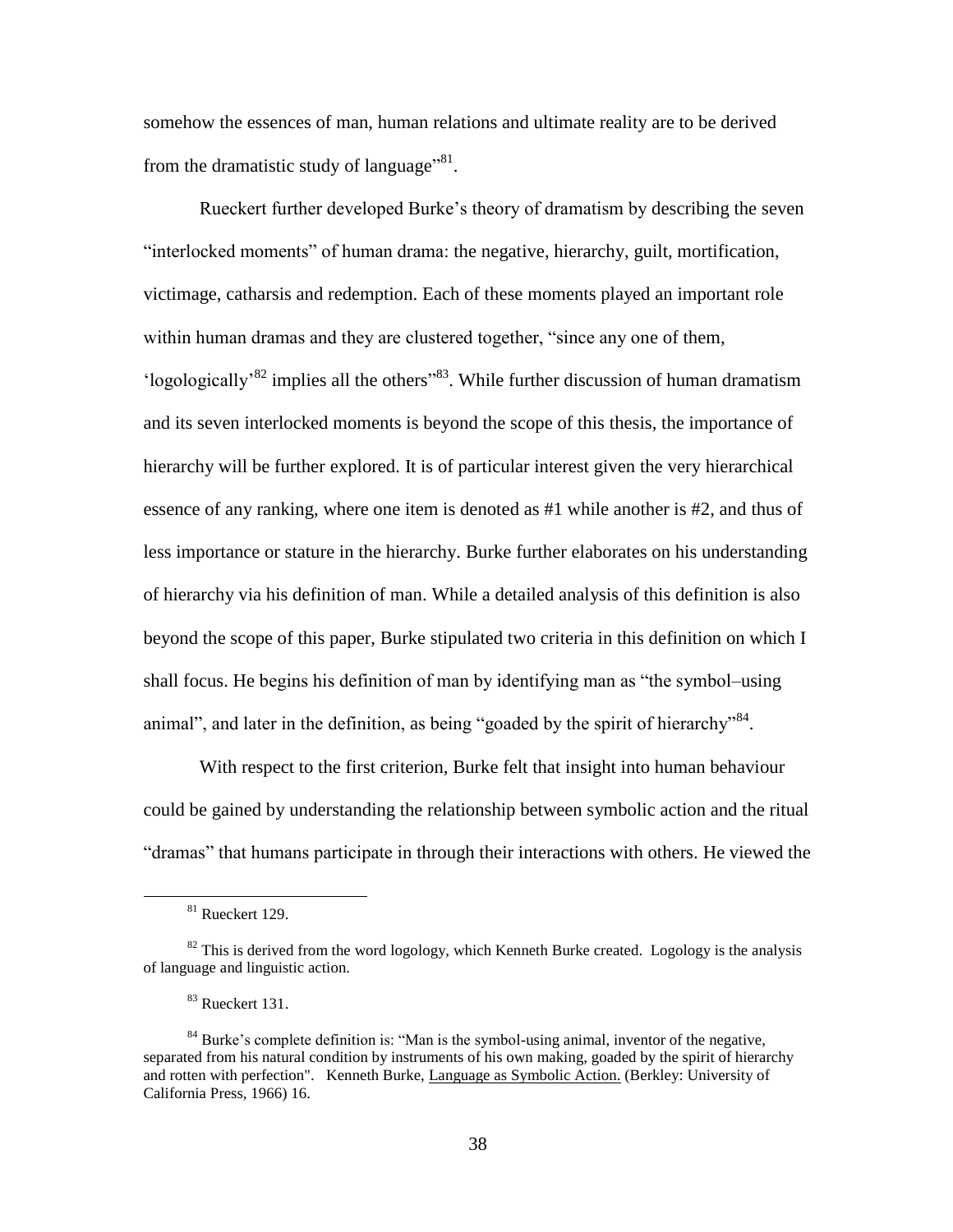somehow the essences of man, human relations and ultimate reality are to be derived from the dramatistic study of language"[81].

Rueckert further developed Burke's theory of dramatism by describing the seven "interlocked moments" of human drama: the negative, hierarchy, guilt, mortification, victimage, catharsis and redemption. Each of these moments played an important role within human dramas and they are clustered together, "since any one of them, 'logologically'[82] implies all the others"[83]. While further discussion of human dramatism and its seven interlocked moments is beyond the scope of this thesis, the importance of hierarchy will be further explored. It is of particular interest given the very hierarchical essence of any ranking, where one item is denoted as #1 while another is #2, and thus of less importance or stature in the hierarchy. Burke further elaborates on his understanding of hierarchy via his definition of man. While a detailed analysis of this definition is also beyond the scope of this paper, Burke stipulated two criteria in this definition on which I shall focus. He begins his definition of man by identifying man as "the symbol–using animal", and later in the definition, as being "goaded by the spirit of hierarchy"[84].

With respect to the first criterion, Burke felt that insight into human behaviour could be gained by understanding the relationship between symbolic action and the ritual "dramas" that humans participate in through their interactions with others. He viewed the

---

[81] Rueckert 129.

[82] This is derived from the word logology, which Kenneth Burke created. Logology is the analysis of language and linguistic action.

[83] Rueckert 131.

[84] Burke's complete definition is: "Man is the symbol-using animal, inventor of the negative, separated from his natural condition by instruments of his own making, goaded by the spirit of hierarchy and rotten with perfection". Kenneth Burke, Language as Symbolic Action. (Berkley: University of California Press, 1966) 16.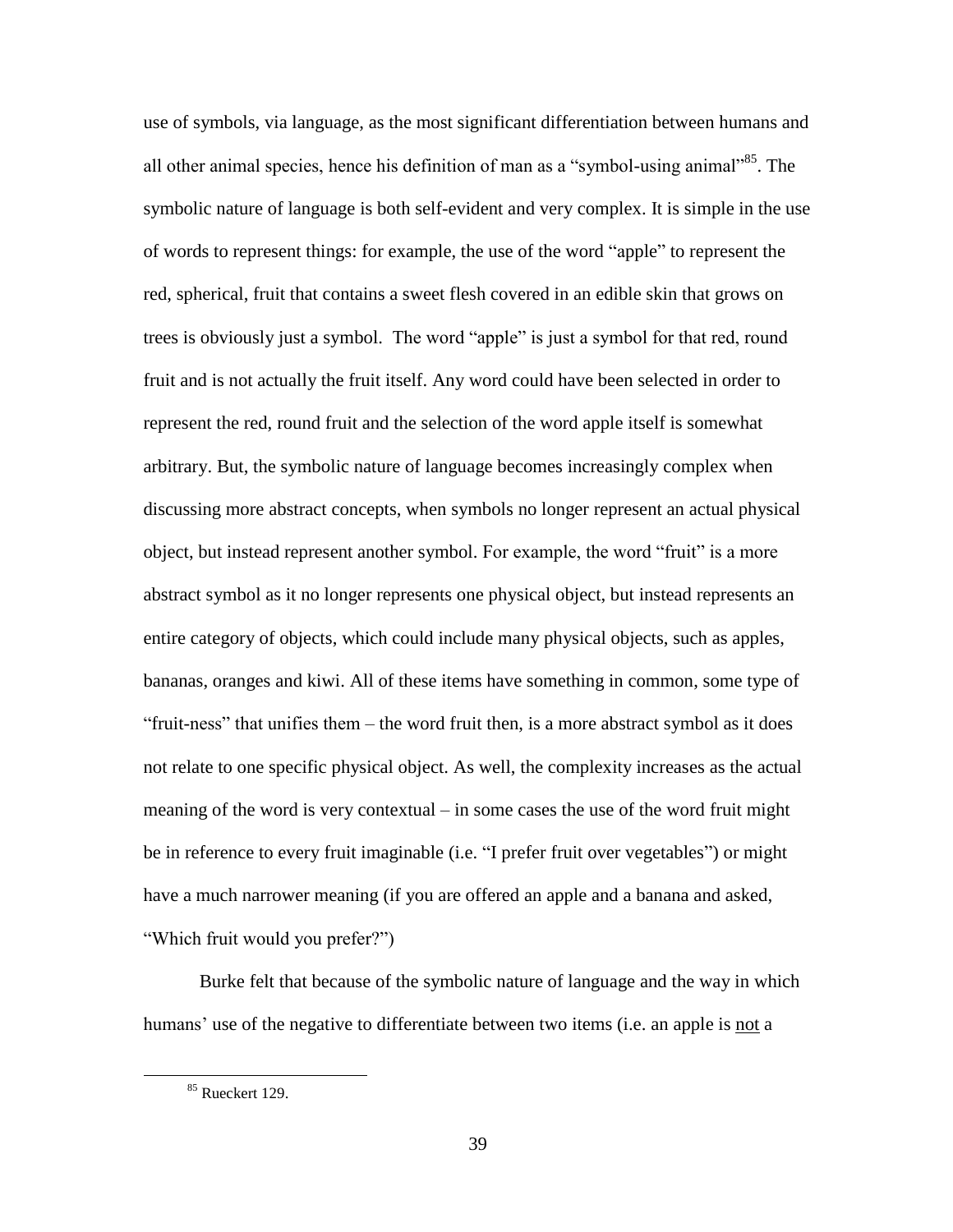use of symbols, via language, as the most significant differentiation between humans and all other animal species, hence his definition of man as a "symbol-using animal"[85]. The symbolic nature of language is both self-evident and very complex. It is simple in the use of words to represent things: for example, the use of the word "apple" to represent the red, spherical, fruit that contains a sweet flesh covered in an edible skin that grows on trees is obviously just a symbol. The word "apple" is just a symbol for that red, round fruit and is not actually the fruit itself. Any word could have been selected in order to represent the red, round fruit and the selection of the word apple itself is somewhat arbitrary. But, the symbolic nature of language becomes increasingly complex when discussing more abstract concepts, when symbols no longer represent an actual physical object, but instead represent another symbol. For example, the word "fruit" is a more abstract symbol as it no longer represents one physical object, but instead represents an entire category of objects, which could include many physical objects, such as apples, bananas, oranges and kiwi. All of these items have something in common, some type of "fruit-ness" that unifies them – the word fruit then, is a more abstract symbol as it does not relate to one specific physical object. As well, the complexity increases as the actual meaning of the word is very contextual – in some cases the use of the word fruit might be in reference to every fruit imaginable (i.e. "I prefer fruit over vegetables") or might have a much narrower meaning (if you are offered an apple and a banana and asked, "Which fruit would you prefer?")

Burke felt that because of the symbolic nature of language and the way in which humans' use of the negative to differentiate between two items (i.e. an apple is <u>not</u> a

---

[85] Rueckert 129.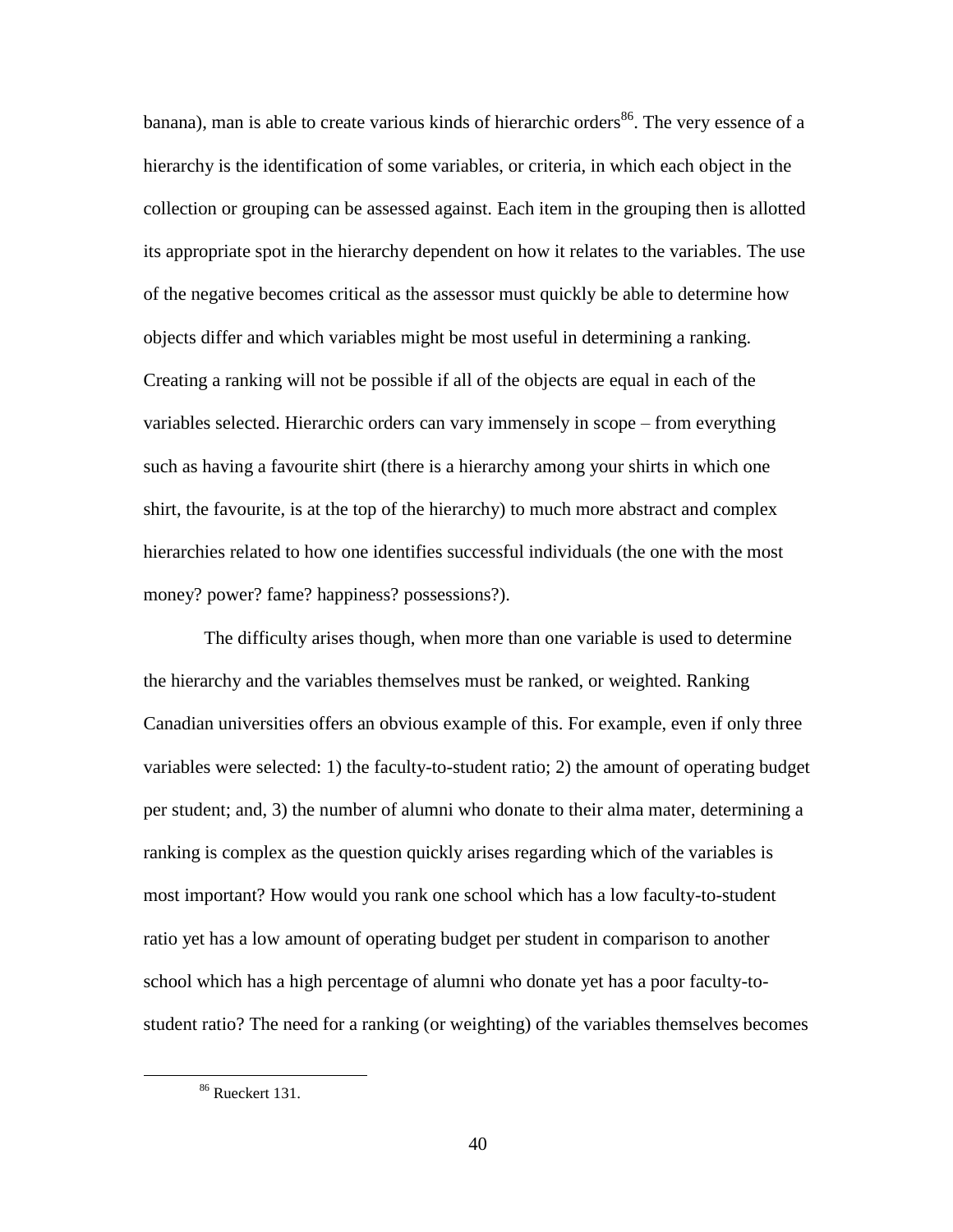banana), man is able to create various kinds of hierarchic orders[86]. The very essence of a hierarchy is the identification of some variables, or criteria, in which each object in the collection or grouping can be assessed against. Each item in the grouping then is allotted its appropriate spot in the hierarchy dependent on how it relates to the variables. The use of the negative becomes critical as the assessor must quickly be able to determine how objects differ and which variables might be most useful in determining a ranking. Creating a ranking will not be possible if all of the objects are equal in each of the variables selected. Hierarchic orders can vary immensely in scope – from everything such as having a favourite shirt (there is a hierarchy among your shirts in which one shirt, the favourite, is at the top of the hierarchy) to much more abstract and complex hierarchies related to how one identifies successful individuals (the one with the most money? power? fame? happiness? possessions?).

The difficulty arises though, when more than one variable is used to determine the hierarchy and the variables themselves must be ranked, or weighted. Ranking Canadian universities offers an obvious example of this. For example, even if only three variables were selected: 1) the faculty-to-student ratio; 2) the amount of operating budget per student; and, 3) the number of alumni who donate to their alma mater, determining a ranking is complex as the question quickly arises regarding which of the variables is most important? How would you rank one school which has a low faculty-to-student ratio yet has a low amount of operating budget per student in comparison to another school which has a high percentage of alumni who donate yet has a poor faculty-to-student ratio? The need for a ranking (or weighting) of the variables themselves becomes

[86] Rueckert 131.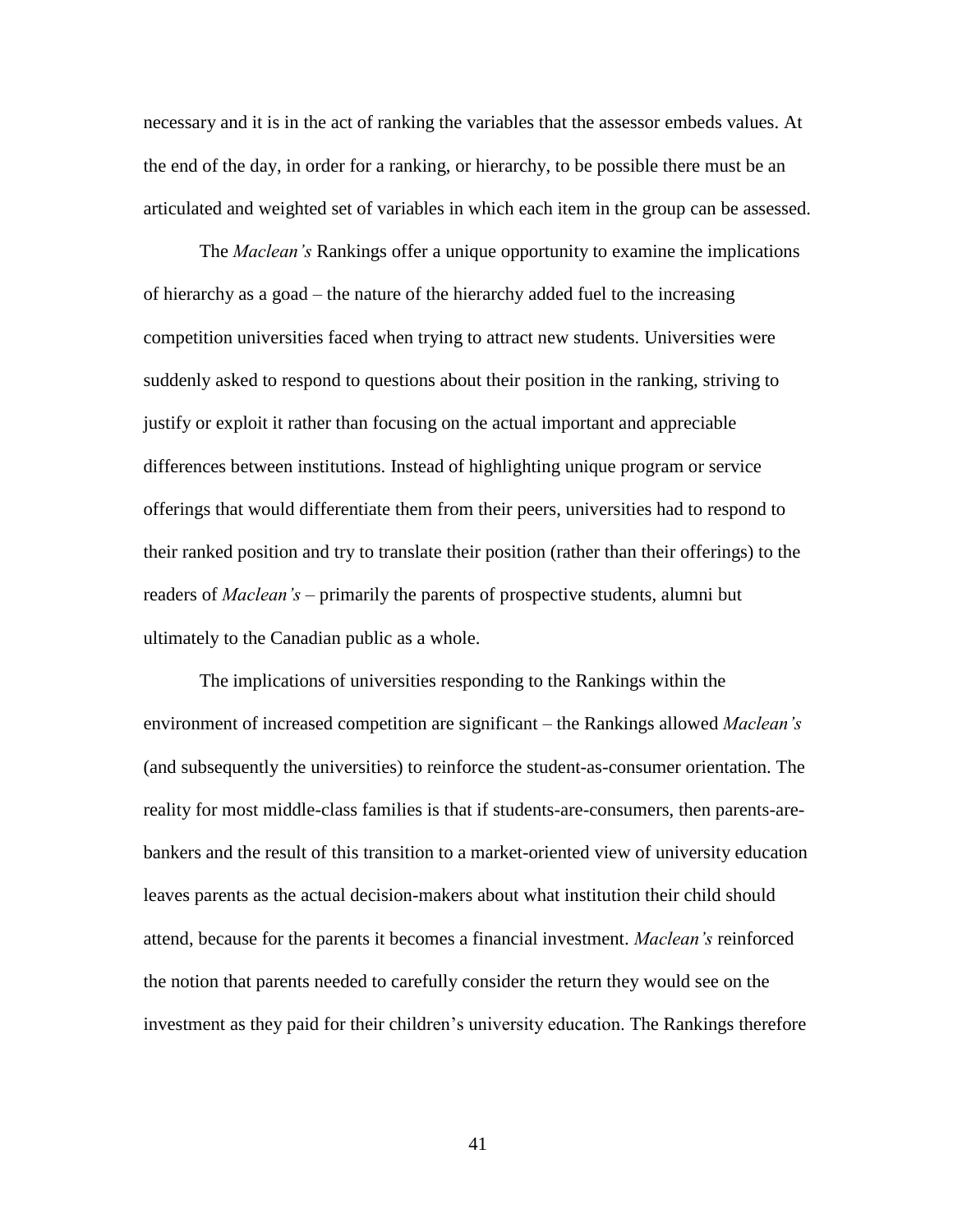necessary and it is in the act of ranking the variables that the assessor embeds values. At the end of the day, in order for a ranking, or hierarchy, to be possible there must be an articulated and weighted set of variables in which each item in the group can be assessed.

The *Maclean's* Rankings offer a unique opportunity to examine the implications of hierarchy as a goad – the nature of the hierarchy added fuel to the increasing competition universities faced when trying to attract new students. Universities were suddenly asked to respond to questions about their position in the ranking, striving to justify or exploit it rather than focusing on the actual important and appreciable differences between institutions. Instead of highlighting unique program or service offerings that would differentiate them from their peers, universities had to respond to their ranked position and try to translate their position (rather than their offerings) to the readers of *Maclean's* – primarily the parents of prospective students, alumni but ultimately to the Canadian public as a whole.

The implications of universities responding to the Rankings within the environment of increased competition are significant – the Rankings allowed *Maclean's* (and subsequently the universities) to reinforce the student-as-consumer orientation. The reality for most middle-class families is that if students-are-consumers, then parents-are-bankers and the result of this transition to a market-oriented view of university education leaves parents as the actual decision-makers about what institution their child should attend, because for the parents it becomes a financial investment. *Maclean's* reinforced the notion that parents needed to carefully consider the return they would see on the investment as they paid for their children's university education. The Rankings therefore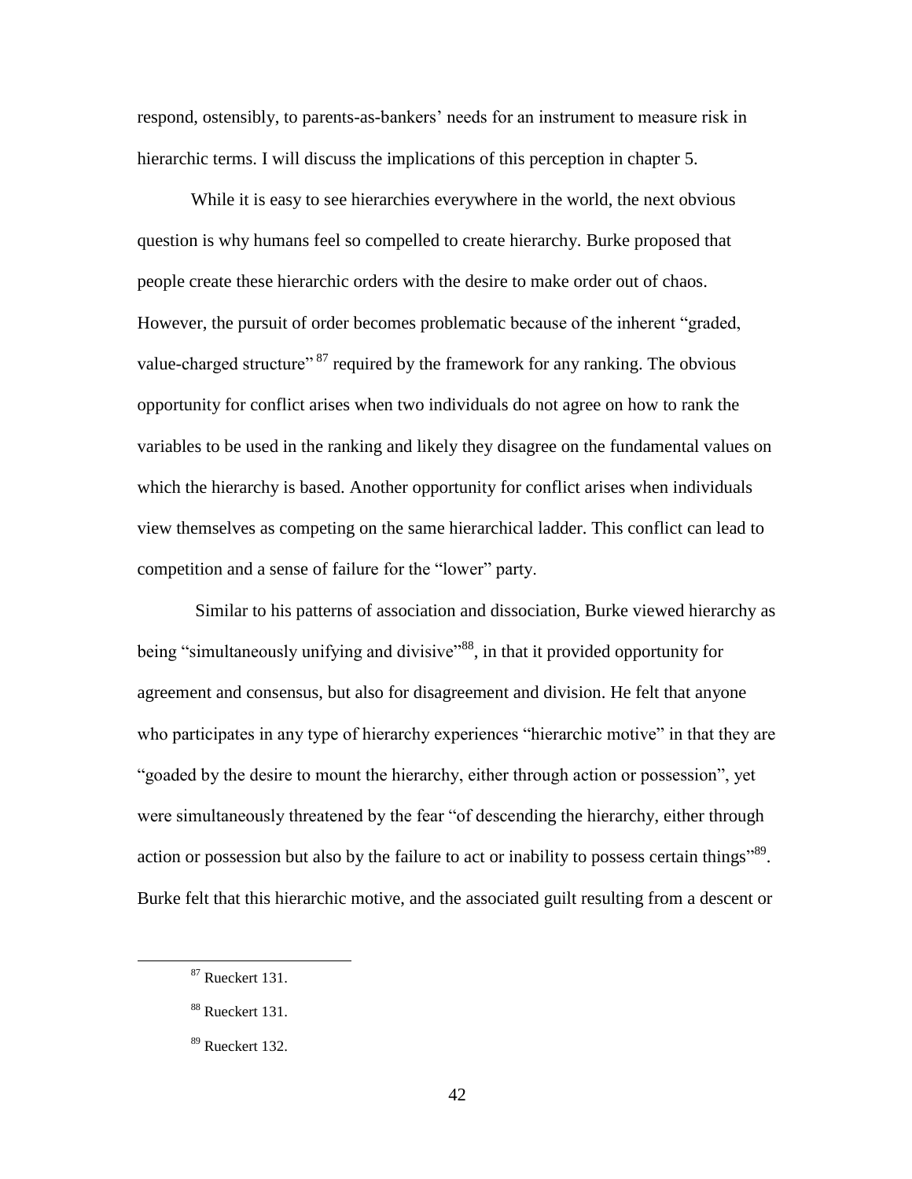respond, ostensibly, to parents-as-bankers' needs for an instrument to measure risk in hierarchic terms. I will discuss the implications of this perception in chapter 5.

While it is easy to see hierarchies everywhere in the world, the next obvious question is why humans feel so compelled to create hierarchy. Burke proposed that people create these hierarchic orders with the desire to make order out of chaos. However, the pursuit of order becomes problematic because of the inherent "graded, value-charged structure" [87] required by the framework for any ranking. The obvious opportunity for conflict arises when two individuals do not agree on how to rank the variables to be used in the ranking and likely they disagree on the fundamental values on which the hierarchy is based. Another opportunity for conflict arises when individuals view themselves as competing on the same hierarchical ladder. This conflict can lead to competition and a sense of failure for the "lower" party.

Similar to his patterns of association and dissociation, Burke viewed hierarchy as being "simultaneously unifying and divisive"[88], in that it provided opportunity for agreement and consensus, but also for disagreement and division. He felt that anyone who participates in any type of hierarchy experiences "hierarchic motive" in that they are "goaded by the desire to mount the hierarchy, either through action or possession", yet were simultaneously threatened by the fear "of descending the hierarchy, either through action or possession but also by the failure to act or inability to possess certain things"[89]. Burke felt that this hierarchic motive, and the associated guilt resulting from a descent or

[87] Rueckert 131.

[88] Rueckert 131.

[89] Rueckert 132.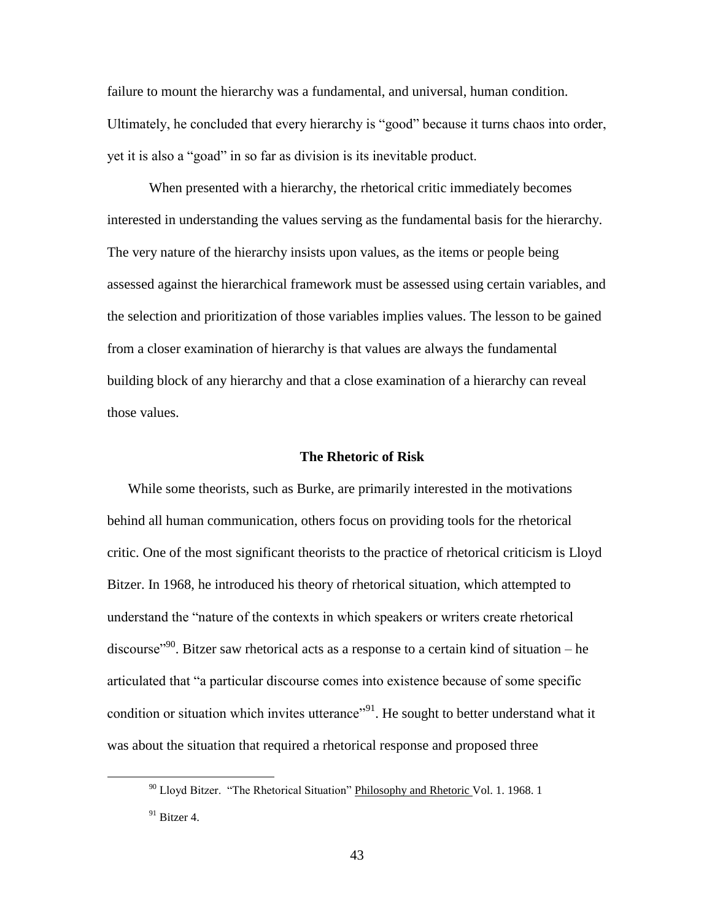failure to mount the hierarchy was a fundamental, and universal, human condition. Ultimately, he concluded that every hierarchy is "good" because it turns chaos into order, yet it is also a "goad" in so far as division is its inevitable product.

When presented with a hierarchy, the rhetorical critic immediately becomes interested in understanding the values serving as the fundamental basis for the hierarchy. The very nature of the hierarchy insists upon values, as the items or people being assessed against the hierarchical framework must be assessed using certain variables, and the selection and prioritization of those variables implies values. The lesson to be gained from a closer examination of hierarchy is that values are always the fundamental building block of any hierarchy and that a close examination of a hierarchy can reveal those values.

## The Rhetoric of Risk

While some theorists, such as Burke, are primarily interested in the motivations behind all human communication, others focus on providing tools for the rhetorical critic. One of the most significant theorists to the practice of rhetorical criticism is Lloyd Bitzer. In 1968, he introduced his theory of rhetorical situation, which attempted to understand the "nature of the contexts in which speakers or writers create rhetorical discourse"[90]. Bitzer saw rhetorical acts as a response to a certain kind of situation – he articulated that "a particular discourse comes into existence because of some specific condition or situation which invites utterance"[91]. He sought to better understand what it was about the situation that required a rhetorical response and proposed three

---

[90] Lloyd Bitzer. "The Rhetorical Situation" Philosophy and Rhetoric Vol. 1. 1968. 1

[91] Bitzer 4.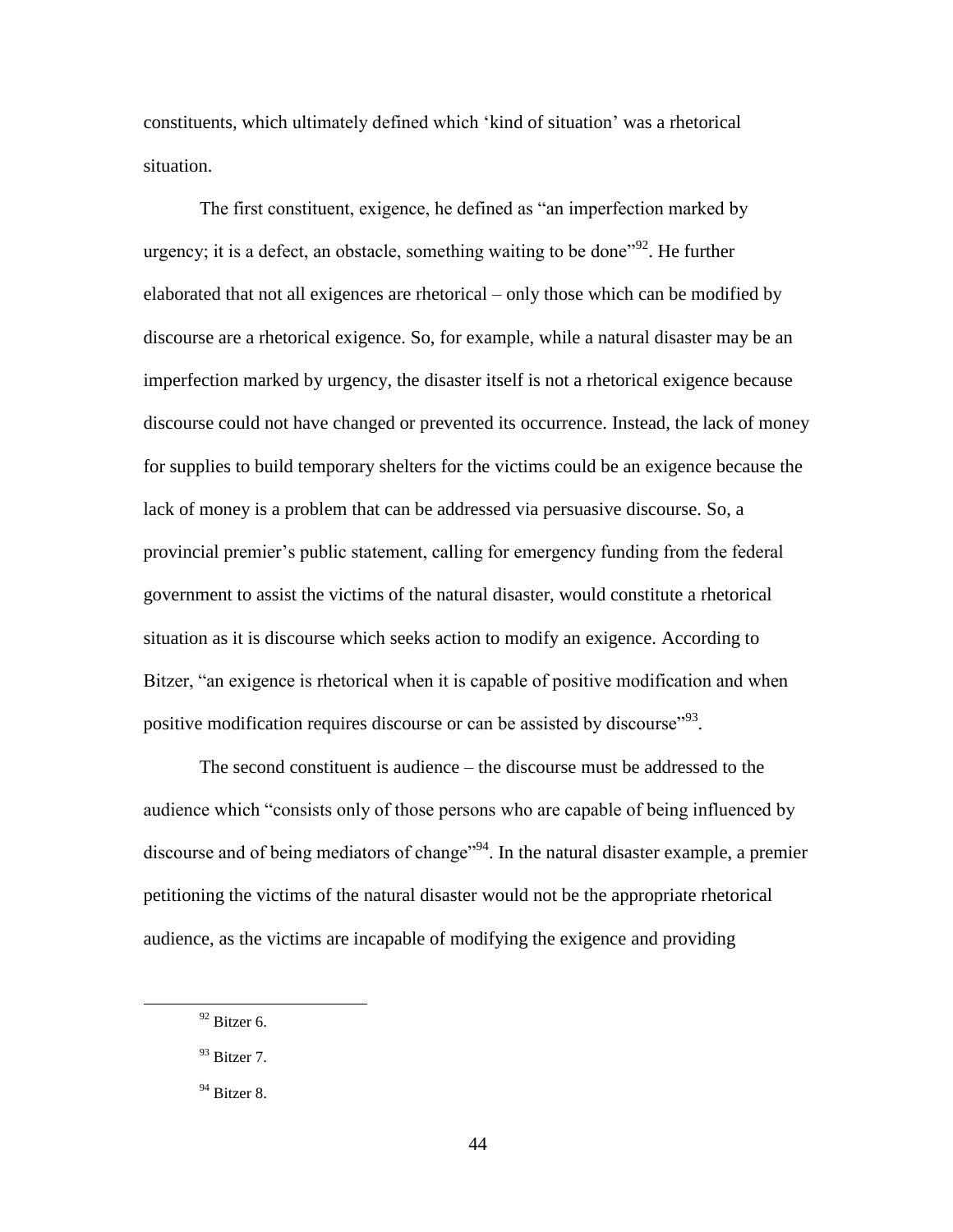constituents, which ultimately defined which 'kind of situation' was a rhetorical situation.

The first constituent, exigence, he defined as "an imperfection marked by urgency; it is a defect, an obstacle, something waiting to be done"[92]. He further elaborated that not all exigences are rhetorical – only those which can be modified by discourse are a rhetorical exigence. So, for example, while a natural disaster may be an imperfection marked by urgency, the disaster itself is not a rhetorical exigence because discourse could not have changed or prevented its occurrence. Instead, the lack of money for supplies to build temporary shelters for the victims could be an exigence because the lack of money is a problem that can be addressed via persuasive discourse. So, a provincial premier's public statement, calling for emergency funding from the federal government to assist the victims of the natural disaster, would constitute a rhetorical situation as it is discourse which seeks action to modify an exigence. According to Bitzer, "an exigence is rhetorical when it is capable of positive modification and when positive modification requires discourse or can be assisted by discourse"[93].

The second constituent is audience – the discourse must be addressed to the audience which "consists only of those persons who are capable of being influenced by discourse and of being mediators of change"[94]. In the natural disaster example, a premier petitioning the victims of the natural disaster would not be the appropriate rhetorical audience, as the victims are incapable of modifying the exigence and providing

---

[92] Bitzer 6.

[93] Bitzer 7.

[94] Bitzer 8.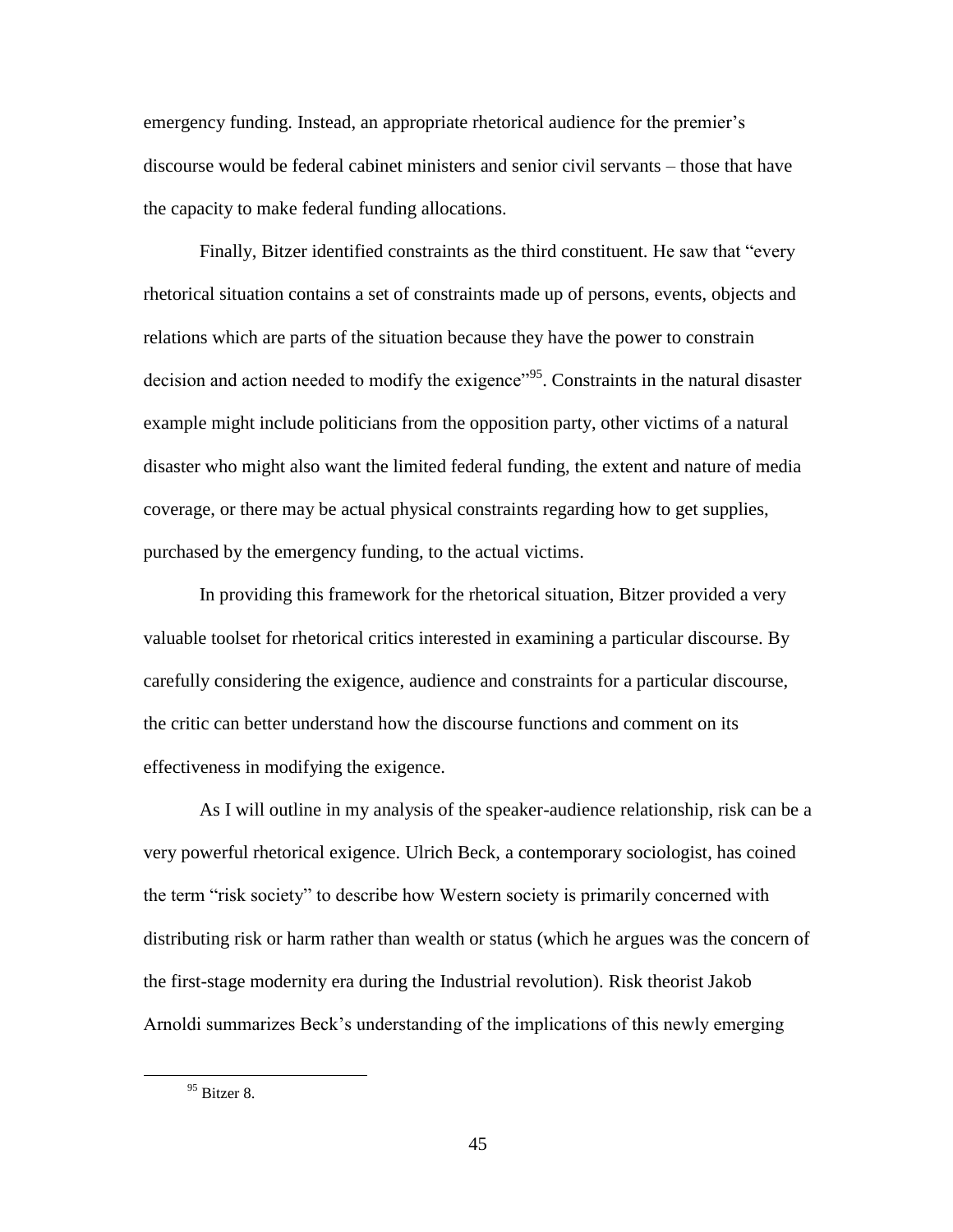emergency funding. Instead, an appropriate rhetorical audience for the premier's discourse would be federal cabinet ministers and senior civil servants – those that have the capacity to make federal funding allocations.

Finally, Bitzer identified constraints as the third constituent. He saw that "every rhetorical situation contains a set of constraints made up of persons, events, objects and relations which are parts of the situation because they have the power to constrain decision and action needed to modify the exigence"[95]. Constraints in the natural disaster example might include politicians from the opposition party, other victims of a natural disaster who might also want the limited federal funding, the extent and nature of media coverage, or there may be actual physical constraints regarding how to get supplies, purchased by the emergency funding, to the actual victims.

In providing this framework for the rhetorical situation, Bitzer provided a very valuable toolset for rhetorical critics interested in examining a particular discourse. By carefully considering the exigence, audience and constraints for a particular discourse, the critic can better understand how the discourse functions and comment on its effectiveness in modifying the exigence.

As I will outline in my analysis of the speaker-audience relationship, risk can be a very powerful rhetorical exigence. Ulrich Beck, a contemporary sociologist, has coined the term "risk society" to describe how Western society is primarily concerned with distributing risk or harm rather than wealth or status (which he argues was the concern of the first-stage modernity era during the Industrial revolution). Risk theorist Jakob Arnoldi summarizes Beck's understanding of the implications of this newly emerging

---

[95] Bitzer 8.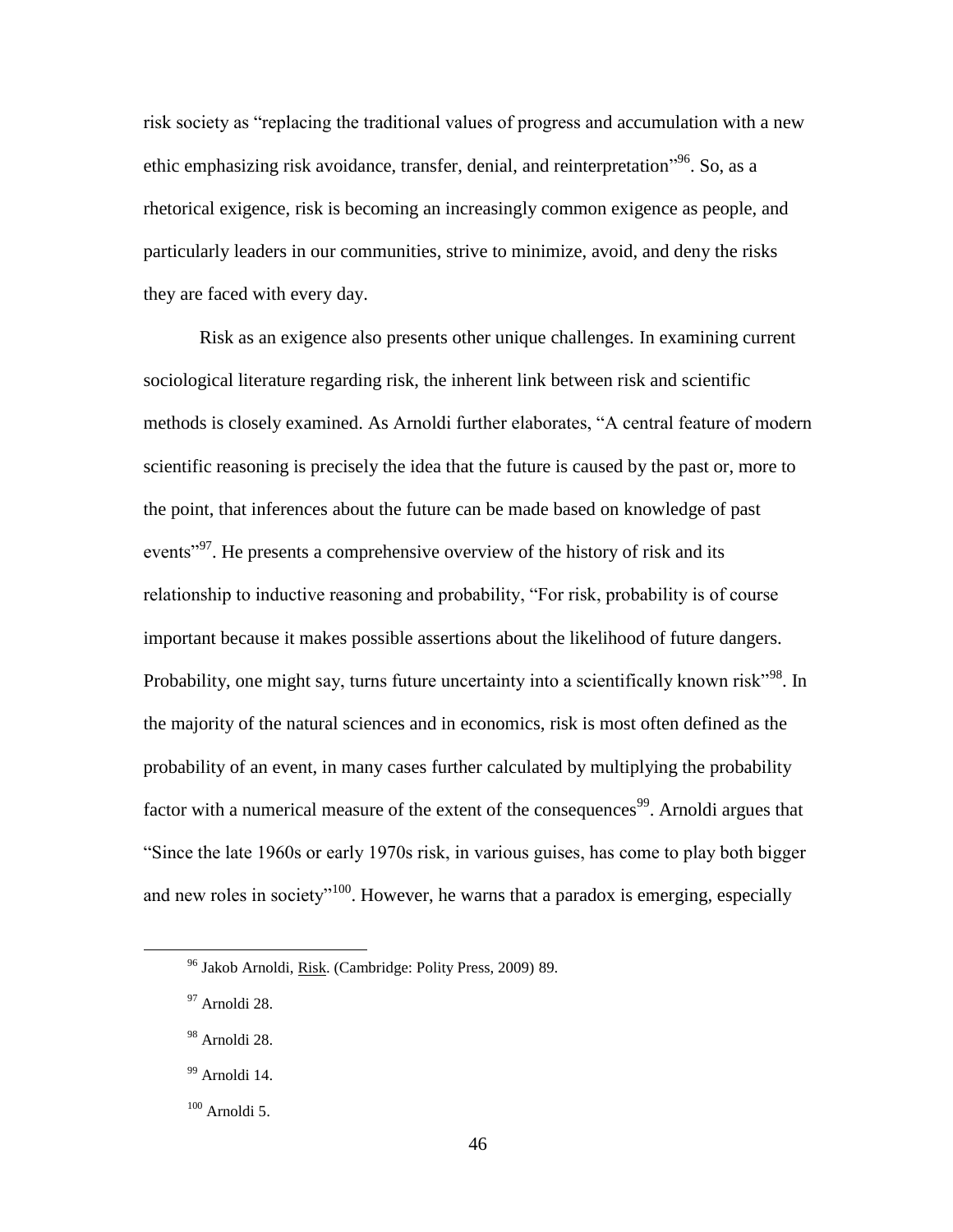risk society as "replacing the traditional values of progress and accumulation with a new ethic emphasizing risk avoidance, transfer, denial, and reinterpretation"[96]. So, as a rhetorical exigence, risk is becoming an increasingly common exigence as people, and particularly leaders in our communities, strive to minimize, avoid, and deny the risks they are faced with every day.

Risk as an exigence also presents other unique challenges. In examining current sociological literature regarding risk, the inherent link between risk and scientific methods is closely examined. As Arnoldi further elaborates, "A central feature of modern scientific reasoning is precisely the idea that the future is caused by the past or, more to the point, that inferences about the future can be made based on knowledge of past events"[97]. He presents a comprehensive overview of the history of risk and its relationship to inductive reasoning and probability, "For risk, probability is of course important because it makes possible assertions about the likelihood of future dangers. Probability, one might say, turns future uncertainty into a scientifically known risk"[98]. In the majority of the natural sciences and in economics, risk is most often defined as the probability of an event, in many cases further calculated by multiplying the probability factor with a numerical measure of the extent of the consequences[99]. Arnoldi argues that "Since the late 1960s or early 1970s risk, in various guises, has come to play both bigger and new roles in society"[100]. However, he warns that a paradox is emerging, especially

[96] Jakob Arnoldi, Risk. (Cambridge: Polity Press, 2009) 89.

[97] Arnoldi 28.

[98] Arnoldi 28.

[99] Arnoldi 14.

[100] Arnoldi 5.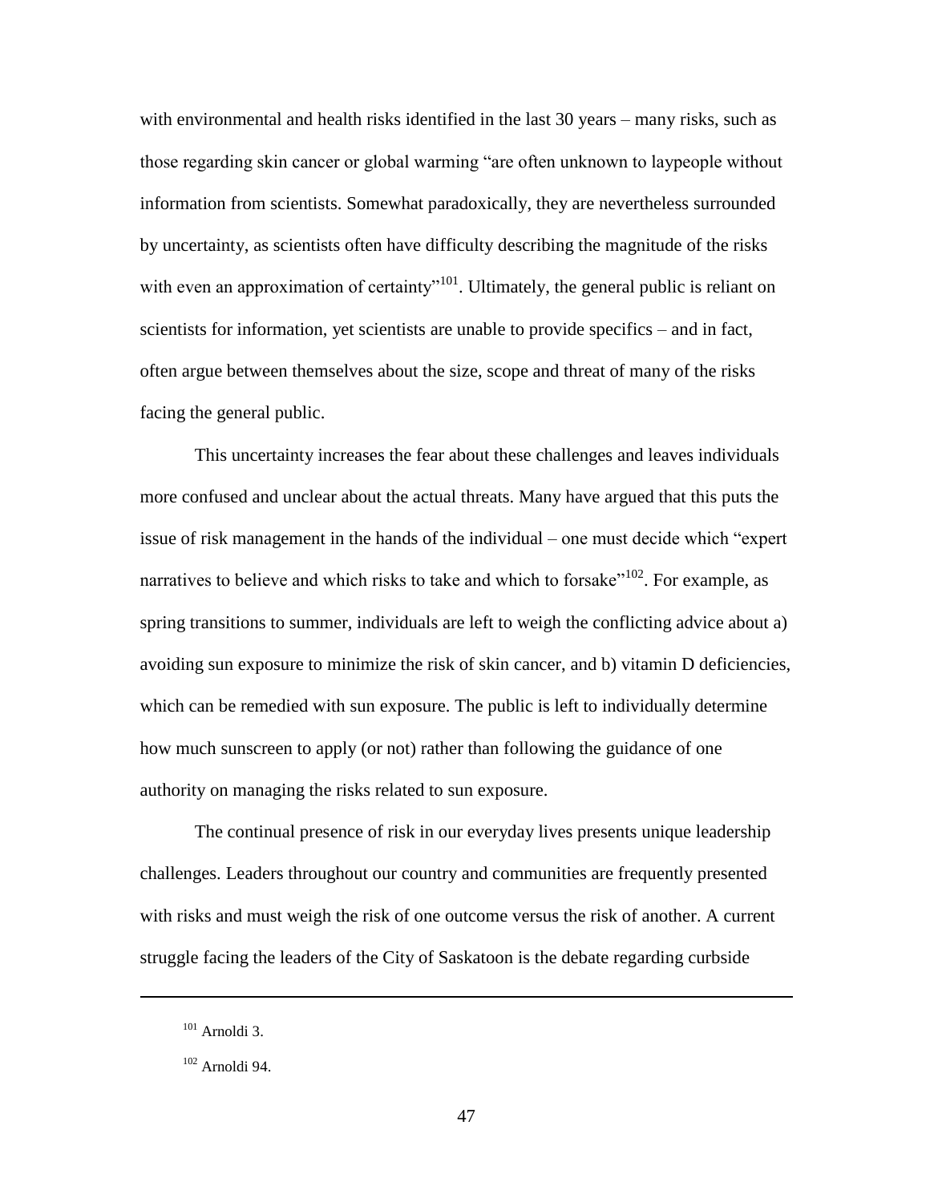with environmental and health risks identified in the last 30 years – many risks, such as those regarding skin cancer or global warming "are often unknown to laypeople without information from scientists. Somewhat paradoxically, they are nevertheless surrounded by uncertainty, as scientists often have difficulty describing the magnitude of the risks with even an approximation of certainty"[101]. Ultimately, the general public is reliant on scientists for information, yet scientists are unable to provide specifics – and in fact, often argue between themselves about the size, scope and threat of many of the risks facing the general public.

This uncertainty increases the fear about these challenges and leaves individuals more confused and unclear about the actual threats. Many have argued that this puts the issue of risk management in the hands of the individual – one must decide which "expert narratives to believe and which risks to take and which to forsake"[102]. For example, as spring transitions to summer, individuals are left to weigh the conflicting advice about a) avoiding sun exposure to minimize the risk of skin cancer, and b) vitamin D deficiencies, which can be remedied with sun exposure. The public is left to individually determine how much sunscreen to apply (or not) rather than following the guidance of one authority on managing the risks related to sun exposure.

The continual presence of risk in our everyday lives presents unique leadership challenges. Leaders throughout our country and communities are frequently presented with risks and must weigh the risk of one outcome versus the risk of another. A current struggle facing the leaders of the City of Saskatoon is the debate regarding curbside

---

[101] Arnoldi 3.

[102] Arnoldi 94.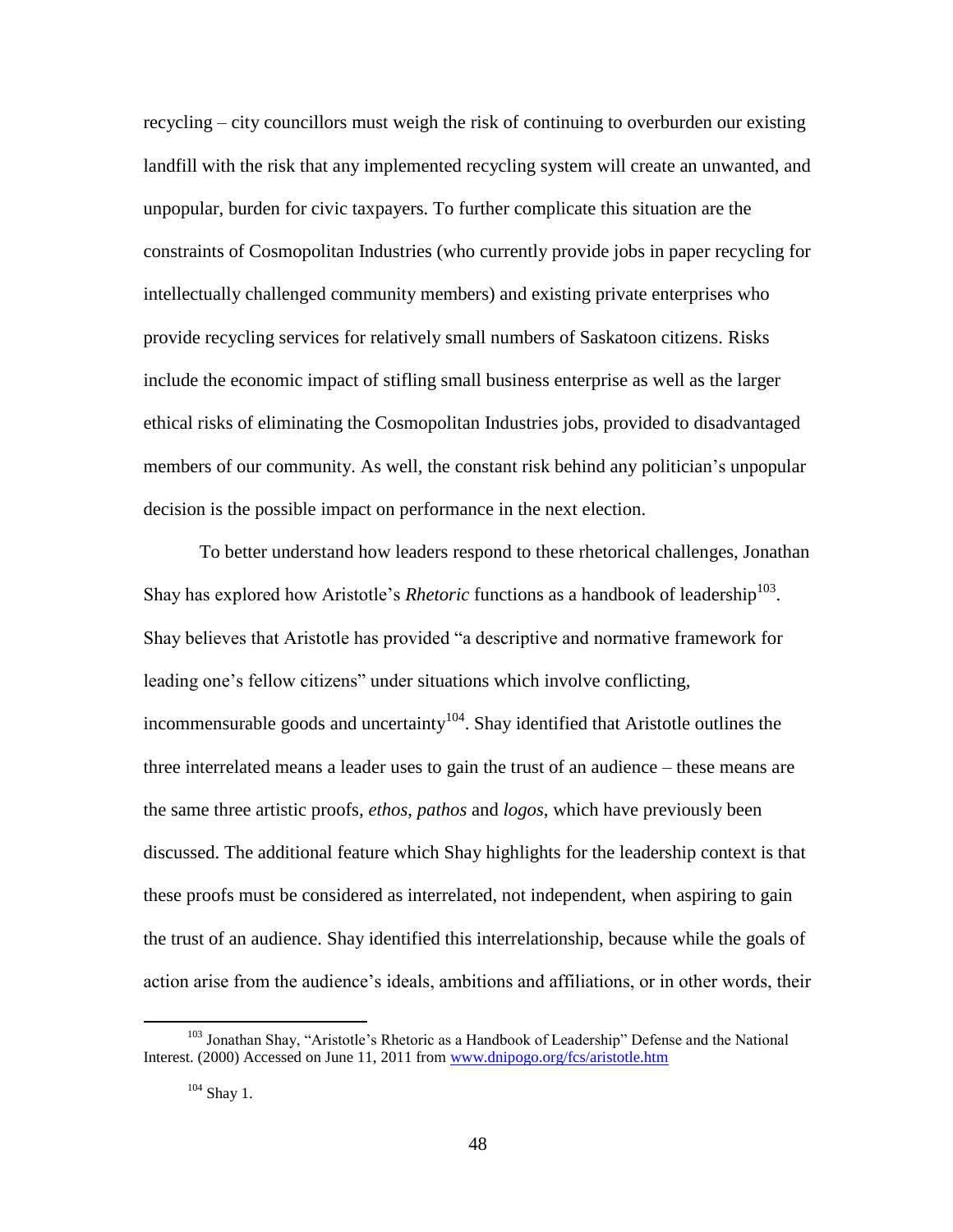recycling – city councillors must weigh the risk of continuing to overburden our existing landfill with the risk that any implemented recycling system will create an unwanted, and unpopular, burden for civic taxpayers. To further complicate this situation are the constraints of Cosmopolitan Industries (who currently provide jobs in paper recycling for intellectually challenged community members) and existing private enterprises who provide recycling services for relatively small numbers of Saskatoon citizens. Risks include the economic impact of stifling small business enterprise as well as the larger ethical risks of eliminating the Cosmopolitan Industries jobs, provided to disadvantaged members of our community. As well, the constant risk behind any politician's unpopular decision is the possible impact on performance in the next election.

To better understand how leaders respond to these rhetorical challenges, Jonathan Shay has explored how Aristotle's *Rhetoric* functions as a handbook of leadership[103]. Shay believes that Aristotle has provided "a descriptive and normative framework for leading one's fellow citizens" under situations which involve conflicting, incommensurable goods and uncertainty[104]. Shay identified that Aristotle outlines the three interrelated means a leader uses to gain the trust of an audience – these means are the same three artistic proofs, *ethos*, *pathos* and *logos*, which have previously been discussed. The additional feature which Shay highlights for the leadership context is that these proofs must be considered as interrelated, not independent, when aspiring to gain the trust of an audience. Shay identified this interrelationship, because while the goals of action arise from the audience's ideals, ambitions and affiliations, or in other words, their

---

[103] Jonathan Shay, "Aristotle's Rhetoric as a Handbook of Leadership" Defense and the National Interest. (2000) Accessed on June 11, 2011 from www.dnipogo.org/fcs/aristotle.htm

[104] Shay 1.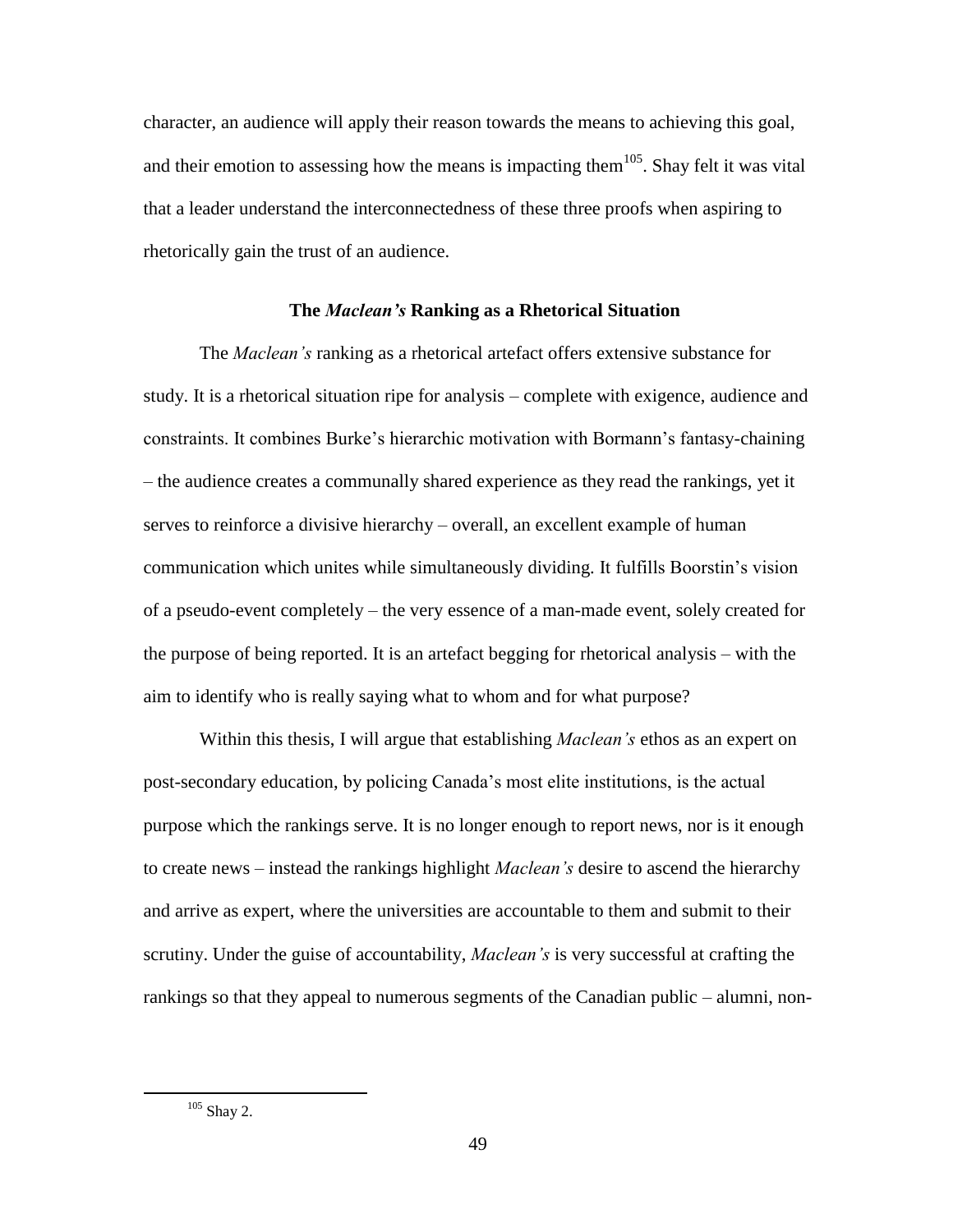character, an audience will apply their reason towards the means to achieving this goal, and their emotion to assessing how the means is impacting them[105]. Shay felt it was vital that a leader understand the interconnectedness of these three proofs when aspiring to rhetorically gain the trust of an audience.

### The *Maclean's* Ranking as a Rhetorical Situation

The *Maclean's* ranking as a rhetorical artefact offers extensive substance for study. It is a rhetorical situation ripe for analysis – complete with exigence, audience and constraints. It combines Burke's hierarchic motivation with Bormann's fantasy-chaining – the audience creates a communally shared experience as they read the rankings, yet it serves to reinforce a divisive hierarchy – overall, an excellent example of human communication which unites while simultaneously dividing. It fulfills Boorstin's vision of a pseudo-event completely – the very essence of a man-made event, solely created for the purpose of being reported. It is an artefact begging for rhetorical analysis – with the aim to identify who is really saying what to whom and for what purpose?

Within this thesis, I will argue that establishing *Maclean's* ethos as an expert on post-secondary education, by policing Canada's most elite institutions, is the actual purpose which the rankings serve. It is no longer enough to report news, nor is it enough to create news – instead the rankings highlight *Maclean's* desire to ascend the hierarchy and arrive as expert, where the universities are accountable to them and submit to their scrutiny. Under the guise of accountability, *Maclean's* is very successful at crafting the rankings so that they appeal to numerous segments of the Canadian public – alumni, non-

---

[105] Shay 2.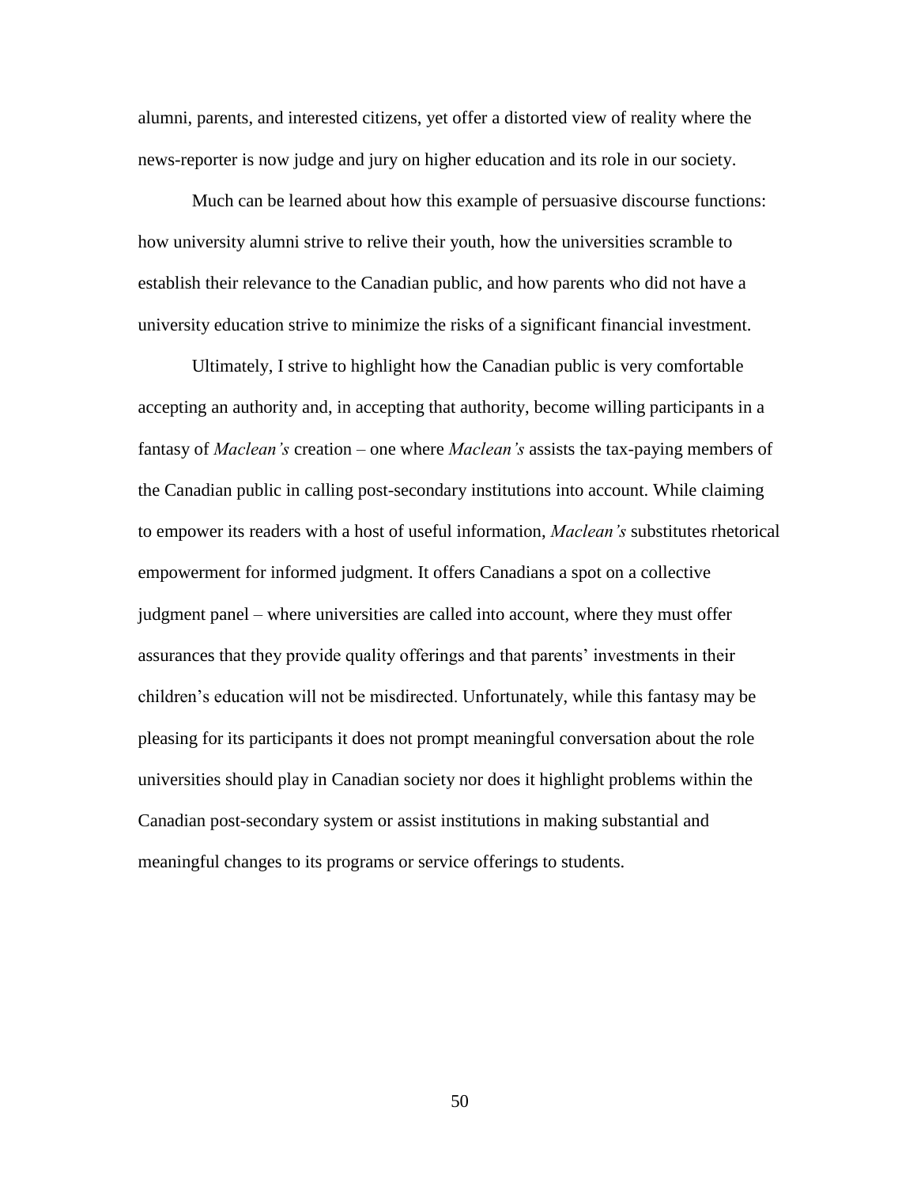alumni, parents, and interested citizens, yet offer a distorted view of reality where the news-reporter is now judge and jury on higher education and its role in our society.

Much can be learned about how this example of persuasive discourse functions: how university alumni strive to relive their youth, how the universities scramble to establish their relevance to the Canadian public, and how parents who did not have a university education strive to minimize the risks of a significant financial investment.

Ultimately, I strive to highlight how the Canadian public is very comfortable accepting an authority and, in accepting that authority, become willing participants in a fantasy of *Maclean's* creation – one where *Maclean's* assists the tax-paying members of the Canadian public in calling post-secondary institutions into account. While claiming to empower its readers with a host of useful information, *Maclean's* substitutes rhetorical empowerment for informed judgment. It offers Canadians a spot on a collective judgment panel – where universities are called into account, where they must offer assurances that they provide quality offerings and that parents' investments in their children's education will not be misdirected. Unfortunately, while this fantasy may be pleasing for its participants it does not prompt meaningful conversation about the role universities should play in Canadian society nor does it highlight problems within the Canadian post-secondary system or assist institutions in making substantial and meaningful changes to its programs or service offerings to students.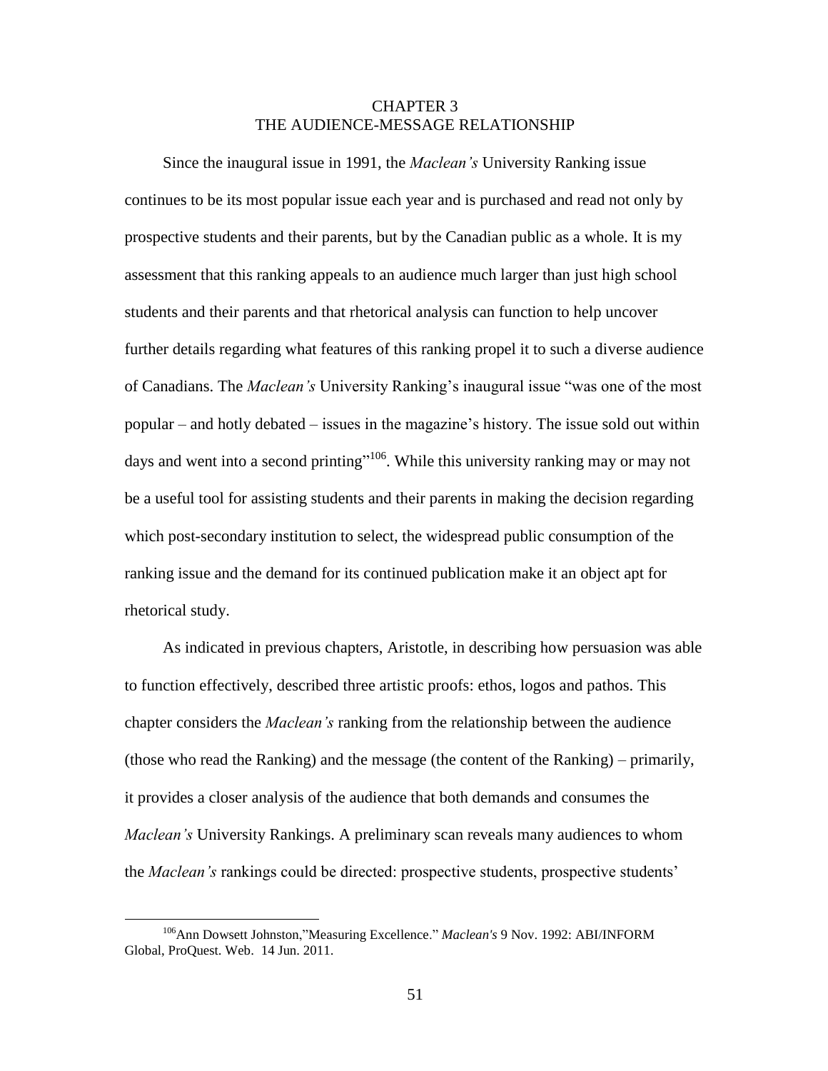# CHAPTER 3
# THE AUDIENCE-MESSAGE RELATIONSHIP

Since the inaugural issue in 1991, the *Maclean's* University Ranking issue continues to be its most popular issue each year and is purchased and read not only by prospective students and their parents, but by the Canadian public as a whole. It is my assessment that this ranking appeals to an audience much larger than just high school students and their parents and that rhetorical analysis can function to help uncover further details regarding what features of this ranking propel it to such a diverse audience of Canadians. The *Maclean's* University Ranking's inaugural issue "was one of the most popular – and hotly debated – issues in the magazine's history. The issue sold out within days and went into a second printing"[106]. While this university ranking may or may not be a useful tool for assisting students and their parents in making the decision regarding which post-secondary institution to select, the widespread public consumption of the ranking issue and the demand for its continued publication make it an object apt for rhetorical study.

As indicated in previous chapters, Aristotle, in describing how persuasion was able to function effectively, described three artistic proofs: ethos, logos and pathos. This chapter considers the *Maclean's* ranking from the relationship between the audience (those who read the Ranking) and the message (the content of the Ranking) – primarily, it provides a closer analysis of the audience that both demands and consumes the *Maclean's* University Rankings. A preliminary scan reveals many audiences to whom the *Maclean's* rankings could be directed: prospective students, prospective students'

[106]Ann Dowsett Johnston,"Measuring Excellence." *Maclean's* 9 Nov. 1992: ABI/INFORM Global, ProQuest. Web. 14 Jun. 2011.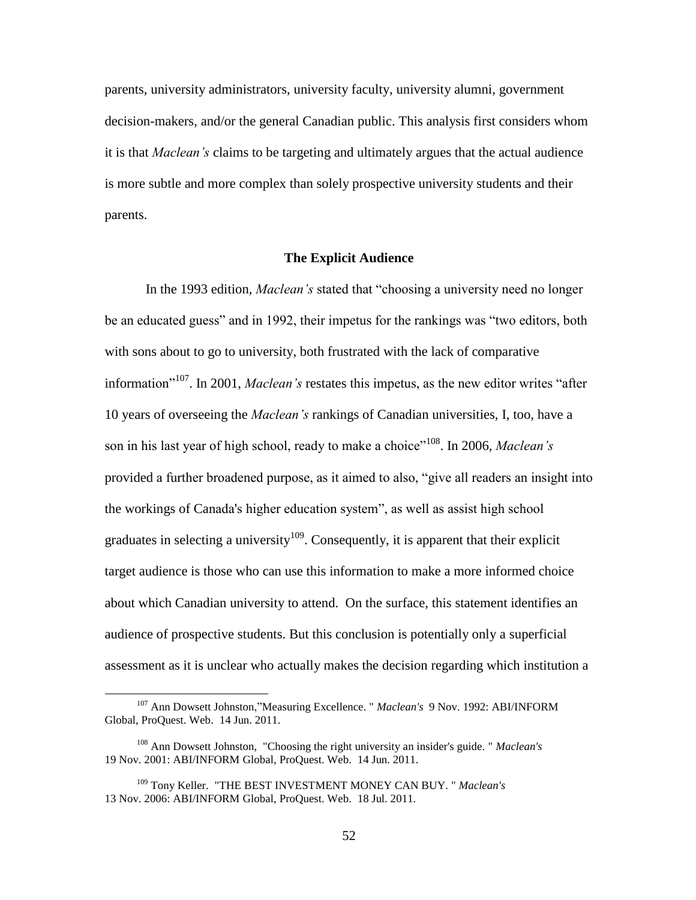parents, university administrators, university faculty, university alumni, government decision-makers, and/or the general Canadian public. This analysis first considers whom it is that *Maclean's* claims to be targeting and ultimately argues that the actual audience is more subtle and more complex than solely prospective university students and their parents.

### The Explicit Audience

In the 1993 edition, *Maclean's* stated that "choosing a university need no longer be an educated guess" and in 1992, their impetus for the rankings was "two editors, both with sons about to go to university, both frustrated with the lack of comparative information"[107]. In 2001, *Maclean's* restates this impetus, as the new editor writes "after 10 years of overseeing the *Maclean's* rankings of Canadian universities, I, too, have a son in his last year of high school, ready to make a choice"[108]. In 2006, *Maclean's* provided a further broadened purpose, as it aimed to also, "give all readers an insight into the workings of Canada's higher education system", as well as assist high school graduates in selecting a university[109]. Consequently, it is apparent that their explicit target audience is those who can use this information to make a more informed choice about which Canadian university to attend. On the surface, this statement identifies an audience of prospective students. But this conclusion is potentially only a superficial assessment as it is unclear who actually makes the decision regarding which institution a

---

[107] Ann Dowsett Johnston,"Measuring Excellence. " *Maclean's* 9 Nov. 1992: ABI/INFORM Global, ProQuest. Web. 14 Jun. 2011.

[108] Ann Dowsett Johnston, "Choosing the right university an insider's guide. " *Maclean's* 19 Nov. 2001: ABI/INFORM Global, ProQuest. Web. 14 Jun. 2011.

[109] Tony Keller. "THE BEST INVESTMENT MONEY CAN BUY. " *Maclean's* 13 Nov. 2006: ABI/INFORM Global, ProQuest. Web. 18 Jul. 2011.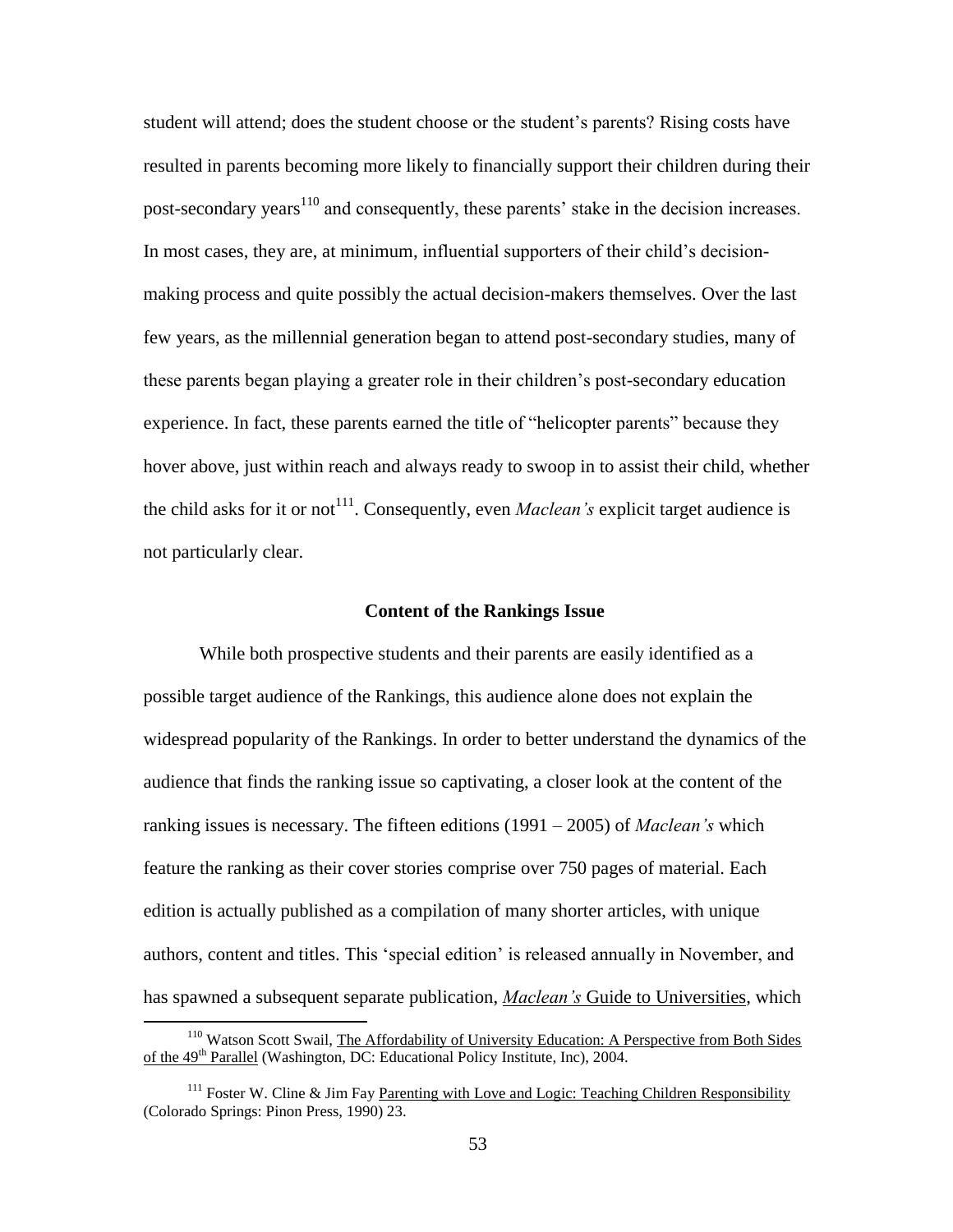student will attend; does the student choose or the student's parents? Rising costs have resulted in parents becoming more likely to financially support their children during their post-secondary years[110] and consequently, these parents' stake in the decision increases. In most cases, they are, at minimum, influential supporters of their child's decision-making process and quite possibly the actual decision-makers themselves. Over the last few years, as the millennial generation began to attend post-secondary studies, many of these parents began playing a greater role in their children's post-secondary education experience. In fact, these parents earned the title of "helicopter parents" because they hover above, just within reach and always ready to swoop in to assist their child, whether the child asks for it or not[111]. Consequently, even *Maclean's* explicit target audience is not particularly clear.

### Content of the Rankings Issue

While both prospective students and their parents are easily identified as a possible target audience of the Rankings, this audience alone does not explain the widespread popularity of the Rankings. In order to better understand the dynamics of the audience that finds the ranking issue so captivating, a closer look at the content of the ranking issues is necessary. The fifteen editions (1991 – 2005) of *Maclean's* which feature the ranking as their cover stories comprise over 750 pages of material. Each edition is actually published as a compilation of many shorter articles, with unique authors, content and titles. This 'special edition' is released annually in November, and has spawned a subsequent separate publication, *Maclean's* Guide to Universities, which

---

[110] Watson Scott Swail, The Affordability of University Education: A Perspective from Both Sides of the 49th Parallel (Washington, DC: Educational Policy Institute, Inc), 2004.

[111] Foster W. Cline & Jim Fay Parenting with Love and Logic: Teaching Children Responsibility (Colorado Springs: Pinon Press, 1990) 23.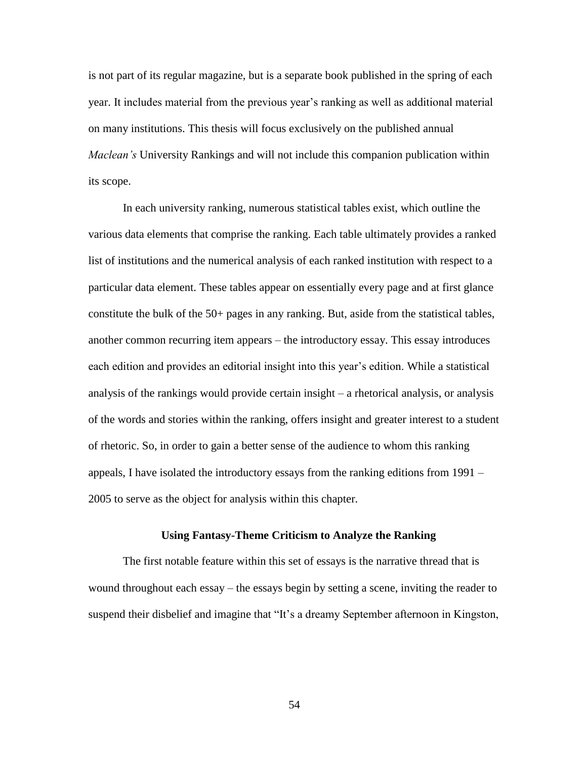is not part of its regular magazine, but is a separate book published in the spring of each year. It includes material from the previous year's ranking as well as additional material on many institutions. This thesis will focus exclusively on the published annual *Maclean's* University Rankings and will not include this companion publication within its scope.

In each university ranking, numerous statistical tables exist, which outline the various data elements that comprise the ranking. Each table ultimately provides a ranked list of institutions and the numerical analysis of each ranked institution with respect to a particular data element. These tables appear on essentially every page and at first glance constitute the bulk of the 50+ pages in any ranking. But, aside from the statistical tables, another common recurring item appears – the introductory essay. This essay introduces each edition and provides an editorial insight into this year's edition. While a statistical analysis of the rankings would provide certain insight – a rhetorical analysis, or analysis of the words and stories within the ranking, offers insight and greater interest to a student of rhetoric. So, in order to gain a better sense of the audience to whom this ranking appeals, I have isolated the introductory essays from the ranking editions from 1991 – 2005 to serve as the object for analysis within this chapter.

**Using Fantasy-Theme Criticism to Analyze the Ranking**

The first notable feature within this set of essays is the narrative thread that is wound throughout each essay – the essays begin by setting a scene, inviting the reader to suspend their disbelief and imagine that "It's a dreamy September afternoon in Kingston,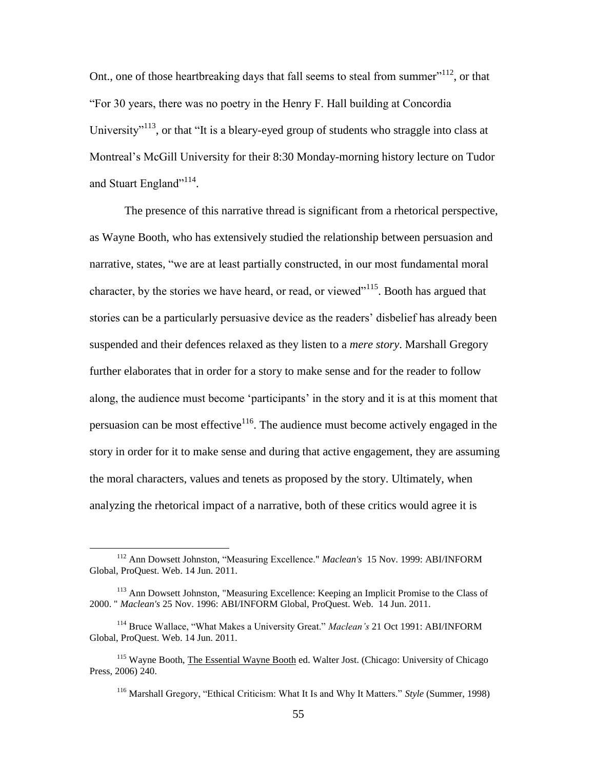Ont., one of those heartbreaking days that fall seems to steal from summer"[112], or that "For 30 years, there was no poetry in the Henry F. Hall building at Concordia University"[113], or that "It is a bleary-eyed group of students who straggle into class at Montreal's McGill University for their 8:30 Monday-morning history lecture on Tudor and Stuart England"[114].

The presence of this narrative thread is significant from a rhetorical perspective, as Wayne Booth, who has extensively studied the relationship between persuasion and narrative, states, "we are at least partially constructed, in our most fundamental moral character, by the stories we have heard, or read, or viewed"[115]. Booth has argued that stories can be a particularly persuasive device as the readers' disbelief has already been suspended and their defences relaxed as they listen to a *mere story*. Marshall Gregory further elaborates that in order for a story to make sense and for the reader to follow along, the audience must become 'participants' in the story and it is at this moment that persuasion can be most effective[116]. The audience must become actively engaged in the story in order for it to make sense and during that active engagement, they are assuming the moral characters, values and tenets as proposed by the story. Ultimately, when analyzing the rhetorical impact of a narrative, both of these critics would agree it is

---

[112] Ann Dowsett Johnston, "Measuring Excellence." *Maclean's* 15 Nov. 1999: ABI/INFORM Global, ProQuest. Web. 14 Jun. 2011.

[113] Ann Dowsett Johnston, "Measuring Excellence: Keeping an Implicit Promise to the Class of 2000. " *Maclean's* 25 Nov. 1996: ABI/INFORM Global, ProQuest. Web. 14 Jun. 2011.

[114] Bruce Wallace, "What Makes a University Great." *Maclean's* 21 Oct 1991: ABI/INFORM Global, ProQuest. Web. 14 Jun. 2011.

[115] Wayne Booth, The Essential Wayne Booth ed. Walter Jost. (Chicago: University of Chicago Press, 2006) 240.

[116] Marshall Gregory, "Ethical Criticism: What It Is and Why It Matters." *Style* (Summer, 1998)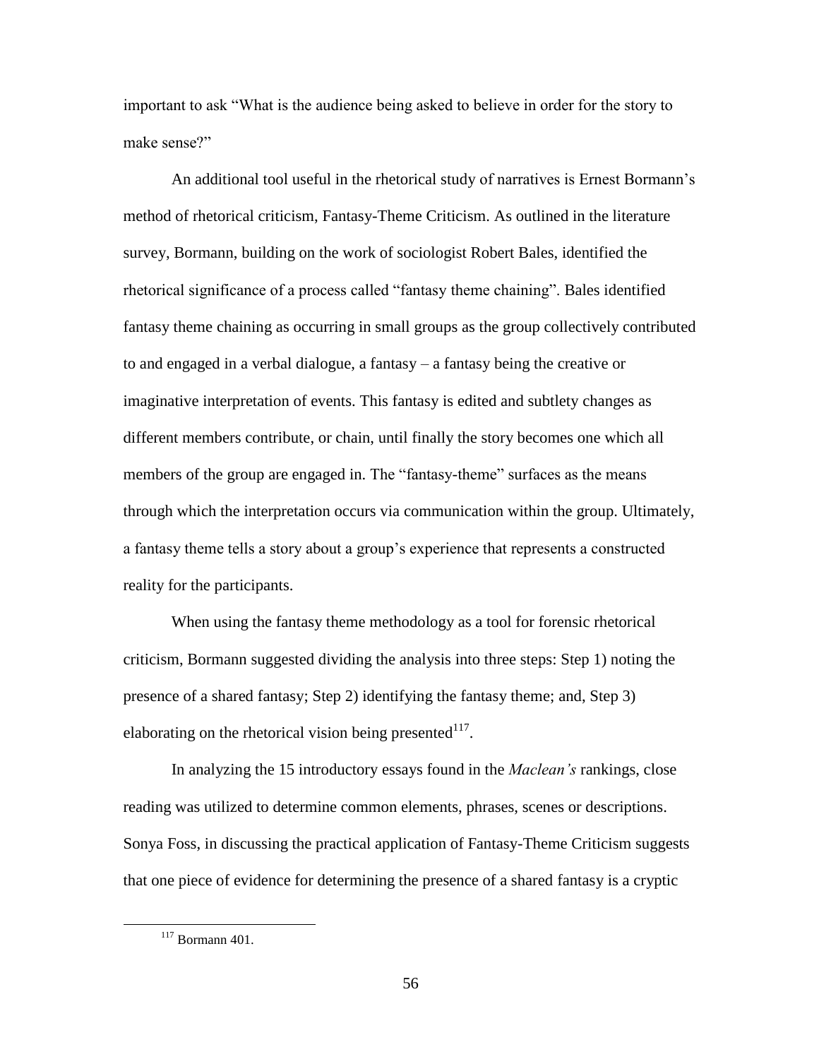important to ask "What is the audience being asked to believe in order for the story to make sense?"

An additional tool useful in the rhetorical study of narratives is Ernest Bormann's method of rhetorical criticism, Fantasy-Theme Criticism. As outlined in the literature survey, Bormann, building on the work of sociologist Robert Bales, identified the rhetorical significance of a process called "fantasy theme chaining". Bales identified fantasy theme chaining as occurring in small groups as the group collectively contributed to and engaged in a verbal dialogue, a fantasy – a fantasy being the creative or imaginative interpretation of events. This fantasy is edited and subtlety changes as different members contribute, or chain, until finally the story becomes one which all members of the group are engaged in. The "fantasy-theme" surfaces as the means through which the interpretation occurs via communication within the group. Ultimately, a fantasy theme tells a story about a group's experience that represents a constructed reality for the participants.

When using the fantasy theme methodology as a tool for forensic rhetorical criticism, Bormann suggested dividing the analysis into three steps: Step 1) noting the presence of a shared fantasy; Step 2) identifying the fantasy theme; and, Step 3) elaborating on the rhetorical vision being presented[117].

In analyzing the 15 introductory essays found in the *Maclean's* rankings, close reading was utilized to determine common elements, phrases, scenes or descriptions. Sonya Foss, in discussing the practical application of Fantasy-Theme Criticism suggests that one piece of evidence for determining the presence of a shared fantasy is a cryptic

[117] Bormann 401.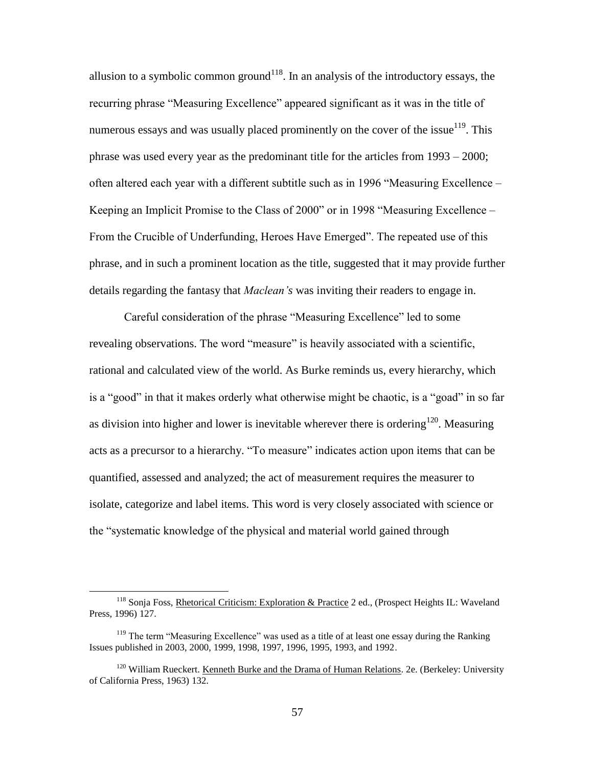allusion to a symbolic common ground[118]. In an analysis of the introductory essays, the recurring phrase "Measuring Excellence" appeared significant as it was in the title of numerous essays and was usually placed prominently on the cover of the issue[119]. This phrase was used every year as the predominant title for the articles from 1993 – 2000; often altered each year with a different subtitle such as in 1996 "Measuring Excellence – Keeping an Implicit Promise to the Class of 2000" or in 1998 "Measuring Excellence – From the Crucible of Underfunding, Heroes Have Emerged". The repeated use of this phrase, and in such a prominent location as the title, suggested that it may provide further details regarding the fantasy that *Maclean's* was inviting their readers to engage in.

Careful consideration of the phrase "Measuring Excellence" led to some revealing observations. The word "measure" is heavily associated with a scientific, rational and calculated view of the world. As Burke reminds us, every hierarchy, which is a "good" in that it makes orderly what otherwise might be chaotic, is a "goad" in so far as division into higher and lower is inevitable wherever there is ordering[120]. Measuring acts as a precursor to a hierarchy. "To measure" indicates action upon items that can be quantified, assessed and analyzed; the act of measurement requires the measurer to isolate, categorize and label items. This word is very closely associated with science or the "systematic knowledge of the physical and material world gained through

---

[118] Sonja Foss, Rhetorical Criticism: Exploration & Practice 2 ed., (Prospect Heights IL: Waveland Press, 1996) 127.

[119] The term "Measuring Excellence" was used as a title of at least one essay during the Ranking Issues published in 2003, 2000, 1999, 1998, 1997, 1996, 1995, 1993, and 1992.

[120] William Rueckert. Kenneth Burke and the Drama of Human Relations. 2e. (Berkeley: University of California Press, 1963) 132.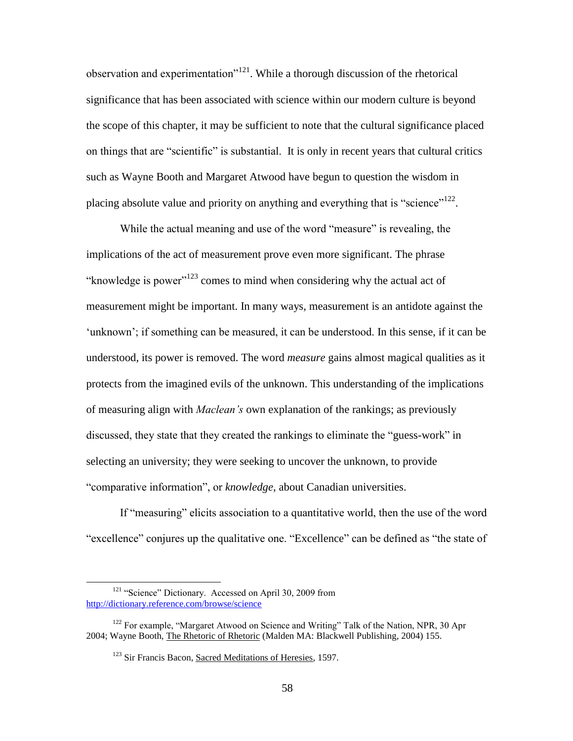observation and experimentation"[121]. While a thorough discussion of the rhetorical significance that has been associated with science within our modern culture is beyond the scope of this chapter, it may be sufficient to note that the cultural significance placed on things that are "scientific" is substantial. It is only in recent years that cultural critics such as Wayne Booth and Margaret Atwood have begun to question the wisdom in placing absolute value and priority on anything and everything that is "science"[122].

While the actual meaning and use of the word "measure" is revealing, the implications of the act of measurement prove even more significant. The phrase "knowledge is power"[123] comes to mind when considering why the actual act of measurement might be important. In many ways, measurement is an antidote against the 'unknown'; if something can be measured, it can be understood. In this sense, if it can be understood, its power is removed. The word *measure* gains almost magical qualities as it protects from the imagined evils of the unknown. This understanding of the implications of measuring align with *Maclean's* own explanation of the rankings; as previously discussed, they state that they created the rankings to eliminate the "guess-work" in selecting an university; they were seeking to uncover the unknown, to provide "comparative information", or *knowledge*, about Canadian universities.

If "measuring" elicits association to a quantitative world, then the use of the word "excellence" conjures up the qualitative one. "Excellence" can be defined as "the state of

---

[121] "Science" Dictionary. Accessed on April 30, 2009 from http://dictionary.reference.com/browse/science

[122] For example, "Margaret Atwood on Science and Writing" Talk of the Nation, NPR, 30 Apr 2004; Wayne Booth, The Rhetoric of Rhetoric (Malden MA: Blackwell Publishing, 2004) 155.

[123] Sir Francis Bacon, Sacred Meditations of Heresies, 1597.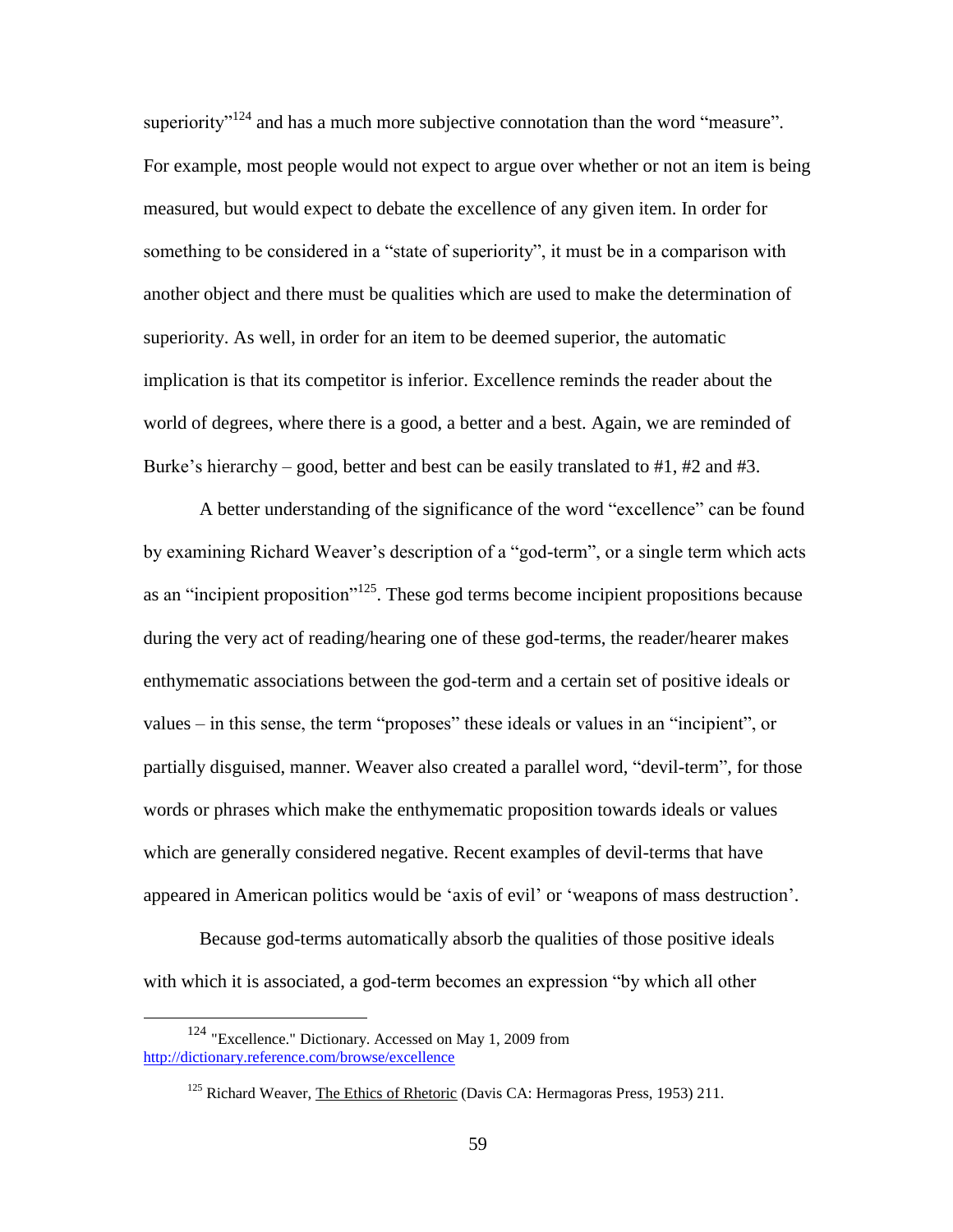superiority"[124] and has a much more subjective connotation than the word "measure". For example, most people would not expect to argue over whether or not an item is being measured, but would expect to debate the excellence of any given item. In order for something to be considered in a "state of superiority", it must be in a comparison with another object and there must be qualities which are used to make the determination of superiority. As well, in order for an item to be deemed superior, the automatic implication is that its competitor is inferior. Excellence reminds the reader about the world of degrees, where there is a good, a better and a best. Again, we are reminded of Burke's hierarchy – good, better and best can be easily translated to #1, #2 and #3.

A better understanding of the significance of the word "excellence" can be found by examining Richard Weaver's description of a "god-term", or a single term which acts as an "incipient proposition"[125]. These god terms become incipient propositions because during the very act of reading/hearing one of these god-terms, the reader/hearer makes enthymematic associations between the god-term and a certain set of positive ideals or values – in this sense, the term "proposes" these ideals or values in an "incipient", or partially disguised, manner. Weaver also created a parallel word, "devil-term", for those words or phrases which make the enthymematic proposition towards ideals or values which are generally considered negative. Recent examples of devil-terms that have appeared in American politics would be 'axis of evil' or 'weapons of mass destruction'.

Because god-terms automatically absorb the qualities of those positive ideals with which it is associated, a god-term becomes an expression "by which all other

---

[124] "Excellence." Dictionary. Accessed on May 1, 2009 from http://dictionary.reference.com/browse/excellence

[125] Richard Weaver, The Ethics of Rhetoric (Davis CA: Hermagoras Press, 1953) 211.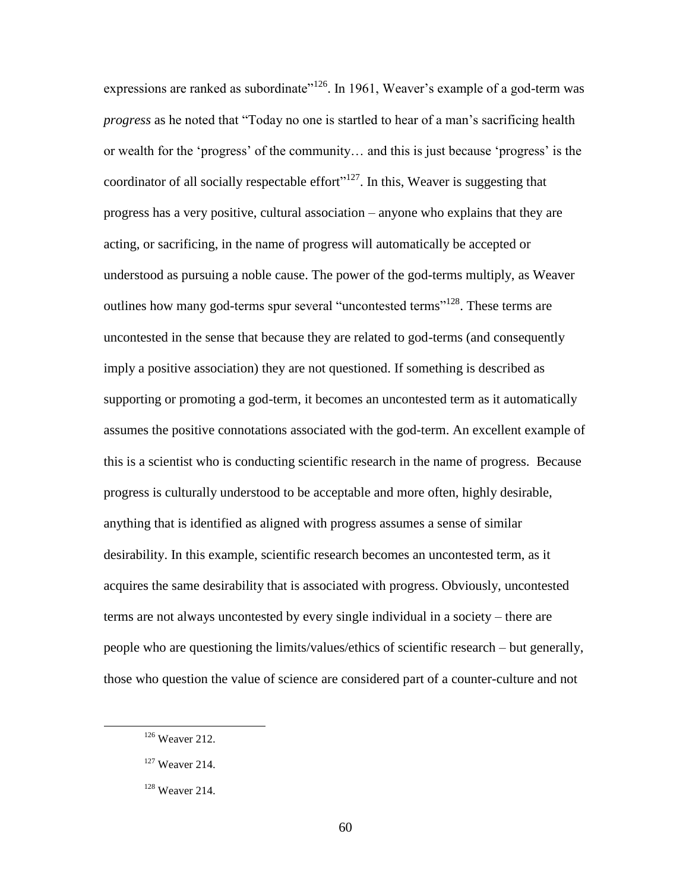expressions are ranked as subordinate"[126]. In 1961, Weaver's example of a god-term was *progress* as he noted that "Today no one is startled to hear of a man's sacrificing health or wealth for the 'progress' of the community… and this is just because 'progress' is the coordinator of all socially respectable effort"[127]. In this, Weaver is suggesting that progress has a very positive, cultural association – anyone who explains that they are acting, or sacrificing, in the name of progress will automatically be accepted or understood as pursuing a noble cause. The power of the god-terms multiply, as Weaver outlines how many god-terms spur several "uncontested terms"[128]. These terms are uncontested in the sense that because they are related to god-terms (and consequently imply a positive association) they are not questioned. If something is described as supporting or promoting a god-term, it becomes an uncontested term as it automatically assumes the positive connotations associated with the god-term. An excellent example of this is a scientist who is conducting scientific research in the name of progress. Because progress is culturally understood to be acceptable and more often, highly desirable, anything that is identified as aligned with progress assumes a sense of similar desirability. In this example, scientific research becomes an uncontested term, as it acquires the same desirability that is associated with progress. Obviously, uncontested terms are not always uncontested by every single individual in a society – there are people who are questioning the limits/values/ethics of scientific research – but generally, those who question the value of science are considered part of a counter-culture and not

---

[126] Weaver 212.

[127] Weaver 214.

[128] Weaver 214.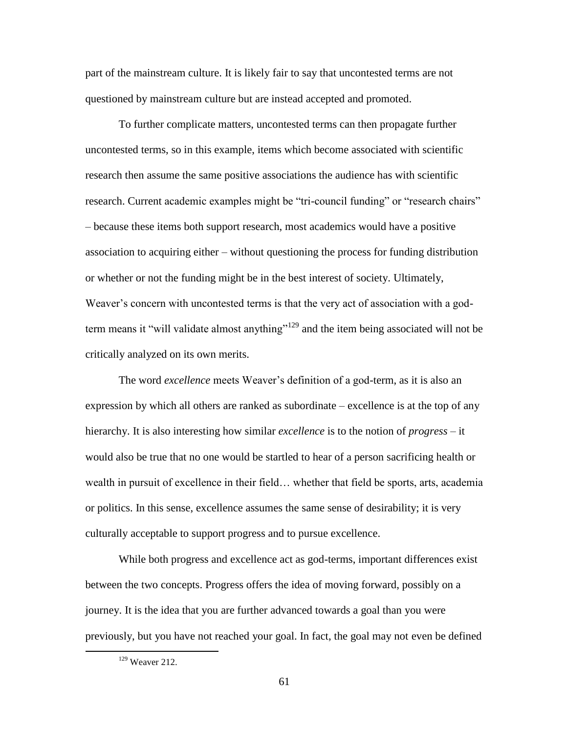part of the mainstream culture. It is likely fair to say that uncontested terms are not questioned by mainstream culture but are instead accepted and promoted.

To further complicate matters, uncontested terms can then propagate further uncontested terms, so in this example, items which become associated with scientific research then assume the same positive associations the audience has with scientific research. Current academic examples might be "tri-council funding" or "research chairs" – because these items both support research, most academics would have a positive association to acquiring either – without questioning the process for funding distribution or whether or not the funding might be in the best interest of society. Ultimately, Weaver's concern with uncontested terms is that the very act of association with a god-term means it "will validate almost anything"[129] and the item being associated will not be critically analyzed on its own merits.

The word *excellence* meets Weaver's definition of a god-term, as it is also an expression by which all others are ranked as subordinate – excellence is at the top of any hierarchy. It is also interesting how similar *excellence* is to the notion of *progress* – it would also be true that no one would be startled to hear of a person sacrificing health or wealth in pursuit of excellence in their field… whether that field be sports, arts, academia or politics. In this sense, excellence assumes the same sense of desirability; it is very culturally acceptable to support progress and to pursue excellence.

While both progress and excellence act as god-terms, important differences exist between the two concepts. Progress offers the idea of moving forward, possibly on a journey. It is the idea that you are further advanced towards a goal than you were previously, but you have not reached your goal. In fact, the goal may not even be defined

[129] Weaver 212.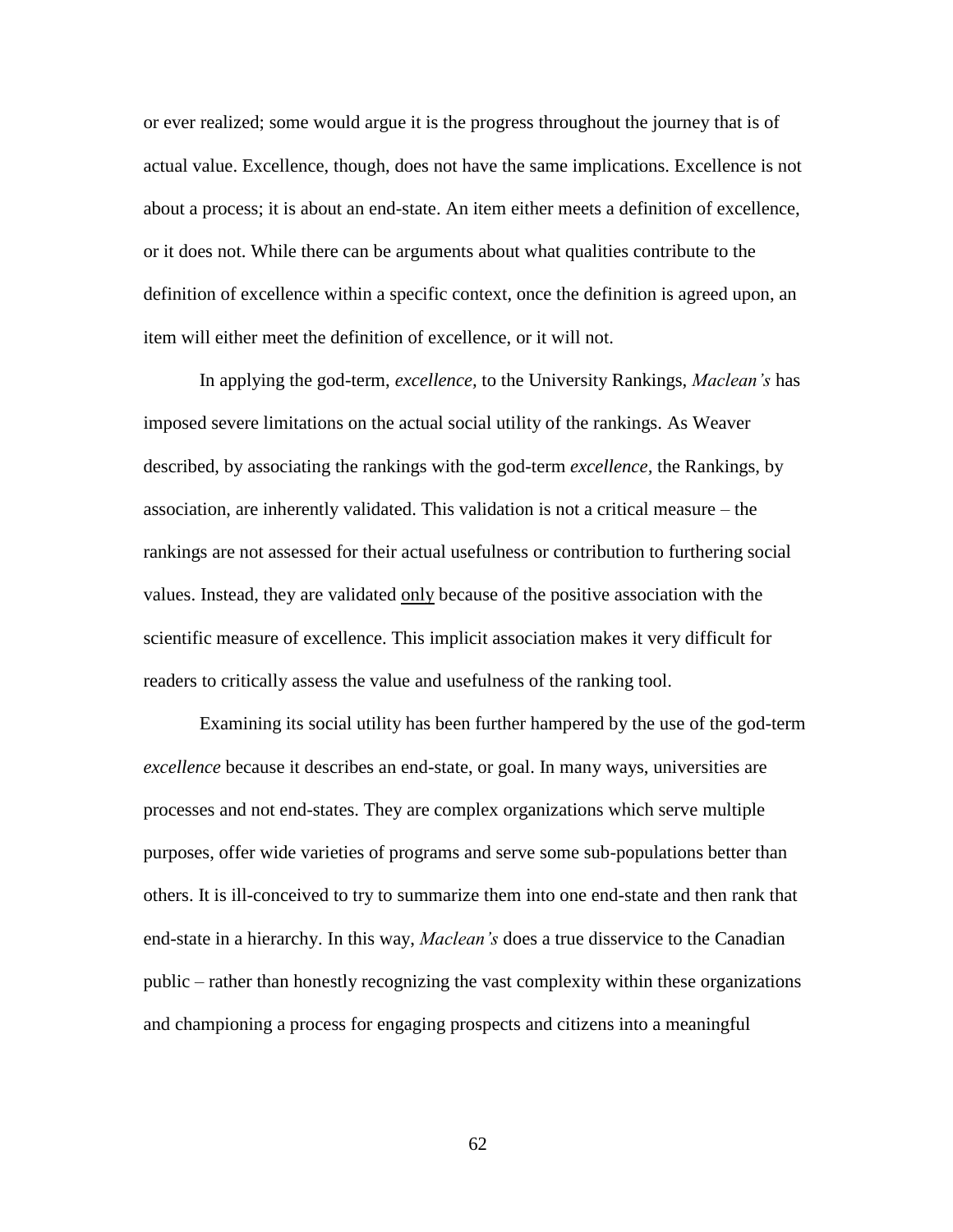or ever realized; some would argue it is the progress throughout the journey that is of actual value. Excellence, though, does not have the same implications. Excellence is not about a process; it is about an end-state. An item either meets a definition of excellence, or it does not. While there can be arguments about what qualities contribute to the definition of excellence within a specific context, once the definition is agreed upon, an item will either meet the definition of excellence, or it will not.

In applying the god-term, *excellence*, to the University Rankings, *Maclean's* has imposed severe limitations on the actual social utility of the rankings. As Weaver described, by associating the rankings with the god-term *excellence*, the Rankings, by association, are inherently validated. This validation is not a critical measure – the rankings are not assessed for their actual usefulness or contribution to furthering social values. Instead, they are validated <u>only</u> because of the positive association with the scientific measure of excellence. This implicit association makes it very difficult for readers to critically assess the value and usefulness of the ranking tool.

Examining its social utility has been further hampered by the use of the god-term *excellence* because it describes an end-state, or goal. In many ways, universities are processes and not end-states. They are complex organizations which serve multiple purposes, offer wide varieties of programs and serve some sub-populations better than others. It is ill-conceived to try to summarize them into one end-state and then rank that end-state in a hierarchy. In this way, *Maclean's* does a true disservice to the Canadian public – rather than honestly recognizing the vast complexity within these organizations and championing a process for engaging prospects and citizens into a meaningful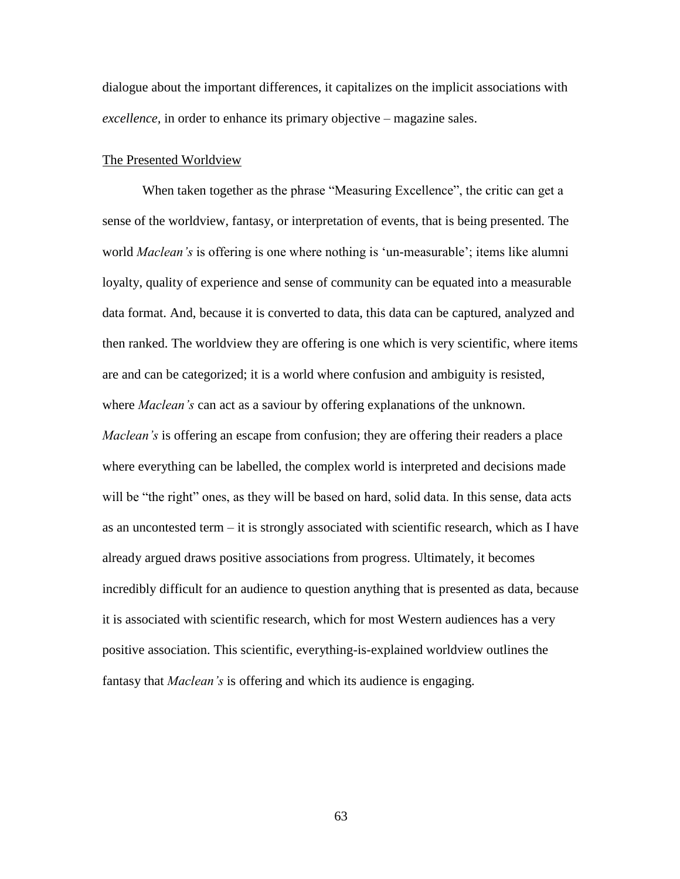dialogue about the important differences, it capitalizes on the implicit associations with *excellence,* in order to enhance its primary objective – magazine sales.

<u>The Presented Worldview</u>

When taken together as the phrase "Measuring Excellence", the critic can get a sense of the worldview, fantasy, or interpretation of events, that is being presented. The world *Maclean's* is offering is one where nothing is 'un-measurable'; items like alumni loyalty, quality of experience and sense of community can be equated into a measurable data format. And, because it is converted to data, this data can be captured, analyzed and then ranked. The worldview they are offering is one which is very scientific, where items are and can be categorized; it is a world where confusion and ambiguity is resisted, where *Maclean's* can act as a saviour by offering explanations of the unknown. *Maclean's* is offering an escape from confusion; they are offering their readers a place where everything can be labelled, the complex world is interpreted and decisions made will be "the right" ones, as they will be based on hard, solid data. In this sense, data acts as an uncontested term – it is strongly associated with scientific research, which as I have already argued draws positive associations from progress. Ultimately, it becomes incredibly difficult for an audience to question anything that is presented as data, because it is associated with scientific research, which for most Western audiences has a very positive association. This scientific, everything-is-explained worldview outlines the fantasy that *Maclean's* is offering and which its audience is engaging.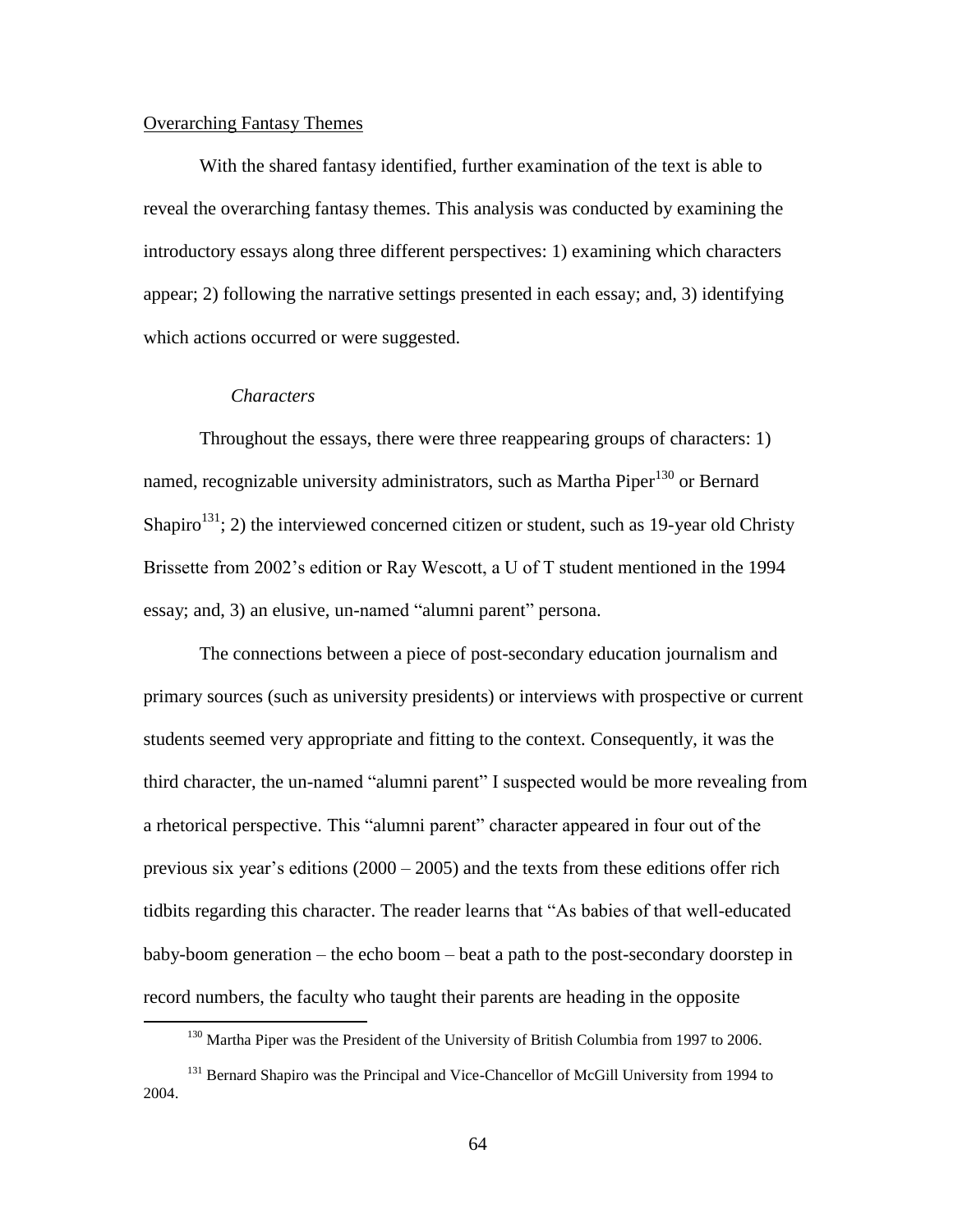Overarching Fantasy Themes

With the shared fantasy identified, further examination of the text is able to reveal the overarching fantasy themes. This analysis was conducted by examining the introductory essays along three different perspectives: 1) examining which characters appear; 2) following the narrative settings presented in each essay; and, 3) identifying which actions occurred or were suggested.

*Characters*

Throughout the essays, there were three reappearing groups of characters: 1) named, recognizable university administrators, such as Martha Piper[130] or Bernard Shapiro[131]; 2) the interviewed concerned citizen or student, such as 19-year old Christy Brissette from 2002's edition or Ray Wescott, a U of T student mentioned in the 1994 essay; and, 3) an elusive, un-named "alumni parent" persona.

The connections between a piece of post-secondary education journalism and primary sources (such as university presidents) or interviews with prospective or current students seemed very appropriate and fitting to the context. Consequently, it was the third character, the un-named "alumni parent" I suspected would be more revealing from a rhetorical perspective. This "alumni parent" character appeared in four out of the previous six year's editions (2000 – 2005) and the texts from these editions offer rich tidbits regarding this character. The reader learns that "As babies of that well-educated baby-boom generation – the echo boom – beat a path to the post-secondary doorstep in record numbers, the faculty who taught their parents are heading in the opposite

[130] Martha Piper was the President of the University of British Columbia from 1997 to 2006.

[131] Bernard Shapiro was the Principal and Vice-Chancellor of McGill University from 1994 to 2004.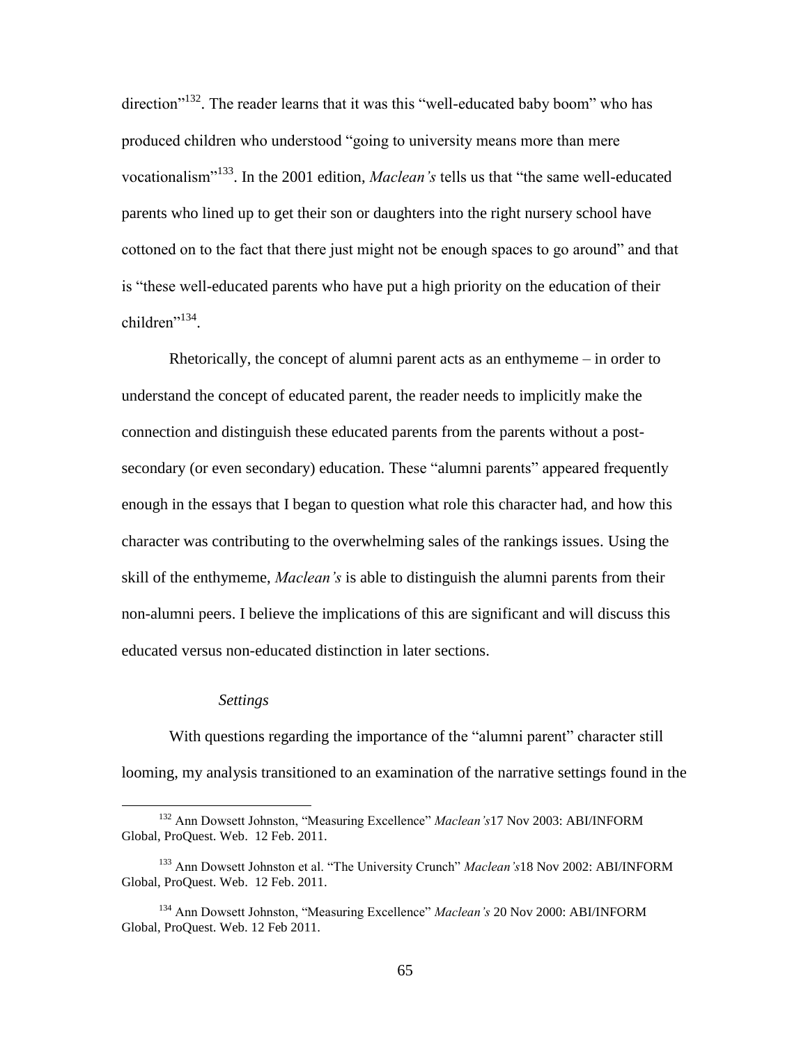direction"[132]. The reader learns that it was this "well-educated baby boom" who has produced children who understood "going to university means more than mere vocationalism"[133]. In the 2001 edition, *Maclean's* tells us that "the same well-educated parents who lined up to get their son or daughters into the right nursery school have cottoned on to the fact that there just might not be enough spaces to go around" and that is "these well-educated parents who have put a high priority on the education of their children"[134].

Rhetorically, the concept of alumni parent acts as an enthymeme – in order to understand the concept of educated parent, the reader needs to implicitly make the connection and distinguish these educated parents from the parents without a post-secondary (or even secondary) education. These "alumni parents" appeared frequently enough in the essays that I began to question what role this character had, and how this character was contributing to the overwhelming sales of the rankings issues. Using the skill of the enthymeme, *Maclean's* is able to distinguish the alumni parents from their non-alumni peers. I believe the implications of this are significant and will discuss this educated versus non-educated distinction in later sections.

### *Settings*

With questions regarding the importance of the "alumni parent" character still looming, my analysis transitioned to an examination of the narrative settings found in the

[132] Ann Dowsett Johnston, "Measuring Excellence" *Maclean's*17 Nov 2003: ABI/INFORM Global, ProQuest. Web. 12 Feb. 2011.

[133] Ann Dowsett Johnston et al. "The University Crunch" *Maclean's*18 Nov 2002: ABI/INFORM Global, ProQuest. Web. 12 Feb. 2011.

[134] Ann Dowsett Johnston, "Measuring Excellence" *Maclean's* 20 Nov 2000: ABI/INFORM Global, ProQuest. Web. 12 Feb 2011.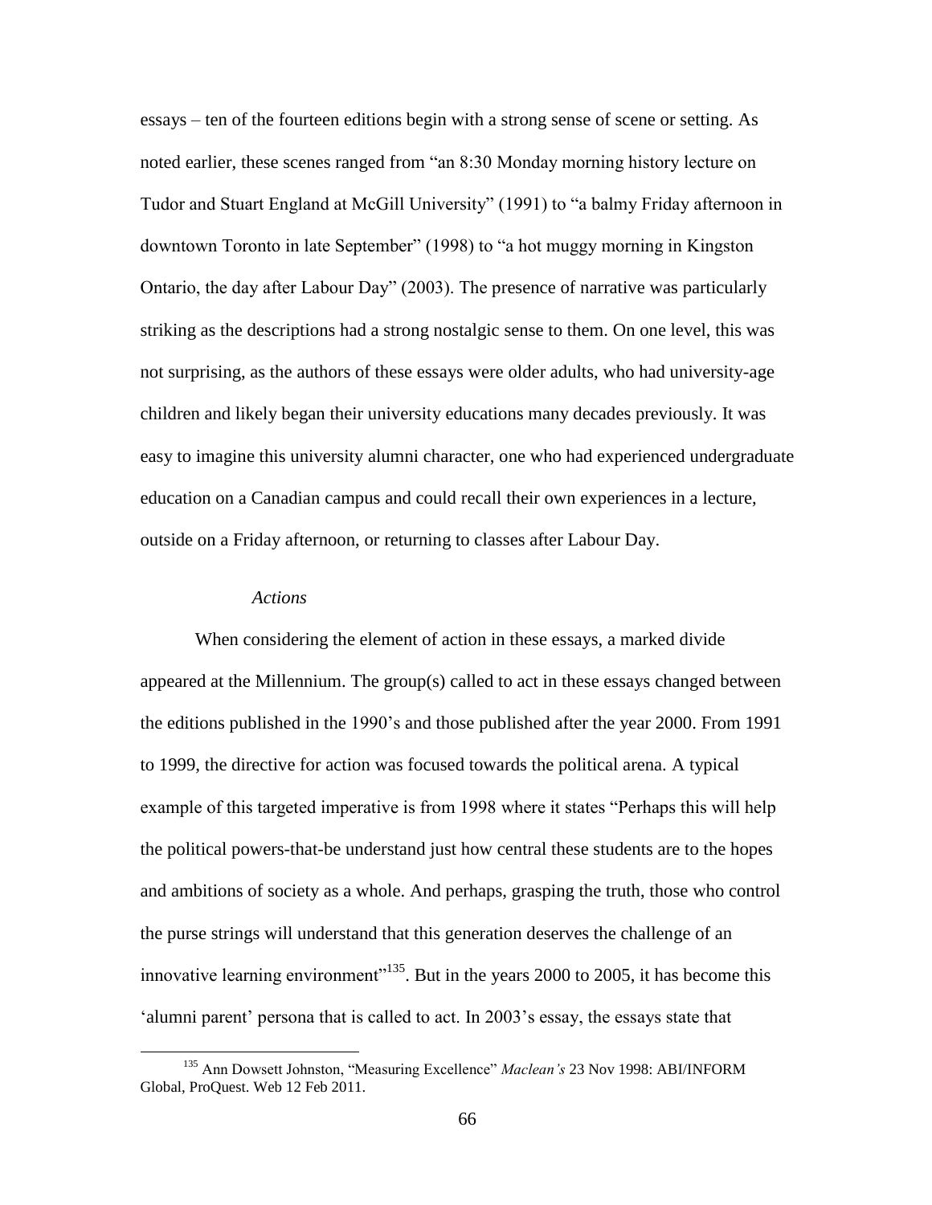essays – ten of the fourteen editions begin with a strong sense of scene or setting. As noted earlier, these scenes ranged from "an 8:30 Monday morning history lecture on Tudor and Stuart England at McGill University" (1991) to "a balmy Friday afternoon in downtown Toronto in late September" (1998) to "a hot muggy morning in Kingston Ontario, the day after Labour Day" (2003). The presence of narrative was particularly striking as the descriptions had a strong nostalgic sense to them. On one level, this was not surprising, as the authors of these essays were older adults, who had university-age children and likely began their university educations many decades previously. It was easy to imagine this university alumni character, one who had experienced undergraduate education on a Canadian campus and could recall their own experiences in a lecture, outside on a Friday afternoon, or returning to classes after Labour Day.

*Actions*

When considering the element of action in these essays, a marked divide appeared at the Millennium. The group(s) called to act in these essays changed between the editions published in the 1990's and those published after the year 2000. From 1991 to 1999, the directive for action was focused towards the political arena. A typical example of this targeted imperative is from 1998 where it states "Perhaps this will help the political powers-that-be understand just how central these students are to the hopes and ambitions of society as a whole. And perhaps, grasping the truth, those who control the purse strings will understand that this generation deserves the challenge of an innovative learning environment"[135]. But in the years 2000 to 2005, it has become this 'alumni parent' persona that is called to act. In 2003's essay, the essays state that

[135] Ann Dowsett Johnston, "Measuring Excellence" *Maclean's* 23 Nov 1998: ABI/INFORM Global, ProQuest. Web 12 Feb 2011.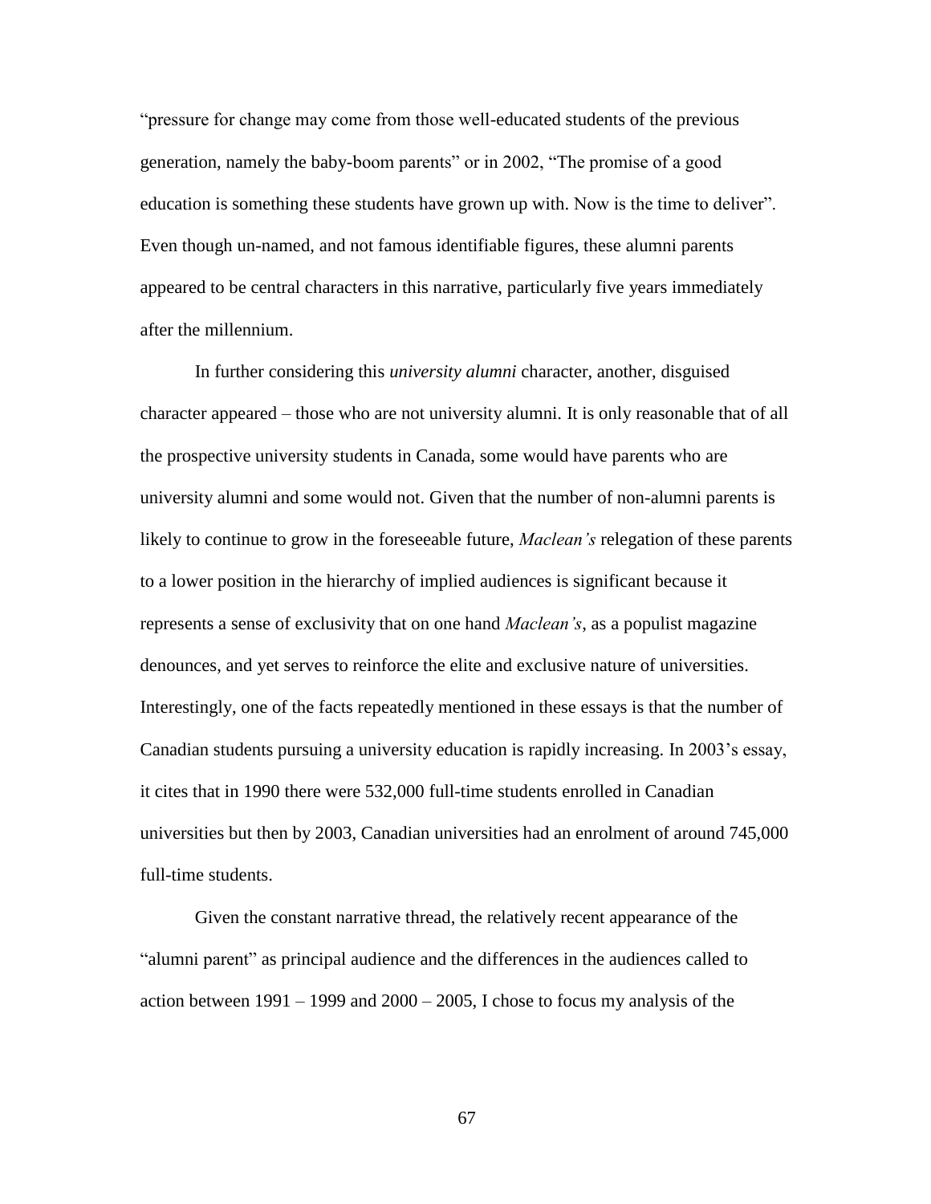"pressure for change may come from those well-educated students of the previous generation, namely the baby-boom parents" or in 2002, "The promise of a good education is something these students have grown up with. Now is the time to deliver". Even though un-named, and not famous identifiable figures, these alumni parents appeared to be central characters in this narrative, particularly five years immediately after the millennium.

In further considering this *university alumni* character, another, disguised character appeared – those who are not university alumni. It is only reasonable that of all the prospective university students in Canada, some would have parents who are university alumni and some would not. Given that the number of non-alumni parents is likely to continue to grow in the foreseeable future, *Maclean's* relegation of these parents to a lower position in the hierarchy of implied audiences is significant because it represents a sense of exclusivity that on one hand *Maclean's*, as a populist magazine denounces, and yet serves to reinforce the elite and exclusive nature of universities. Interestingly, one of the facts repeatedly mentioned in these essays is that the number of Canadian students pursuing a university education is rapidly increasing. In 2003's essay, it cites that in 1990 there were 532,000 full-time students enrolled in Canadian universities but then by 2003, Canadian universities had an enrolment of around 745,000 full-time students.

Given the constant narrative thread, the relatively recent appearance of the "alumni parent" as principal audience and the differences in the audiences called to action between 1991 – 1999 and 2000 – 2005, I chose to focus my analysis of the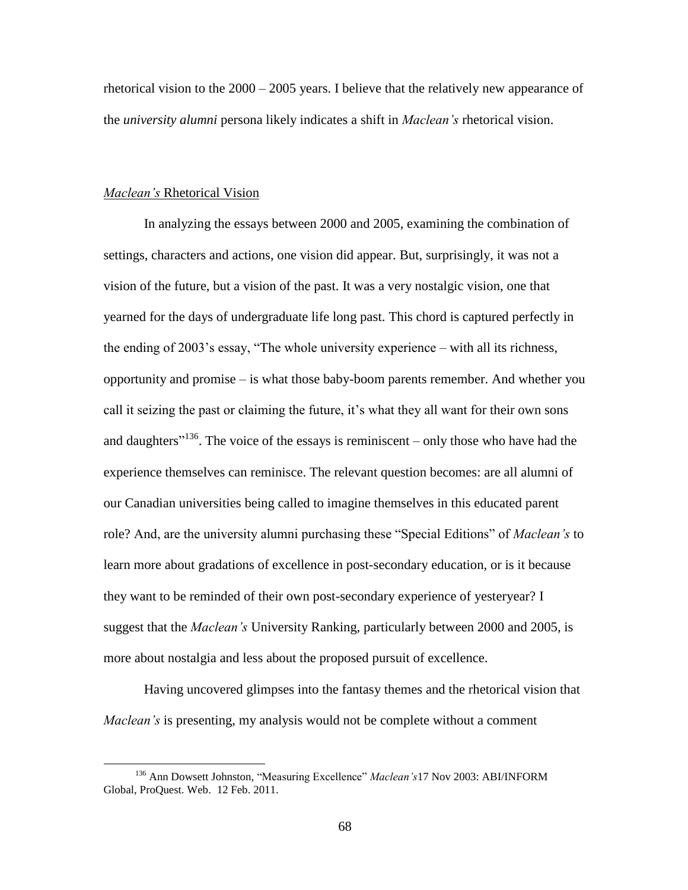rhetorical vision to the 2000 – 2005 years. I believe that the relatively new appearance of the *university alumni* persona likely indicates a shift in *Maclean's* rhetorical vision.

## *Maclean's* Rhetorical Vision

In analyzing the essays between 2000 and 2005, examining the combination of settings, characters and actions, one vision did appear. But, surprisingly, it was not a vision of the future, but a vision of the past. It was a very nostalgic vision, one that yearned for the days of undergraduate life long past. This chord is captured perfectly in the ending of 2003's essay, "The whole university experience – with all its richness, opportunity and promise – is what those baby-boom parents remember. And whether you call it seizing the past or claiming the future, it's what they all want for their own sons and daughters"[136]. The voice of the essays is reminiscent – only those who have had the experience themselves can reminisce. The relevant question becomes: are all alumni of our Canadian universities being called to imagine themselves in this educated parent role? And, are the university alumni purchasing these "Special Editions" of *Maclean's* to learn more about gradations of excellence in post-secondary education, or is it because they want to be reminded of their own post-secondary experience of yesteryear? I suggest that the *Maclean's* University Ranking, particularly between 2000 and 2005, is more about nostalgia and less about the proposed pursuit of excellence.

Having uncovered glimpses into the fantasy themes and the rhetorical vision that *Maclean's* is presenting, my analysis would not be complete without a comment

---

[136] Ann Dowsett Johnston, "Measuring Excellence" *Maclean's*17 Nov 2003: ABI/INFORM Global, ProQuest. Web. 12 Feb. 2011.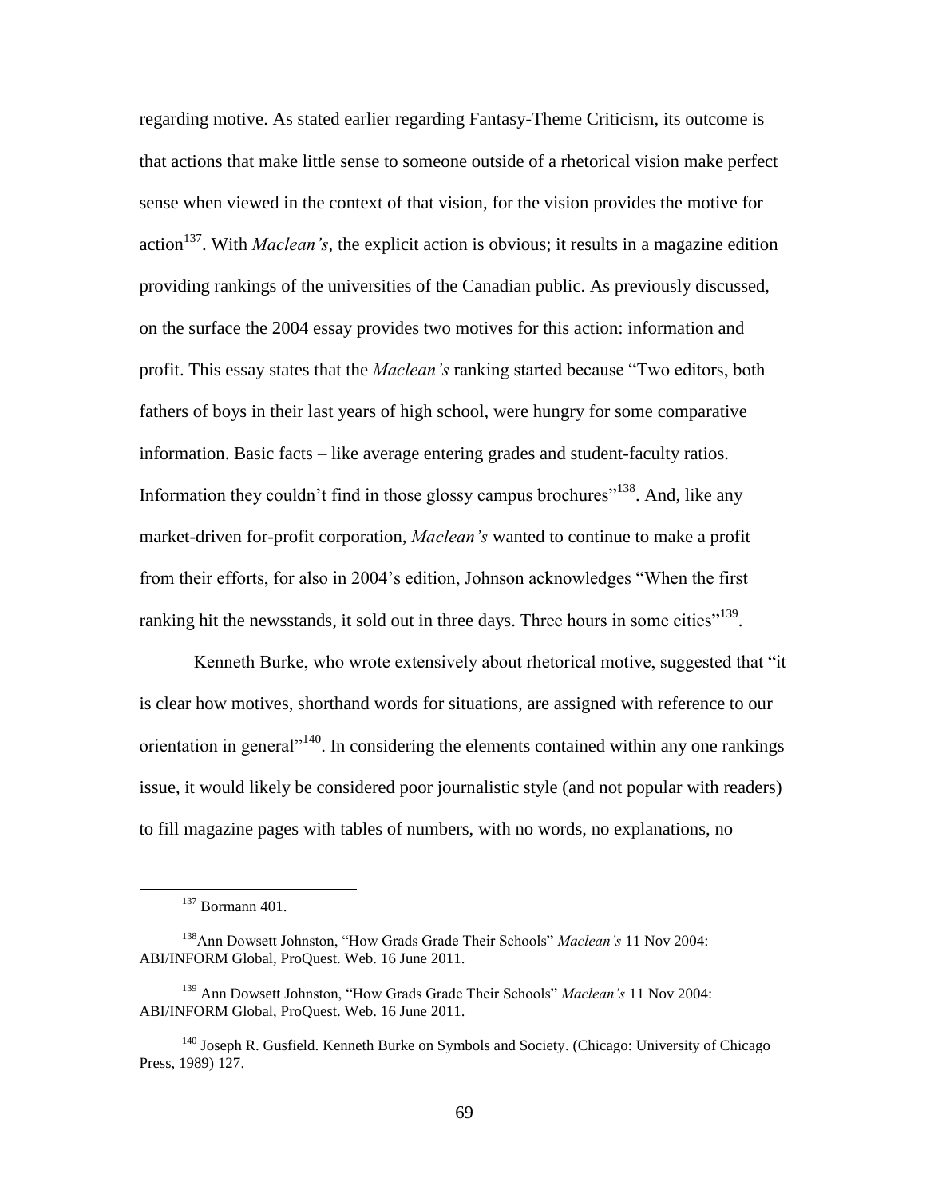regarding motive. As stated earlier regarding Fantasy-Theme Criticism, its outcome is that actions that make little sense to someone outside of a rhetorical vision make perfect sense when viewed in the context of that vision, for the vision provides the motive for action[137]. With *Maclean's*, the explicit action is obvious; it results in a magazine edition providing rankings of the universities of the Canadian public. As previously discussed, on the surface the 2004 essay provides two motives for this action: information and profit. This essay states that the *Maclean's* ranking started because "Two editors, both fathers of boys in their last years of high school, were hungry for some comparative information. Basic facts – like average entering grades and student-faculty ratios. Information they couldn't find in those glossy campus brochures"[138]. And, like any market-driven for-profit corporation, *Maclean's* wanted to continue to make a profit from their efforts, for also in 2004's edition, Johnson acknowledges "When the first ranking hit the newsstands, it sold out in three days. Three hours in some cities"[139].

Kenneth Burke, who wrote extensively about rhetorical motive, suggested that "it is clear how motives, shorthand words for situations, are assigned with reference to our orientation in general"[140]. In considering the elements contained within any one rankings issue, it would likely be considered poor journalistic style (and not popular with readers) to fill magazine pages with tables of numbers, with no words, no explanations, no

---

[137] Bormann 401.

[138] Ann Dowsett Johnston, "How Grads Grade Their Schools" *Maclean's* 11 Nov 2004: ABI/INFORM Global, ProQuest. Web. 16 June 2011.

[139] Ann Dowsett Johnston, "How Grads Grade Their Schools" *Maclean's* 11 Nov 2004: ABI/INFORM Global, ProQuest. Web. 16 June 2011.

[140] Joseph R. Gusfield. Kenneth Burke on Symbols and Society. (Chicago: University of Chicago Press, 1989) 127.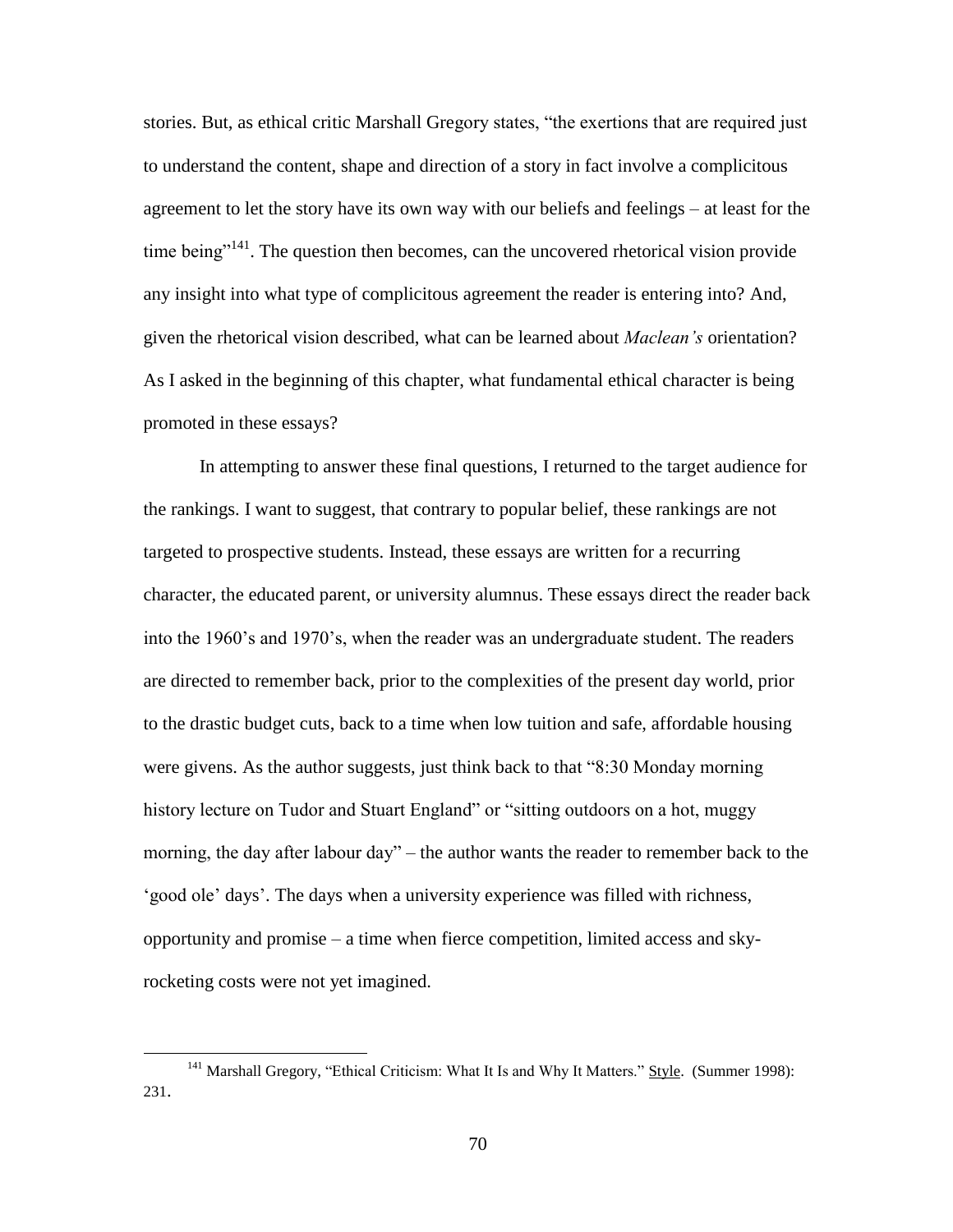stories. But, as ethical critic Marshall Gregory states, "the exertions that are required just to understand the content, shape and direction of a story in fact involve a complicitous agreement to let the story have its own way with our beliefs and feelings – at least for the time being"[141]. The question then becomes, can the uncovered rhetorical vision provide any insight into what type of complicitous agreement the reader is entering into? And, given the rhetorical vision described, what can be learned about *Maclean's* orientation? As I asked in the beginning of this chapter, what fundamental ethical character is being promoted in these essays?

In attempting to answer these final questions, I returned to the target audience for the rankings. I want to suggest, that contrary to popular belief, these rankings are not targeted to prospective students. Instead, these essays are written for a recurring character, the educated parent, or university alumnus. These essays direct the reader back into the 1960's and 1970's, when the reader was an undergraduate student. The readers are directed to remember back, prior to the complexities of the present day world, prior to the drastic budget cuts, back to a time when low tuition and safe, affordable housing were givens. As the author suggests, just think back to that "8:30 Monday morning history lecture on Tudor and Stuart England" or "sitting outdoors on a hot, muggy morning, the day after labour day" – the author wants the reader to remember back to the 'good ole' days'. The days when a university experience was filled with richness, opportunity and promise – a time when fierce competition, limited access and sky-rocketing costs were not yet imagined.

---

[141] Marshall Gregory, "Ethical Criticism: What It Is and Why It Matters." Style. (Summer 1998): 231.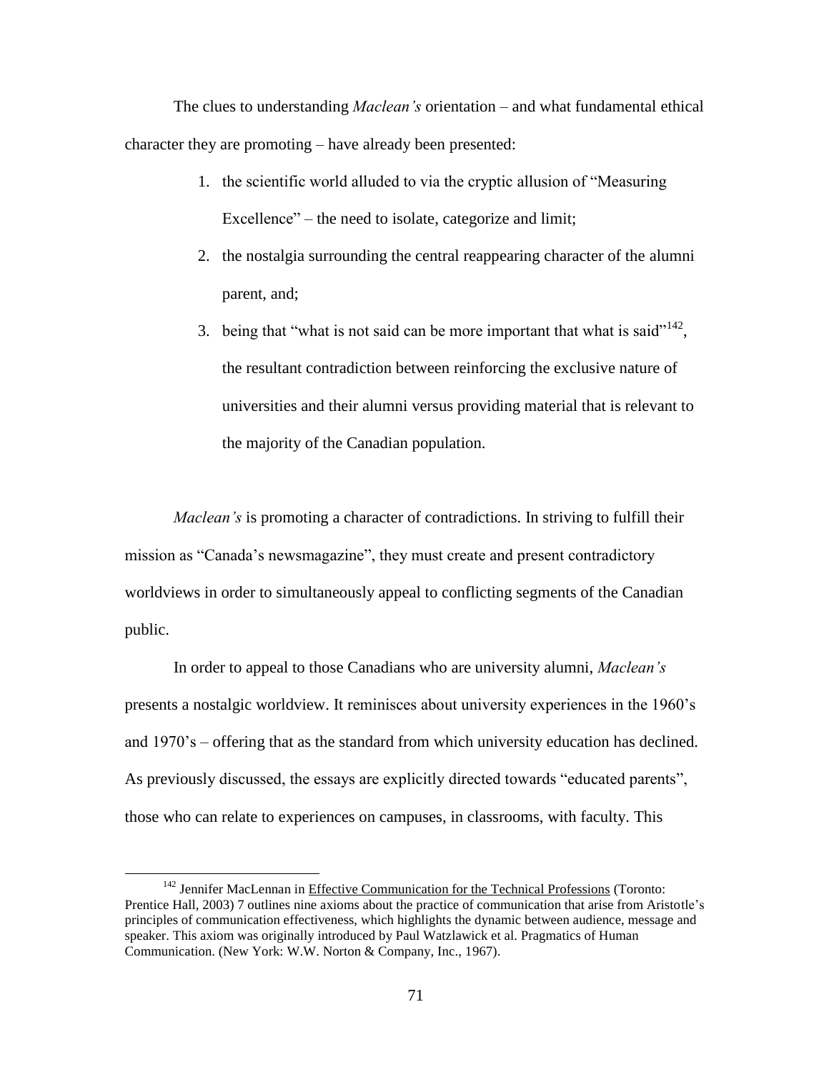The clues to understanding *Maclean's* orientation – and what fundamental ethical character they are promoting – have already been presented:

1. the scientific world alluded to via the cryptic allusion of "Measuring Excellence" – the need to isolate, categorize and limit;
2. the nostalgia surrounding the central reappearing character of the alumni parent, and;
3. being that "what is not said can be more important that what is said"[142], the resultant contradiction between reinforcing the exclusive nature of universities and their alumni versus providing material that is relevant to the majority of the Canadian population.

*Maclean's* is promoting a character of contradictions. In striving to fulfill their mission as "Canada's newsmagazine", they must create and present contradictory worldviews in order to simultaneously appeal to conflicting segments of the Canadian public.

In order to appeal to those Canadians who are university alumni, *Maclean's* presents a nostalgic worldview. It reminisces about university experiences in the 1960's and 1970's – offering that as the standard from which university education has declined. As previously discussed, the essays are explicitly directed towards "educated parents", those who can relate to experiences on campuses, in classrooms, with faculty. This

---

[142] Jennifer MacLennan in Effective Communication for the Technical Professions (Toronto: Prentice Hall, 2003) 7 outlines nine axioms about the practice of communication that arise from Aristotle's principles of communication effectiveness, which highlights the dynamic between audience, message and speaker. This axiom was originally introduced by Paul Watzlawick et al. Pragmatics of Human Communication. (New York: W.W. Norton & Company, Inc., 1967).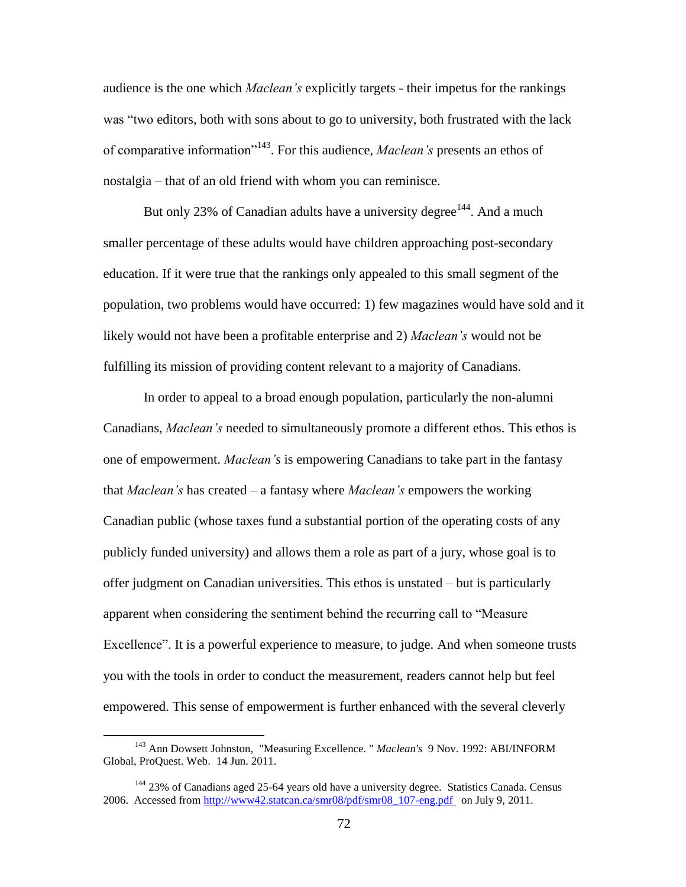audience is the one which *Maclean's* explicitly targets - their impetus for the rankings was "two editors, both with sons about to go to university, both frustrated with the lack of comparative information"[143]. For this audience, *Maclean's* presents an ethos of nostalgia – that of an old friend with whom you can reminisce.

But only 23% of Canadian adults have a university degree[144]. And a much smaller percentage of these adults would have children approaching post-secondary education. If it were true that the rankings only appealed to this small segment of the population, two problems would have occurred: 1) few magazines would have sold and it likely would not have been a profitable enterprise and 2) *Maclean's* would not be fulfilling its mission of providing content relevant to a majority of Canadians.

In order to appeal to a broad enough population, particularly the non-alumni Canadians, *Maclean's* needed to simultaneously promote a different ethos. This ethos is one of empowerment. *Maclean's* is empowering Canadians to take part in the fantasy that *Maclean's* has created – a fantasy where *Maclean's* empowers the working Canadian public (whose taxes fund a substantial portion of the operating costs of any publicly funded university) and allows them a role as part of a jury, whose goal is to offer judgment on Canadian universities. This ethos is unstated – but is particularly apparent when considering the sentiment behind the recurring call to "Measure Excellence". It is a powerful experience to measure, to judge. And when someone trusts you with the tools in order to conduct the measurement, readers cannot help but feel empowered. This sense of empowerment is further enhanced with the several cleverly

---

[143] Ann Dowsett Johnston, "Measuring Excellence. " *Maclean's* 9 Nov. 1992: ABI/INFORM Global, ProQuest. Web. 14 Jun. 2011.

[144] 23% of Canadians aged 25-64 years old have a university degree. Statistics Canada. Census 2006. Accessed from http://www42.statcan.ca/smr08/pdf/smr08_107-eng.pdf on July 9, 2011.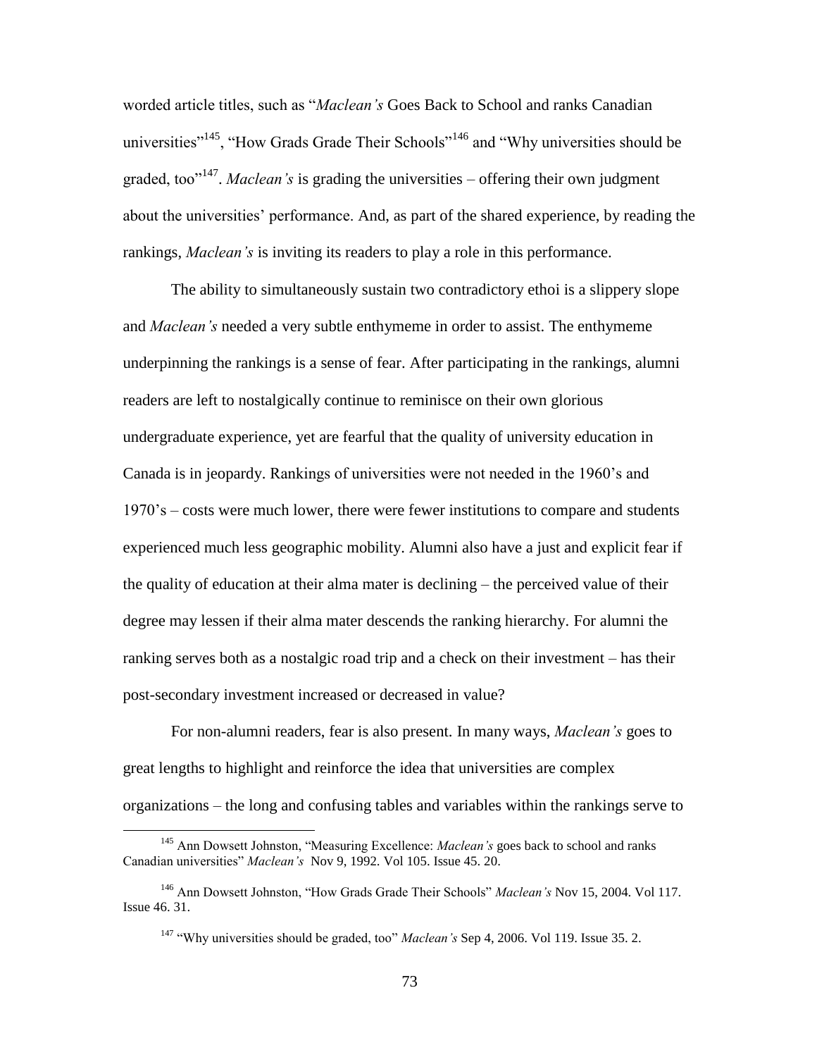worded article titles, such as "*Maclean's* Goes Back to School and ranks Canadian universities"[145], "How Grads Grade Their Schools"[146] and "Why universities should be graded, too"[147]. *Maclean's* is grading the universities – offering their own judgment about the universities' performance. And, as part of the shared experience, by reading the rankings, *Maclean's* is inviting its readers to play a role in this performance.

The ability to simultaneously sustain two contradictory ethoi is a slippery slope and *Maclean's* needed a very subtle enthymeme in order to assist. The enthymeme underpinning the rankings is a sense of fear. After participating in the rankings, alumni readers are left to nostalgically continue to reminisce on their own glorious undergraduate experience, yet are fearful that the quality of university education in Canada is in jeopardy. Rankings of universities were not needed in the 1960's and 1970's – costs were much lower, there were fewer institutions to compare and students experienced much less geographic mobility. Alumni also have a just and explicit fear if the quality of education at their alma mater is declining – the perceived value of their degree may lessen if their alma mater descends the ranking hierarchy. For alumni the ranking serves both as a nostalgic road trip and a check on their investment – has their post-secondary investment increased or decreased in value?

For non-alumni readers, fear is also present. In many ways, *Maclean's* goes to great lengths to highlight and reinforce the idea that universities are complex organizations – the long and confusing tables and variables within the rankings serve to

---

[145] Ann Dowsett Johnston, "Measuring Excellence: *Maclean's* goes back to school and ranks Canadian universities" *Maclean's* Nov 9, 1992. Vol 105. Issue 45. 20.

[146] Ann Dowsett Johnston, "How Grads Grade Their Schools" *Maclean's* Nov 15, 2004. Vol 117. Issue 46. 31.

[147] "Why universities should be graded, too" *Maclean's* Sep 4, 2006. Vol 119. Issue 35. 2.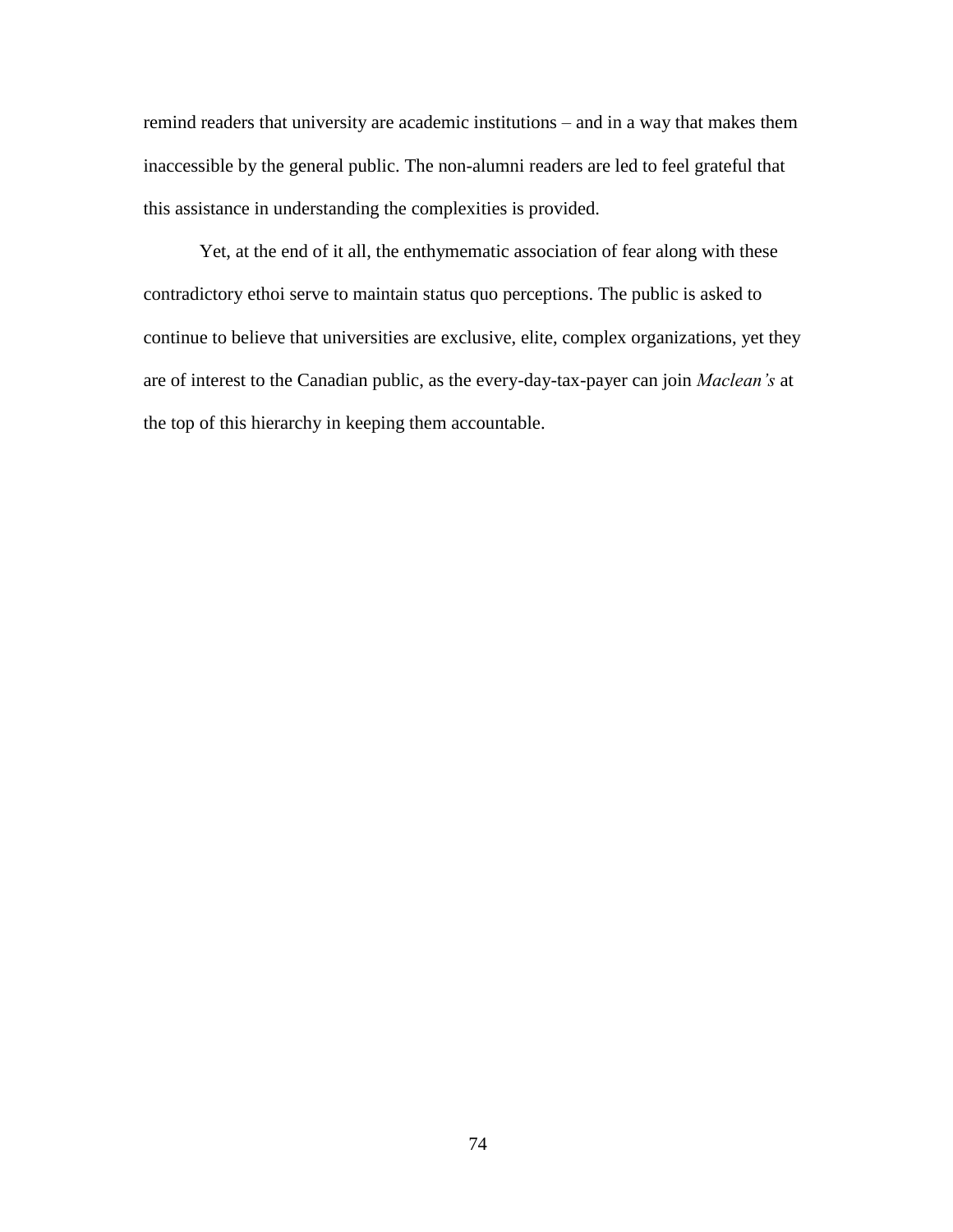remind readers that university are academic institutions – and in a way that makes them inaccessible by the general public. The non-alumni readers are led to feel grateful that this assistance in understanding the complexities is provided.

Yet, at the end of it all, the enthymematic association of fear along with these contradictory ethoi serve to maintain status quo perceptions. The public is asked to continue to believe that universities are exclusive, elite, complex organizations, yet they are of interest to the Canadian public, as the every-day-tax-payer can join *Maclean's* at the top of this hierarchy in keeping them accountable.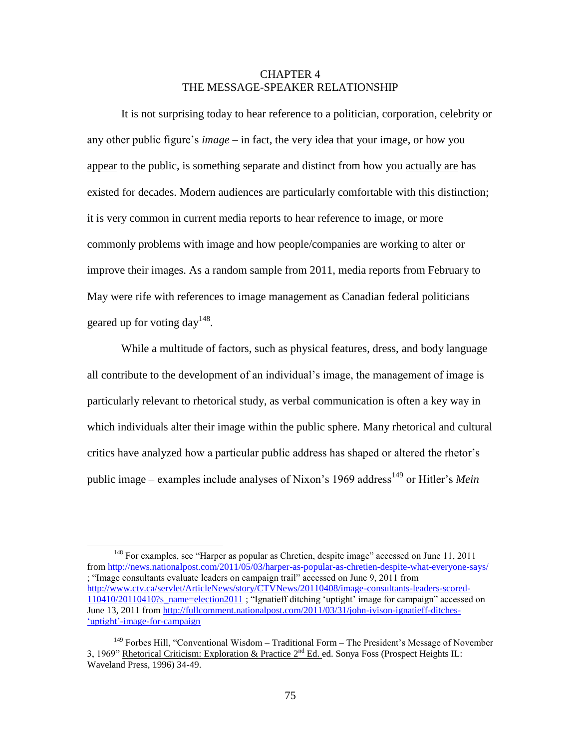# CHAPTER 4
# THE MESSAGE-SPEAKER RELATIONSHIP

It is not surprising today to hear reference to a politician, corporation, celebrity or any other public figure's *image* – in fact, the very idea that your image, or how you appear to the public, is something separate and distinct from how you actually are has existed for decades. Modern audiences are particularly comfortable with this distinction; it is very common in current media reports to hear reference to image, or more commonly problems with image and how people/companies are working to alter or improve their images. As a random sample from 2011, media reports from February to May were rife with references to image management as Canadian federal politicians geared up for voting day[148].

While a multitude of factors, such as physical features, dress, and body language all contribute to the development of an individual's image, the management of image is particularly relevant to rhetorical study, as verbal communication is often a key way in which individuals alter their image within the public sphere. Many rhetorical and cultural critics have analyzed how a particular public address has shaped or altered the rhetor's public image – examples include analyses of Nixon's 1969 address[149] or Hitler's *Mein*

---

[148] For examples, see "Harper as popular as Chretien, despite image" accessed on June 11, 2011 from http://news.nationalpost.com/2011/05/03/harper-as-popular-as-chretien-despite-what-everyone-says/ ; "Image consultants evaluate leaders on campaign trail" accessed on June 9, 2011 from http://www.ctv.ca/servlet/ArticleNews/story/CTVNews/20110408/image-consultants-leaders-scored-110410/20110410?s_name=election2011 ; "Ignatieff ditching 'uptight' image for campaign" accessed on June 13, 2011 from http://fullcomment.nationalpost.com/2011/03/31/john-ivison-ignatieff-ditches-'uptight'-image-for-campaign

[149] Forbes Hill, "Conventional Wisdom – Traditional Form – The President's Message of November 3, 1969" Rhetorical Criticism: Exploration & Practice 2nd Ed. ed. Sonya Foss (Prospect Heights IL: Waveland Press, 1996) 34-49.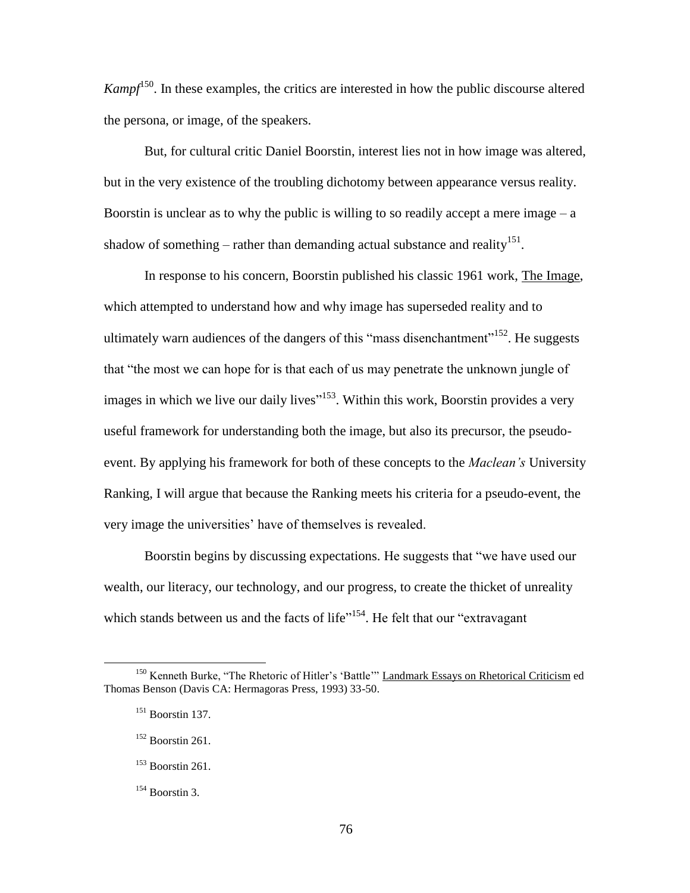*Kampf*[150]. In these examples, the critics are interested in how the public discourse altered the persona, or image, of the speakers.

But, for cultural critic Daniel Boorstin, interest lies not in how image was altered, but in the very existence of the troubling dichotomy between appearance versus reality. Boorstin is unclear as to why the public is willing to so readily accept a mere image – a shadow of something – rather than demanding actual substance and reality[151].

In response to his concern, Boorstin published his classic 1961 work, The Image, which attempted to understand how and why image has superseded reality and to ultimately warn audiences of the dangers of this "mass disenchantment"[152]. He suggests that "the most we can hope for is that each of us may penetrate the unknown jungle of images in which we live our daily lives"[153]. Within this work, Boorstin provides a very useful framework for understanding both the image, but also its precursor, the pseudo-event. By applying his framework for both of these concepts to the *Maclean's* University Ranking, I will argue that because the Ranking meets his criteria for a pseudo-event, the very image the universities' have of themselves is revealed.

Boorstin begins by discussing expectations. He suggests that "we have used our wealth, our literacy, our technology, and our progress, to create the thicket of unreality which stands between us and the facts of life"[154]. He felt that our "extravagant

---

[150] Kenneth Burke, "The Rhetoric of Hitler's 'Battle'" Landmark Essays on Rhetorical Criticism ed Thomas Benson (Davis CA: Hermagoras Press, 1993) 33-50.

[151] Boorstin 137.

[152] Boorstin 261.

[153] Boorstin 261.

[154] Boorstin 3.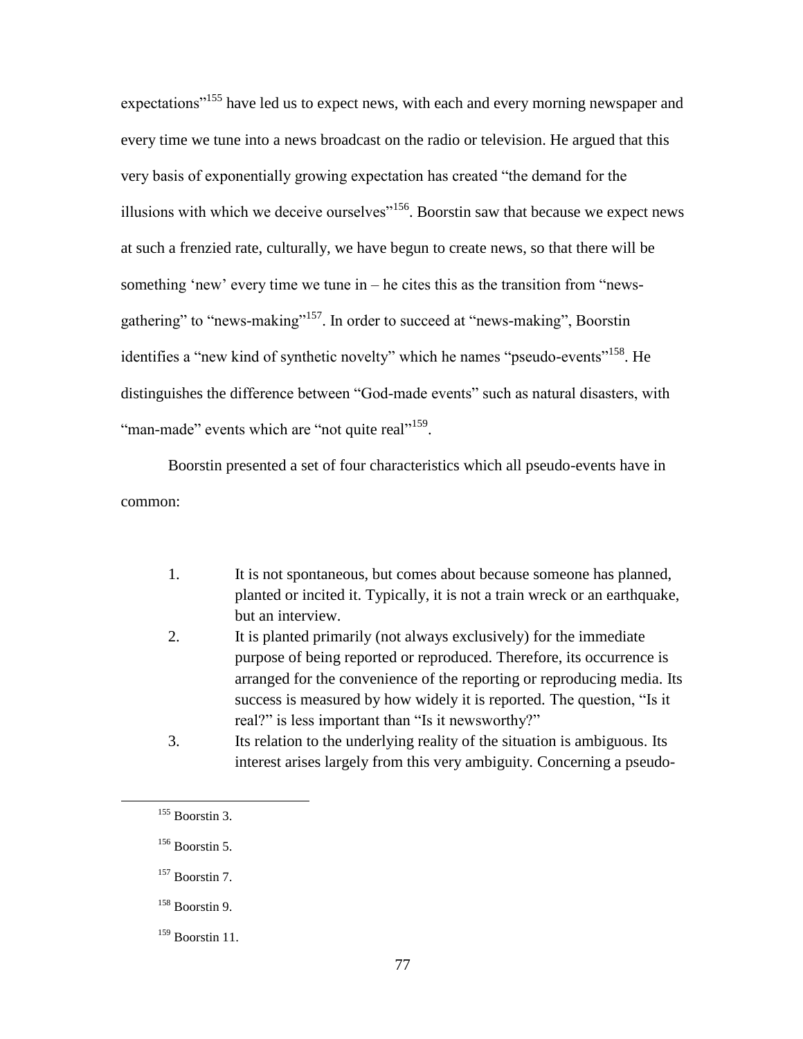expectations"[155] have led us to expect news, with each and every morning newspaper and every time we tune into a news broadcast on the radio or television. He argued that this very basis of exponentially growing expectation has created "the demand for the illusions with which we deceive ourselves"[156]. Boorstin saw that because we expect news at such a frenzied rate, culturally, we have begun to create news, so that there will be something 'new' every time we tune in – he cites this as the transition from "news-gathering" to "news-making"[157]. In order to succeed at "news-making", Boorstin identifies a "new kind of synthetic novelty" which he names "pseudo-events"[158]. He distinguishes the difference between "God-made events" such as natural disasters, with "man-made" events which are "not quite real"[159].

Boorstin presented a set of four characteristics which all pseudo-events have in common:

1. It is not spontaneous, but comes about because someone has planned, planted or incited it. Typically, it is not a train wreck or an earthquake, but an interview.
2. It is planted primarily (not always exclusively) for the immediate purpose of being reported or reproduced. Therefore, its occurrence is arranged for the convenience of the reporting or reproducing media. Its success is measured by how widely it is reported. The question, "Is it real?" is less important than "Is it newsworthy?"
3. Its relation to the underlying reality of the situation is ambiguous. Its interest arises largely from this very ambiguity. Concerning a pseudo-

---

[155] Boorstin 3.

[156] Boorstin 5.

[157] Boorstin 7.

[158] Boorstin 9.

[159] Boorstin 11.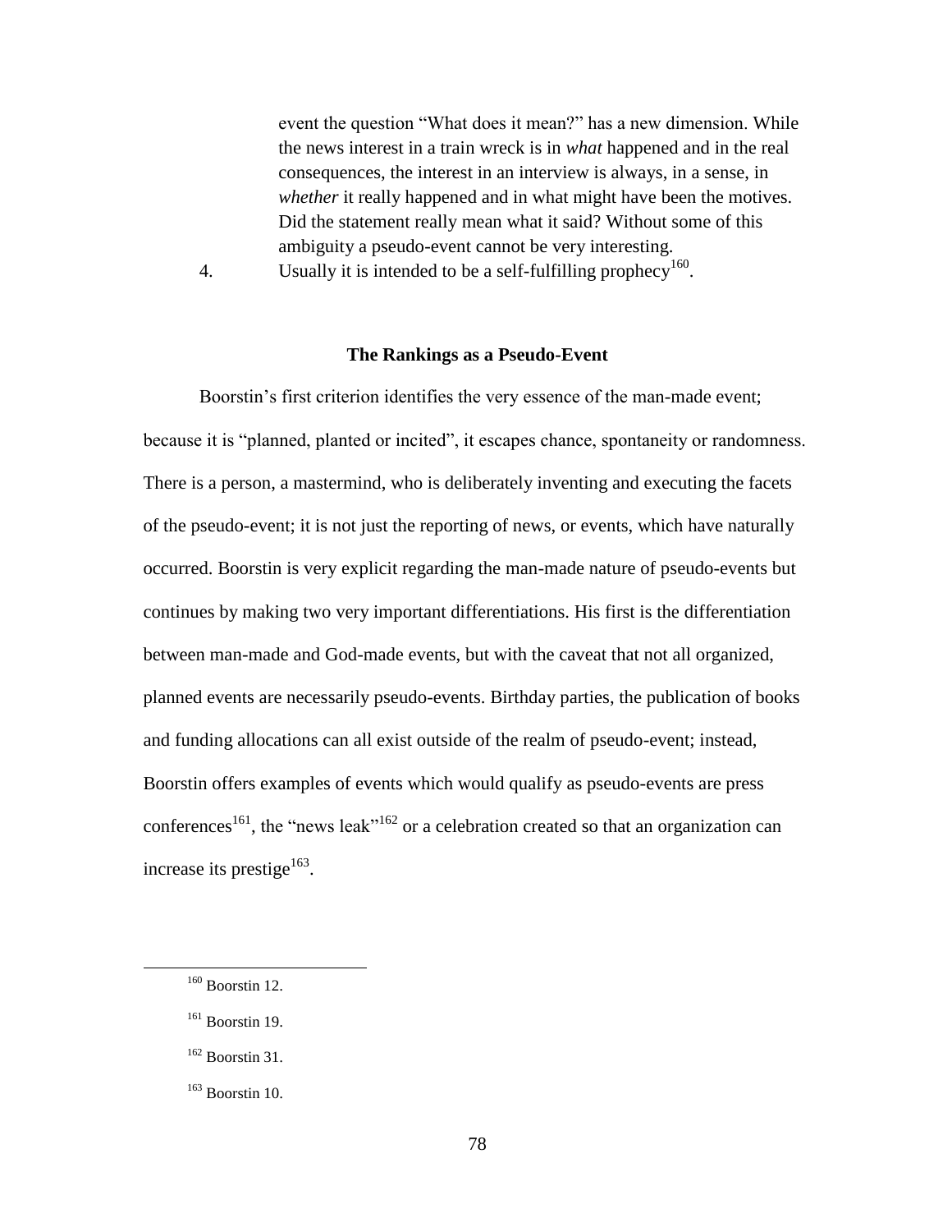event the question "What does it mean?" has a new dimension. While the news interest in a train wreck is in *what* happened and in the real consequences, the interest in an interview is always, in a sense, in *whether* it really happened and in what might have been the motives. Did the statement really mean what it said? Without some of this ambiguity a pseudo-event cannot be very interesting.

4. Usually it is intended to be a self-fulfilling prophecy[160].

### The Rankings as a Pseudo-Event

Boorstin's first criterion identifies the very essence of the man-made event; because it is "planned, planted or incited", it escapes chance, spontaneity or randomness. There is a person, a mastermind, who is deliberately inventing and executing the facets of the pseudo-event; it is not just the reporting of news, or events, which have naturally occurred. Boorstin is very explicit regarding the man-made nature of pseudo-events but continues by making two very important differentiations. His first is the differentiation between man-made and God-made events, but with the caveat that not all organized, planned events are necessarily pseudo-events. Birthday parties, the publication of books and funding allocations can all exist outside of the realm of pseudo-event; instead, Boorstin offers examples of events which would qualify as pseudo-events are press conferences[161], the "news leak"[162] or a celebration created so that an organization can increase its prestige[163].

---

[160] Boorstin 12.

[161] Boorstin 19.

[162] Boorstin 31.

[163] Boorstin 10.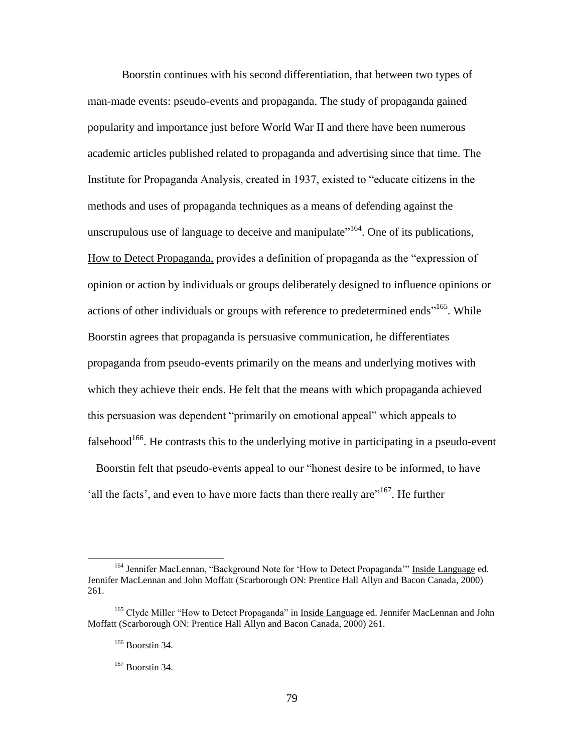Boorstin continues with his second differentiation, that between two types of man-made events: pseudo-events and propaganda. The study of propaganda gained popularity and importance just before World War II and there have been numerous academic articles published related to propaganda and advertising since that time. The Institute for Propaganda Analysis, created in 1937, existed to "educate citizens in the methods and uses of propaganda techniques as a means of defending against the unscrupulous use of language to deceive and manipulate"[164]. One of its publications, How to Detect Propaganda, provides a definition of propaganda as the "expression of opinion or action by individuals or groups deliberately designed to influence opinions or actions of other individuals or groups with reference to predetermined ends"[165]. While Boorstin agrees that propaganda is persuasive communication, he differentiates propaganda from pseudo-events primarily on the means and underlying motives with which they achieve their ends. He felt that the means with which propaganda achieved this persuasion was dependent "primarily on emotional appeal" which appeals to falsehood[166]. He contrasts this to the underlying motive in participating in a pseudo-event – Boorstin felt that pseudo-events appeal to our "honest desire to be informed, to have 'all the facts', and even to have more facts than there really are"[167]. He further

---

[164] Jennifer MacLennan, "Background Note for 'How to Detect Propaganda'" Inside Language ed. Jennifer MacLennan and John Moffatt (Scarborough ON: Prentice Hall Allyn and Bacon Canada, 2000) 261.

[165] Clyde Miller "How to Detect Propaganda" in Inside Language ed. Jennifer MacLennan and John Moffatt (Scarborough ON: Prentice Hall Allyn and Bacon Canada, 2000) 261.

[166] Boorstin 34.

[167] Boorstin 34.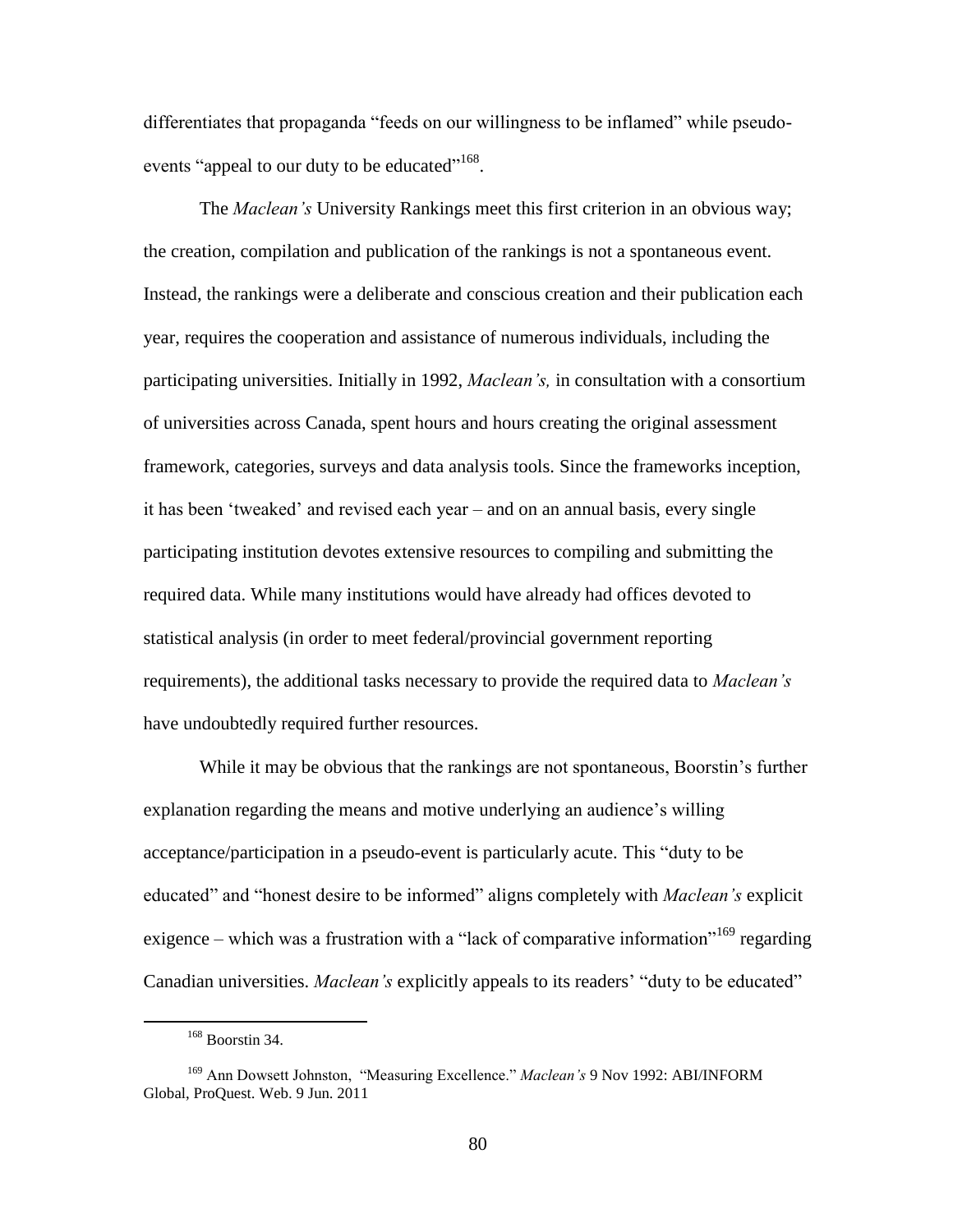differentiates that propaganda "feeds on our willingness to be inflamed" while pseudo-events "appeal to our duty to be educated"[168].

The *Maclean's* University Rankings meet this first criterion in an obvious way; the creation, compilation and publication of the rankings is not a spontaneous event. Instead, the rankings were a deliberate and conscious creation and their publication each year, requires the cooperation and assistance of numerous individuals, including the participating universities. Initially in 1992, *Maclean's,* in consultation with a consortium of universities across Canada, spent hours and hours creating the original assessment framework, categories, surveys and data analysis tools. Since the frameworks inception, it has been 'tweaked' and revised each year – and on an annual basis, every single participating institution devotes extensive resources to compiling and submitting the required data. While many institutions would have already had offices devoted to statistical analysis (in order to meet federal/provincial government reporting requirements), the additional tasks necessary to provide the required data to *Maclean's* have undoubtedly required further resources.

While it may be obvious that the rankings are not spontaneous, Boorstin's further explanation regarding the means and motive underlying an audience's willing acceptance/participation in a pseudo-event is particularly acute. This "duty to be educated" and "honest desire to be informed" aligns completely with *Maclean's* explicit exigence – which was a frustration with a "lack of comparative information"[169] regarding Canadian universities. *Maclean's* explicitly appeals to its readers' "duty to be educated"

---

[168] Boorstin 34.

[169] Ann Dowsett Johnston, "Measuring Excellence." *Maclean's* 9 Nov 1992: ABI/INFORM Global, ProQuest. Web. 9 Jun. 2011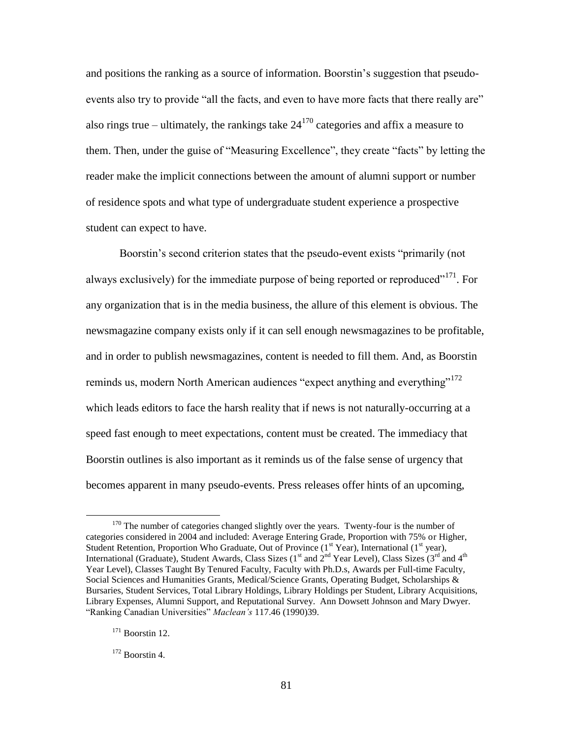and positions the ranking as a source of information. Boorstin's suggestion that pseudo-events also try to provide "all the facts, and even to have more facts that there really are" also rings true – ultimately, the rankings take 24[170] categories and affix a measure to them. Then, under the guise of "Measuring Excellence", they create "facts" by letting the reader make the implicit connections between the amount of alumni support or number of residence spots and what type of undergraduate student experience a prospective student can expect to have.

Boorstin's second criterion states that the pseudo-event exists "primarily (not always exclusively) for the immediate purpose of being reported or reproduced"[171]. For any organization that is in the media business, the allure of this element is obvious. The newsmagazine company exists only if it can sell enough newsmagazines to be profitable, and in order to publish newsmagazines, content is needed to fill them. And, as Boorstin reminds us, modern North American audiences "expect anything and everything"[172] which leads editors to face the harsh reality that if news is not naturally-occurring at a speed fast enough to meet expectations, content must be created. The immediacy that Boorstin outlines is also important as it reminds us of the false sense of urgency that becomes apparent in many pseudo-events. Press releases offer hints of an upcoming,

---

[170] The number of categories changed slightly over the years. Twenty-four is the number of categories considered in 2004 and included: Average Entering Grade, Proportion with 75% or Higher, Student Retention, Proportion Who Graduate, Out of Province (1st Year), International (1st year), International (Graduate), Student Awards, Class Sizes (1st and 2nd Year Level), Class Sizes (3rd and 4th Year Level), Classes Taught By Tenured Faculty, Faculty with Ph.D.s, Awards per Full-time Faculty, Social Sciences and Humanities Grants, Medical/Science Grants, Operating Budget, Scholarships & Bursaries, Student Services, Total Library Holdings, Library Holdings per Student, Library Acquisitions, Library Expenses, Alumni Support, and Reputational Survey. Ann Dowsett Johnson and Mary Dwyer. "Ranking Canadian Universities" *Maclean's* 117.46 (1990)39.

[171] Boorstin 12.

[172] Boorstin 4.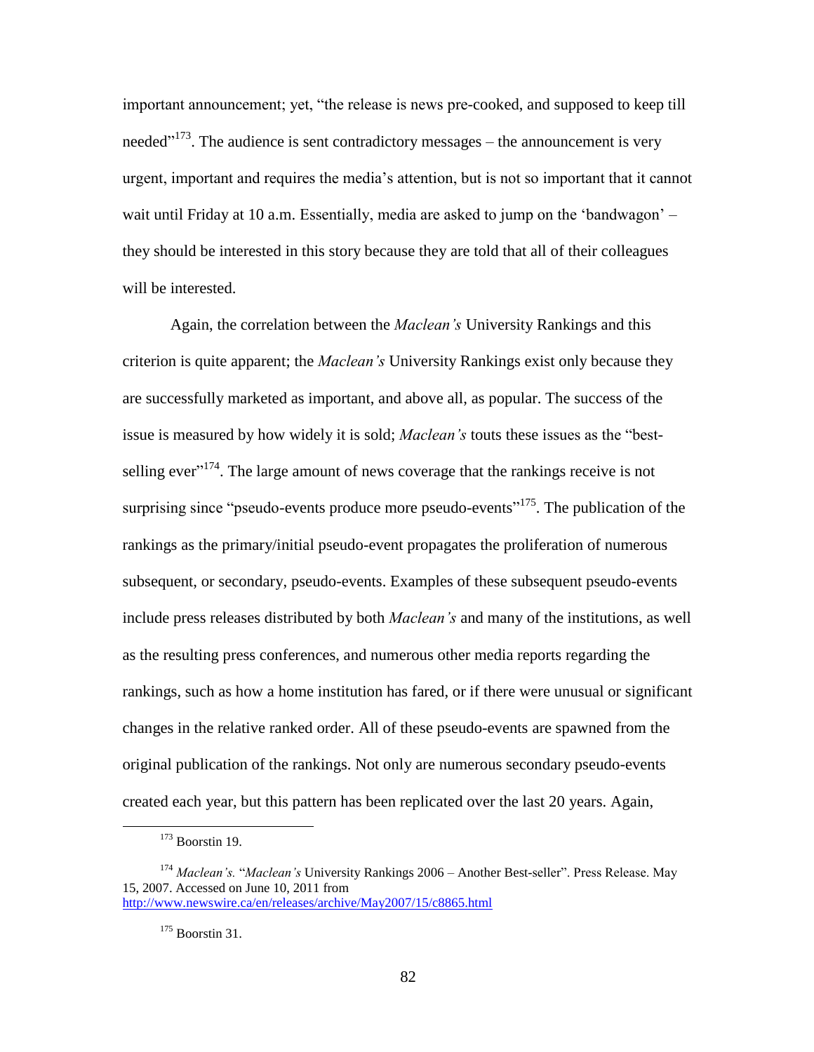important announcement; yet, "the release is news pre-cooked, and supposed to keep till needed"[173]. The audience is sent contradictory messages – the announcement is very urgent, important and requires the media's attention, but is not so important that it cannot wait until Friday at 10 a.m. Essentially, media are asked to jump on the 'bandwagon' – they should be interested in this story because they are told that all of their colleagues will be interested.

Again, the correlation between the *Maclean's* University Rankings and this criterion is quite apparent; the *Maclean's* University Rankings exist only because they are successfully marketed as important, and above all, as popular. The success of the issue is measured by how widely it is sold; *Maclean's* touts these issues as the "best-selling ever"[174]. The large amount of news coverage that the rankings receive is not surprising since "pseudo-events produce more pseudo-events"[175]. The publication of the rankings as the primary/initial pseudo-event propagates the proliferation of numerous subsequent, or secondary, pseudo-events. Examples of these subsequent pseudo-events include press releases distributed by both *Maclean's* and many of the institutions, as well as the resulting press conferences, and numerous other media reports regarding the rankings, such as how a home institution has fared, or if there were unusual or significant changes in the relative ranked order. All of these pseudo-events are spawned from the original publication of the rankings. Not only are numerous secondary pseudo-events created each year, but this pattern has been replicated over the last 20 years. Again,

---

[173] Boorstin 19.

[174] *Maclean's.* "*Maclean's* University Rankings 2006 – Another Best-seller". Press Release. May 15, 2007. Accessed on June 10, 2011 from http://www.newswire.ca/en/releases/archive/May2007/15/c8865.html

[175] Boorstin 31.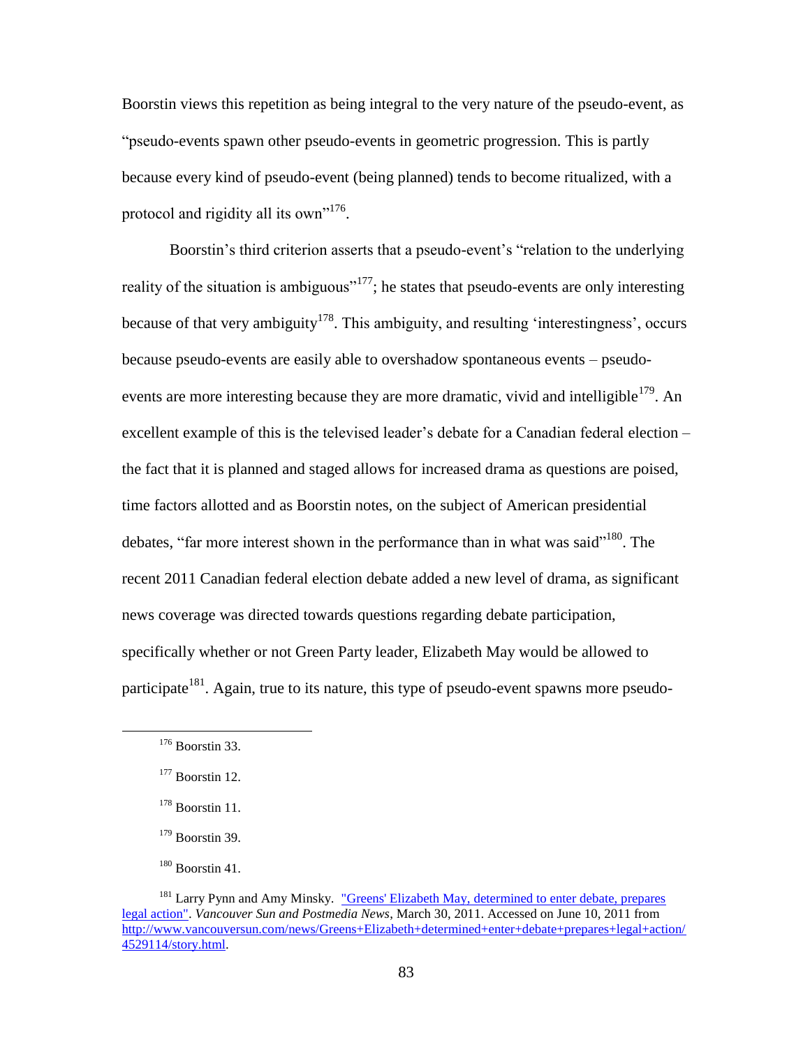Boorstin views this repetition as being integral to the very nature of the pseudo-event, as "pseudo-events spawn other pseudo-events in geometric progression. This is partly because every kind of pseudo-event (being planned) tends to become ritualized, with a protocol and rigidity all its own"[176].

Boorstin's third criterion asserts that a pseudo-event's "relation to the underlying reality of the situation is ambiguous"[177]; he states that pseudo-events are only interesting because of that very ambiguity[178]. This ambiguity, and resulting 'interestingness', occurs because pseudo-events are easily able to overshadow spontaneous events – pseudo-events are more interesting because they are more dramatic, vivid and intelligible[179]. An excellent example of this is the televised leader's debate for a Canadian federal election – the fact that it is planned and staged allows for increased drama as questions are poised, time factors allotted and as Boorstin notes, on the subject of American presidential debates, "far more interest shown in the performance than in what was said"[180]. The recent 2011 Canadian federal election debate added a new level of drama, as significant news coverage was directed towards questions regarding debate participation, specifically whether or not Green Party leader, Elizabeth May would be allowed to participate[181]. Again, true to its nature, this type of pseudo-event spawns more pseudo-

---

[176] Boorstin 33.

[177] Boorstin 12.

[178] Boorstin 11.

[179] Boorstin 39.

[180] Boorstin 41.

[181] Larry Pynn and Amy Minsky. "Greens' Elizabeth May, determined to enter debate, prepares legal action". *Vancouver Sun and Postmedia News*, March 30, 2011. Accessed on June 10, 2011 from http://www.vancouversun.com/news/Greens+Elizabeth+determined+enter+debate+prepares+legal+action/4529114/story.html.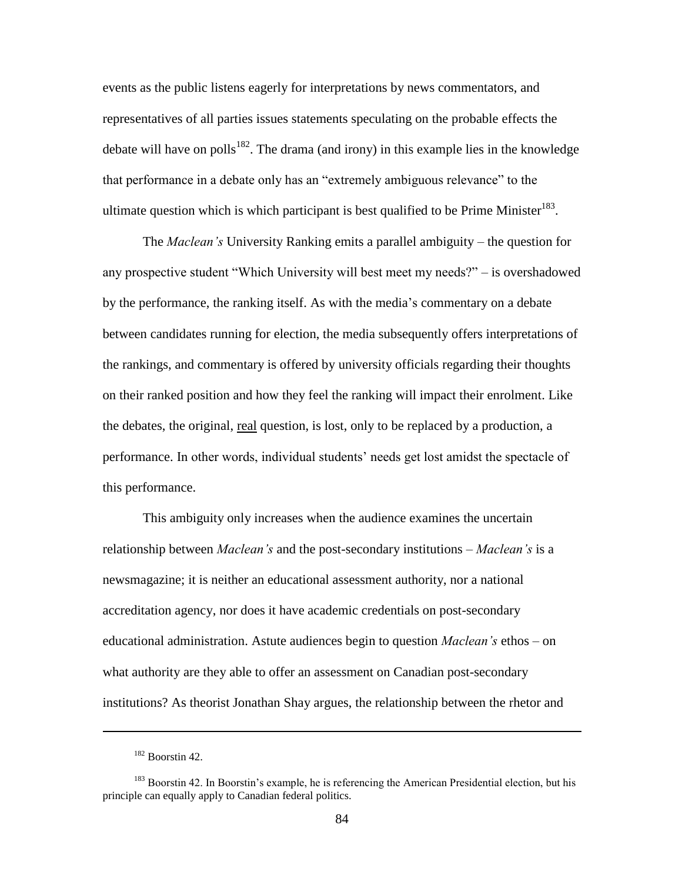events as the public listens eagerly for interpretations by news commentators, and representatives of all parties issues statements speculating on the probable effects the debate will have on polls[182]. The drama (and irony) in this example lies in the knowledge that performance in a debate only has an "extremely ambiguous relevance" to the ultimate question which is which participant is best qualified to be Prime Minister[183].

The *Maclean's* University Ranking emits a parallel ambiguity – the question for any prospective student "Which University will best meet my needs?" – is overshadowed by the performance, the ranking itself. As with the media's commentary on a debate between candidates running for election, the media subsequently offers interpretations of the rankings, and commentary is offered by university officials regarding their thoughts on their ranked position and how they feel the ranking will impact their enrolment. Like the debates, the original, <u>real</u> question, is lost, only to be replaced by a production, a performance. In other words, individual students' needs get lost amidst the spectacle of this performance.

This ambiguity only increases when the audience examines the uncertain relationship between *Maclean's* and the post-secondary institutions – *Maclean's* is a newsmagazine; it is neither an educational assessment authority, nor a national accreditation agency, nor does it have academic credentials on post-secondary educational administration. Astute audiences begin to question *Maclean's* ethos – on what authority are they able to offer an assessment on Canadian post-secondary institutions? As theorist Jonathan Shay argues, the relationship between the rhetor and

---

[182] Boorstin 42.

[183] Boorstin 42. In Boorstin's example, he is referencing the American Presidential election, but his principle can equally apply to Canadian federal politics.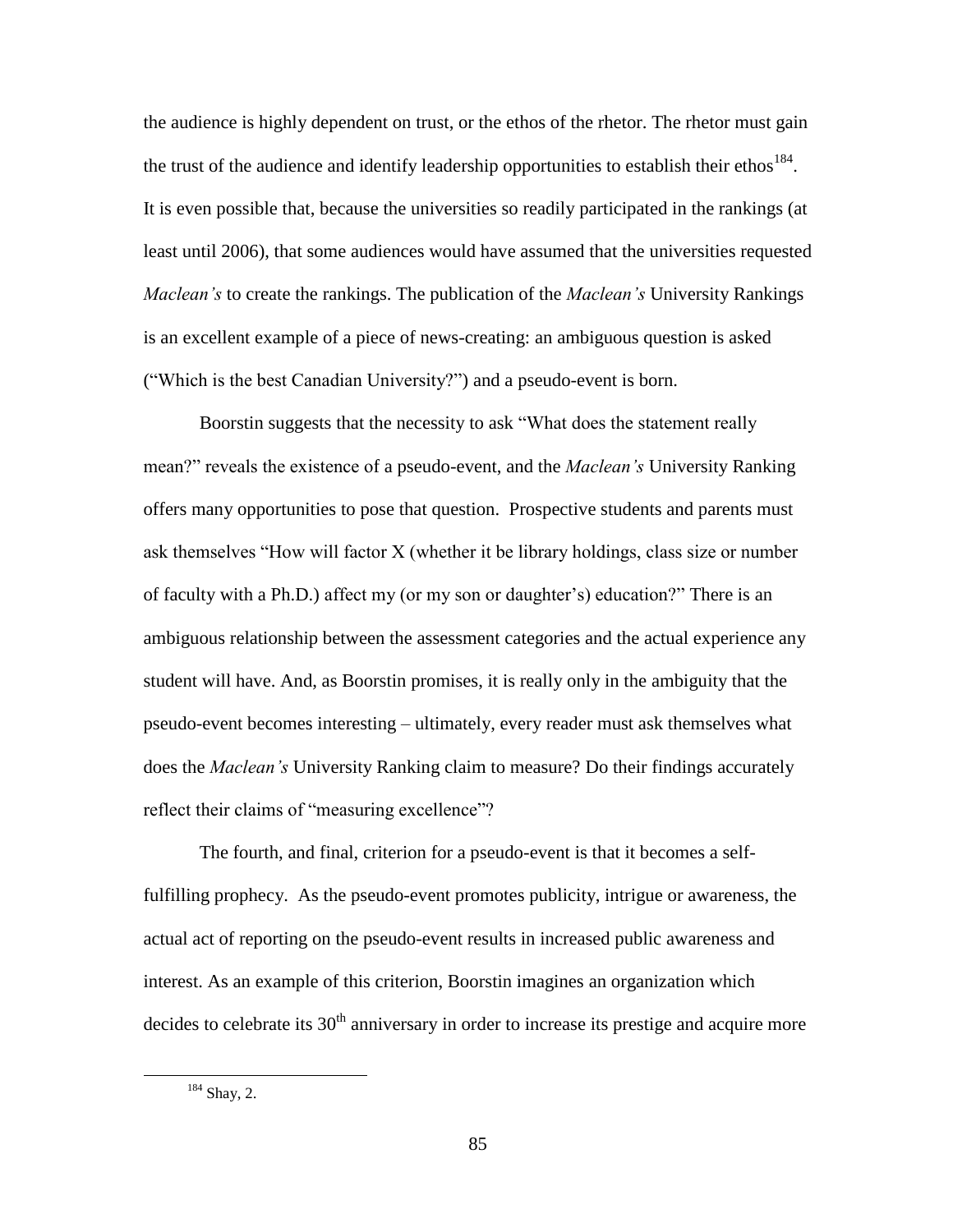the audience is highly dependent on trust, or the ethos of the rhetor. The rhetor must gain the trust of the audience and identify leadership opportunities to establish their ethos[184]. It is even possible that, because the universities so readily participated in the rankings (at least until 2006), that some audiences would have assumed that the universities requested *Maclean's* to create the rankings. The publication of the *Maclean's* University Rankings is an excellent example of a piece of news-creating: an ambiguous question is asked ("Which is the best Canadian University?") and a pseudo-event is born.

Boorstin suggests that the necessity to ask "What does the statement really mean?" reveals the existence of a pseudo-event, and the *Maclean's* University Ranking offers many opportunities to pose that question. Prospective students and parents must ask themselves "How will factor X (whether it be library holdings, class size or number of faculty with a Ph.D.) affect my (or my son or daughter's) education?" There is an ambiguous relationship between the assessment categories and the actual experience any student will have. And, as Boorstin promises, it is really only in the ambiguity that the pseudo-event becomes interesting – ultimately, every reader must ask themselves what does the *Maclean's* University Ranking claim to measure? Do their findings accurately reflect their claims of "measuring excellence"?

The fourth, and final, criterion for a pseudo-event is that it becomes a self-fulfilling prophecy. As the pseudo-event promotes publicity, intrigue or awareness, the actual act of reporting on the pseudo-event results in increased public awareness and interest. As an example of this criterion, Boorstin imagines an organization which decides to celebrate its 30th anniversary in order to increase its prestige and acquire more

[184] Shay, 2.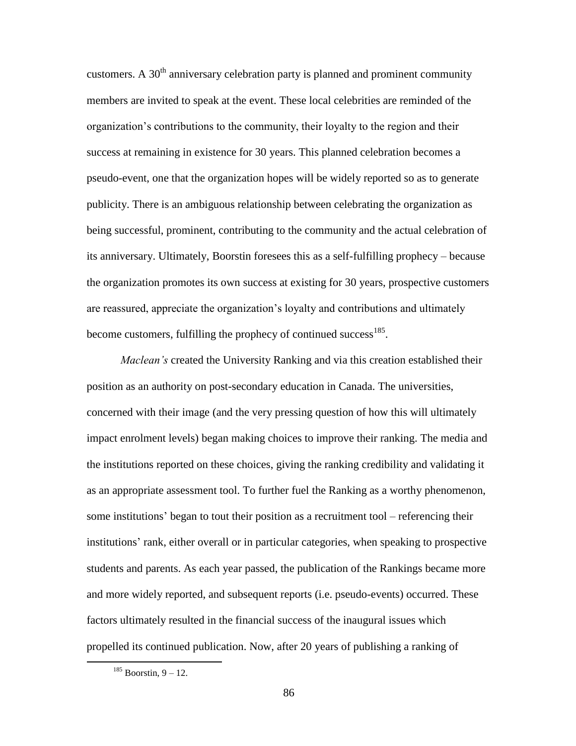customers. A 30th anniversary celebration party is planned and prominent community members are invited to speak at the event. These local celebrities are reminded of the organization's contributions to the community, their loyalty to the region and their success at remaining in existence for 30 years. This planned celebration becomes a pseudo-event, one that the organization hopes will be widely reported so as to generate publicity. There is an ambiguous relationship between celebrating the organization as being successful, prominent, contributing to the community and the actual celebration of its anniversary. Ultimately, Boorstin foresees this as a self-fulfilling prophecy – because the organization promotes its own success at existing for 30 years, prospective customers are reassured, appreciate the organization's loyalty and contributions and ultimately become customers, fulfilling the prophecy of continued success[185].

*Maclean's* created the University Ranking and via this creation established their position as an authority on post-secondary education in Canada. The universities, concerned with their image (and the very pressing question of how this will ultimately impact enrolment levels) began making choices to improve their ranking. The media and the institutions reported on these choices, giving the ranking credibility and validating it as an appropriate assessment tool. To further fuel the Ranking as a worthy phenomenon, some institutions' began to tout their position as a recruitment tool – referencing their institutions' rank, either overall or in particular categories, when speaking to prospective students and parents. As each year passed, the publication of the Rankings became more and more widely reported, and subsequent reports (i.e. pseudo-events) occurred. These factors ultimately resulted in the financial success of the inaugural issues which propelled its continued publication. Now, after 20 years of publishing a ranking of

[185] Boorstin, 9 – 12.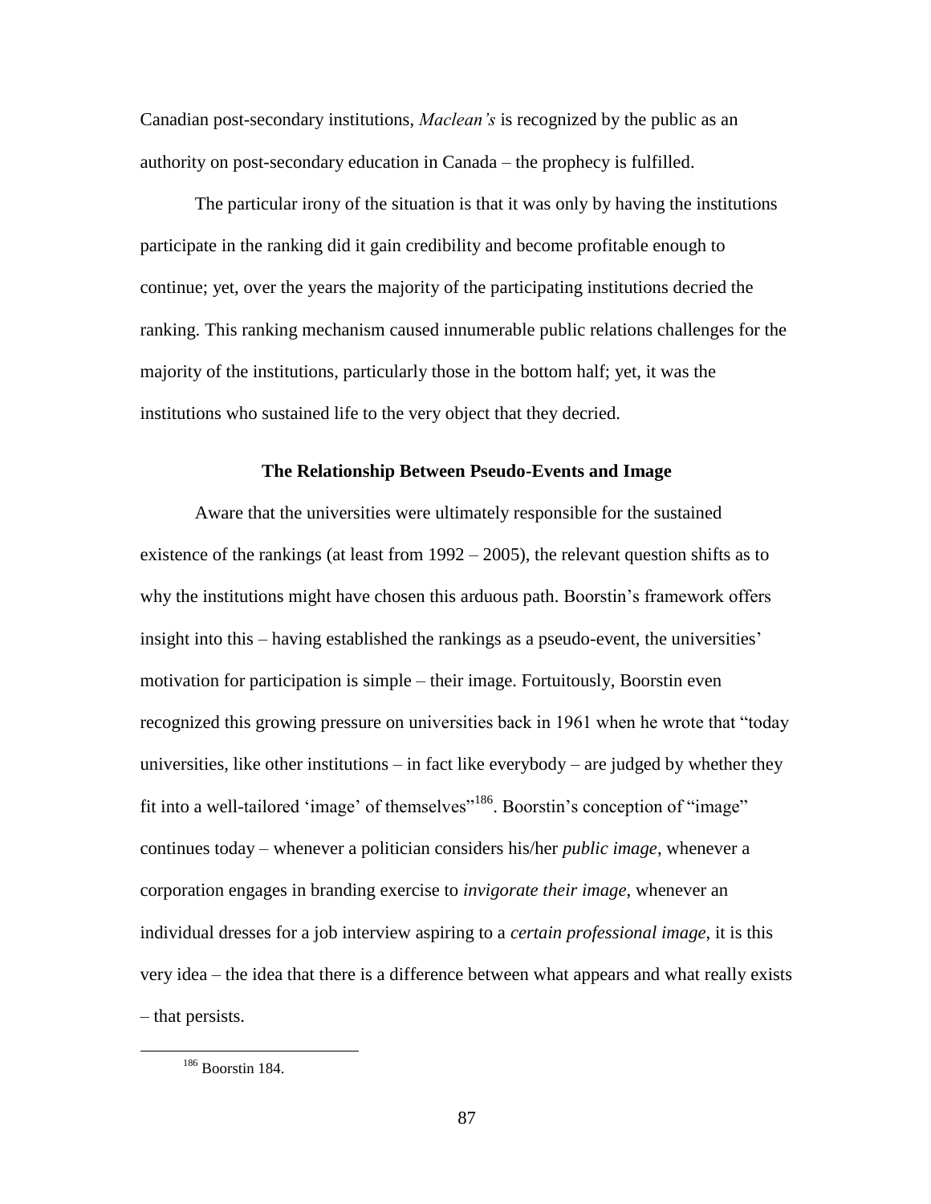Canadian post-secondary institutions, *Maclean's* is recognized by the public as an authority on post-secondary education in Canada – the prophecy is fulfilled.

The particular irony of the situation is that it was only by having the institutions participate in the ranking did it gain credibility and become profitable enough to continue; yet, over the years the majority of the participating institutions decried the ranking. This ranking mechanism caused innumerable public relations challenges for the majority of the institutions, particularly those in the bottom half; yet, it was the institutions who sustained life to the very object that they decried.

### The Relationship Between Pseudo-Events and Image

Aware that the universities were ultimately responsible for the sustained existence of the rankings (at least from 1992 – 2005), the relevant question shifts as to why the institutions might have chosen this arduous path. Boorstin's framework offers insight into this – having established the rankings as a pseudo-event, the universities' motivation for participation is simple – their image. Fortuitously, Boorstin even recognized this growing pressure on universities back in 1961 when he wrote that "today universities, like other institutions – in fact like everybody – are judged by whether they fit into a well-tailored 'image' of themselves"[186]. Boorstin's conception of "image" continues today – whenever a politician considers his/her *public image*, whenever a corporation engages in branding exercise to *invigorate their image*, whenever an individual dresses for a job interview aspiring to a *certain professional image*, it is this very idea – the idea that there is a difference between what appears and what really exists – that persists.

[186] Boorstin 184.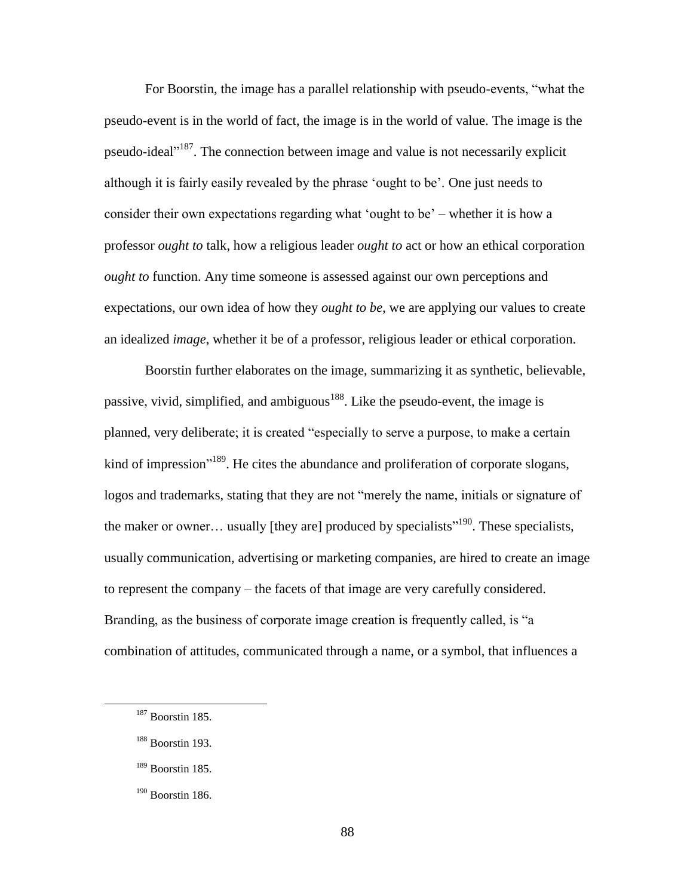For Boorstin, the image has a parallel relationship with pseudo-events, "what the pseudo-event is in the world of fact, the image is in the world of value. The image is the pseudo-ideal"[187]. The connection between image and value is not necessarily explicit although it is fairly easily revealed by the phrase 'ought to be'. One just needs to consider their own expectations regarding what 'ought to be' – whether it is how a professor *ought to* talk, how a religious leader *ought to* act or how an ethical corporation *ought to* function. Any time someone is assessed against our own perceptions and expectations, our own idea of how they *ought to be*, we are applying our values to create an idealized *image*, whether it be of a professor, religious leader or ethical corporation.

Boorstin further elaborates on the image, summarizing it as synthetic, believable, passive, vivid, simplified, and ambiguous[188]. Like the pseudo-event, the image is planned, very deliberate; it is created "especially to serve a purpose, to make a certain kind of impression"[189]. He cites the abundance and proliferation of corporate slogans, logos and trademarks, stating that they are not "merely the name, initials or signature of the maker or owner… usually [they are] produced by specialists"[190]. These specialists, usually communication, advertising or marketing companies, are hired to create an image to represent the company – the facets of that image are very carefully considered. Branding, as the business of corporate image creation is frequently called, is "a combination of attitudes, communicated through a name, or a symbol, that influences a

---

[187] Boorstin 185.

[188] Boorstin 193.

[189] Boorstin 185.

[190] Boorstin 186.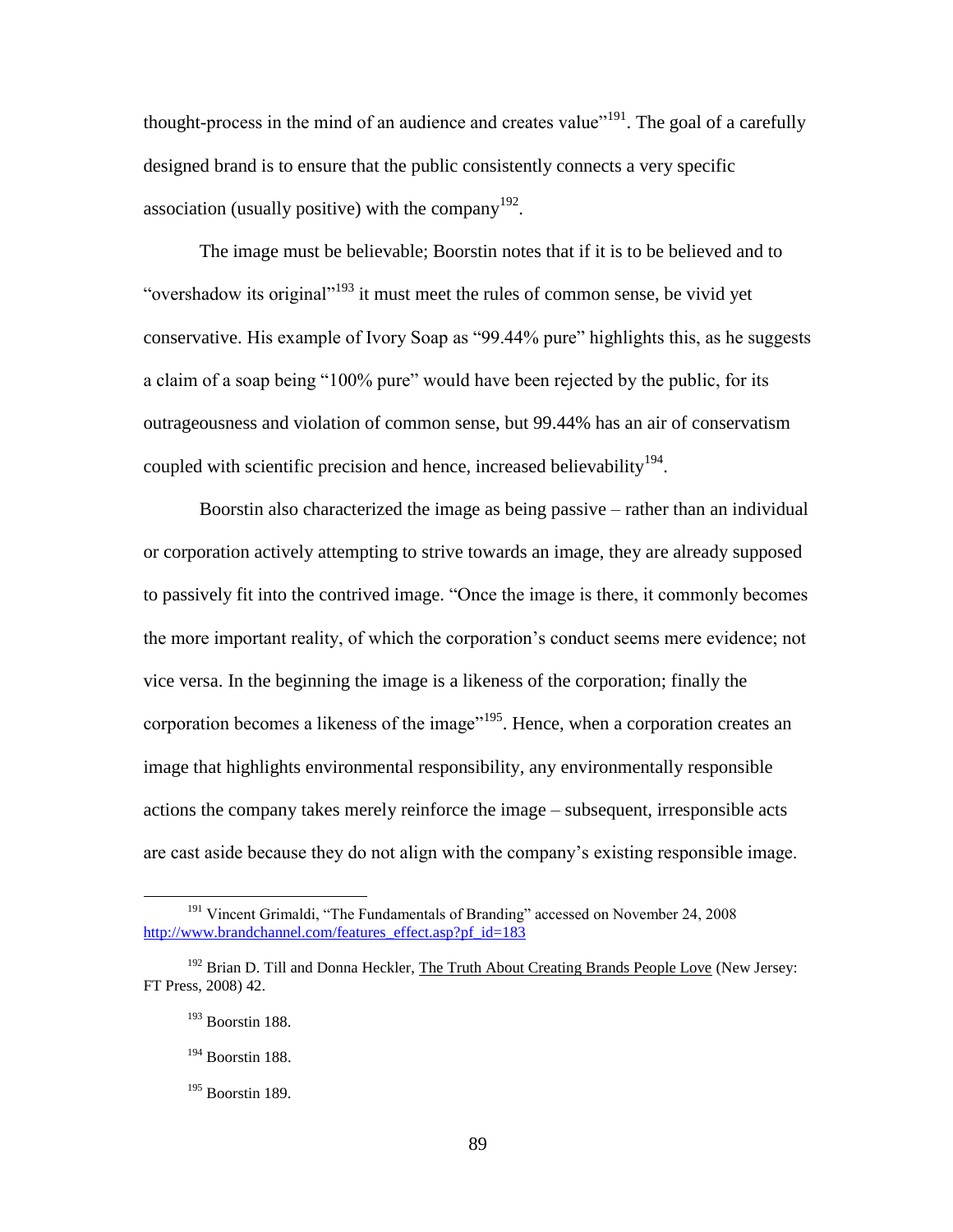thought-process in the mind of an audience and creates value"[191]. The goal of a carefully designed brand is to ensure that the public consistently connects a very specific association (usually positive) with the company[192].

The image must be believable; Boorstin notes that if it is to be believed and to "overshadow its original"[193] it must meet the rules of common sense, be vivid yet conservative. His example of Ivory Soap as "99.44% pure" highlights this, as he suggests a claim of a soap being "100% pure" would have been rejected by the public, for its outrageousness and violation of common sense, but 99.44% has an air of conservatism coupled with scientific precision and hence, increased believability[194].

Boorstin also characterized the image as being passive – rather than an individual or corporation actively attempting to strive towards an image, they are already supposed to passively fit into the contrived image. "Once the image is there, it commonly becomes the more important reality, of which the corporation's conduct seems mere evidence; not vice versa. In the beginning the image is a likeness of the corporation; finally the corporation becomes a likeness of the image"[195]. Hence, when a corporation creates an image that highlights environmental responsibility, any environmentally responsible actions the company takes merely reinforce the image – subsequent, irresponsible acts are cast aside because they do not align with the company's existing responsible image.

---

[191] Vincent Grimaldi, "The Fundamentals of Branding" accessed on November 24, 2008 http://www.brandchannel.com/features_effect.asp?pf_id=183

[192] Brian D. Till and Donna Heckler, The Truth About Creating Brands People Love (New Jersey: FT Press, 2008) 42.

[193] Boorstin 188.

[194] Boorstin 188.

[195] Boorstin 189.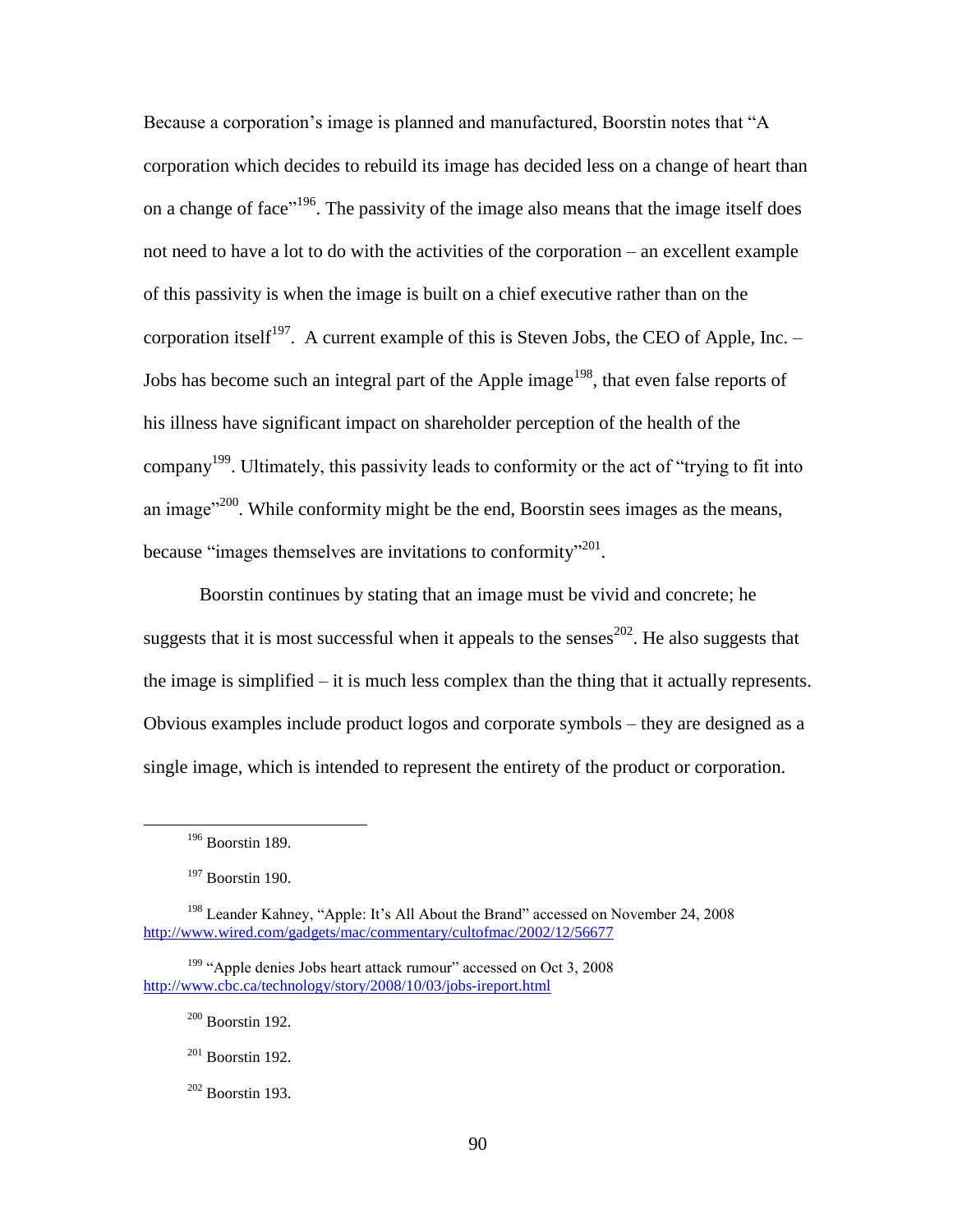Because a corporation's image is planned and manufactured, Boorstin notes that "A corporation which decides to rebuild its image has decided less on a change of heart than on a change of face"[196]. The passivity of the image also means that the image itself does not need to have a lot to do with the activities of the corporation – an excellent example of this passivity is when the image is built on a chief executive rather than on the corporation itself[197]. A current example of this is Steven Jobs, the CEO of Apple, Inc. – Jobs has become such an integral part of the Apple image[198], that even false reports of his illness have significant impact on shareholder perception of the health of the company[199]. Ultimately, this passivity leads to conformity or the act of "trying to fit into an image"[200]. While conformity might be the end, Boorstin sees images as the means, because "images themselves are invitations to conformity"[201].

Boorstin continues by stating that an image must be vivid and concrete; he suggests that it is most successful when it appeals to the senses[202]. He also suggests that the image is simplified – it is much less complex than the thing that it actually represents. Obvious examples include product logos and corporate symbols – they are designed as a single image, which is intended to represent the entirety of the product or corporation.

---

[196] Boorstin 189.

[197] Boorstin 190.

[198] Leander Kahney, "Apple: It's All About the Brand" accessed on November 24, 2008 http://www.wired.com/gadgets/mac/commentary/cultofmac/2002/12/56677

[199] "Apple denies Jobs heart attack rumour" accessed on Oct 3, 2008 http://www.cbc.ca/technology/story/2008/10/03/jobs-ireport.html

[200] Boorstin 192.

[201] Boorstin 192.

[202] Boorstin 193.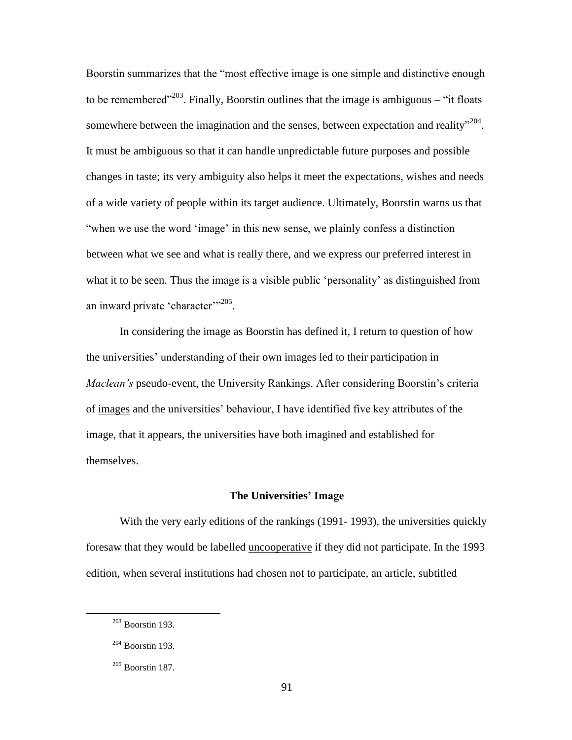Boorstin summarizes that the "most effective image is one simple and distinctive enough to be remembered"[203]. Finally, Boorstin outlines that the image is ambiguous – "it floats somewhere between the imagination and the senses, between expectation and reality"[204]. It must be ambiguous so that it can handle unpredictable future purposes and possible changes in taste; its very ambiguity also helps it meet the expectations, wishes and needs of a wide variety of people within its target audience. Ultimately, Boorstin warns us that "when we use the word 'image' in this new sense, we plainly confess a distinction between what we see and what is really there, and we express our preferred interest in what it to be seen. Thus the image is a visible public 'personality' as distinguished from an inward private 'character'"[205].

In considering the image as Boorstin has defined it, I return to question of how the universities' understanding of their own images led to their participation in *Maclean's* pseudo-event, the University Rankings. After considering Boorstin's criteria of <u>images</u> and the universities' behaviour, I have identified five key attributes of the image, that it appears, the universities have both imagined and established for themselves.

**The Universities' Image**

With the very early editions of the rankings (1991- 1993), the universities quickly foresaw that they would be labelled <u>uncooperative</u> if they did not participate. In the 1993 edition, when several institutions had chosen not to participate, an article, subtitled

[203] Boorstin 193.

[204] Boorstin 193.

[205] Boorstin 187.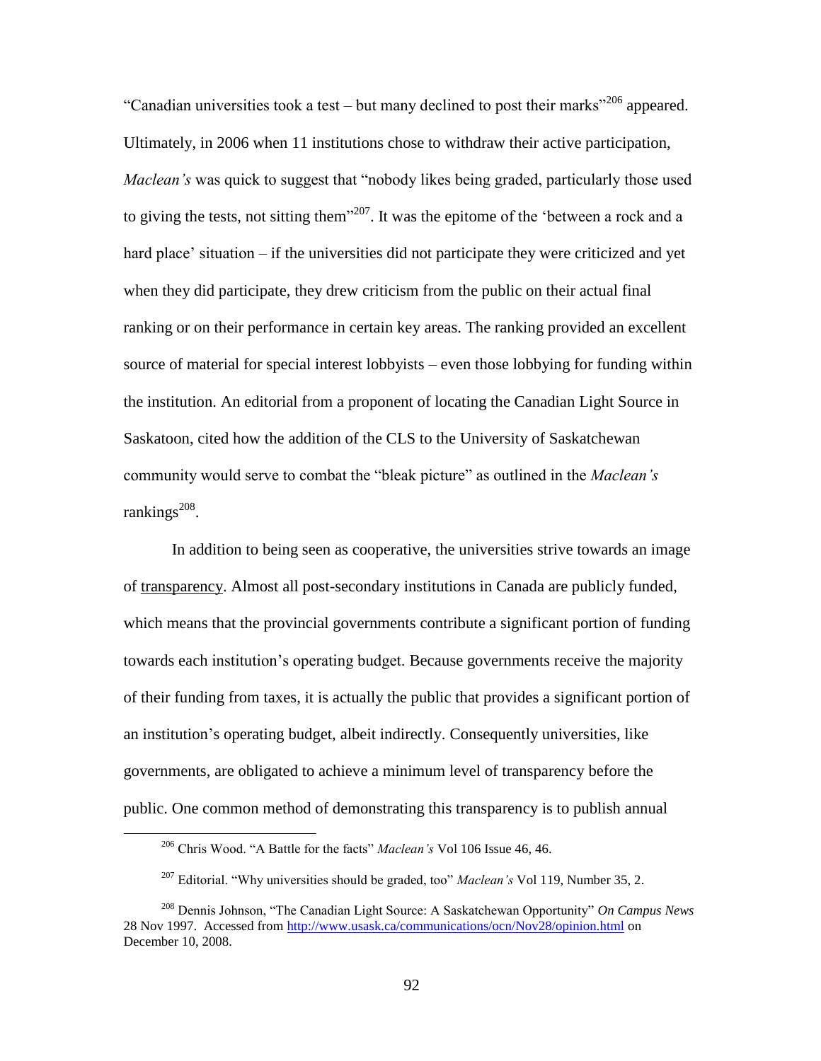"Canadian universities took a test – but many declined to post their marks"[206] appeared. Ultimately, in 2006 when 11 institutions chose to withdraw their active participation, *Maclean's* was quick to suggest that "nobody likes being graded, particularly those used to giving the tests, not sitting them"[207]. It was the epitome of the 'between a rock and a hard place' situation – if the universities did not participate they were criticized and yet when they did participate, they drew criticism from the public on their actual final ranking or on their performance in certain key areas. The ranking provided an excellent source of material for special interest lobbyists – even those lobbying for funding within the institution. An editorial from a proponent of locating the Canadian Light Source in Saskatoon, cited how the addition of the CLS to the University of Saskatchewan community would serve to combat the "bleak picture" as outlined in the *Maclean's* rankings[208].

In addition to being seen as cooperative, the universities strive towards an image of <u>transparency</u>. Almost all post-secondary institutions in Canada are publicly funded, which means that the provincial governments contribute a significant portion of funding towards each institution's operating budget. Because governments receive the majority of their funding from taxes, it is actually the public that provides a significant portion of an institution's operating budget, albeit indirectly. Consequently universities, like governments, are obligated to achieve a minimum level of transparency before the public. One common method of demonstrating this transparency is to publish annual

---

[206] Chris Wood. "A Battle for the facts" *Maclean's* Vol 106 Issue 46, 46.

[207] Editorial. "Why universities should be graded, too" *Maclean's* Vol 119, Number 35, 2.

[208] Dennis Johnson, "The Canadian Light Source: A Saskatchewan Opportunity" *On Campus News* 28 Nov 1997. Accessed from http://www.usask.ca/communications/ocn/Nov28/opinion.html on December 10, 2008.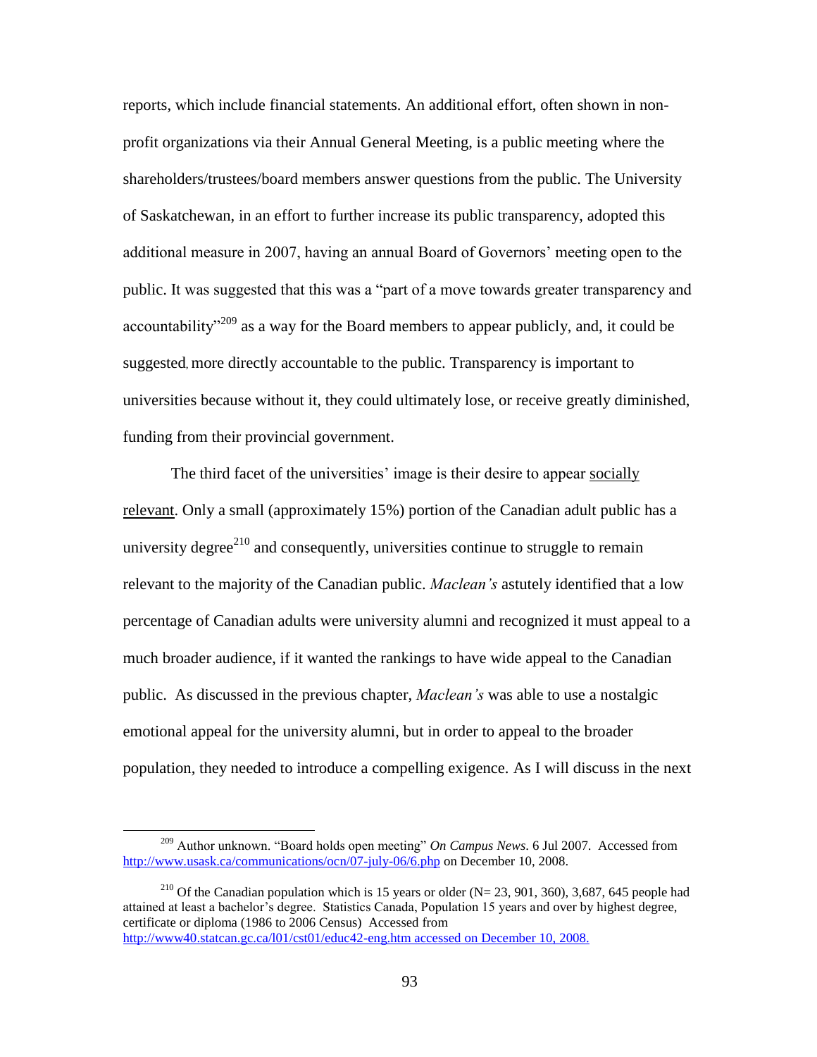reports, which include financial statements. An additional effort, often shown in non-profit organizations via their Annual General Meeting, is a public meeting where the shareholders/trustees/board members answer questions from the public. The University of Saskatchewan, in an effort to further increase its public transparency, adopted this additional measure in 2007, having an annual Board of Governors' meeting open to the public. It was suggested that this was a "part of a move towards greater transparency and accountability"[209] as a way for the Board members to appear publicly, and, it could be suggested, more directly accountable to the public. Transparency is important to universities because without it, they could ultimately lose, or receive greatly diminished, funding from their provincial government.

The third facet of the universities' image is their desire to appear <u>socially relevant</u>. Only a small (approximately 15%) portion of the Canadian adult public has a university degree[210] and consequently, universities continue to struggle to remain relevant to the majority of the Canadian public. *Maclean's* astutely identified that a low percentage of Canadian adults were university alumni and recognized it must appeal to a much broader audience, if it wanted the rankings to have wide appeal to the Canadian public. As discussed in the previous chapter, *Maclean's* was able to use a nostalgic emotional appeal for the university alumni, but in order to appeal to the broader population, they needed to introduce a compelling exigence. As I will discuss in the next

---

[209] Author unknown. "Board holds open meeting" *On Campus News*. 6 Jul 2007. Accessed from http://www.usask.ca/communications/ocn/07-july-06/6.php on December 10, 2008.

[210] Of the Canadian population which is 15 years or older (N= 23, 901, 360), 3,687, 645 people had attained at least a bachelor's degree. Statistics Canada, Population 15 years and over by highest degree, certificate or diploma (1986 to 2006 Census) Accessed from http://www40.statcan.gc.ca/l01/cst01/educ42-eng.htm accessed on December 10, 2008.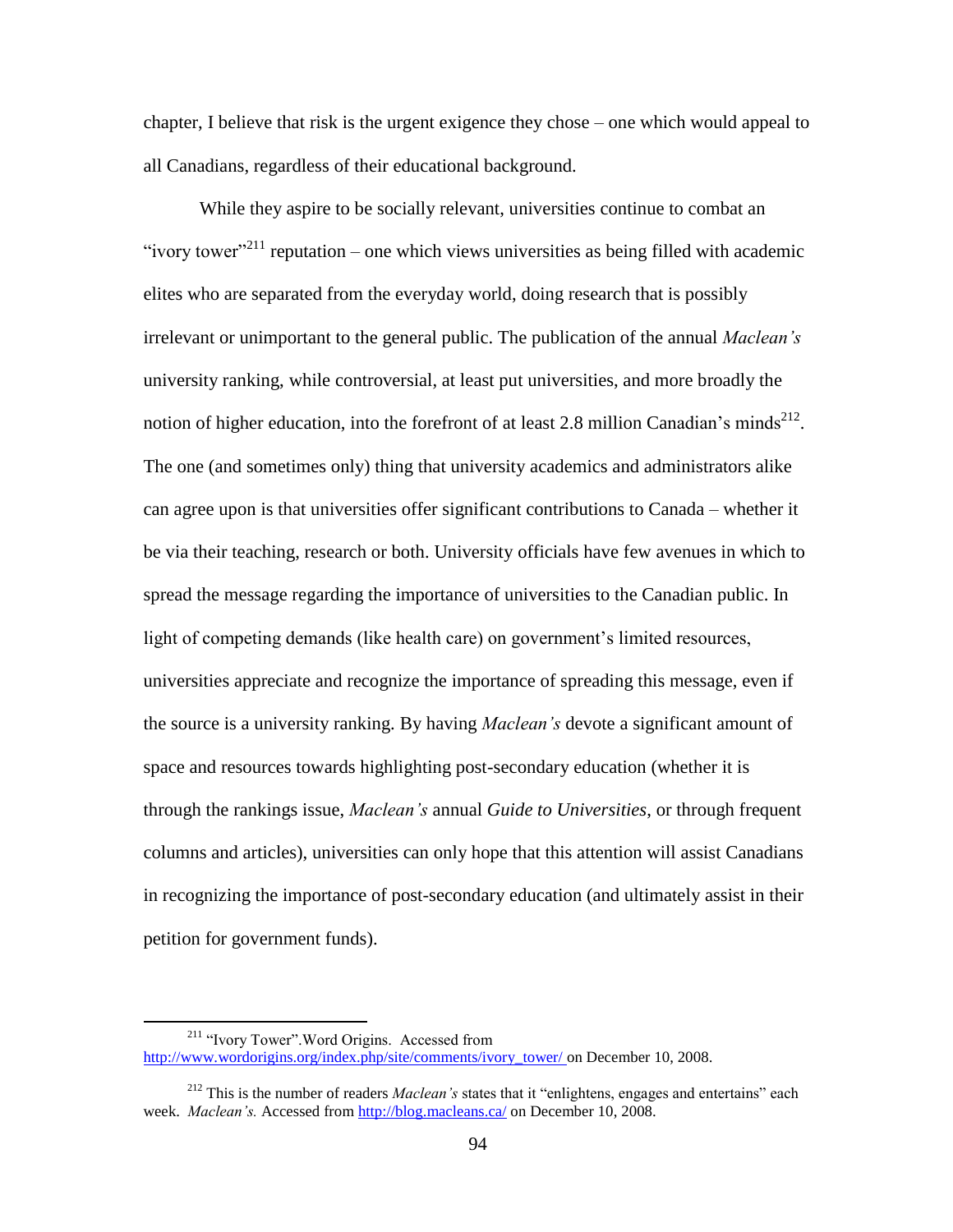chapter, I believe that risk is the urgent exigence they chose – one which would appeal to all Canadians, regardless of their educational background.

While they aspire to be socially relevant, universities continue to combat an "ivory tower"[211] reputation – one which views universities as being filled with academic elites who are separated from the everyday world, doing research that is possibly irrelevant or unimportant to the general public. The publication of the annual *Maclean's* university ranking, while controversial, at least put universities, and more broadly the notion of higher education, into the forefront of at least 2.8 million Canadian's minds[212]. The one (and sometimes only) thing that university academics and administrators alike can agree upon is that universities offer significant contributions to Canada – whether it be via their teaching, research or both. University officials have few avenues in which to spread the message regarding the importance of universities to the Canadian public. In light of competing demands (like health care) on government's limited resources, universities appreciate and recognize the importance of spreading this message, even if the source is a university ranking. By having *Maclean's* devote a significant amount of space and resources towards highlighting post-secondary education (whether it is through the rankings issue, *Maclean's* annual *Guide to Universities*, or through frequent columns and articles), universities can only hope that this attention will assist Canadians in recognizing the importance of post-secondary education (and ultimately assist in their petition for government funds).

---

[211] "Ivory Tower".Word Origins. Accessed from http://www.wordorigins.org/index.php/site/comments/ivory_tower/ on December 10, 2008.

[212] This is the number of readers *Maclean's* states that it "enlightens, engages and entertains" each week. *Maclean's.* Accessed from http://blog.macleans.ca/ on December 10, 2008.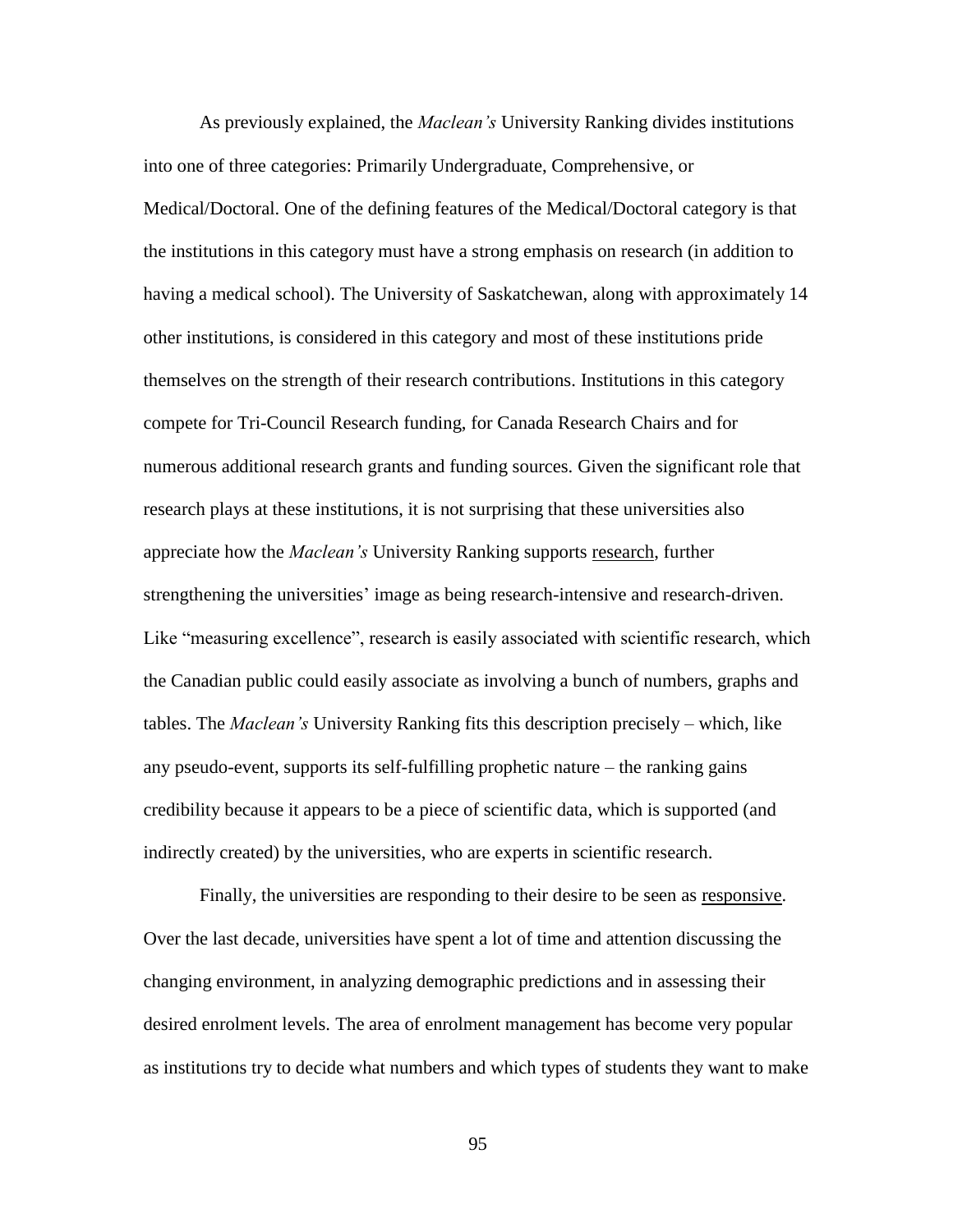As previously explained, the *Maclean's* University Ranking divides institutions into one of three categories: Primarily Undergraduate, Comprehensive, or Medical/Doctoral. One of the defining features of the Medical/Doctoral category is that the institutions in this category must have a strong emphasis on research (in addition to having a medical school). The University of Saskatchewan, along with approximately 14 other institutions, is considered in this category and most of these institutions pride themselves on the strength of their research contributions. Institutions in this category compete for Tri-Council Research funding, for Canada Research Chairs and for numerous additional research grants and funding sources. Given the significant role that research plays at these institutions, it is not surprising that these universities also appreciate how the *Maclean's* University Ranking supports research, further strengthening the universities' image as being research-intensive and research-driven. Like "measuring excellence", research is easily associated with scientific research, which the Canadian public could easily associate as involving a bunch of numbers, graphs and tables. The *Maclean's* University Ranking fits this description precisely – which, like any pseudo-event, supports its self-fulfilling prophetic nature – the ranking gains credibility because it appears to be a piece of scientific data, which is supported (and indirectly created) by the universities, who are experts in scientific research.

Finally, the universities are responding to their desire to be seen as responsive. Over the last decade, universities have spent a lot of time and attention discussing the changing environment, in analyzing demographic predictions and in assessing their desired enrolment levels. The area of enrolment management has become very popular as institutions try to decide what numbers and which types of students they want to make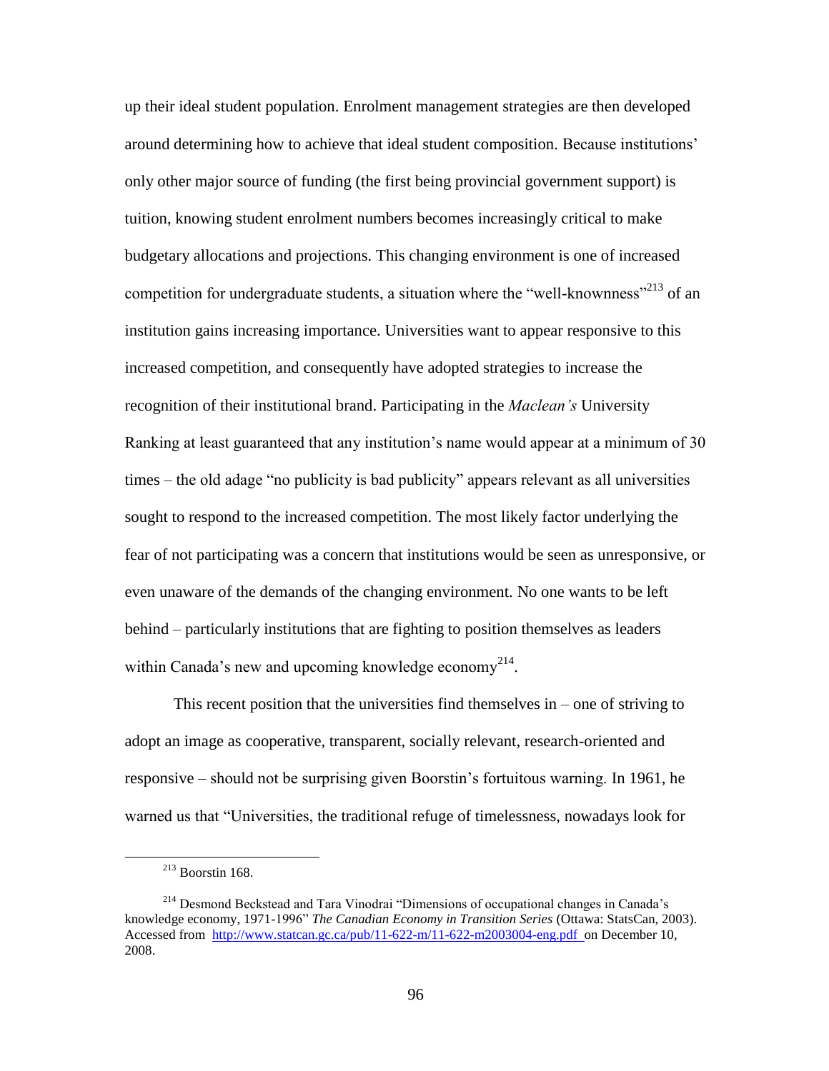up their ideal student population. Enrolment management strategies are then developed around determining how to achieve that ideal student composition. Because institutions' only other major source of funding (the first being provincial government support) is tuition, knowing student enrolment numbers becomes increasingly critical to make budgetary allocations and projections. This changing environment is one of increased competition for undergraduate students, a situation where the "well-knownness"[213] of an institution gains increasing importance. Universities want to appear responsive to this increased competition, and consequently have adopted strategies to increase the recognition of their institutional brand. Participating in the *Maclean's* University Ranking at least guaranteed that any institution's name would appear at a minimum of 30 times – the old adage "no publicity is bad publicity" appears relevant as all universities sought to respond to the increased competition. The most likely factor underlying the fear of not participating was a concern that institutions would be seen as unresponsive, or even unaware of the demands of the changing environment. No one wants to be left behind – particularly institutions that are fighting to position themselves as leaders within Canada's new and upcoming knowledge economy[214].

This recent position that the universities find themselves in – one of striving to adopt an image as cooperative, transparent, socially relevant, research-oriented and responsive – should not be surprising given Boorstin's fortuitous warning. In 1961, he warned us that "Universities, the traditional refuge of timelessness, nowadays look for

---

[213] Boorstin 168.

[214] Desmond Beckstead and Tara Vinodrai "Dimensions of occupational changes in Canada's knowledge economy, 1971-1996" *The Canadian Economy in Transition Series* (Ottawa: StatsCan, 2003). Accessed from http://www.statcan.gc.ca/pub/11-622-m/11-622-m2003004-eng.pdf on December 10, 2008.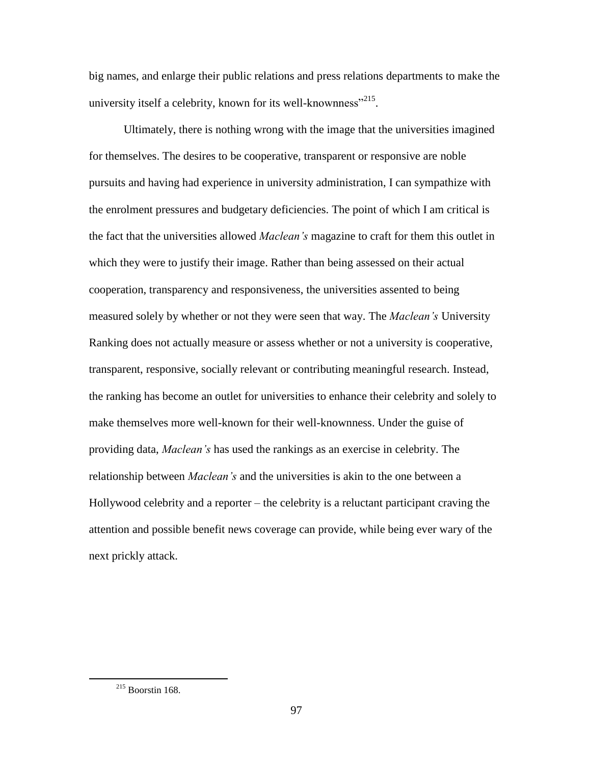big names, and enlarge their public relations and press relations departments to make the university itself a celebrity, known for its well-knownness"[215].

Ultimately, there is nothing wrong with the image that the universities imagined for themselves. The desires to be cooperative, transparent or responsive are noble pursuits and having had experience in university administration, I can sympathize with the enrolment pressures and budgetary deficiencies. The point of which I am critical is the fact that the universities allowed *Maclean's* magazine to craft for them this outlet in which they were to justify their image. Rather than being assessed on their actual cooperation, transparency and responsiveness, the universities assented to being measured solely by whether or not they were seen that way. The *Maclean's* University Ranking does not actually measure or assess whether or not a university is cooperative, transparent, responsive, socially relevant or contributing meaningful research. Instead, the ranking has become an outlet for universities to enhance their celebrity and solely to make themselves more well-known for their well-knownness. Under the guise of providing data, *Maclean's* has used the rankings as an exercise in celebrity. The relationship between *Maclean's* and the universities is akin to the one between a Hollywood celebrity and a reporter – the celebrity is a reluctant participant craving the attention and possible benefit news coverage can provide, while being ever wary of the next prickly attack.

---

[215] Boorstin 168.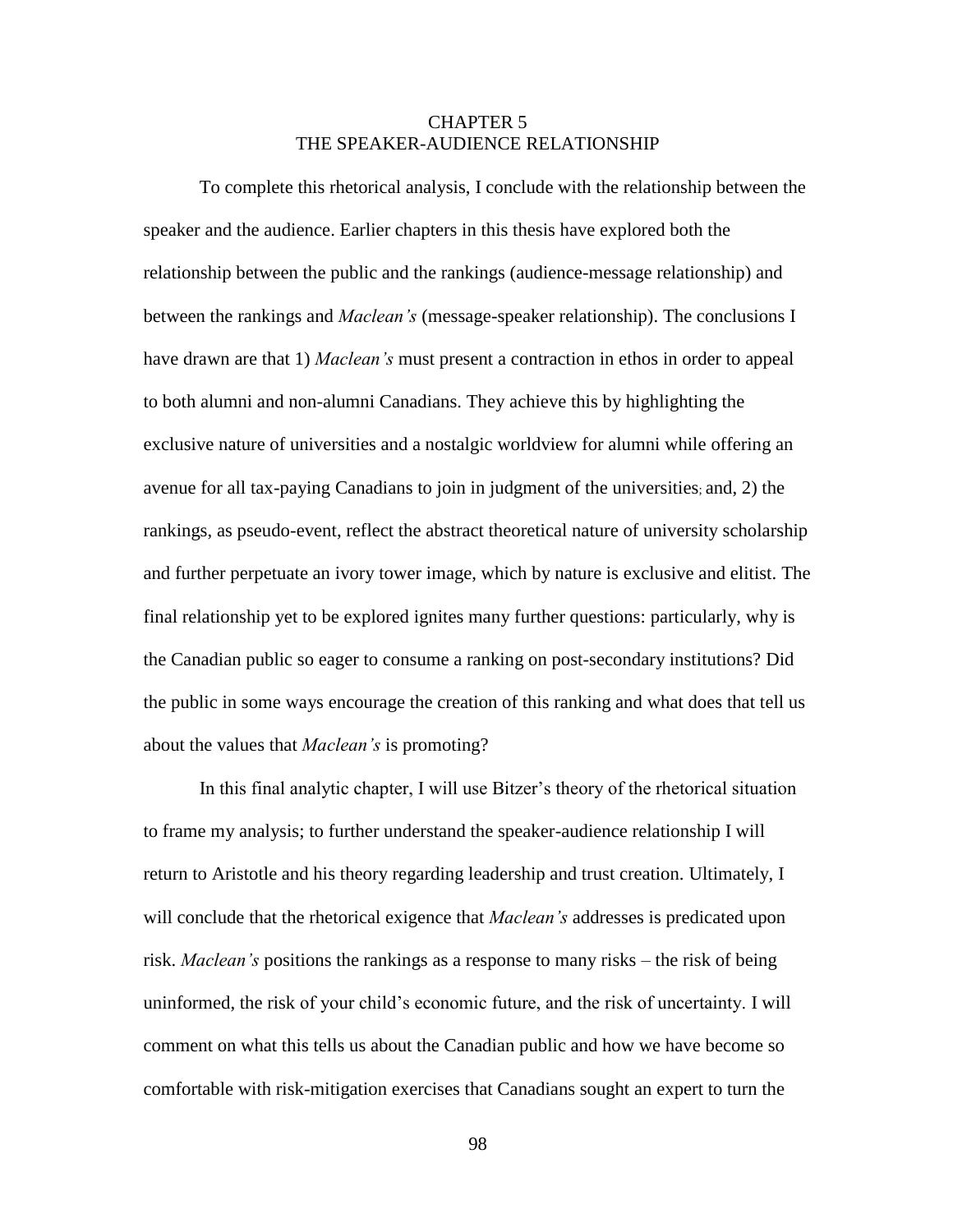# CHAPTER 5
# THE SPEAKER-AUDIENCE RELATIONSHIP

To complete this rhetorical analysis, I conclude with the relationship between the speaker and the audience. Earlier chapters in this thesis have explored both the relationship between the public and the rankings (audience-message relationship) and between the rankings and *Maclean's* (message-speaker relationship). The conclusions I have drawn are that 1) *Maclean's* must present a contraction in ethos in order to appeal to both alumni and non-alumni Canadians. They achieve this by highlighting the exclusive nature of universities and a nostalgic worldview for alumni while offering an avenue for all tax-paying Canadians to join in judgment of the universities; and, 2) the rankings, as pseudo-event, reflect the abstract theoretical nature of university scholarship and further perpetuate an ivory tower image, which by nature is exclusive and elitist. The final relationship yet to be explored ignites many further questions: particularly, why is the Canadian public so eager to consume a ranking on post-secondary institutions? Did the public in some ways encourage the creation of this ranking and what does that tell us about the values that *Maclean's* is promoting?

In this final analytic chapter, I will use Bitzer's theory of the rhetorical situation to frame my analysis; to further understand the speaker-audience relationship I will return to Aristotle and his theory regarding leadership and trust creation. Ultimately, I will conclude that the rhetorical exigence that *Maclean's* addresses is predicated upon risk. *Maclean's* positions the rankings as a response to many risks – the risk of being uninformed, the risk of your child's economic future, and the risk of uncertainty. I will comment on what this tells us about the Canadian public and how we have become so comfortable with risk-mitigation exercises that Canadians sought an expert to turn the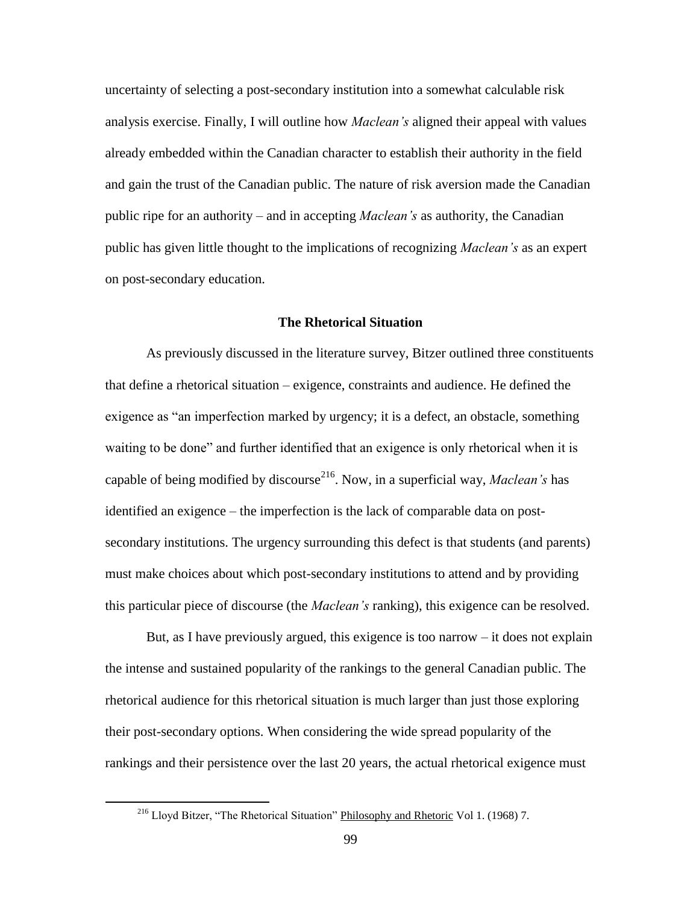uncertainty of selecting a post-secondary institution into a somewhat calculable risk analysis exercise. Finally, I will outline how *Maclean's* aligned their appeal with values already embedded within the Canadian character to establish their authority in the field and gain the trust of the Canadian public. The nature of risk aversion made the Canadian public ripe for an authority – and in accepting *Maclean's* as authority, the Canadian public has given little thought to the implications of recognizing *Maclean's* as an expert on post-secondary education.

## The Rhetorical Situation

As previously discussed in the literature survey, Bitzer outlined three constituents that define a rhetorical situation – exigence, constraints and audience. He defined the exigence as "an imperfection marked by urgency; it is a defect, an obstacle, something waiting to be done" and further identified that an exigence is only rhetorical when it is capable of being modified by discourse[216]. Now, in a superficial way, *Maclean's* has identified an exigence – the imperfection is the lack of comparable data on post-secondary institutions. The urgency surrounding this defect is that students (and parents) must make choices about which post-secondary institutions to attend and by providing this particular piece of discourse (the *Maclean's* ranking), this exigence can be resolved.

But, as I have previously argued, this exigence is too narrow – it does not explain the intense and sustained popularity of the rankings to the general Canadian public. The rhetorical audience for this rhetorical situation is much larger than just those exploring their post-secondary options. When considering the wide spread popularity of the rankings and their persistence over the last 20 years, the actual rhetorical exigence must

---

[216] Lloyd Bitzer, "The Rhetorical Situation" Philosophy and Rhetoric Vol 1. (1968) 7.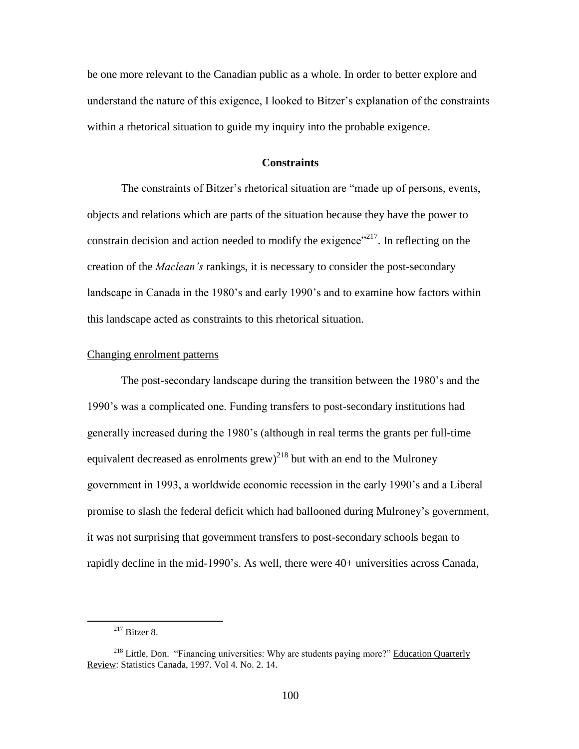be one more relevant to the Canadian public as a whole. In order to better explore and understand the nature of this exigence, I looked to Bitzer's explanation of the constraints within a rhetorical situation to guide my inquiry into the probable exigence.

## Constraints

The constraints of Bitzer's rhetorical situation are "made up of persons, events, objects and relations which are parts of the situation because they have the power to constrain decision and action needed to modify the exigence"[217]. In reflecting on the creation of the *Maclean's* rankings, it is necessary to consider the post-secondary landscape in Canada in the 1980's and early 1990's and to examine how factors within this landscape acted as constraints to this rhetorical situation.

### Changing enrolment patterns

The post-secondary landscape during the transition between the 1980's and the 1990's was a complicated one. Funding transfers to post-secondary institutions had generally increased during the 1980's (although in real terms the grants per full-time equivalent decreased as enrolments grew)[218] but with an end to the Mulroney government in 1993, a worldwide economic recession in the early 1990's and a Liberal promise to slash the federal deficit which had ballooned during Mulroney's government, it was not surprising that government transfers to post-secondary schools began to rapidly decline in the mid-1990's. As well, there were 40+ universities across Canada,

---

[217] Bitzer 8.

[218] Little, Don. "Financing universities: Why are students paying more?" Education Quarterly Review: Statistics Canada, 1997. Vol 4. No. 2. 14.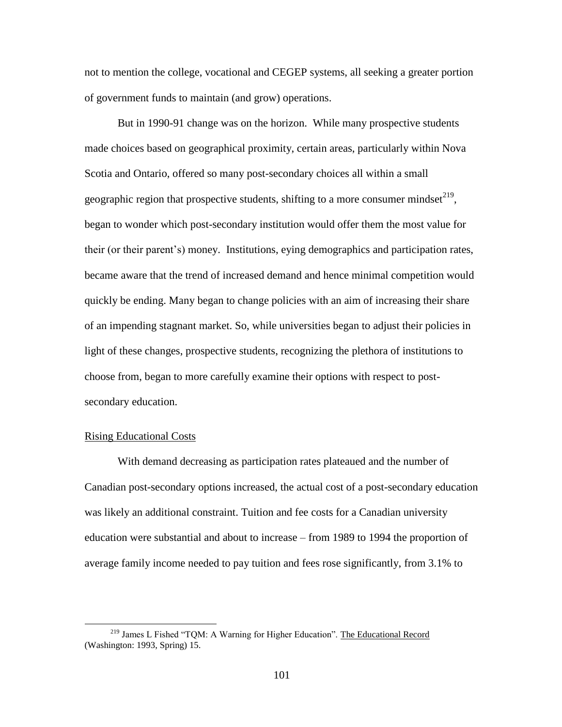not to mention the college, vocational and CEGEP systems, all seeking a greater portion of government funds to maintain (and grow) operations.

But in 1990-91 change was on the horizon. While many prospective students made choices based on geographical proximity, certain areas, particularly within Nova Scotia and Ontario, offered so many post-secondary choices all within a small geographic region that prospective students, shifting to a more consumer mindset[219], began to wonder which post-secondary institution would offer them the most value for their (or their parent's) money. Institutions, eying demographics and participation rates, became aware that the trend of increased demand and hence minimal competition would quickly be ending. Many began to change policies with an aim of increasing their share of an impending stagnant market. So, while universities began to adjust their policies in light of these changes, prospective students, recognizing the plethora of institutions to choose from, began to more carefully examine their options with respect to post-secondary education.

Rising Educational Costs

With demand decreasing as participation rates plateaued and the number of Canadian post-secondary options increased, the actual cost of a post-secondary education was likely an additional constraint. Tuition and fee costs for a Canadian university education were substantial and about to increase – from 1989 to 1994 the proportion of average family income needed to pay tuition and fees rose significantly, from 3.1% to

---

[219] James L Fished "TQM: A Warning for Higher Education". The Educational Record (Washington: 1993, Spring) 15.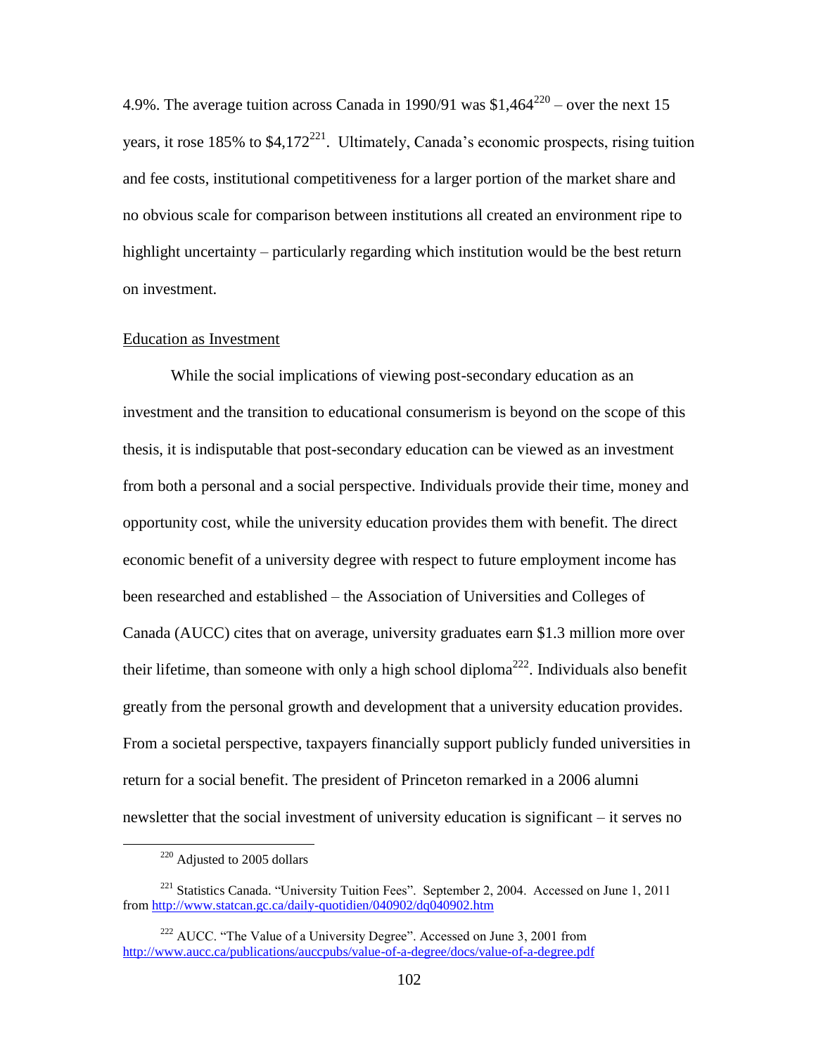4.9%. The average tuition across Canada in 1990/91 was $1,464[220] – over the next 15 years, it rose 185% to $4,172[221]. Ultimately, Canada's economic prospects, rising tuition and fee costs, institutional competitiveness for a larger portion of the market share and no obvious scale for comparison between institutions all created an environment ripe to highlight uncertainty – particularly regarding which institution would be the best return on investment.

## Education as Investment

While the social implications of viewing post-secondary education as an investment and the transition to educational consumerism is beyond on the scope of this thesis, it is indisputable that post-secondary education can be viewed as an investment from both a personal and a social perspective. Individuals provide their time, money and opportunity cost, while the university education provides them with benefit. The direct economic benefit of a university degree with respect to future employment income has been researched and established – the Association of Universities and Colleges of Canada (AUCC) cites that on average, university graduates earn $1.3 million more over their lifetime, than someone with only a high school diploma[222]. Individuals also benefit greatly from the personal growth and development that a university education provides. From a societal perspective, taxpayers financially support publicly funded universities in return for a social benefit. The president of Princeton remarked in a 2006 alumni newsletter that the social investment of university education is significant – it serves no

---

[220] Adjusted to 2005 dollars

[221] Statistics Canada. "University Tuition Fees". September 2, 2004. Accessed on June 1, 2011 from http://www.statcan.gc.ca/daily-quotidien/040902/dq040902.htm

[222] AUCC. "The Value of a University Degree". Accessed on June 3, 2001 from http://www.aucc.ca/publications/auccpubs/value-of-a-degree/docs/value-of-a-degree.pdf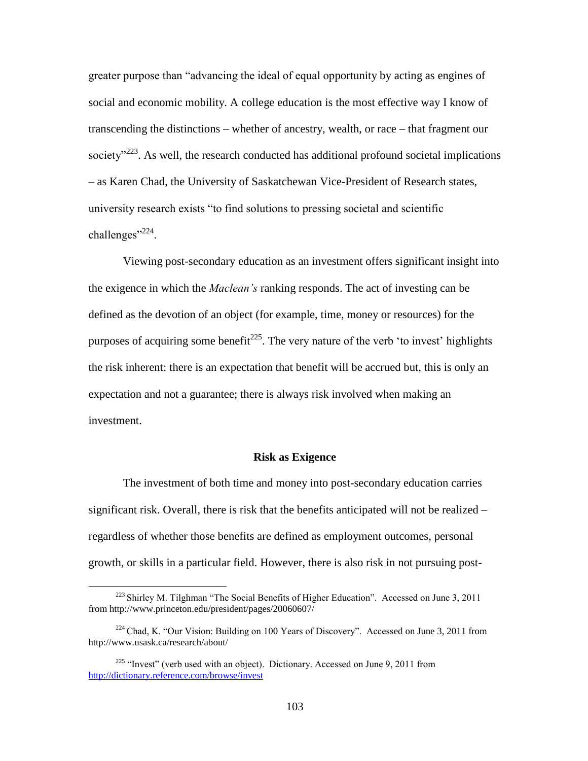greater purpose than "advancing the ideal of equal opportunity by acting as engines of social and economic mobility. A college education is the most effective way I know of transcending the distinctions – whether of ancestry, wealth, or race – that fragment our society"[223]. As well, the research conducted has additional profound societal implications – as Karen Chad, the University of Saskatchewan Vice-President of Research states, university research exists "to find solutions to pressing societal and scientific challenges"[224].

Viewing post-secondary education as an investment offers significant insight into the exigence in which the *Maclean's* ranking responds. The act of investing can be defined as the devotion of an object (for example, time, money or resources) for the purposes of acquiring some benefit[225]. The very nature of the verb 'to invest' highlights the risk inherent: there is an expectation that benefit will be accrued but, this is only an expectation and not a guarantee; there is always risk involved when making an investment.

### Risk as Exigence

The investment of both time and money into post-secondary education carries significant risk. Overall, there is risk that the benefits anticipated will not be realized – regardless of whether those benefits are defined as employment outcomes, personal growth, or skills in a particular field. However, there is also risk in not pursuing post-

---

[223] Shirley M. Tilghman "The Social Benefits of Higher Education". Accessed on June 3, 2011 from http://www.princeton.edu/president/pages/20060607/

[224] Chad, K. "Our Vision: Building on 100 Years of Discovery". Accessed on June 3, 2011 from http://www.usask.ca/research/about/

[225] "Invest" (verb used with an object). Dictionary. Accessed on June 9, 2011 from http://dictionary.reference.com/browse/invest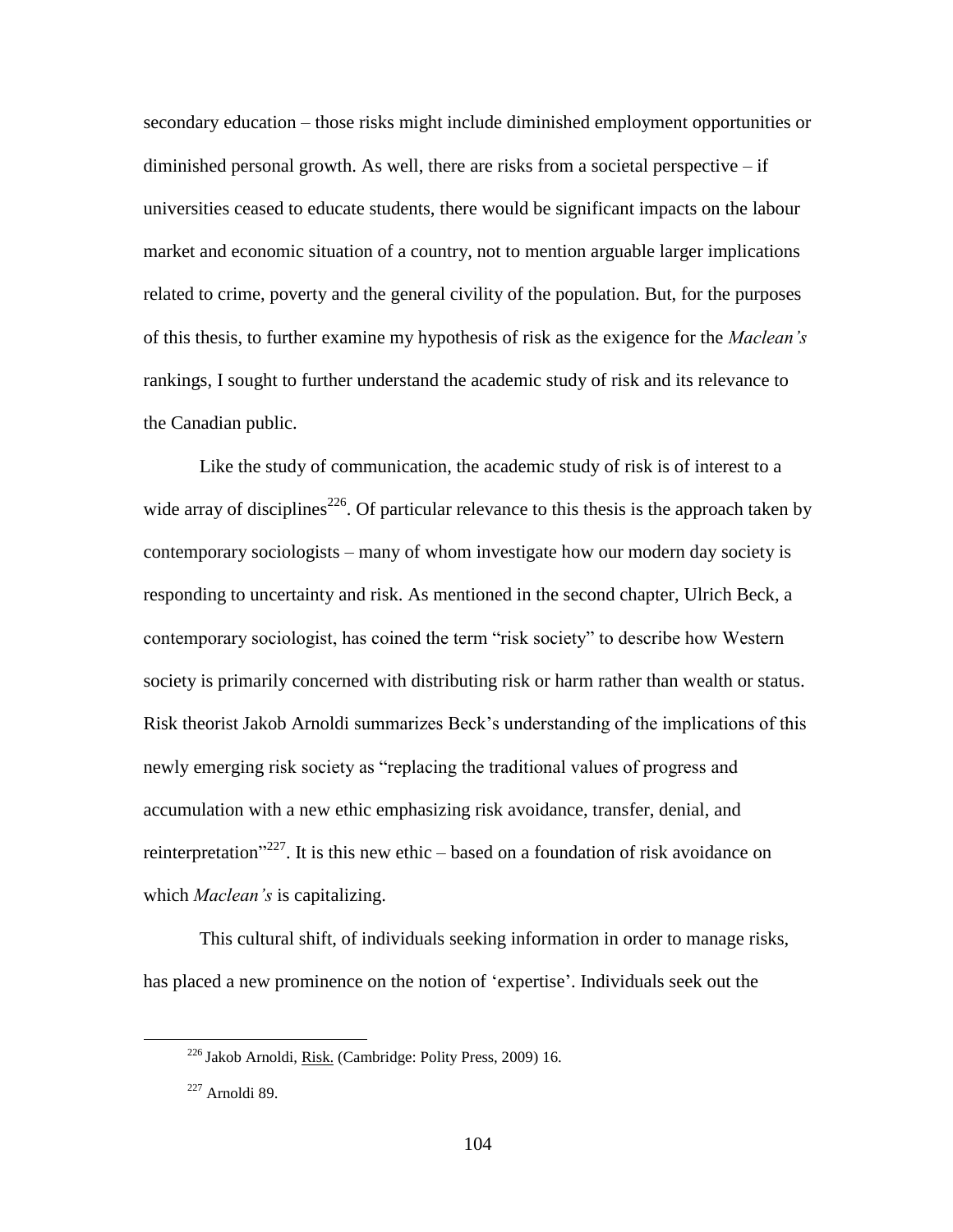secondary education – those risks might include diminished employment opportunities or diminished personal growth. As well, there are risks from a societal perspective – if universities ceased to educate students, there would be significant impacts on the labour market and economic situation of a country, not to mention arguable larger implications related to crime, poverty and the general civility of the population. But, for the purposes of this thesis, to further examine my hypothesis of risk as the exigence for the *Maclean's* rankings, I sought to further understand the academic study of risk and its relevance to the Canadian public.

Like the study of communication, the academic study of risk is of interest to a wide array of disciplines[226]. Of particular relevance to this thesis is the approach taken by contemporary sociologists – many of whom investigate how our modern day society is responding to uncertainty and risk. As mentioned in the second chapter, Ulrich Beck, a contemporary sociologist, has coined the term "risk society" to describe how Western society is primarily concerned with distributing risk or harm rather than wealth or status. Risk theorist Jakob Arnoldi summarizes Beck's understanding of the implications of this newly emerging risk society as "replacing the traditional values of progress and accumulation with a new ethic emphasizing risk avoidance, transfer, denial, and reinterpretation"[227]. It is this new ethic – based on a foundation of risk avoidance on which *Maclean's* is capitalizing.

This cultural shift, of individuals seeking information in order to manage risks, has placed a new prominence on the notion of 'expertise'. Individuals seek out the

---

[226] Jakob Arnoldi, Risk. (Cambridge: Polity Press, 2009) 16.

[227] Arnoldi 89.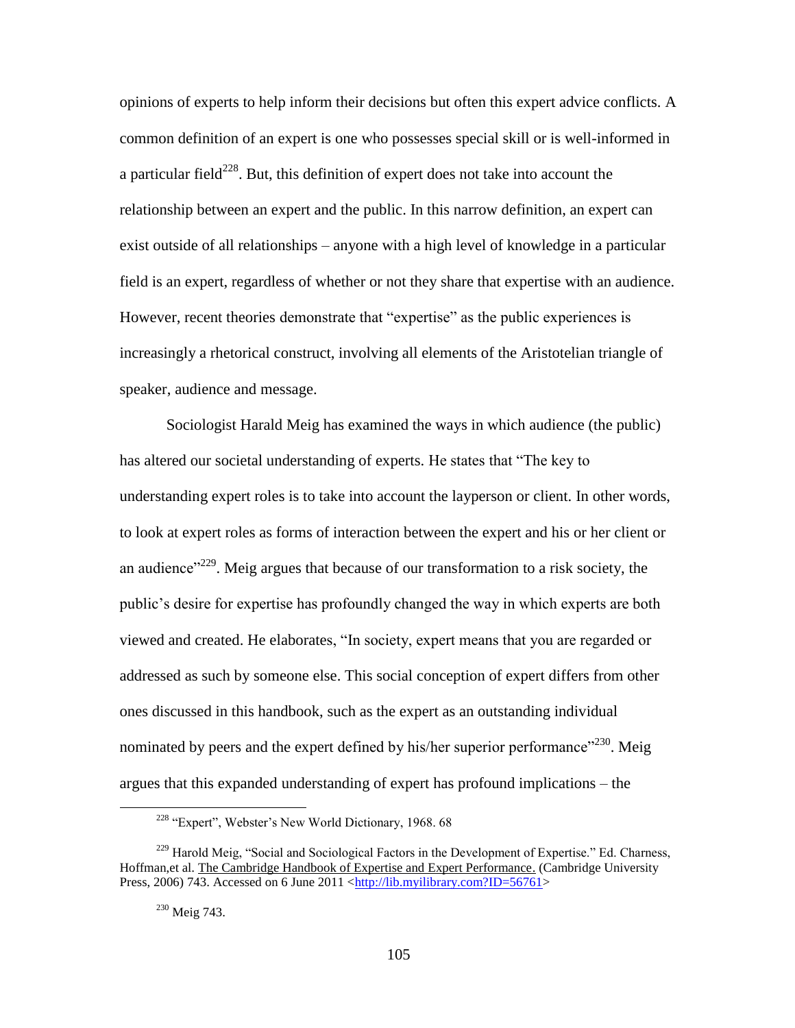opinions of experts to help inform their decisions but often this expert advice conflicts. A common definition of an expert is one who possesses special skill or is well-informed in a particular field[228]. But, this definition of expert does not take into account the relationship between an expert and the public. In this narrow definition, an expert can exist outside of all relationships – anyone with a high level of knowledge in a particular field is an expert, regardless of whether or not they share that expertise with an audience. However, recent theories demonstrate that "expertise" as the public experiences is increasingly a rhetorical construct, involving all elements of the Aristotelian triangle of speaker, audience and message.

Sociologist Harald Meig has examined the ways in which audience (the public) has altered our societal understanding of experts. He states that "The key to understanding expert roles is to take into account the layperson or client. In other words, to look at expert roles as forms of interaction between the expert and his or her client or an audience"[229]. Meig argues that because of our transformation to a risk society, the public's desire for expertise has profoundly changed the way in which experts are both viewed and created. He elaborates, "In society, expert means that you are regarded or addressed as such by someone else. This social conception of expert differs from other ones discussed in this handbook, such as the expert as an outstanding individual nominated by peers and the expert defined by his/her superior performance"[230]. Meig argues that this expanded understanding of expert has profound implications – the

[228] "Expert", Webster's New World Dictionary, 1968. 68

[229] Harold Meig, "Social and Sociological Factors in the Development of Expertise." Ed. Charness, Hoffman,et al. The Cambridge Handbook of Expertise and Expert Performance. (Cambridge University Press, 2006) 743. Accessed on 6 June 2011 <http://lib.myilibrary.com?ID=56761>

[230] Meig 743.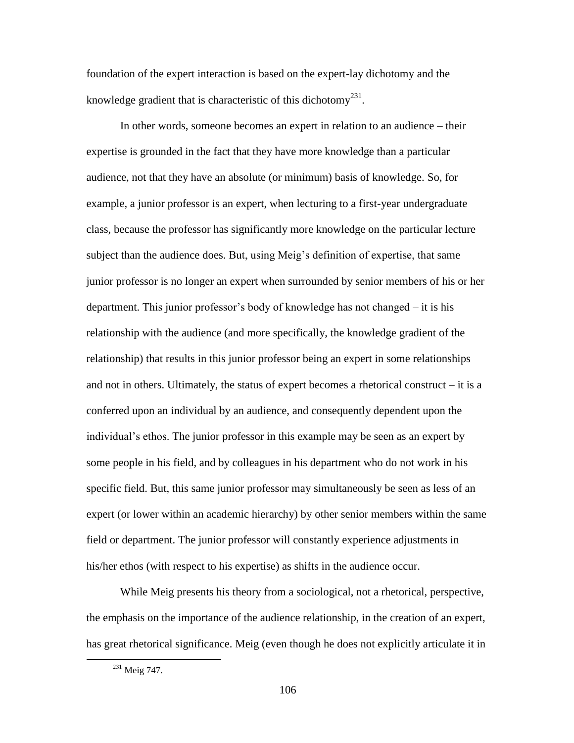foundation of the expert interaction is based on the expert-lay dichotomy and the knowledge gradient that is characteristic of this dichotomy[231].

In other words, someone becomes an expert in relation to an audience – their expertise is grounded in the fact that they have more knowledge than a particular audience, not that they have an absolute (or minimum) basis of knowledge. So, for example, a junior professor is an expert, when lecturing to a first-year undergraduate class, because the professor has significantly more knowledge on the particular lecture subject than the audience does. But, using Meig's definition of expertise, that same junior professor is no longer an expert when surrounded by senior members of his or her department. This junior professor's body of knowledge has not changed – it is his relationship with the audience (and more specifically, the knowledge gradient of the relationship) that results in this junior professor being an expert in some relationships and not in others. Ultimately, the status of expert becomes a rhetorical construct – it is a conferred upon an individual by an audience, and consequently dependent upon the individual's ethos. The junior professor in this example may be seen as an expert by some people in his field, and by colleagues in his department who do not work in his specific field. But, this same junior professor may simultaneously be seen as less of an expert (or lower within an academic hierarchy) by other senior members within the same field or department. The junior professor will constantly experience adjustments in his/her ethos (with respect to his expertise) as shifts in the audience occur.

While Meig presents his theory from a sociological, not a rhetorical, perspective, the emphasis on the importance of the audience relationship, in the creation of an expert, has great rhetorical significance. Meig (even though he does not explicitly articulate it in

[231] Meig 747.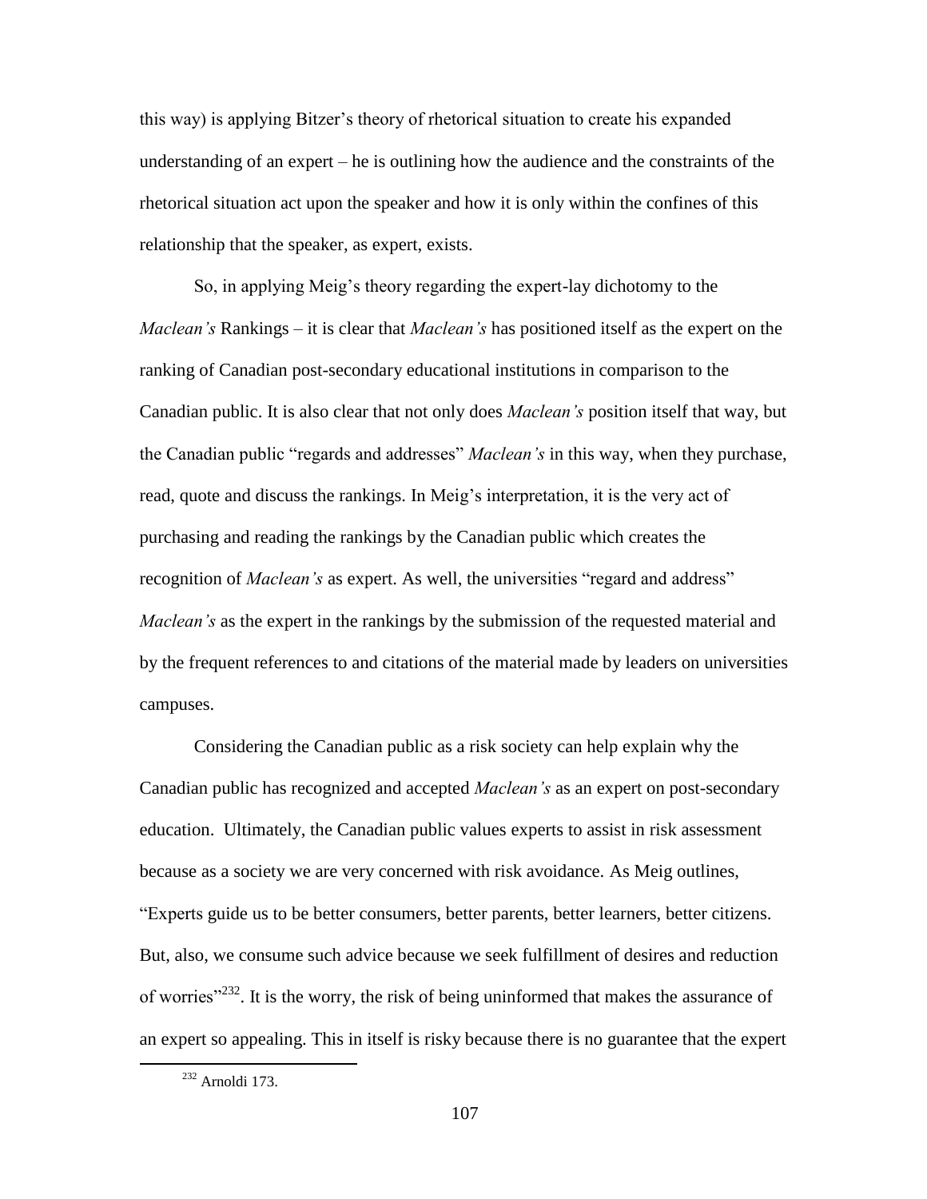this way) is applying Bitzer's theory of rhetorical situation to create his expanded understanding of an expert – he is outlining how the audience and the constraints of the rhetorical situation act upon the speaker and how it is only within the confines of this relationship that the speaker, as expert, exists.

So, in applying Meig's theory regarding the expert-lay dichotomy to the *Maclean's* Rankings – it is clear that *Maclean's* has positioned itself as the expert on the ranking of Canadian post-secondary educational institutions in comparison to the Canadian public. It is also clear that not only does *Maclean's* position itself that way, but the Canadian public "regards and addresses" *Maclean's* in this way, when they purchase, read, quote and discuss the rankings. In Meig's interpretation, it is the very act of purchasing and reading the rankings by the Canadian public which creates the recognition of *Maclean's* as expert. As well, the universities "regard and address" *Maclean's* as the expert in the rankings by the submission of the requested material and by the frequent references to and citations of the material made by leaders on universities campuses.

Considering the Canadian public as a risk society can help explain why the Canadian public has recognized and accepted *Maclean's* as an expert on post-secondary education. Ultimately, the Canadian public values experts to assist in risk assessment because as a society we are very concerned with risk avoidance. As Meig outlines, "Experts guide us to be better consumers, better parents, better learners, better citizens. But, also, we consume such advice because we seek fulfillment of desires and reduction of worries"[232]. It is the worry, the risk of being uninformed that makes the assurance of an expert so appealing. This in itself is risky because there is no guarantee that the expert

[232] Arnoldi 173.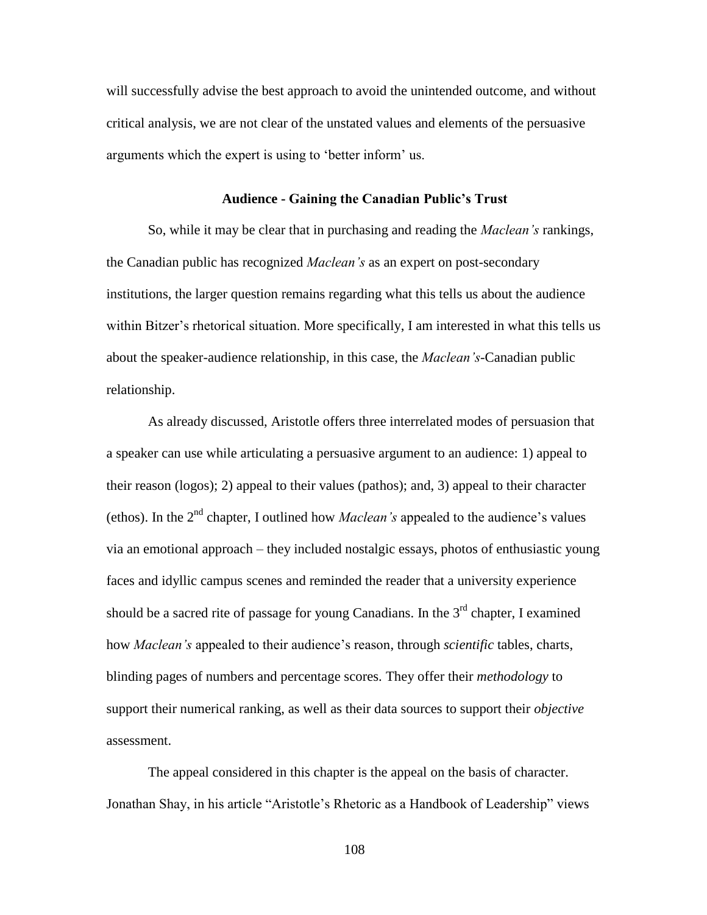will successfully advise the best approach to avoid the unintended outcome, and without critical analysis, we are not clear of the unstated values and elements of the persuasive arguments which the expert is using to 'better inform' us.

## Audience - Gaining the Canadian Public's Trust

So, while it may be clear that in purchasing and reading the *Maclean's* rankings, the Canadian public has recognized *Maclean's* as an expert on post-secondary institutions, the larger question remains regarding what this tells us about the audience within Bitzer's rhetorical situation. More specifically, I am interested in what this tells us about the speaker-audience relationship, in this case, the *Maclean's*-Canadian public relationship.

As already discussed, Aristotle offers three interrelated modes of persuasion that a speaker can use while articulating a persuasive argument to an audience: 1) appeal to their reason (logos); 2) appeal to their values (pathos); and, 3) appeal to their character (ethos). In the 2nd chapter, I outlined how *Maclean's* appealed to the audience's values via an emotional approach – they included nostalgic essays, photos of enthusiastic young faces and idyllic campus scenes and reminded the reader that a university experience should be a sacred rite of passage for young Canadians. In the 3rd chapter, I examined how *Maclean's* appealed to their audience's reason, through *scientific* tables, charts, blinding pages of numbers and percentage scores. They offer their *methodology* to support their numerical ranking, as well as their data sources to support their *objective* assessment.

The appeal considered in this chapter is the appeal on the basis of character. Jonathan Shay, in his article "Aristotle's Rhetoric as a Handbook of Leadership" views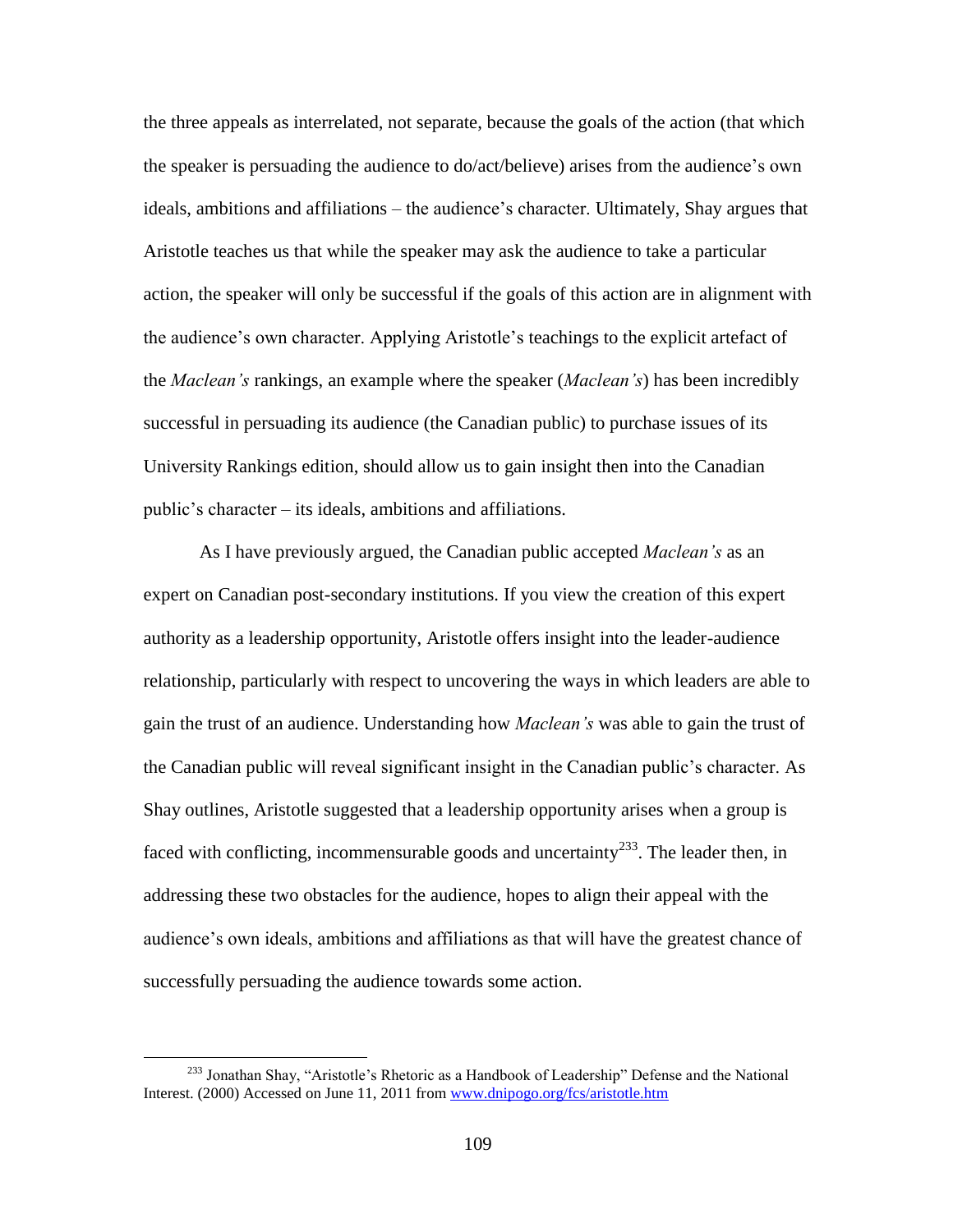the three appeals as interrelated, not separate, because the goals of the action (that which the speaker is persuading the audience to do/act/believe) arises from the audience's own ideals, ambitions and affiliations – the audience's character. Ultimately, Shay argues that Aristotle teaches us that while the speaker may ask the audience to take a particular action, the speaker will only be successful if the goals of this action are in alignment with the audience's own character. Applying Aristotle's teachings to the explicit artefact of the *Maclean's* rankings, an example where the speaker (*Maclean's*) has been incredibly successful in persuading its audience (the Canadian public) to purchase issues of its University Rankings edition, should allow us to gain insight then into the Canadian public's character – its ideals, ambitions and affiliations.

As I have previously argued, the Canadian public accepted *Maclean's* as an expert on Canadian post-secondary institutions. If you view the creation of this expert authority as a leadership opportunity, Aristotle offers insight into the leader-audience relationship, particularly with respect to uncovering the ways in which leaders are able to gain the trust of an audience. Understanding how *Maclean's* was able to gain the trust of the Canadian public will reveal significant insight in the Canadian public's character. As Shay outlines, Aristotle suggested that a leadership opportunity arises when a group is faced with conflicting, incommensurable goods and uncertainty[233]. The leader then, in addressing these two obstacles for the audience, hopes to align their appeal with the audience's own ideals, ambitions and affiliations as that will have the greatest chance of successfully persuading the audience towards some action.

---

[233] Jonathan Shay, "Aristotle's Rhetoric as a Handbook of Leadership" Defense and the National Interest. (2000) Accessed on June 11, 2011 from www.dnipogo.org/fcs/aristotle.htm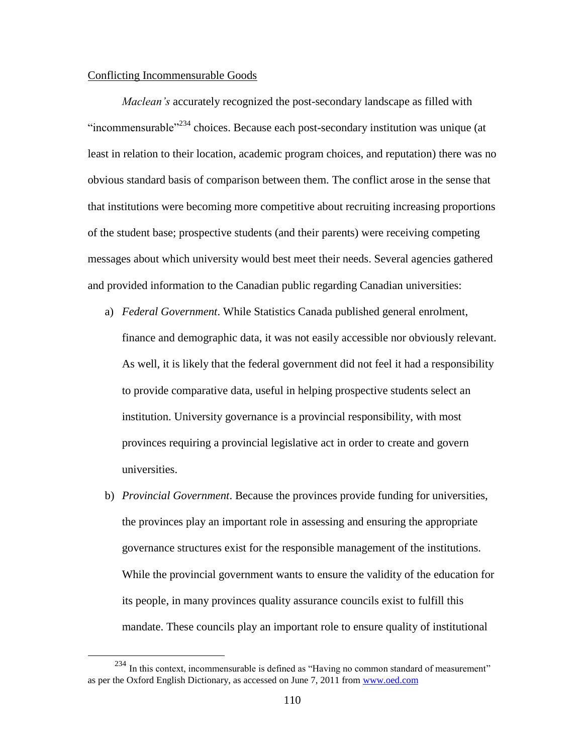Conflicting Incommensurable Goods

*Maclean's* accurately recognized the post-secondary landscape as filled with "incommensurable"[234] choices. Because each post-secondary institution was unique (at least in relation to their location, academic program choices, and reputation) there was no obvious standard basis of comparison between them. The conflict arose in the sense that that institutions were becoming more competitive about recruiting increasing proportions of the student base; prospective students (and their parents) were receiving competing messages about which university would best meet their needs. Several agencies gathered and provided information to the Canadian public regarding Canadian universities:

a) *Federal Government*. While Statistics Canada published general enrolment, finance and demographic data, it was not easily accessible nor obviously relevant. As well, it is likely that the federal government did not feel it had a responsibility to provide comparative data, useful in helping prospective students select an institution. University governance is a provincial responsibility, with most provinces requiring a provincial legislative act in order to create and govern universities.

b) *Provincial Government*. Because the provinces provide funding for universities, the provinces play an important role in assessing and ensuring the appropriate governance structures exist for the responsible management of the institutions. While the provincial government wants to ensure the validity of the education for its people, in many provinces quality assurance councils exist to fulfill this mandate. These councils play an important role to ensure quality of institutional

---

[234] In this context, incommensurable is defined as "Having no common standard of measurement" as per the Oxford English Dictionary, as accessed on June 7, 2011 from www.oed.com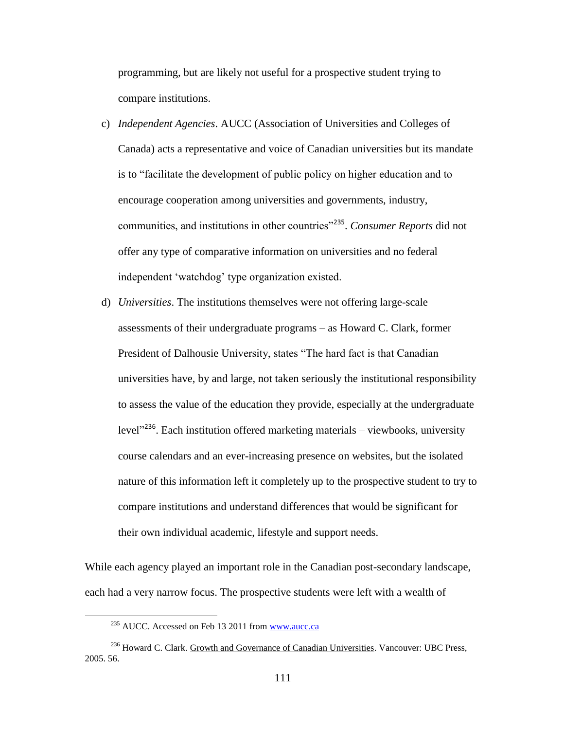programming, but are likely not useful for a prospective student trying to compare institutions.

c) *Independent Agencies*. AUCC (Association of Universities and Colleges of Canada) acts a representative and voice of Canadian universities but its mandate is to "facilitate the development of public policy on higher education and to encourage cooperation among universities and governments, industry, communities, and institutions in other countries"[235]. *Consumer Reports* did not offer any type of comparative information on universities and no federal independent 'watchdog' type organization existed.

d) *Universities*. The institutions themselves were not offering large-scale assessments of their undergraduate programs – as Howard C. Clark, former President of Dalhousie University, states "The hard fact is that Canadian universities have, by and large, not taken seriously the institutional responsibility to assess the value of the education they provide, especially at the undergraduate level"[236]. Each institution offered marketing materials – viewbooks, university course calendars and an ever-increasing presence on websites, but the isolated nature of this information left it completely up to the prospective student to try to compare institutions and understand differences that would be significant for their own individual academic, lifestyle and support needs.

While each agency played an important role in the Canadian post-secondary landscape, each had a very narrow focus. The prospective students were left with a wealth of

---

[235] AUCC. Accessed on Feb 13 2011 from www.aucc.ca

[236] Howard C. Clark. Growth and Governance of Canadian Universities. Vancouver: UBC Press, 2005. 56.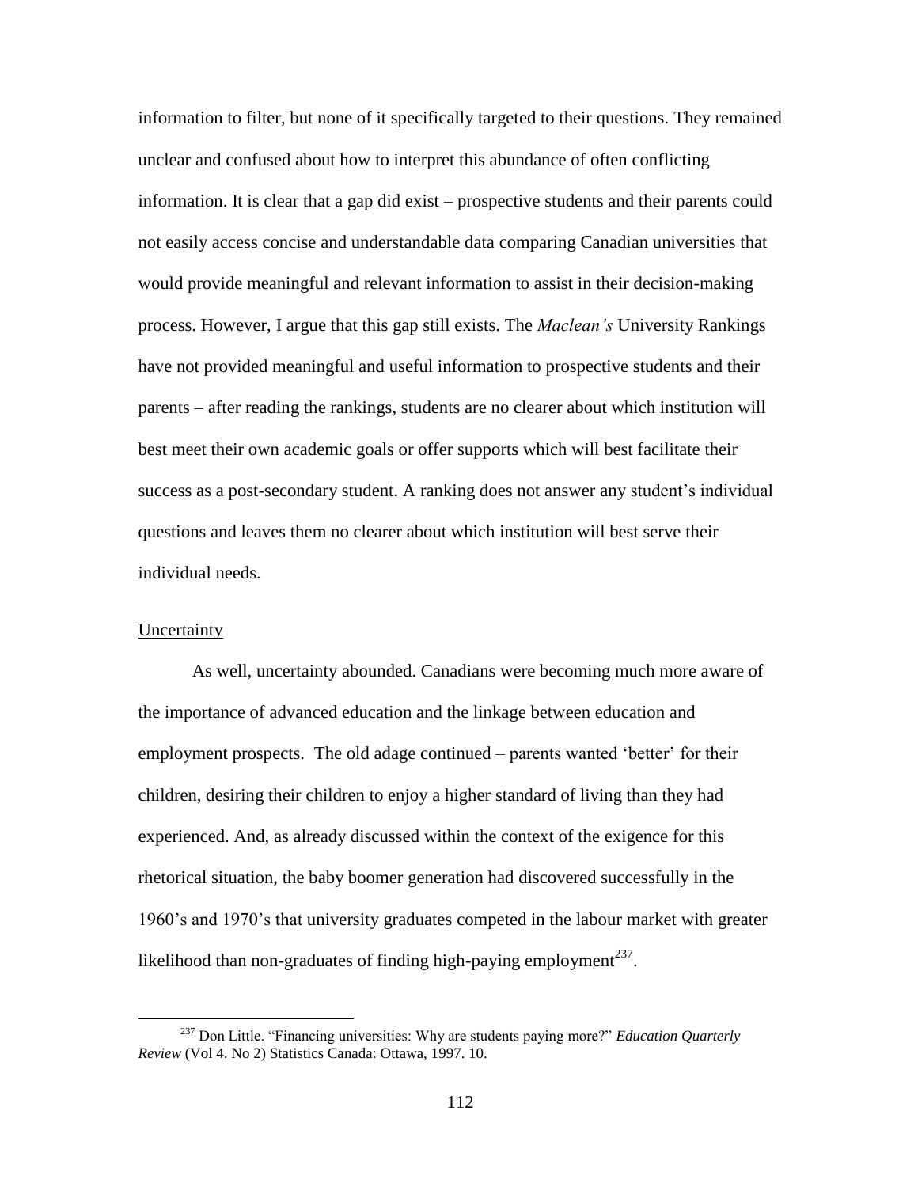information to filter, but none of it specifically targeted to their questions. They remained unclear and confused about how to interpret this abundance of often conflicting information. It is clear that a gap did exist – prospective students and their parents could not easily access concise and understandable data comparing Canadian universities that would provide meaningful and relevant information to assist in their decision-making process. However, I argue that this gap still exists. The *Maclean's* University Rankings have not provided meaningful and useful information to prospective students and their parents – after reading the rankings, students are no clearer about which institution will best meet their own academic goals or offer supports which will best facilitate their success as a post-secondary student. A ranking does not answer any student's individual questions and leaves them no clearer about which institution will best serve their individual needs.

Uncertainty

As well, uncertainty abounded. Canadians were becoming much more aware of the importance of advanced education and the linkage between education and employment prospects. The old adage continued – parents wanted 'better' for their children, desiring their children to enjoy a higher standard of living than they had experienced. And, as already discussed within the context of the exigence for this rhetorical situation, the baby boomer generation had discovered successfully in the 1960's and 1970's that university graduates competed in the labour market with greater likelihood than non-graduates of finding high-paying employment[237].

[237] Don Little. "Financing universities: Why are students paying more?" *Education Quarterly Review* (Vol 4. No 2) Statistics Canada: Ottawa, 1997. 10.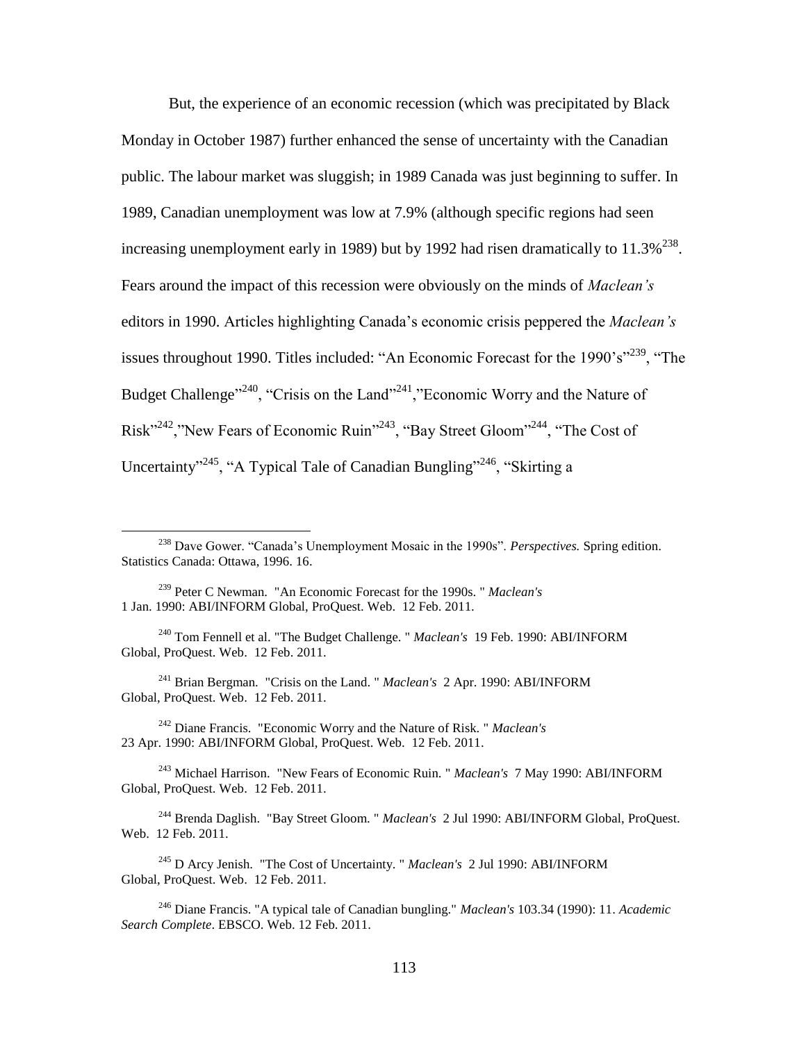But, the experience of an economic recession (which was precipitated by Black Monday in October 1987) further enhanced the sense of uncertainty with the Canadian public. The labour market was sluggish; in 1989 Canada was just beginning to suffer. In 1989, Canadian unemployment was low at 7.9% (although specific regions had seen increasing unemployment early in 1989) but by 1992 had risen dramatically to 11.3%[238]. Fears around the impact of this recession were obviously on the minds of *Maclean's* editors in 1990. Articles highlighting Canada's economic crisis peppered the *Maclean's* issues throughout 1990. Titles included: "An Economic Forecast for the 1990's"[239], "The Budget Challenge"[240], "Crisis on the Land"[241],"Economic Worry and the Nature of Risk"[242],"New Fears of Economic Ruin"[243], "Bay Street Gloom"[244], "The Cost of Uncertainty"[245], "A Typical Tale of Canadian Bungling"[246], "Skirting a

---

[238] Dave Gower. "Canada's Unemployment Mosaic in the 1990s". *Perspectives.* Spring edition. Statistics Canada: Ottawa, 1996. 16.

[239] Peter C Newman. "An Economic Forecast for the 1990s. " *Maclean's* 1 Jan. 1990: ABI/INFORM Global, ProQuest. Web. 12 Feb. 2011.

[240] Tom Fennell et al. "The Budget Challenge. " *Maclean's* 19 Feb. 1990: ABI/INFORM Global, ProQuest. Web. 12 Feb. 2011.

[241] Brian Bergman. "Crisis on the Land. " *Maclean's* 2 Apr. 1990: ABI/INFORM Global, ProQuest. Web. 12 Feb. 2011.

[242] Diane Francis. "Economic Worry and the Nature of Risk. " *Maclean's* 23 Apr. 1990: ABI/INFORM Global, ProQuest. Web. 12 Feb. 2011.

[243] Michael Harrison. "New Fears of Economic Ruin. " *Maclean's* 7 May 1990: ABI/INFORM Global, ProQuest. Web. 12 Feb. 2011.

[244] Brenda Daglish. "Bay Street Gloom. " *Maclean's* 2 Jul 1990: ABI/INFORM Global, ProQuest. Web. 12 Feb. 2011.

[245] D Arcy Jenish. "The Cost of Uncertainty. " *Maclean's* 2 Jul 1990: ABI/INFORM Global, ProQuest. Web. 12 Feb. 2011.

[246] Diane Francis. "A typical tale of Canadian bungling." *Maclean's* 103.34 (1990): 11. *Academic Search Complete*. EBSCO. Web. 12 Feb. 2011.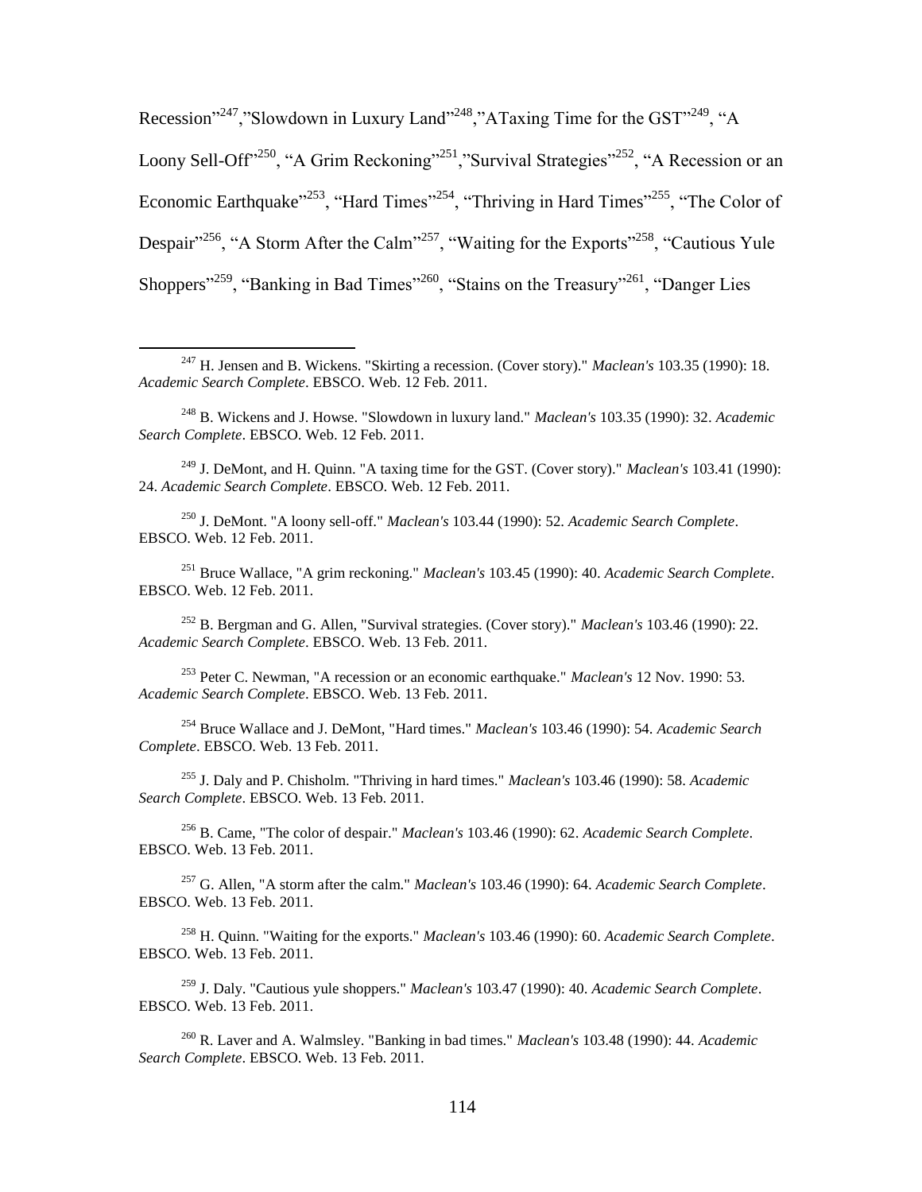Recession"[247],"Slowdown in Luxury Land"[248],"ATaxing Time for the GST"[249], "A Loony Sell-Off"[250], "A Grim Reckoning"[251],"Survival Strategies"[252], "A Recession or an Economic Earthquake"[253], "Hard Times"[254], "Thriving in Hard Times"[255], "The Color of Despair"[256], "A Storm After the Calm"[257], "Waiting for the Exports"[258], "Cautious Yule Shoppers"[259], "Banking in Bad Times"[260], "Stains on the Treasury"[261], "Danger Lies

---

[247] H. Jensen and B. Wickens. "Skirting a recession. (Cover story)." *Maclean's* 103.35 (1990): 18. *Academic Search Complete*. EBSCO. Web. 12 Feb. 2011.

[248] B. Wickens and J. Howse. "Slowdown in luxury land." *Maclean's* 103.35 (1990): 32. *Academic Search Complete*. EBSCO. Web. 12 Feb. 2011.

[249] J. DeMont, and H. Quinn. "A taxing time for the GST. (Cover story)." *Maclean's* 103.41 (1990): 24. *Academic Search Complete*. EBSCO. Web. 12 Feb. 2011.

[250] J. DeMont. "A loony sell-off." *Maclean's* 103.44 (1990): 52. *Academic Search Complete*. EBSCO. Web. 12 Feb. 2011.

[251] Bruce Wallace, "A grim reckoning." *Maclean's* 103.45 (1990): 40. *Academic Search Complete*. EBSCO. Web. 12 Feb. 2011.

[252] B. Bergman and G. Allen, "Survival strategies. (Cover story)." *Maclean's* 103.46 (1990): 22. *Academic Search Complete*. EBSCO. Web. 13 Feb. 2011.

[253] Peter C. Newman, "A recession or an economic earthquake." *Maclean's* 12 Nov. 1990: 53. *Academic Search Complete*. EBSCO. Web. 13 Feb. 2011.

[254] Bruce Wallace and J. DeMont, "Hard times." *Maclean's* 103.46 (1990): 54. *Academic Search Complete*. EBSCO. Web. 13 Feb. 2011.

[255] J. Daly and P. Chisholm. "Thriving in hard times." *Maclean's* 103.46 (1990): 58. *Academic Search Complete*. EBSCO. Web. 13 Feb. 2011.

[256] B. Came, "The color of despair." *Maclean's* 103.46 (1990): 62. *Academic Search Complete*. EBSCO. Web. 13 Feb. 2011.

[257] G. Allen, "A storm after the calm." *Maclean's* 103.46 (1990): 64. *Academic Search Complete*. EBSCO. Web. 13 Feb. 2011.

[258] H. Quinn. "Waiting for the exports." *Maclean's* 103.46 (1990): 60. *Academic Search Complete*. EBSCO. Web. 13 Feb. 2011.

[259] J. Daly. "Cautious yule shoppers." *Maclean's* 103.47 (1990): 40. *Academic Search Complete*. EBSCO. Web. 13 Feb. 2011.

[260] R. Laver and A. Walmsley. "Banking in bad times." *Maclean's* 103.48 (1990): 44. *Academic Search Complete*. EBSCO. Web. 13 Feb. 2011.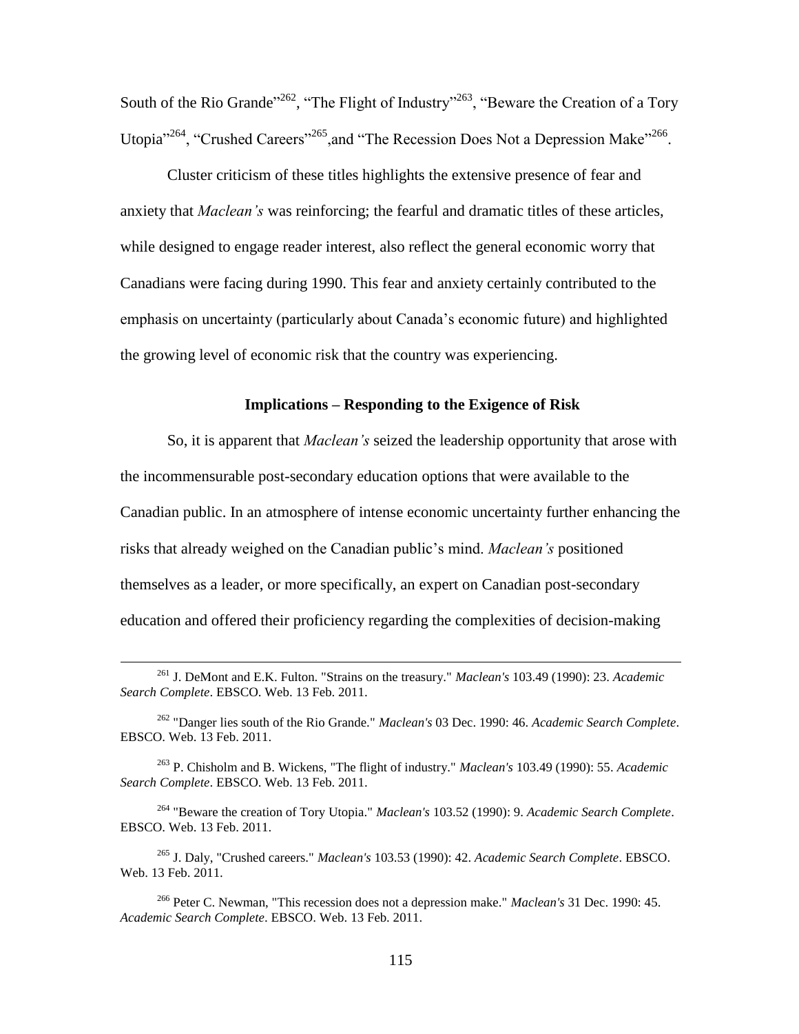South of the Rio Grande"[262], "The Flight of Industry"[263], "Beware the Creation of a Tory Utopia"[264], "Crushed Careers"[265],and "The Recession Does Not a Depression Make"[266].

Cluster criticism of these titles highlights the extensive presence of fear and anxiety that *Maclean's* was reinforcing; the fearful and dramatic titles of these articles, while designed to engage reader interest, also reflect the general economic worry that Canadians were facing during 1990. This fear and anxiety certainly contributed to the emphasis on uncertainty (particularly about Canada's economic future) and highlighted the growing level of economic risk that the country was experiencing.

**Implications – Responding to the Exigence of Risk**

So, it is apparent that *Maclean's* seized the leadership opportunity that arose with the incommensurable post-secondary education options that were available to the Canadian public. In an atmosphere of intense economic uncertainty further enhancing the risks that already weighed on the Canadian public's mind. *Maclean's* positioned themselves as a leader, or more specifically, an expert on Canadian post-secondary education and offered their proficiency regarding the complexities of decision-making

---

[261] J. DeMont and E.K. Fulton. "Strains on the treasury." *Maclean's* 103.49 (1990): 23. *Academic Search Complete*. EBSCO. Web. 13 Feb. 2011.

[262] "Danger lies south of the Rio Grande." *Maclean's* 03 Dec. 1990: 46. *Academic Search Complete*. EBSCO. Web. 13 Feb. 2011.

[263] P. Chisholm and B. Wickens, "The flight of industry." *Maclean's* 103.49 (1990): 55. *Academic Search Complete*. EBSCO. Web. 13 Feb. 2011.

[264] "Beware the creation of Tory Utopia." *Maclean's* 103.52 (1990): 9. *Academic Search Complete*. EBSCO. Web. 13 Feb. 2011.

[265] J. Daly, "Crushed careers." *Maclean's* 103.53 (1990): 42. *Academic Search Complete*. EBSCO. Web. 13 Feb. 2011.

[266] Peter C. Newman, "This recession does not a depression make." *Maclean's* 31 Dec. 1990: 45. *Academic Search Complete*. EBSCO. Web. 13 Feb. 2011.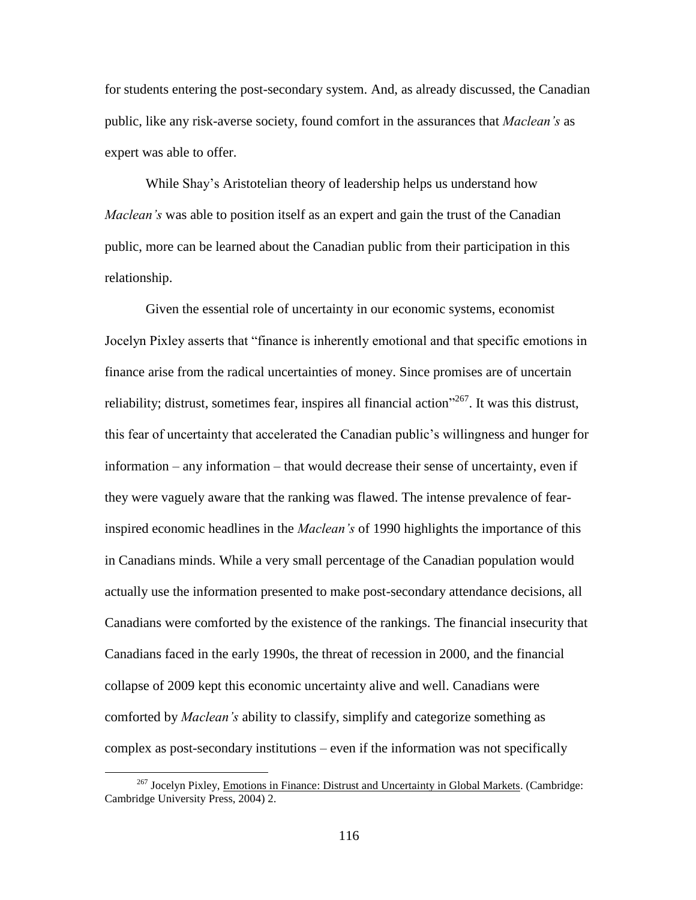for students entering the post-secondary system. And, as already discussed, the Canadian public, like any risk-averse society, found comfort in the assurances that *Maclean's* as expert was able to offer.

While Shay's Aristotelian theory of leadership helps us understand how *Maclean's* was able to position itself as an expert and gain the trust of the Canadian public, more can be learned about the Canadian public from their participation in this relationship.

Given the essential role of uncertainty in our economic systems, economist Jocelyn Pixley asserts that "finance is inherently emotional and that specific emotions in finance arise from the radical uncertainties of money. Since promises are of uncertain reliability; distrust, sometimes fear, inspires all financial action"[267]. It was this distrust, this fear of uncertainty that accelerated the Canadian public's willingness and hunger for information – any information – that would decrease their sense of uncertainty, even if they were vaguely aware that the ranking was flawed. The intense prevalence of fear-inspired economic headlines in the *Maclean's* of 1990 highlights the importance of this in Canadians minds. While a very small percentage of the Canadian population would actually use the information presented to make post-secondary attendance decisions, all Canadians were comforted by the existence of the rankings. The financial insecurity that Canadians faced in the early 1990s, the threat of recession in 2000, and the financial collapse of 2009 kept this economic uncertainty alive and well. Canadians were comforted by *Maclean's* ability to classify, simplify and categorize something as complex as post-secondary institutions – even if the information was not specifically

[267] Jocelyn Pixley, Emotions in Finance: Distrust and Uncertainty in Global Markets. (Cambridge: Cambridge University Press, 2004) 2.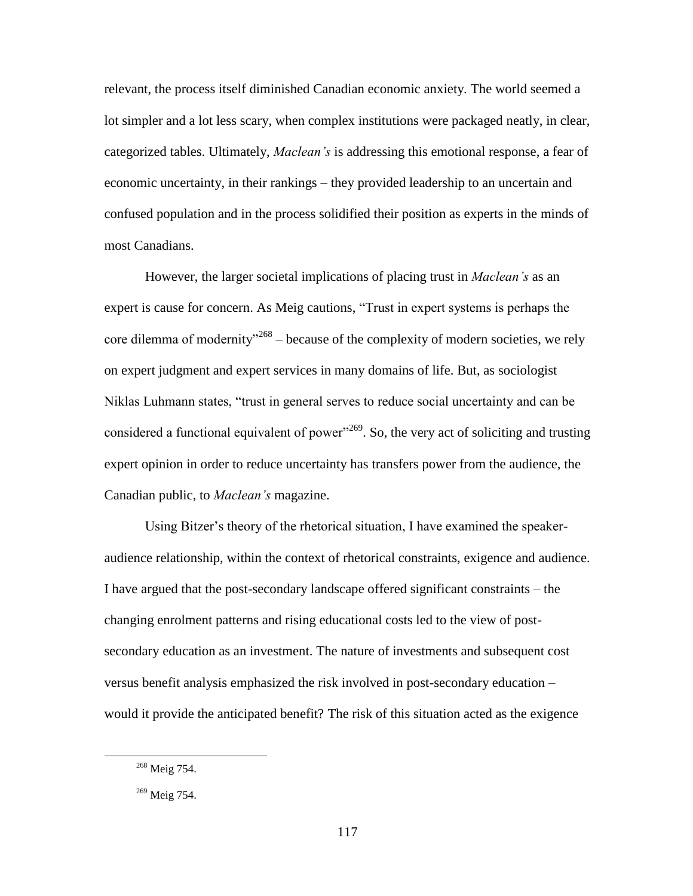relevant, the process itself diminished Canadian economic anxiety. The world seemed a lot simpler and a lot less scary, when complex institutions were packaged neatly, in clear, categorized tables. Ultimately, *Maclean's* is addressing this emotional response, a fear of economic uncertainty, in their rankings – they provided leadership to an uncertain and confused population and in the process solidified their position as experts in the minds of most Canadians.

However, the larger societal implications of placing trust in *Maclean's* as an expert is cause for concern. As Meig cautions, "Trust in expert systems is perhaps the core dilemma of modernity"[268] – because of the complexity of modern societies, we rely on expert judgment and expert services in many domains of life. But, as sociologist Niklas Luhmann states, "trust in general serves to reduce social uncertainty and can be considered a functional equivalent of power"[269]. So, the very act of soliciting and trusting expert opinion in order to reduce uncertainty has transfers power from the audience, the Canadian public, to *Maclean's* magazine.

Using Bitzer's theory of the rhetorical situation, I have examined the speaker-audience relationship, within the context of rhetorical constraints, exigence and audience. I have argued that the post-secondary landscape offered significant constraints – the changing enrolment patterns and rising educational costs led to the view of post-secondary education as an investment. The nature of investments and subsequent cost versus benefit analysis emphasized the risk involved in post-secondary education – would it provide the anticipated benefit? The risk of this situation acted as the exigence

---

[268] Meig 754.

[269] Meig 754.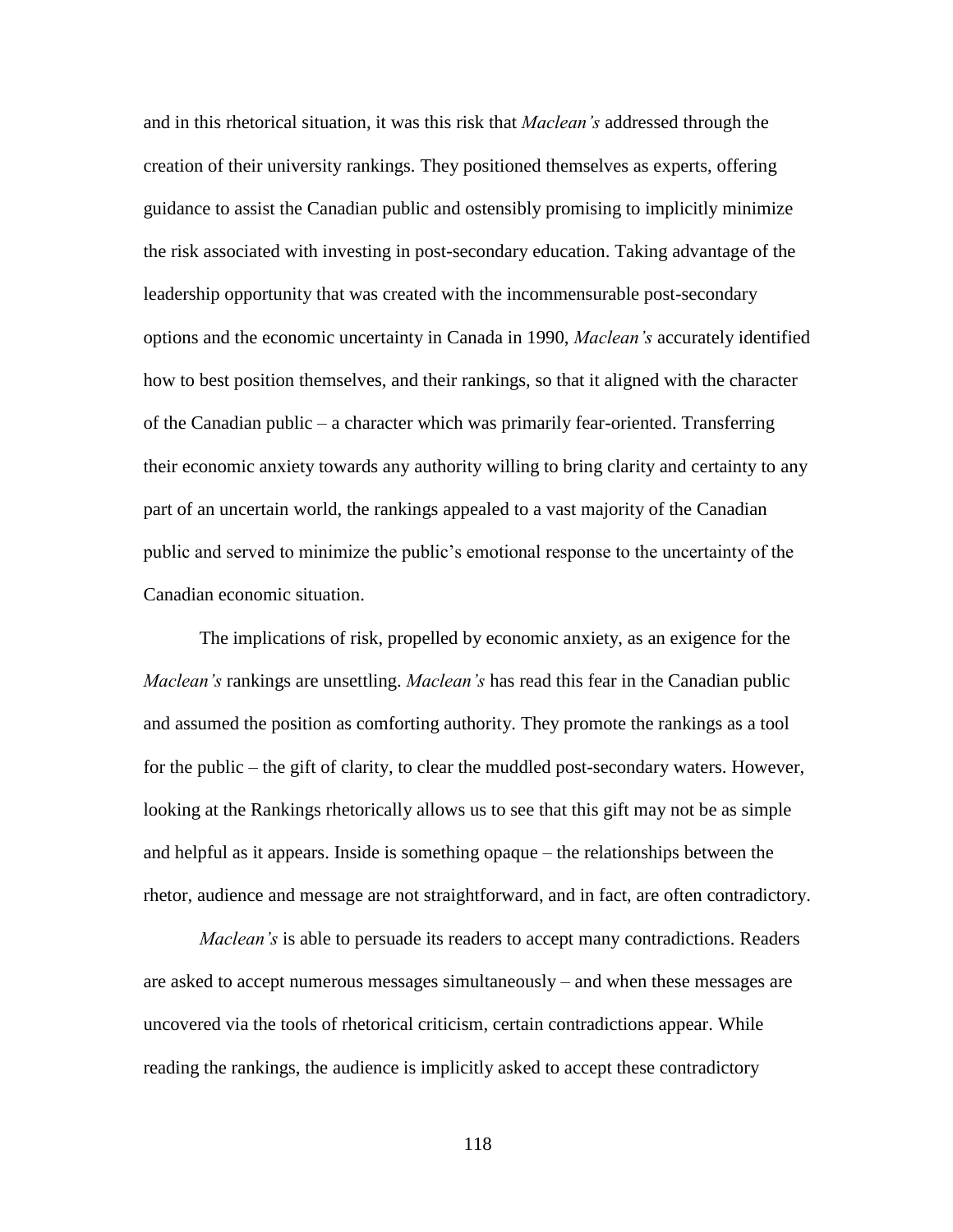and in this rhetorical situation, it was this risk that *Maclean's* addressed through the creation of their university rankings. They positioned themselves as experts, offering guidance to assist the Canadian public and ostensibly promising to implicitly minimize the risk associated with investing in post-secondary education. Taking advantage of the leadership opportunity that was created with the incommensurable post-secondary options and the economic uncertainty in Canada in 1990, *Maclean's* accurately identified how to best position themselves, and their rankings, so that it aligned with the character of the Canadian public – a character which was primarily fear-oriented. Transferring their economic anxiety towards any authority willing to bring clarity and certainty to any part of an uncertain world, the rankings appealed to a vast majority of the Canadian public and served to minimize the public's emotional response to the uncertainty of the Canadian economic situation.

The implications of risk, propelled by economic anxiety, as an exigence for the *Maclean's* rankings are unsettling. *Maclean's* has read this fear in the Canadian public and assumed the position as comforting authority. They promote the rankings as a tool for the public – the gift of clarity, to clear the muddled post-secondary waters. However, looking at the Rankings rhetorically allows us to see that this gift may not be as simple and helpful as it appears. Inside is something opaque – the relationships between the rhetor, audience and message are not straightforward, and in fact, are often contradictory.

*Maclean's* is able to persuade its readers to accept many contradictions. Readers are asked to accept numerous messages simultaneously – and when these messages are uncovered via the tools of rhetorical criticism, certain contradictions appear. While reading the rankings, the audience is implicitly asked to accept these contradictory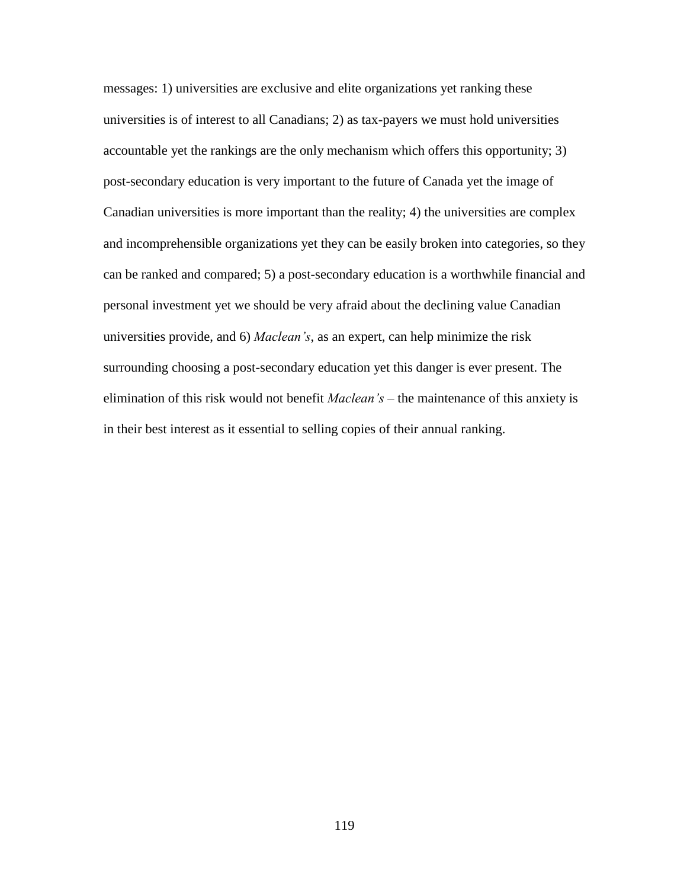messages: 1) universities are exclusive and elite organizations yet ranking these universities is of interest to all Canadians; 2) as tax-payers we must hold universities accountable yet the rankings are the only mechanism which offers this opportunity; 3) post-secondary education is very important to the future of Canada yet the image of Canadian universities is more important than the reality; 4) the universities are complex and incomprehensible organizations yet they can be easily broken into categories, so they can be ranked and compared; 5) a post-secondary education is a worthwhile financial and personal investment yet we should be very afraid about the declining value Canadian universities provide, and 6) *Maclean's*, as an expert, can help minimize the risk surrounding choosing a post-secondary education yet this danger is ever present. The elimination of this risk would not benefit *Maclean's* – the maintenance of this anxiety is in their best interest as it essential to selling copies of their annual ranking.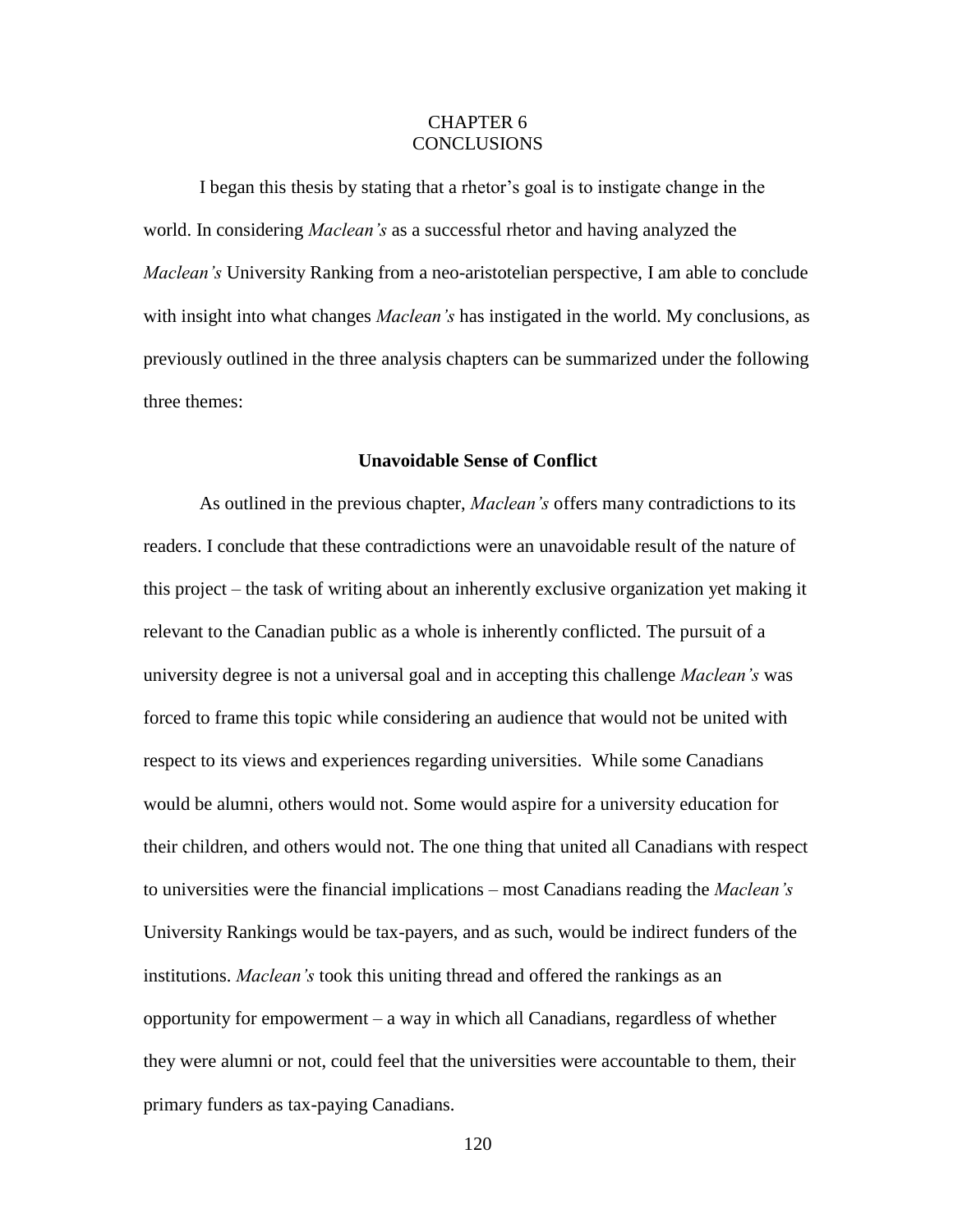# CHAPTER 6
# CONCLUSIONS

I began this thesis by stating that a rhetor's goal is to instigate change in the world. In considering *Maclean's* as a successful rhetor and having analyzed the *Maclean's* University Ranking from a neo-aristotelian perspective, I am able to conclude with insight into what changes *Maclean's* has instigated in the world. My conclusions, as previously outlined in the three analysis chapters can be summarized under the following three themes:

## Unavoidable Sense of Conflict

As outlined in the previous chapter, *Maclean's* offers many contradictions to its readers. I conclude that these contradictions were an unavoidable result of the nature of this project – the task of writing about an inherently exclusive organization yet making it relevant to the Canadian public as a whole is inherently conflicted. The pursuit of a university degree is not a universal goal and in accepting this challenge *Maclean's* was forced to frame this topic while considering an audience that would not be united with respect to its views and experiences regarding universities. While some Canadians would be alumni, others would not. Some would aspire for a university education for their children, and others would not. The one thing that united all Canadians with respect to universities were the financial implications – most Canadians reading the *Maclean's* University Rankings would be tax-payers, and as such, would be indirect funders of the institutions. *Maclean's* took this uniting thread and offered the rankings as an opportunity for empowerment – a way in which all Canadians, regardless of whether they were alumni or not, could feel that the universities were accountable to them, their primary funders as tax-paying Canadians.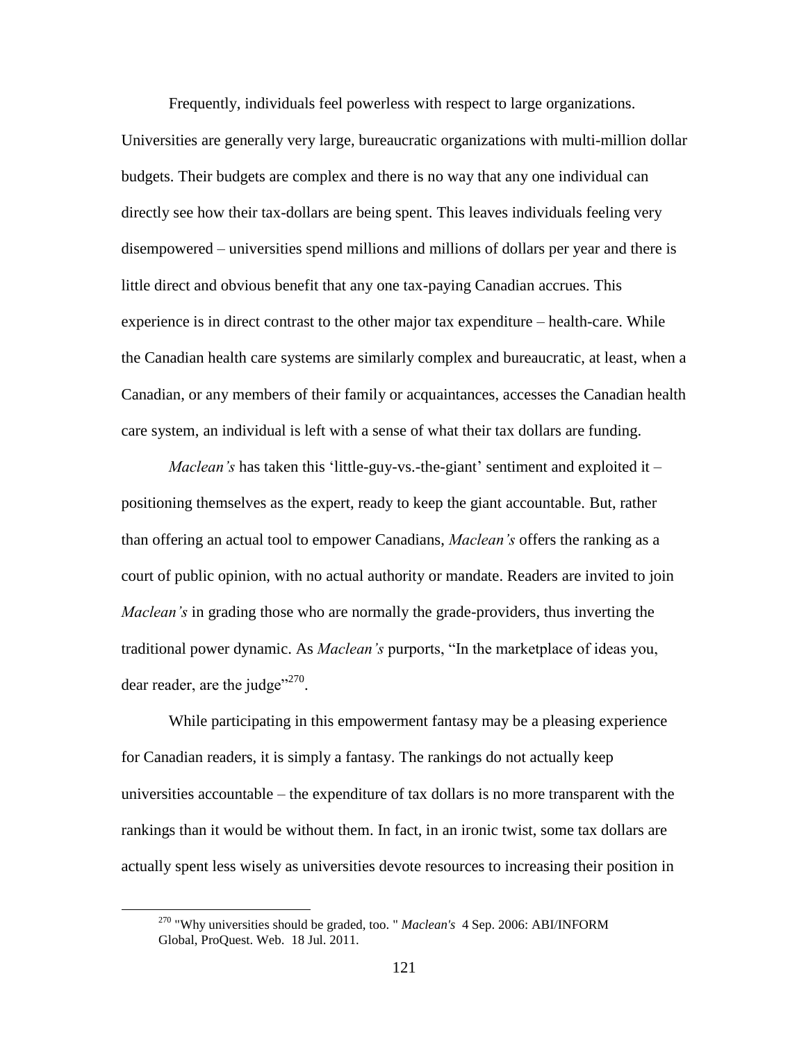Frequently, individuals feel powerless with respect to large organizations. Universities are generally very large, bureaucratic organizations with multi-million dollar budgets. Their budgets are complex and there is no way that any one individual can directly see how their tax-dollars are being spent. This leaves individuals feeling very disempowered – universities spend millions and millions of dollars per year and there is little direct and obvious benefit that any one tax-paying Canadian accrues. This experience is in direct contrast to the other major tax expenditure – health-care. While the Canadian health care systems are similarly complex and bureaucratic, at least, when a Canadian, or any members of their family or acquaintances, accesses the Canadian health care system, an individual is left with a sense of what their tax dollars are funding.

*Maclean's* has taken this 'little-guy-vs.-the-giant' sentiment and exploited it – positioning themselves as the expert, ready to keep the giant accountable. But, rather than offering an actual tool to empower Canadians, *Maclean's* offers the ranking as a court of public opinion, with no actual authority or mandate. Readers are invited to join *Maclean's* in grading those who are normally the grade-providers, thus inverting the traditional power dynamic. As *Maclean's* purports, "In the marketplace of ideas you, dear reader, are the judge"[270].

While participating in this empowerment fantasy may be a pleasing experience for Canadian readers, it is simply a fantasy. The rankings do not actually keep universities accountable – the expenditure of tax dollars is no more transparent with the rankings than it would be without them. In fact, in an ironic twist, some tax dollars are actually spent less wisely as universities devote resources to increasing their position in

---

[270] "Why universities should be graded, too. " *Maclean's* 4 Sep. 2006: ABI/INFORM Global, ProQuest. Web. 18 Jul. 2011.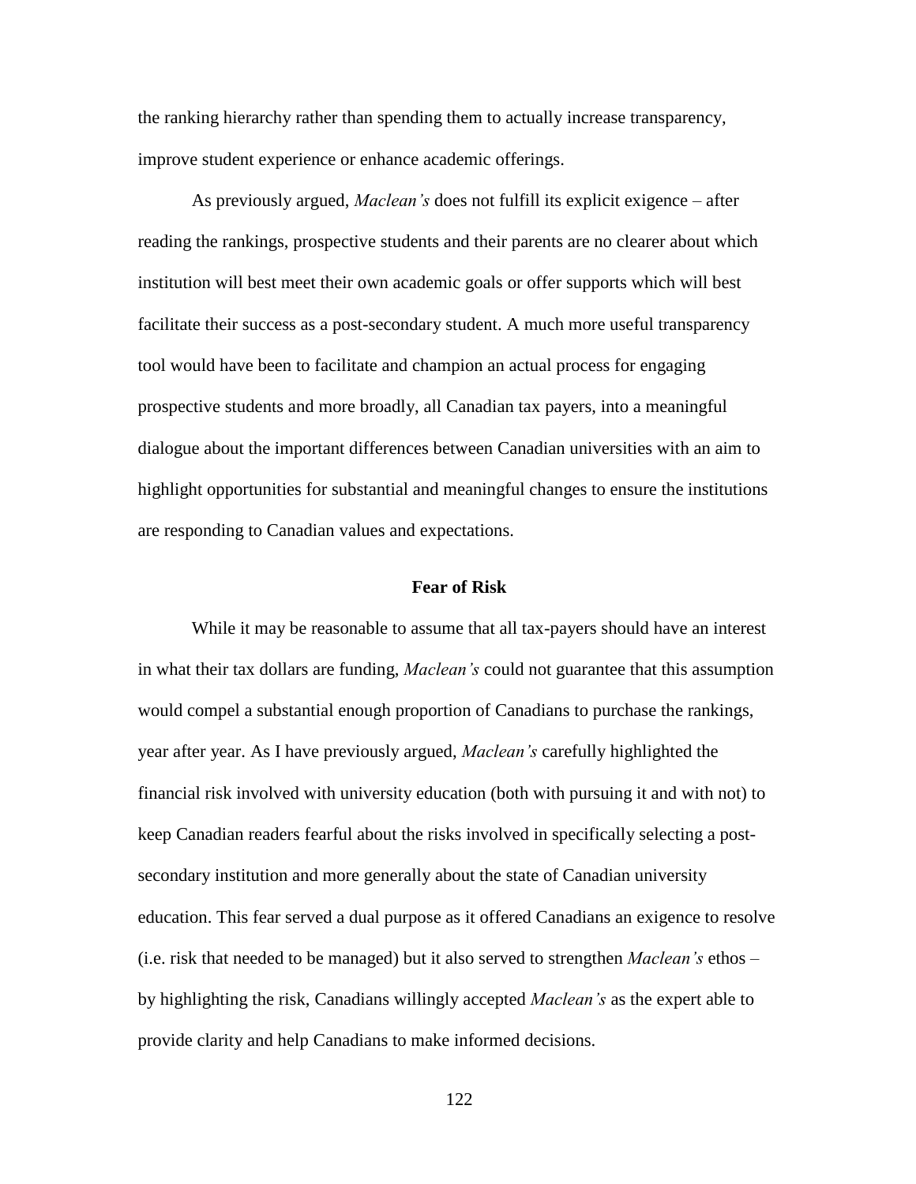the ranking hierarchy rather than spending them to actually increase transparency, improve student experience or enhance academic offerings.

As previously argued, *Maclean's* does not fulfill its explicit exigence – after reading the rankings, prospective students and their parents are no clearer about which institution will best meet their own academic goals or offer supports which will best facilitate their success as a post-secondary student. A much more useful transparency tool would have been to facilitate and champion an actual process for engaging prospective students and more broadly, all Canadian tax payers, into a meaningful dialogue about the important differences between Canadian universities with an aim to highlight opportunities for substantial and meaningful changes to ensure the institutions are responding to Canadian values and expectations.

## Fear of Risk

While it may be reasonable to assume that all tax-payers should have an interest in what their tax dollars are funding, *Maclean's* could not guarantee that this assumption would compel a substantial enough proportion of Canadians to purchase the rankings, year after year. As I have previously argued, *Maclean's* carefully highlighted the financial risk involved with university education (both with pursuing it and with not) to keep Canadian readers fearful about the risks involved in specifically selecting a post-secondary institution and more generally about the state of Canadian university education. This fear served a dual purpose as it offered Canadians an exigence to resolve (i.e. risk that needed to be managed) but it also served to strengthen *Maclean's* ethos – by highlighting the risk, Canadians willingly accepted *Maclean's* as the expert able to provide clarity and help Canadians to make informed decisions.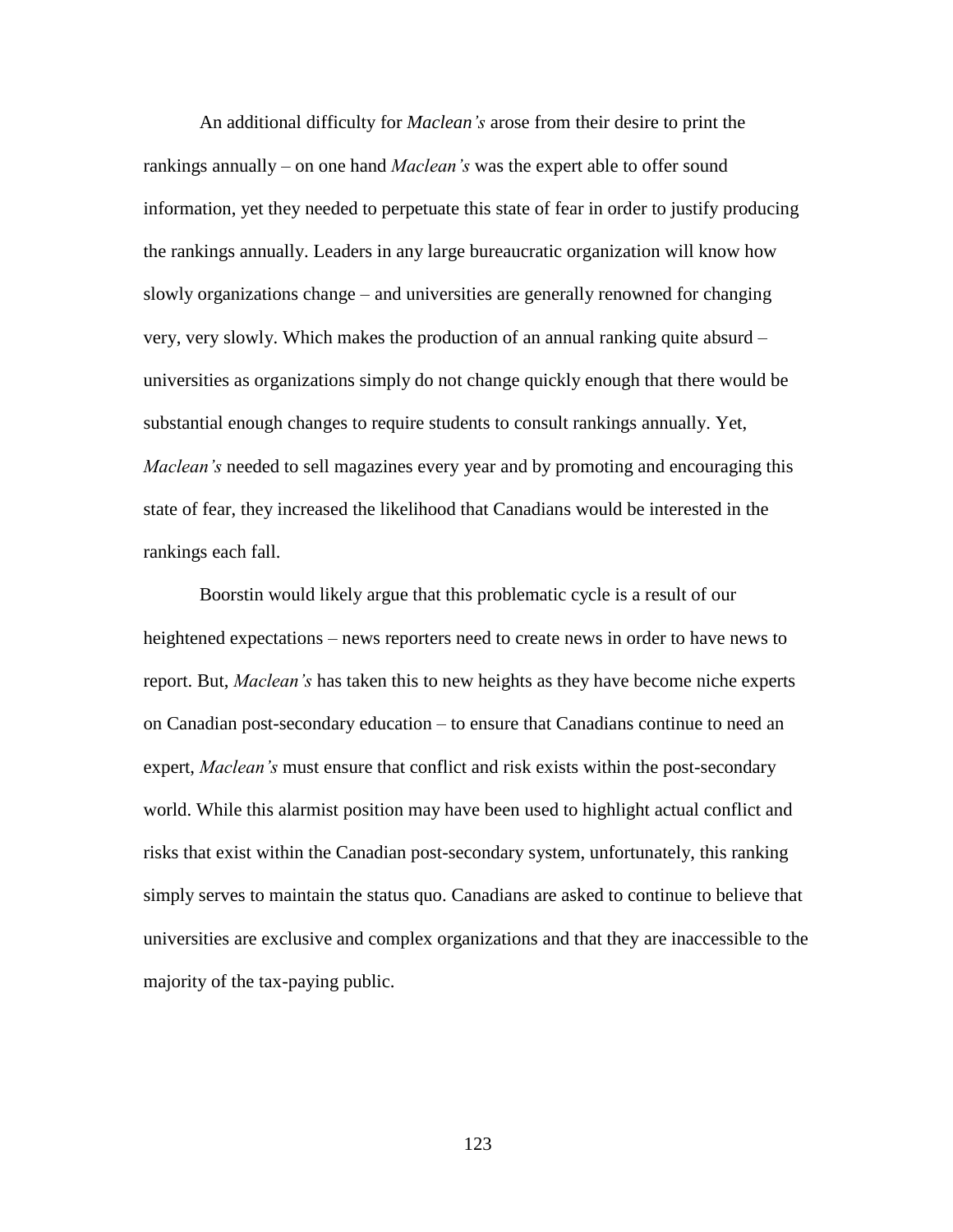An additional difficulty for *Maclean's* arose from their desire to print the rankings annually – on one hand *Maclean's* was the expert able to offer sound information, yet they needed to perpetuate this state of fear in order to justify producing the rankings annually. Leaders in any large bureaucratic organization will know how slowly organizations change – and universities are generally renowned for changing very, very slowly. Which makes the production of an annual ranking quite absurd – universities as organizations simply do not change quickly enough that there would be substantial enough changes to require students to consult rankings annually. Yet, *Maclean's* needed to sell magazines every year and by promoting and encouraging this state of fear, they increased the likelihood that Canadians would be interested in the rankings each fall.

Boorstin would likely argue that this problematic cycle is a result of our heightened expectations – news reporters need to create news in order to have news to report. But, *Maclean's* has taken this to new heights as they have become niche experts on Canadian post-secondary education – to ensure that Canadians continue to need an expert, *Maclean's* must ensure that conflict and risk exists within the post-secondary world. While this alarmist position may have been used to highlight actual conflict and risks that exist within the Canadian post-secondary system, unfortunately, this ranking simply serves to maintain the status quo. Canadians are asked to continue to believe that universities are exclusive and complex organizations and that they are inaccessible to the majority of the tax-paying public.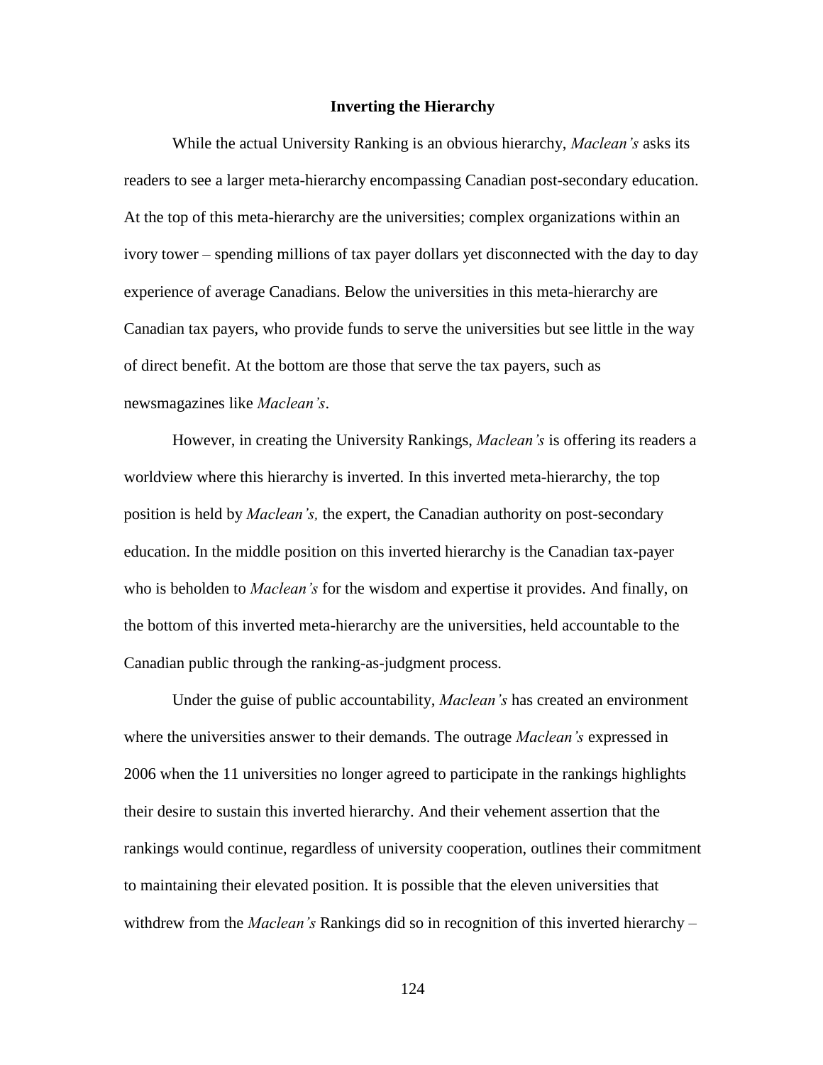## Inverting the Hierarchy

While the actual University Ranking is an obvious hierarchy, *Maclean's* asks its readers to see a larger meta-hierarchy encompassing Canadian post-secondary education. At the top of this meta-hierarchy are the universities; complex organizations within an ivory tower – spending millions of tax payer dollars yet disconnected with the day to day experience of average Canadians. Below the universities in this meta-hierarchy are Canadian tax payers, who provide funds to serve the universities but see little in the way of direct benefit. At the bottom are those that serve the tax payers, such as newsmagazines like *Maclean's*.

However, in creating the University Rankings, *Maclean's* is offering its readers a worldview where this hierarchy is inverted. In this inverted meta-hierarchy, the top position is held by *Maclean's,* the expert, the Canadian authority on post-secondary education. In the middle position on this inverted hierarchy is the Canadian tax-payer who is beholden to *Maclean's* for the wisdom and expertise it provides. And finally, on the bottom of this inverted meta-hierarchy are the universities, held accountable to the Canadian public through the ranking-as-judgment process.

Under the guise of public accountability, *Maclean's* has created an environment where the universities answer to their demands. The outrage *Maclean's* expressed in 2006 when the 11 universities no longer agreed to participate in the rankings highlights their desire to sustain this inverted hierarchy. And their vehement assertion that the rankings would continue, regardless of university cooperation, outlines their commitment to maintaining their elevated position. It is possible that the eleven universities that withdrew from the *Maclean's* Rankings did so in recognition of this inverted hierarchy –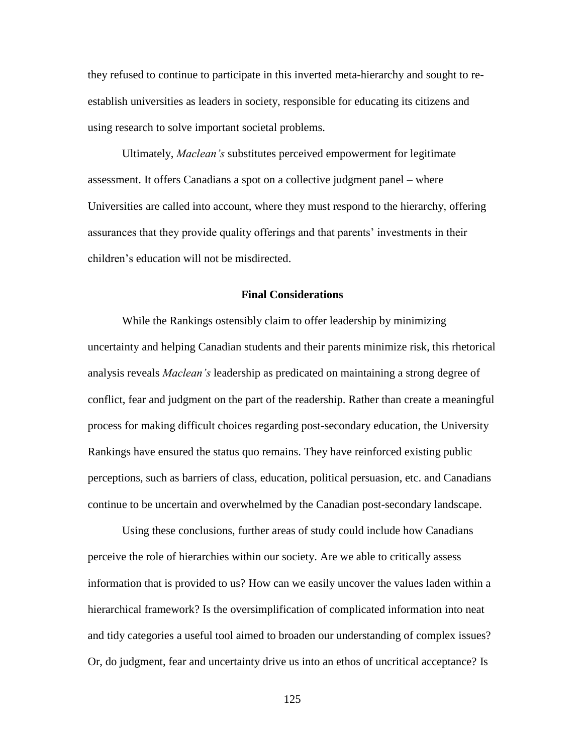they refused to continue to participate in this inverted meta-hierarchy and sought to re-establish universities as leaders in society, responsible for educating its citizens and using research to solve important societal problems.

Ultimately, *Maclean's* substitutes perceived empowerment for legitimate assessment. It offers Canadians a spot on a collective judgment panel – where Universities are called into account, where they must respond to the hierarchy, offering assurances that they provide quality offerings and that parents' investments in their children's education will not be misdirected.

## Final Considerations

While the Rankings ostensibly claim to offer leadership by minimizing uncertainty and helping Canadian students and their parents minimize risk, this rhetorical analysis reveals *Maclean's* leadership as predicated on maintaining a strong degree of conflict, fear and judgment on the part of the readership. Rather than create a meaningful process for making difficult choices regarding post-secondary education, the University Rankings have ensured the status quo remains. They have reinforced existing public perceptions, such as barriers of class, education, political persuasion, etc. and Canadians continue to be uncertain and overwhelmed by the Canadian post-secondary landscape.

Using these conclusions, further areas of study could include how Canadians perceive the role of hierarchies within our society. Are we able to critically assess information that is provided to us? How can we easily uncover the values laden within a hierarchical framework? Is the oversimplification of complicated information into neat and tidy categories a useful tool aimed to broaden our understanding of complex issues? Or, do judgment, fear and uncertainty drive us into an ethos of uncritical acceptance? Is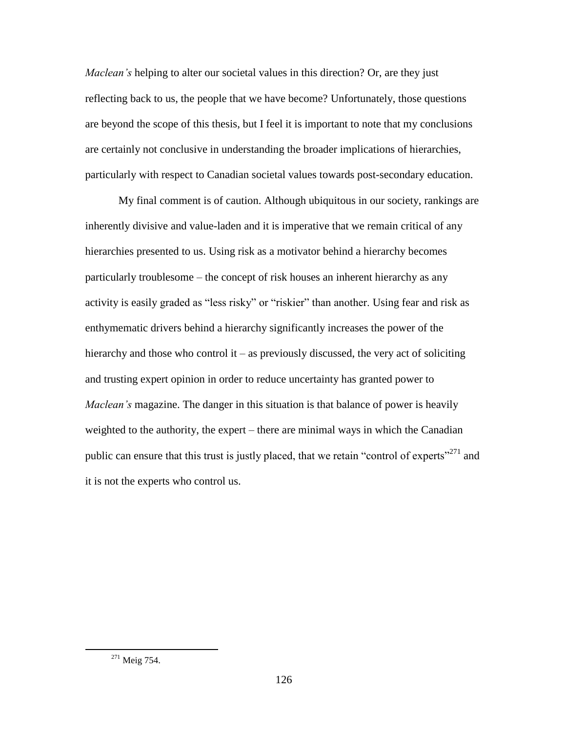*Maclean's* helping to alter our societal values in this direction? Or, are they just reflecting back to us, the people that we have become? Unfortunately, those questions are beyond the scope of this thesis, but I feel it is important to note that my conclusions are certainly not conclusive in understanding the broader implications of hierarchies, particularly with respect to Canadian societal values towards post-secondary education.

My final comment is of caution. Although ubiquitous in our society, rankings are inherently divisive and value-laden and it is imperative that we remain critical of any hierarchies presented to us. Using risk as a motivator behind a hierarchy becomes particularly troublesome – the concept of risk houses an inherent hierarchy as any activity is easily graded as "less risky" or "riskier" than another. Using fear and risk as enthymematic drivers behind a hierarchy significantly increases the power of the hierarchy and those who control it – as previously discussed, the very act of soliciting and trusting expert opinion in order to reduce uncertainty has granted power to *Maclean's* magazine. The danger in this situation is that balance of power is heavily weighted to the authority, the expert – there are minimal ways in which the Canadian public can ensure that this trust is justly placed, that we retain "control of experts"[271] and it is not the experts who control us.

---

[271] Meig 754.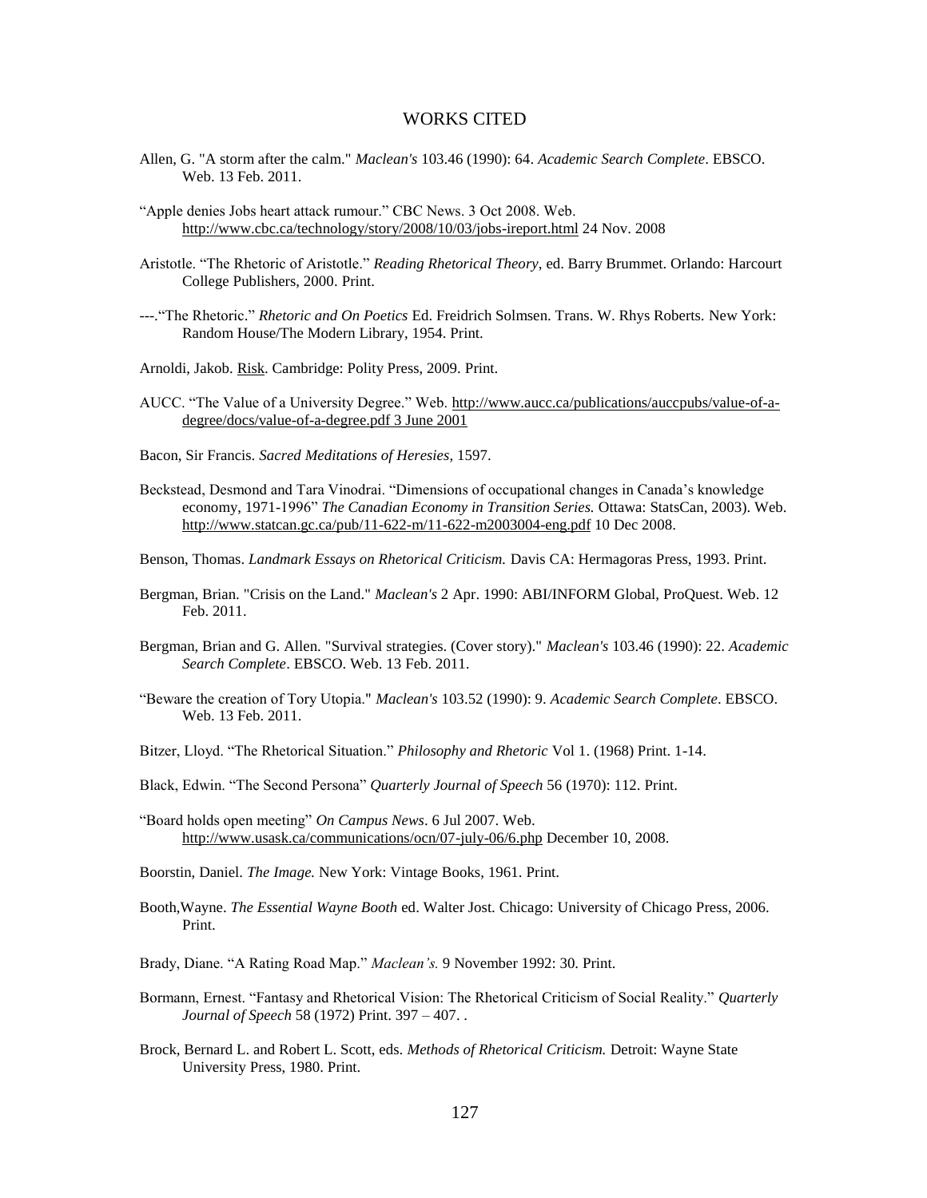# WORKS CITED

Allen, G. "A storm after the calm." *Maclean's* 103.46 (1990): 64. *Academic Search Complete*. EBSCO. Web. 13 Feb. 2011.

"Apple denies Jobs heart attack rumour." CBC News. 3 Oct 2008. Web. http://www.cbc.ca/technology/story/2008/10/03/jobs-ireport.html 24 Nov. 2008

Aristotle. "The Rhetoric of Aristotle." *Reading Rhetorical Theory*, ed. Barry Brummet. Orlando: Harcourt College Publishers, 2000. Print.

---."The Rhetoric." *Rhetoric and On Poetics* Ed. Freidrich Solmsen. Trans. W. Rhys Roberts. New York: Random House/The Modern Library, 1954. Print.

Arnoldi, Jakob. Risk. Cambridge: Polity Press, 2009. Print.

AUCC. "The Value of a University Degree." Web. http://www.aucc.ca/publications/auccpubs/value-of-a-degree/docs/value-of-a-degree.pdf 3 June 2001

Bacon, Sir Francis. *Sacred Meditations of Heresies*, 1597.

Beckstead, Desmond and Tara Vinodrai. "Dimensions of occupational changes in Canada's knowledge economy, 1971-1996" *The Canadian Economy in Transition Series.* Ottawa: StatsCan, 2003). Web. http://www.statcan.gc.ca/pub/11-622-m/11-622-m2003004-eng.pdf 10 Dec 2008.

Benson, Thomas. *Landmark Essays on Rhetorical Criticism.* Davis CA: Hermagoras Press, 1993. Print.

Bergman, Brian. "Crisis on the Land." *Maclean's* 2 Apr. 1990: ABI/INFORM Global, ProQuest. Web. 12 Feb. 2011.

Bergman, Brian and G. Allen. "Survival strategies. (Cover story)." *Maclean's* 103.46 (1990): 22. *Academic Search Complete*. EBSCO. Web. 13 Feb. 2011.

"Beware the creation of Tory Utopia." *Maclean's* 103.52 (1990): 9. *Academic Search Complete*. EBSCO. Web. 13 Feb. 2011.

Bitzer, Lloyd. "The Rhetorical Situation." *Philosophy and Rhetoric* Vol 1. (1968) Print. 1-14.

Black, Edwin. "The Second Persona" *Quarterly Journal of Speech* 56 (1970): 112. Print.

"Board holds open meeting" *On Campus News*. 6 Jul 2007. Web. http://www.usask.ca/communications/ocn/07-july-06/6.php December 10, 2008.

Boorstin, Daniel. *The Image.* New York: Vintage Books, 1961. Print.

Booth,Wayne. *The Essential Wayne Booth* ed. Walter Jost. Chicago: University of Chicago Press, 2006. Print.

Brady, Diane. "A Rating Road Map." *Maclean's.* 9 November 1992: 30. Print.

Bormann, Ernest. "Fantasy and Rhetorical Vision: The Rhetorical Criticism of Social Reality." *Quarterly Journal of Speech* 58 (1972) Print. 397 – 407. .

Brock, Bernard L. and Robert L. Scott, eds. *Methods of Rhetorical Criticism.* Detroit: Wayne State University Press, 1980. Print.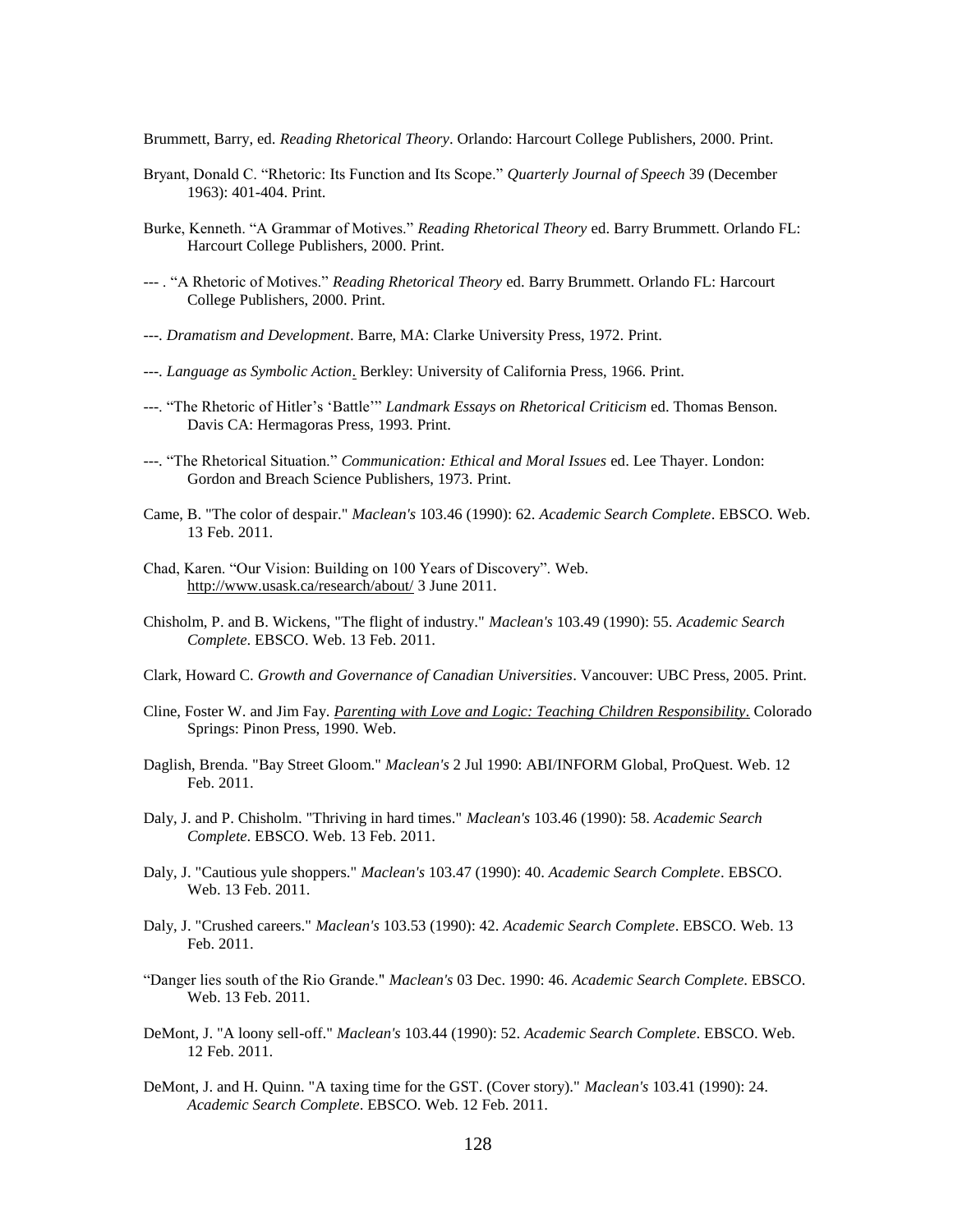Brummett, Barry, ed. *Reading Rhetorical Theory*. Orlando: Harcourt College Publishers, 2000. Print.

Bryant, Donald C. "Rhetoric: Its Function and Its Scope." *Quarterly Journal of Speech* 39 (December 1963): 401-404. Print.

Burke, Kenneth. "A Grammar of Motives." *Reading Rhetorical Theory* ed. Barry Brummett. Orlando FL: Harcourt College Publishers, 2000. Print.

--- . "A Rhetoric of Motives." *Reading Rhetorical Theory* ed. Barry Brummett. Orlando FL: Harcourt College Publishers, 2000. Print.

---. *Dramatism and Development*. Barre, MA: Clarke University Press, 1972. Print.

---. *Language as Symbolic Action*. Berkley: University of California Press, 1966. Print.

---. "The Rhetoric of Hitler's 'Battle'" *Landmark Essays on Rhetorical Criticism* ed. Thomas Benson. Davis CA: Hermagoras Press, 1993. Print.

---. "The Rhetorical Situation." *Communication: Ethical and Moral Issues* ed. Lee Thayer. London: Gordon and Breach Science Publishers, 1973. Print.

Came, B. "The color of despair." *Maclean's* 103.46 (1990): 62. *Academic Search Complete*. EBSCO. Web. 13 Feb. 2011.

Chad, Karen. "Our Vision: Building on 100 Years of Discovery". Web. http://www.usask.ca/research/about/ 3 June 2011.

Chisholm, P. and B. Wickens, "The flight of industry." *Maclean's* 103.49 (1990): 55. *Academic Search Complete*. EBSCO. Web. 13 Feb. 2011.

Clark, Howard C. *Growth and Governance of Canadian Universities*. Vancouver: UBC Press, 2005. Print.

Cline, Foster W. and Jim Fay. *Parenting with Love and Logic: Teaching Children Responsibility*. Colorado Springs: Pinon Press, 1990. Web.

Daglish, Brenda. "Bay Street Gloom." *Maclean's* 2 Jul 1990: ABI/INFORM Global, ProQuest. Web. 12 Feb. 2011.

Daly, J. and P. Chisholm. "Thriving in hard times." *Maclean's* 103.46 (1990): 58. *Academic Search Complete*. EBSCO. Web. 13 Feb. 2011.

Daly, J. "Cautious yule shoppers." *Maclean's* 103.47 (1990): 40. *Academic Search Complete*. EBSCO. Web. 13 Feb. 2011.

Daly, J. "Crushed careers." *Maclean's* 103.53 (1990): 42. *Academic Search Complete*. EBSCO. Web. 13 Feb. 2011.

"Danger lies south of the Rio Grande." *Maclean's* 03 Dec. 1990: 46. *Academic Search Complete*. EBSCO. Web. 13 Feb. 2011.

DeMont, J. "A loony sell-off." *Maclean's* 103.44 (1990): 52. *Academic Search Complete*. EBSCO. Web. 12 Feb. 2011.

DeMont, J. and H. Quinn. "A taxing time for the GST. (Cover story)." *Maclean's* 103.41 (1990): 24. *Academic Search Complete*. EBSCO. Web. 12 Feb. 2011.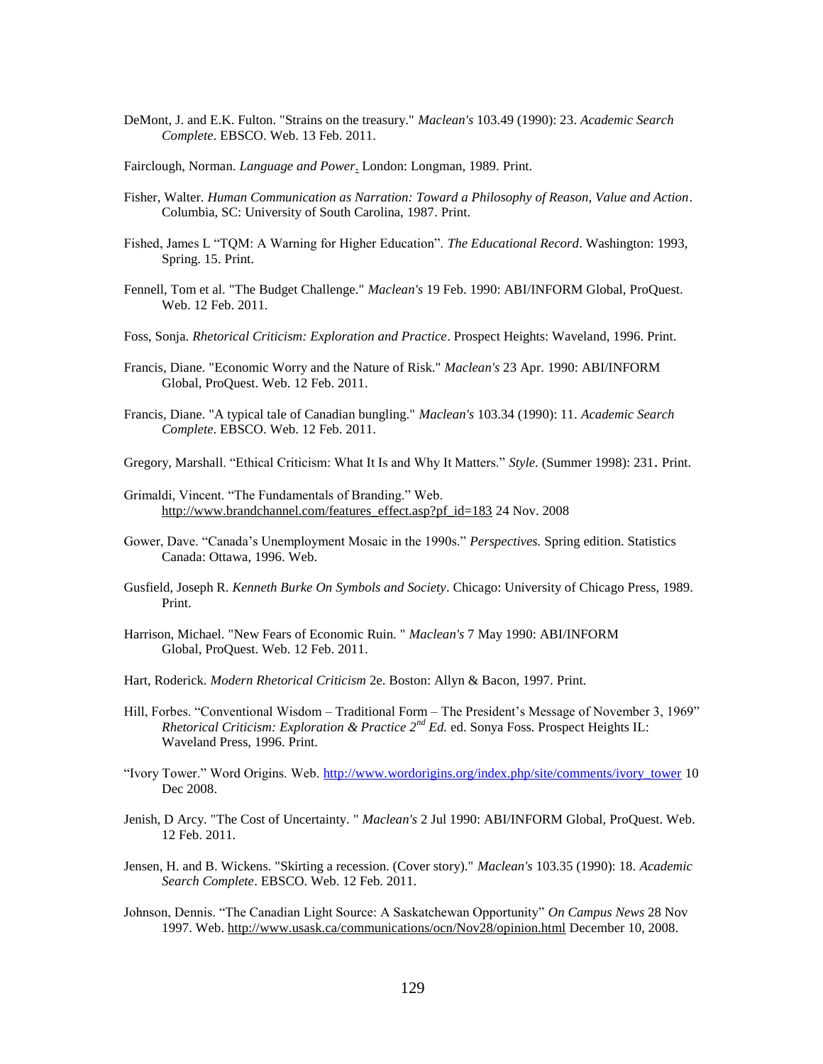DeMont, J. and E.K. Fulton. "Strains on the treasury." *Maclean's* 103.49 (1990): 23. *Academic Search Complete*. EBSCO. Web. 13 Feb. 2011.

Fairclough, Norman. *Language and Power*. London: Longman, 1989. Print.

Fisher, Walter. *Human Communication as Narration: Toward a Philosophy of Reason, Value and Action*. Columbia, SC: University of South Carolina, 1987. Print.

Fished, James L "TQM: A Warning for Higher Education". *The Educational Record*. Washington: 1993, Spring. 15. Print.

Fennell, Tom et al. "The Budget Challenge." *Maclean's* 19 Feb. 1990: ABI/INFORM Global, ProQuest. Web. 12 Feb. 2011.

Foss, Sonja. *Rhetorical Criticism: Exploration and Practice*. Prospect Heights: Waveland, 1996. Print.

Francis, Diane. "Economic Worry and the Nature of Risk." *Maclean's* 23 Apr. 1990: ABI/INFORM Global, ProQuest. Web. 12 Feb. 2011.

Francis, Diane. "A typical tale of Canadian bungling." *Maclean's* 103.34 (1990): 11. *Academic Search Complete*. EBSCO. Web. 12 Feb. 2011.

Gregory, Marshall. "Ethical Criticism: What It Is and Why It Matters." *Style*. (Summer 1998): 231. Print.

Grimaldi, Vincent. "The Fundamentals of Branding." Web. http://www.brandchannel.com/features_effect.asp?pf_id=183 24 Nov. 2008

Gower, Dave. "Canada's Unemployment Mosaic in the 1990s." *Perspectives.* Spring edition. Statistics Canada: Ottawa, 1996. Web.

Gusfield, Joseph R. *Kenneth Burke On Symbols and Society*. Chicago: University of Chicago Press, 1989. Print.

Harrison, Michael. "New Fears of Economic Ruin. " *Maclean's* 7 May 1990: ABI/INFORM Global, ProQuest. Web. 12 Feb. 2011.

Hart, Roderick. *Modern Rhetorical Criticism* 2e. Boston: Allyn & Bacon, 1997. Print.

Hill, Forbes. "Conventional Wisdom – Traditional Form – The President's Message of November 3, 1969" *Rhetorical Criticism: Exploration & Practice 2nd Ed.* ed. Sonya Foss. Prospect Heights IL: Waveland Press, 1996. Print.

"Ivory Tower." Word Origins. Web. http://www.wordorigins.org/index.php/site/comments/ivory_tower 10 Dec 2008.

Jenish, D Arcy. "The Cost of Uncertainty. " *Maclean's* 2 Jul 1990: ABI/INFORM Global, ProQuest. Web. 12 Feb. 2011.

Jensen, H. and B. Wickens. "Skirting a recession. (Cover story)." *Maclean's* 103.35 (1990): 18. *Academic Search Complete*. EBSCO. Web. 12 Feb. 2011.

Johnson, Dennis. "The Canadian Light Source: A Saskatchewan Opportunity" *On Campus News* 28 Nov 1997. Web. http://www.usask.ca/communications/ocn/Nov28/opinion.html December 10, 2008.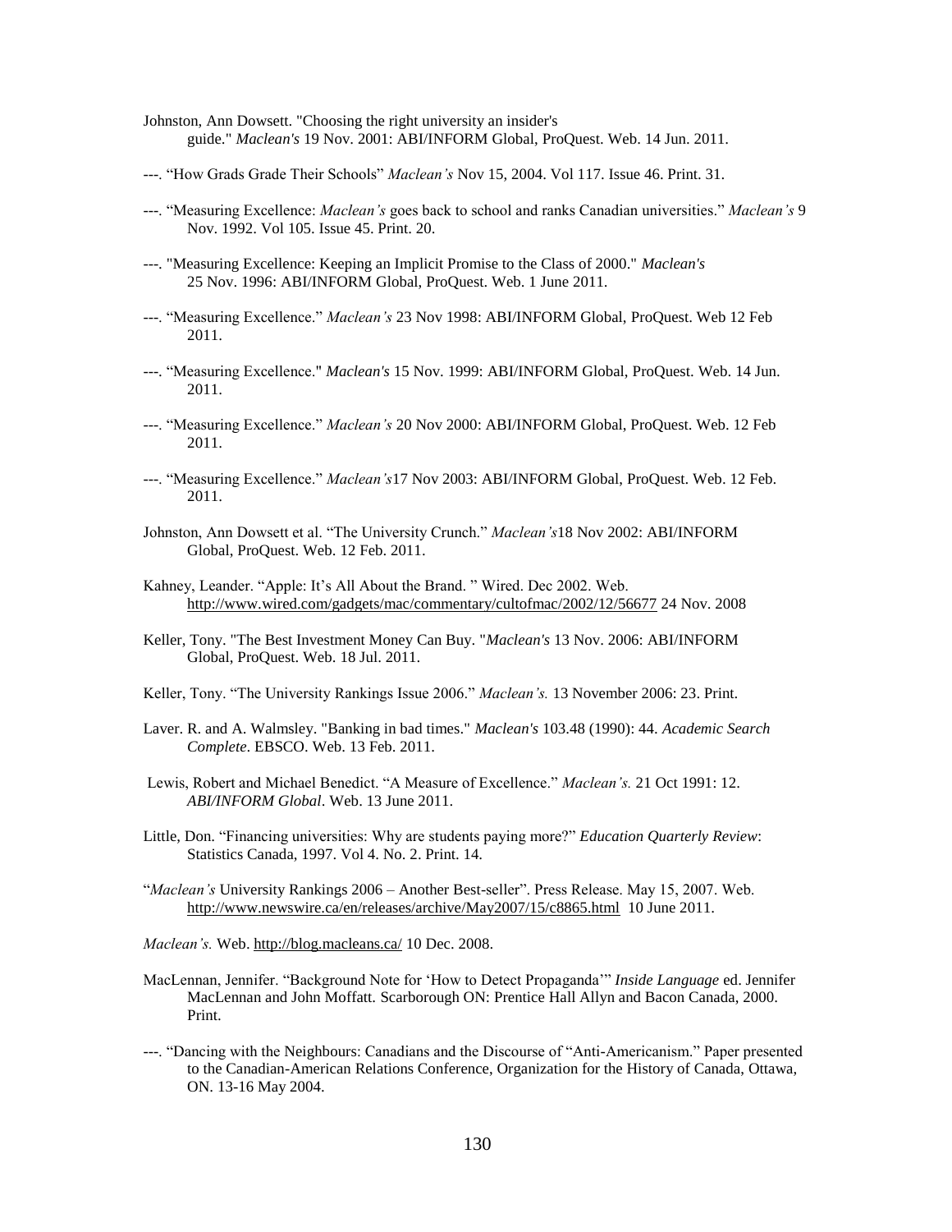Johnston, Ann Dowsett. "Choosing the right university an insider's guide." *Maclean's* 19 Nov. 2001: ABI/INFORM Global, ProQuest. Web. 14 Jun. 2011.

---. "How Grads Grade Their Schools" *Maclean's* Nov 15, 2004. Vol 117. Issue 46. Print. 31.

---. "Measuring Excellence: *Maclean's* goes back to school and ranks Canadian universities." *Maclean's* 9 Nov. 1992. Vol 105. Issue 45. Print. 20.

---. "Measuring Excellence: Keeping an Implicit Promise to the Class of 2000." *Maclean's* 25 Nov. 1996: ABI/INFORM Global, ProQuest. Web. 1 June 2011.

---. "Measuring Excellence." *Maclean's* 23 Nov 1998: ABI/INFORM Global, ProQuest. Web 12 Feb 2011.

---. "Measuring Excellence." *Maclean's* 15 Nov. 1999: ABI/INFORM Global, ProQuest. Web. 14 Jun. 2011.

---. "Measuring Excellence." *Maclean's* 20 Nov 2000: ABI/INFORM Global, ProQuest. Web. 12 Feb 2011.

---. "Measuring Excellence." *Maclean's*17 Nov 2003: ABI/INFORM Global, ProQuest. Web. 12 Feb. 2011.

Johnston, Ann Dowsett et al. "The University Crunch." *Maclean's*18 Nov 2002: ABI/INFORM Global, ProQuest. Web. 12 Feb. 2011.

Kahney, Leander. "Apple: It's All About the Brand. " Wired. Dec 2002. Web. http://www.wired.com/gadgets/mac/commentary/cultofmac/2002/12/56677 24 Nov. 2008

Keller, Tony. "The Best Investment Money Can Buy. "*Maclean's* 13 Nov. 2006: ABI/INFORM Global, ProQuest. Web. 18 Jul. 2011.

Keller, Tony. "The University Rankings Issue 2006." *Maclean's.* 13 November 2006: 23. Print.

Laver. R. and A. Walmsley. "Banking in bad times." *Maclean's* 103.48 (1990): 44. *Academic Search Complete*. EBSCO. Web. 13 Feb. 2011.

Lewis, Robert and Michael Benedict. "A Measure of Excellence." *Maclean's.* 21 Oct 1991: 12. *ABI/INFORM Global*. Web. 13 June 2011.

Little, Don. "Financing universities: Why are students paying more?" *Education Quarterly Review*: Statistics Canada, 1997. Vol 4. No. 2. Print. 14.

"*Maclean's* University Rankings 2006 – Another Best-seller". Press Release. May 15, 2007. Web. http://www.newswire.ca/en/releases/archive/May2007/15/c8865.html 10 June 2011.

*Maclean's.* Web. http://blog.macleans.ca/ 10 Dec. 2008.

MacLennan, Jennifer. "Background Note for 'How to Detect Propaganda'" *Inside Language* ed. Jennifer MacLennan and John Moffatt. Scarborough ON: Prentice Hall Allyn and Bacon Canada, 2000. Print.

---. "Dancing with the Neighbours: Canadians and the Discourse of "Anti-Americanism." Paper presented to the Canadian-American Relations Conference, Organization for the History of Canada, Ottawa, ON. 13-16 May 2004.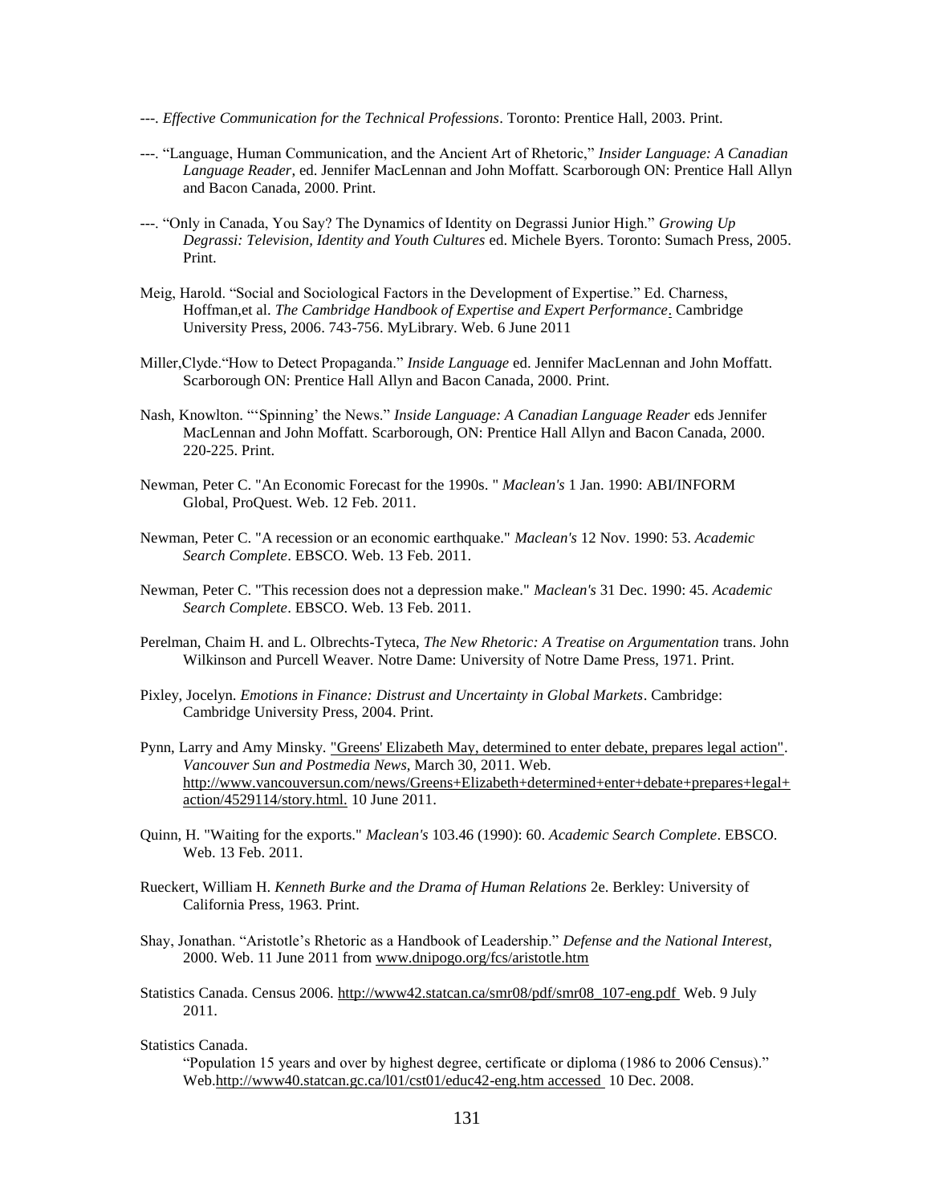---. *Effective Communication for the Technical Professions*. Toronto: Prentice Hall, 2003. Print.

---. "Language, Human Communication, and the Ancient Art of Rhetoric," *Insider Language: A Canadian Language Reader*, ed. Jennifer MacLennan and John Moffatt. Scarborough ON: Prentice Hall Allyn and Bacon Canada, 2000. Print.

---. "Only in Canada, You Say? The Dynamics of Identity on Degrassi Junior High." *Growing Up Degrassi: Television, Identity and Youth Cultures* ed. Michele Byers. Toronto: Sumach Press, 2005. Print.

Meig, Harold. "Social and Sociological Factors in the Development of Expertise." Ed. Charness, Hoffman,et al. *The Cambridge Handbook of Expertise and Expert Performance*. Cambridge University Press, 2006. 743-756. MyLibrary. Web. 6 June 2011

Miller,Clyde."How to Detect Propaganda." *Inside Language* ed. Jennifer MacLennan and John Moffatt. Scarborough ON: Prentice Hall Allyn and Bacon Canada, 2000. Print.

Nash, Knowlton. "'Spinning' the News." *Inside Language: A Canadian Language Reader* eds Jennifer MacLennan and John Moffatt. Scarborough, ON: Prentice Hall Allyn and Bacon Canada, 2000. 220-225. Print.

Newman, Peter C. "An Economic Forecast for the 1990s. " *Maclean's* 1 Jan. 1990: ABI/INFORM Global, ProQuest. Web. 12 Feb. 2011.

Newman, Peter C. "A recession or an economic earthquake." *Maclean's* 12 Nov. 1990: 53. *Academic Search Complete*. EBSCO. Web. 13 Feb. 2011.

Newman, Peter C. "This recession does not a depression make." *Maclean's* 31 Dec. 1990: 45. *Academic Search Complete*. EBSCO. Web. 13 Feb. 2011.

Perelman, Chaim H. and L. Olbrechts-Tyteca, *The New Rhetoric: A Treatise on Argumentation* trans. John Wilkinson and Purcell Weaver. Notre Dame: University of Notre Dame Press, 1971. Print.

Pixley, Jocelyn. *Emotions in Finance: Distrust and Uncertainty in Global Markets*. Cambridge: Cambridge University Press, 2004. Print.

Pynn, Larry and Amy Minsky. "Greens' Elizabeth May, determined to enter debate, prepares legal action". *Vancouver Sun and Postmedia News*, March 30, 2011. Web. http://www.vancouversun.com/news/Greens+Elizabeth+determined+enter+debate+prepares+legal+action/4529114/story.html. 10 June 2011.

Quinn, H. "Waiting for the exports." *Maclean's* 103.46 (1990): 60. *Academic Search Complete*. EBSCO. Web. 13 Feb. 2011.

Rueckert, William H. *Kenneth Burke and the Drama of Human Relations* 2e. Berkley: University of California Press, 1963. Print.

Shay, Jonathan. "Aristotle's Rhetoric as a Handbook of Leadership." *Defense and the National Interest*, 2000. Web. 11 June 2011 from www.dnipogo.org/fcs/aristotle.htm

Statistics Canada. Census 2006. http://www42.statcan.ca/smr08/pdf/smr08_107-eng.pdf Web. 9 July 2011.

Statistics Canada.
"Population 15 years and over by highest degree, certificate or diploma (1986 to 2006 Census)." Web.http://www40.statcan.gc.ca/l01/cst01/educ42-eng.htm accessed 10 Dec. 2008.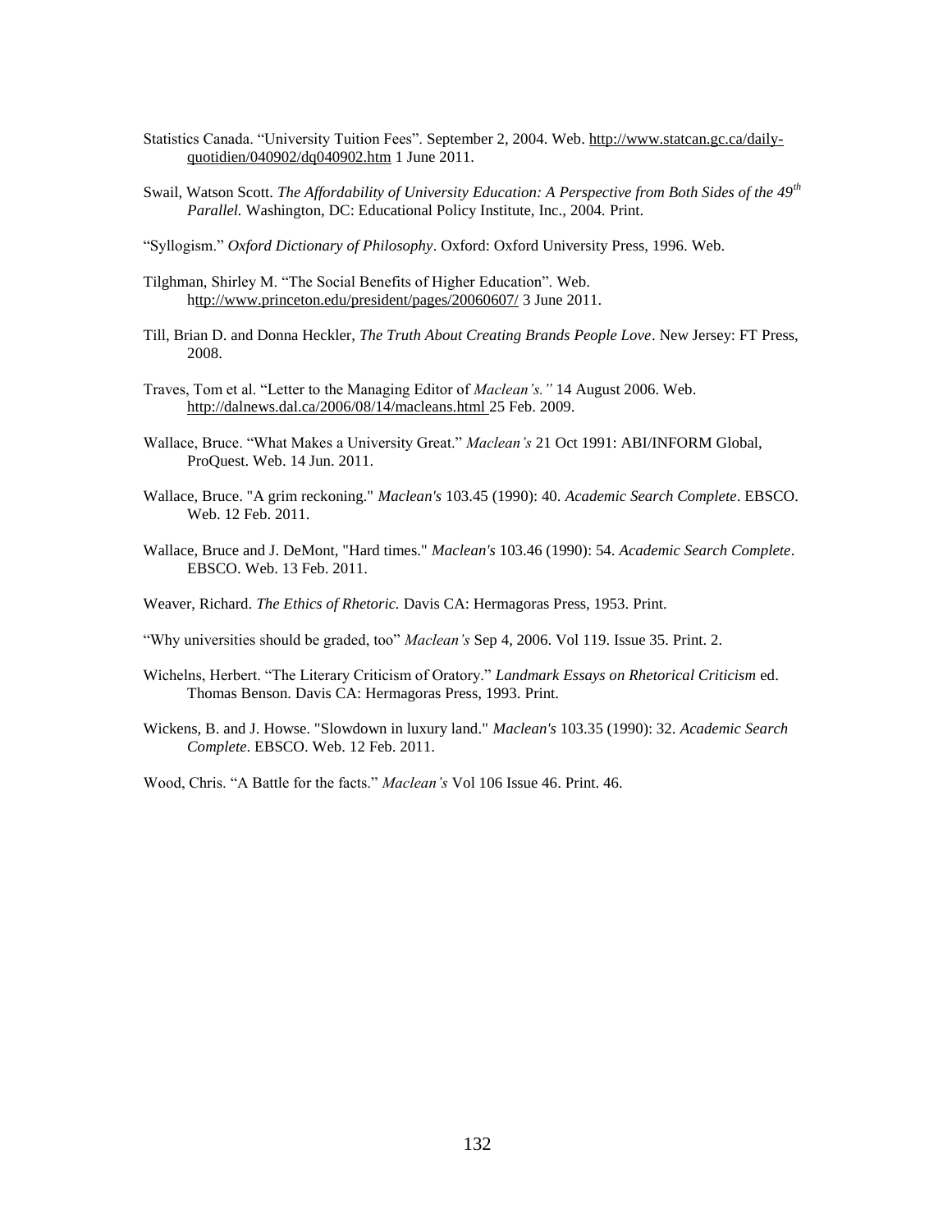Statistics Canada. "University Tuition Fees". September 2, 2004. Web. http://www.statcan.gc.ca/daily-quotidien/040902/dq040902.htm 1 June 2011.

Swail, Watson Scott. *The Affordability of University Education: A Perspective from Both Sides of the 49th Parallel.* Washington, DC: Educational Policy Institute, Inc., 2004. Print.

"Syllogism." *Oxford Dictionary of Philosophy*. Oxford: Oxford University Press, 1996. Web.

Tilghman, Shirley M. "The Social Benefits of Higher Education". Web. http://www.princeton.edu/president/pages/20060607/ 3 June 2011.

Till, Brian D. and Donna Heckler, *The Truth About Creating Brands People Love*. New Jersey: FT Press, 2008.

Traves, Tom et al. "Letter to the Managing Editor of *Maclean's."* 14 August 2006. Web. http://dalnews.dal.ca/2006/08/14/macleans.html 25 Feb. 2009.

Wallace, Bruce. "What Makes a University Great." *Maclean's* 21 Oct 1991: ABI/INFORM Global, ProQuest. Web. 14 Jun. 2011.

Wallace, Bruce. "A grim reckoning." *Maclean's* 103.45 (1990): 40. *Academic Search Complete*. EBSCO. Web. 12 Feb. 2011.

Wallace, Bruce and J. DeMont, "Hard times." *Maclean's* 103.46 (1990): 54. *Academic Search Complete*. EBSCO. Web. 13 Feb. 2011.

Weaver, Richard. *The Ethics of Rhetoric.* Davis CA: Hermagoras Press, 1953. Print.

"Why universities should be graded, too" *Maclean's* Sep 4, 2006. Vol 119. Issue 35. Print. 2.

Wichelns, Herbert. "The Literary Criticism of Oratory." *Landmark Essays on Rhetorical Criticism* ed. Thomas Benson. Davis CA: Hermagoras Press, 1993. Print.

Wickens, B. and J. Howse. "Slowdown in luxury land." *Maclean's* 103.35 (1990): 32. *Academic Search Complete*. EBSCO. Web. 12 Feb. 2011.

Wood, Chris. "A Battle for the facts." *Maclean's* Vol 106 Issue 46. Print. 46.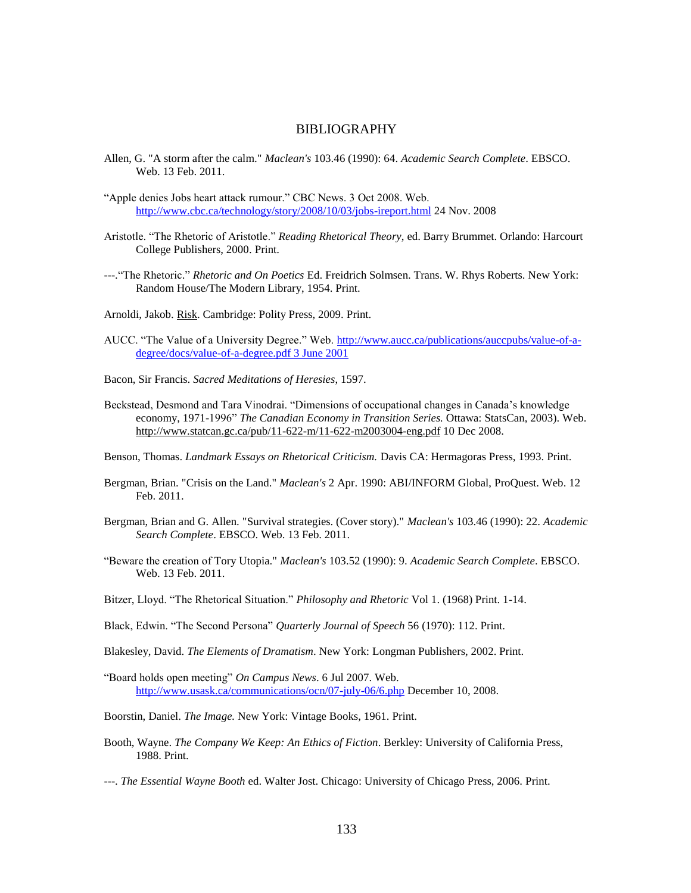# BIBLIOGRAPHY

Allen, G. "A storm after the calm." *Maclean's* 103.46 (1990): 64. *Academic Search Complete*. EBSCO. Web. 13 Feb. 2011.

"Apple denies Jobs heart attack rumour." CBC News. 3 Oct 2008. Web. http://www.cbc.ca/technology/story/2008/10/03/jobs-ireport.html 24 Nov. 2008

Aristotle. "The Rhetoric of Aristotle." *Reading Rhetorical Theory*, ed. Barry Brummet. Orlando: Harcourt College Publishers, 2000. Print.

---."The Rhetoric." *Rhetoric and On Poetics* Ed. Freidrich Solmsen. Trans. W. Rhys Roberts. New York: Random House/The Modern Library, 1954. Print.

Arnoldi, Jakob. Risk. Cambridge: Polity Press, 2009. Print.

AUCC. "The Value of a University Degree." Web. http://www.aucc.ca/publications/auccpubs/value-of-a-degree/docs/value-of-a-degree.pdf 3 June 2001

Bacon, Sir Francis. *Sacred Meditations of Heresies*, 1597.

Beckstead, Desmond and Tara Vinodrai. "Dimensions of occupational changes in Canada's knowledge economy, 1971-1996" *The Canadian Economy in Transition Series.* Ottawa: StatsCan, 2003). Web. http://www.statcan.gc.ca/pub/11-622-m/11-622-m2003004-eng.pdf 10 Dec 2008.

Benson, Thomas. *Landmark Essays on Rhetorical Criticism.* Davis CA: Hermagoras Press, 1993. Print.

Bergman, Brian. "Crisis on the Land." *Maclean's* 2 Apr. 1990: ABI/INFORM Global, ProQuest. Web. 12 Feb. 2011.

Bergman, Brian and G. Allen. "Survival strategies. (Cover story)." *Maclean's* 103.46 (1990): 22. *Academic Search Complete*. EBSCO. Web. 13 Feb. 2011.

"Beware the creation of Tory Utopia." *Maclean's* 103.52 (1990): 9. *Academic Search Complete*. EBSCO. Web. 13 Feb. 2011.

Bitzer, Lloyd. "The Rhetorical Situation." *Philosophy and Rhetoric* Vol 1. (1968) Print. 1-14.

Black, Edwin. "The Second Persona" *Quarterly Journal of Speech* 56 (1970): 112. Print.

Blakesley, David. *The Elements of Dramatism*. New York: Longman Publishers, 2002. Print.

"Board holds open meeting" *On Campus News*. 6 Jul 2007. Web. http://www.usask.ca/communications/ocn/07-july-06/6.php December 10, 2008.

Boorstin, Daniel. *The Image.* New York: Vintage Books, 1961. Print.

Booth, Wayne. *The Company We Keep: An Ethics of Fiction*. Berkley: University of California Press, 1988. Print.

---. *The Essential Wayne Booth* ed. Walter Jost. Chicago: University of Chicago Press, 2006. Print.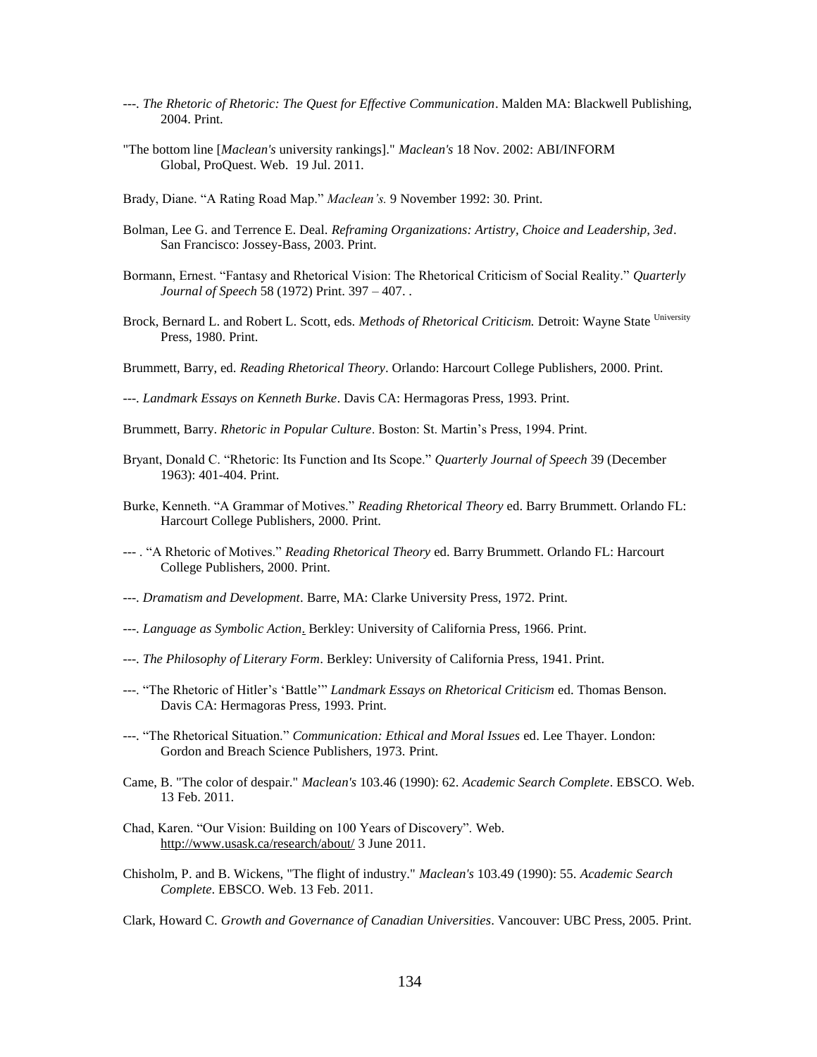---. *The Rhetoric of Rhetoric: The Quest for Effective Communication*. Malden MA: Blackwell Publishing, 2004. Print.

"The bottom line [*Maclean's* university rankings]." *Maclean's* 18 Nov. 2002: ABI/INFORM Global, ProQuest. Web. 19 Jul. 2011.

Brady, Diane. "A Rating Road Map." *Maclean's.* 9 November 1992: 30. Print.

Bolman, Lee G. and Terrence E. Deal. *Reframing Organizations: Artistry, Choice and Leadership, 3ed*. San Francisco: Jossey-Bass, 2003. Print.

Bormann, Ernest. "Fantasy and Rhetorical Vision: The Rhetorical Criticism of Social Reality." *Quarterly Journal of Speech* 58 (1972) Print. 397 – 407. .

Brock, Bernard L. and Robert L. Scott, eds. *Methods of Rhetorical Criticism.* Detroit: Wayne State University Press, 1980. Print.

Brummett, Barry, ed. *Reading Rhetorical Theory*. Orlando: Harcourt College Publishers, 2000. Print.

---. *Landmark Essays on Kenneth Burke*. Davis CA: Hermagoras Press, 1993. Print.

Brummett, Barry. *Rhetoric in Popular Culture*. Boston: St. Martin's Press, 1994. Print.

Bryant, Donald C. "Rhetoric: Its Function and Its Scope." *Quarterly Journal of Speech* 39 (December 1963): 401-404. Print.

Burke, Kenneth. "A Grammar of Motives." *Reading Rhetorical Theory* ed. Barry Brummett. Orlando FL: Harcourt College Publishers, 2000. Print.

--- . "A Rhetoric of Motives." *Reading Rhetorical Theory* ed. Barry Brummett. Orlando FL: Harcourt College Publishers, 2000. Print.

---. *Dramatism and Development*. Barre, MA: Clarke University Press, 1972. Print.

---. *Language as Symbolic Action*. Berkley: University of California Press, 1966. Print.

---. *The Philosophy of Literary Form*. Berkley: University of California Press, 1941. Print.

---. "The Rhetoric of Hitler's 'Battle'" *Landmark Essays on Rhetorical Criticism* ed. Thomas Benson. Davis CA: Hermagoras Press, 1993. Print.

---. "The Rhetorical Situation." *Communication: Ethical and Moral Issues* ed. Lee Thayer. London: Gordon and Breach Science Publishers, 1973. Print.

Came, B. "The color of despair." *Maclean's* 103.46 (1990): 62. *Academic Search Complete*. EBSCO. Web. 13 Feb. 2011.

Chad, Karen. "Our Vision: Building on 100 Years of Discovery". Web. http://www.usask.ca/research/about/ 3 June 2011.

Chisholm, P. and B. Wickens, "The flight of industry." *Maclean's* 103.49 (1990): 55. *Academic Search Complete*. EBSCO. Web. 13 Feb. 2011.

Clark, Howard C. *Growth and Governance of Canadian Universities*. Vancouver: UBC Press, 2005. Print.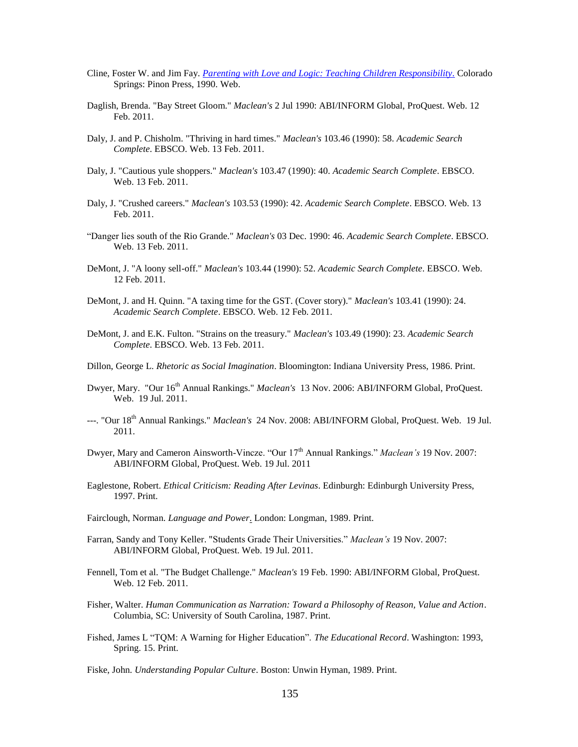Cline, Foster W. and Jim Fay. *[Parenting with Love and Logic: Teaching Children Responsibility](#)*. Colorado Springs: Pinon Press, 1990. Web.

Daglish, Brenda. "Bay Street Gloom." *Maclean's* 2 Jul 1990: ABI/INFORM Global, ProQuest. Web. 12 Feb. 2011.

Daly, J. and P. Chisholm. "Thriving in hard times." *Maclean's* 103.46 (1990): 58. *Academic Search Complete*. EBSCO. Web. 13 Feb. 2011.

Daly, J. "Cautious yule shoppers." *Maclean's* 103.47 (1990): 40. *Academic Search Complete*. EBSCO. Web. 13 Feb. 2011.

Daly, J. "Crushed careers." *Maclean's* 103.53 (1990): 42. *Academic Search Complete*. EBSCO. Web. 13 Feb. 2011.

"Danger lies south of the Rio Grande." *Maclean's* 03 Dec. 1990: 46. *Academic Search Complete*. EBSCO. Web. 13 Feb. 2011.

DeMont, J. "A loony sell-off." *Maclean's* 103.44 (1990): 52. *Academic Search Complete*. EBSCO. Web. 12 Feb. 2011.

DeMont, J. and H. Quinn. "A taxing time for the GST. (Cover story)." *Maclean's* 103.41 (1990): 24. *Academic Search Complete*. EBSCO. Web. 12 Feb. 2011.

DeMont, J. and E.K. Fulton. "Strains on the treasury." *Maclean's* 103.49 (1990): 23. *Academic Search Complete*. EBSCO. Web. 13 Feb. 2011.

Dillon, George L. *Rhetoric as Social Imagination*. Bloomington: Indiana University Press, 1986. Print.

Dwyer, Mary. "Our 16th Annual Rankings." *Maclean's* 13 Nov. 2006: ABI/INFORM Global, ProQuest. Web. 19 Jul. 2011.

---. "Our 18th Annual Rankings." *Maclean's* 24 Nov. 2008: ABI/INFORM Global, ProQuest. Web. 19 Jul. 2011.

Dwyer, Mary and Cameron Ainsworth-Vincze. "Our 17th Annual Rankings." *Maclean's* 19 Nov. 2007: ABI/INFORM Global, ProQuest. Web. 19 Jul. 2011

Eaglestone, Robert. *Ethical Criticism: Reading After Levinas*. Edinburgh: Edinburgh University Press, 1997. Print.

Fairclough, Norman. *Language and Power*. London: Longman, 1989. Print.

Farran, Sandy and Tony Keller. "Students Grade Their Universities." *Maclean's* 19 Nov. 2007: ABI/INFORM Global, ProQuest. Web. 19 Jul. 2011.

Fennell, Tom et al. "The Budget Challenge." *Maclean's* 19 Feb. 1990: ABI/INFORM Global, ProQuest. Web. 12 Feb. 2011.

Fisher, Walter. *Human Communication as Narration: Toward a Philosophy of Reason, Value and Action*. Columbia, SC: University of South Carolina, 1987. Print.

Fished, James L "TQM: A Warning for Higher Education". *The Educational Record*. Washington: 1993, Spring. 15. Print.

Fiske, John. *Understanding Popular Culture*. Boston: Unwin Hyman, 1989. Print.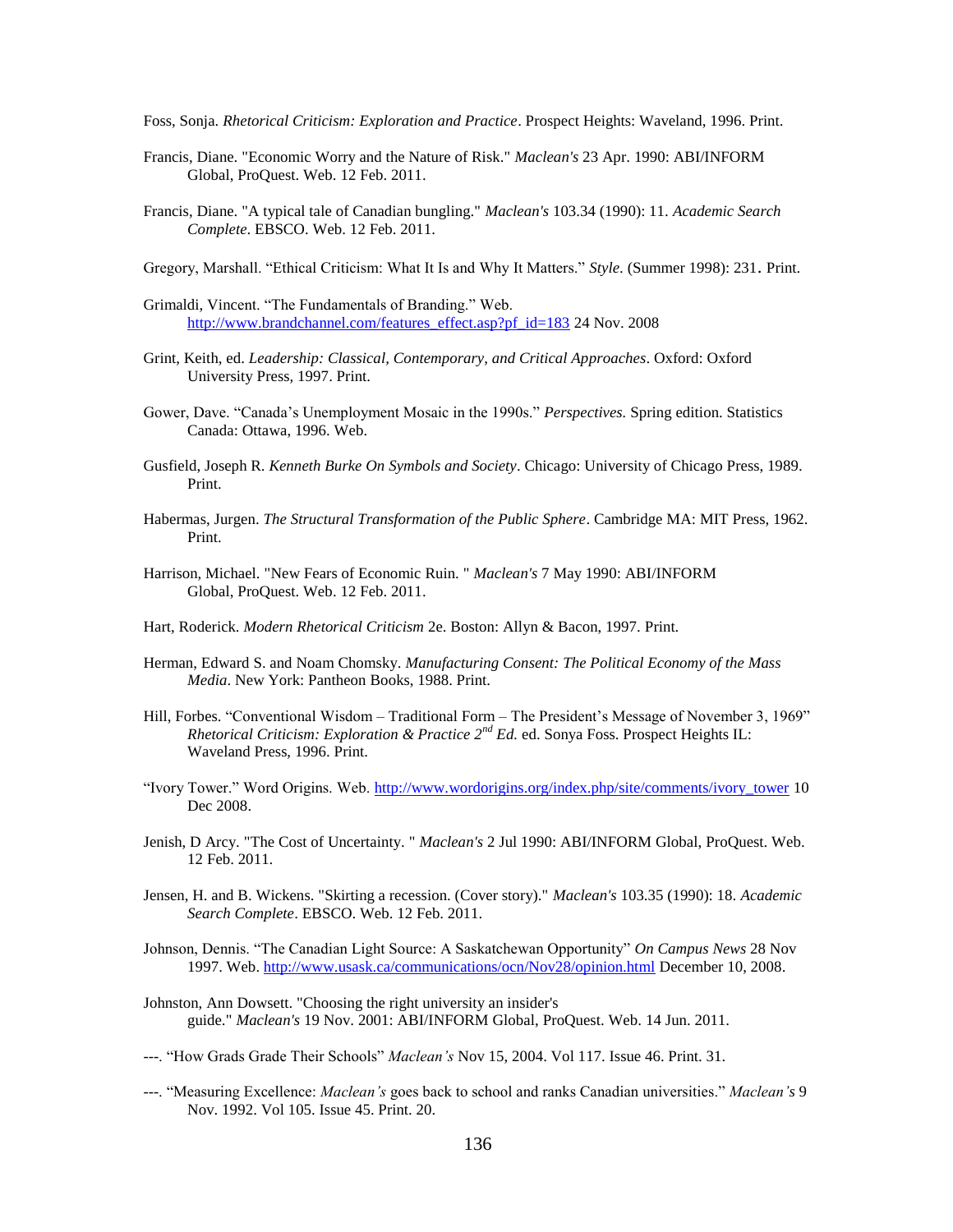Foss, Sonja. *Rhetorical Criticism: Exploration and Practice*. Prospect Heights: Waveland, 1996. Print.

Francis, Diane. "Economic Worry and the Nature of Risk." *Maclean's* 23 Apr. 1990: ABI/INFORM Global, ProQuest. Web. 12 Feb. 2011.

Francis, Diane. "A typical tale of Canadian bungling." *Maclean's* 103.34 (1990): 11. *Academic Search Complete*. EBSCO. Web. 12 Feb. 2011.

Gregory, Marshall. "Ethical Criticism: What It Is and Why It Matters." *Style.* (Summer 1998): 231. Print.

Grimaldi, Vincent. "The Fundamentals of Branding." Web. http://www.brandchannel.com/features_effect.asp?pf_id=183 24 Nov. 2008

Grint, Keith, ed. *Leadership: Classical, Contemporary, and Critical Approaches*. Oxford: Oxford University Press, 1997. Print.

Gower, Dave. "Canada's Unemployment Mosaic in the 1990s." *Perspectives.* Spring edition. Statistics Canada: Ottawa, 1996. Web.

Gusfield, Joseph R. *Kenneth Burke On Symbols and Society*. Chicago: University of Chicago Press, 1989. Print.

Habermas, Jurgen. *The Structural Transformation of the Public Sphere*. Cambridge MA: MIT Press, 1962. Print.

Harrison, Michael. "New Fears of Economic Ruin. " *Maclean's* 7 May 1990: ABI/INFORM Global, ProQuest. Web. 12 Feb. 2011.

Hart, Roderick. *Modern Rhetorical Criticism* 2e. Boston: Allyn & Bacon, 1997. Print.

Herman, Edward S. and Noam Chomsky. *Manufacturing Consent: The Political Economy of the Mass Media*. New York: Pantheon Books, 1988. Print.

Hill, Forbes. "Conventional Wisdom – Traditional Form – The President's Message of November 3, 1969" *Rhetorical Criticism: Exploration & Practice 2nd Ed.* ed. Sonya Foss. Prospect Heights IL: Waveland Press, 1996. Print.

"Ivory Tower." Word Origins. Web. http://www.wordorigins.org/index.php/site/comments/ivory_tower 10 Dec 2008.

Jenish, D Arcy. "The Cost of Uncertainty. " *Maclean's* 2 Jul 1990: ABI/INFORM Global, ProQuest. Web. 12 Feb. 2011.

Jensen, H. and B. Wickens. "Skirting a recession. (Cover story)." *Maclean's* 103.35 (1990): 18. *Academic Search Complete*. EBSCO. Web. 12 Feb. 2011.

Johnson, Dennis. "The Canadian Light Source: A Saskatchewan Opportunity" *On Campus News* 28 Nov 1997. Web. http://www.usask.ca/communications/ocn/Nov28/opinion.html December 10, 2008.

Johnston, Ann Dowsett. "Choosing the right university an insider's guide." *Maclean's* 19 Nov. 2001: ABI/INFORM Global, ProQuest. Web. 14 Jun. 2011.

---. "How Grads Grade Their Schools" *Maclean's* Nov 15, 2004. Vol 117. Issue 46. Print. 31.

---. "Measuring Excellence: *Maclean's* goes back to school and ranks Canadian universities." *Maclean's* 9 Nov. 1992. Vol 105. Issue 45. Print. 20.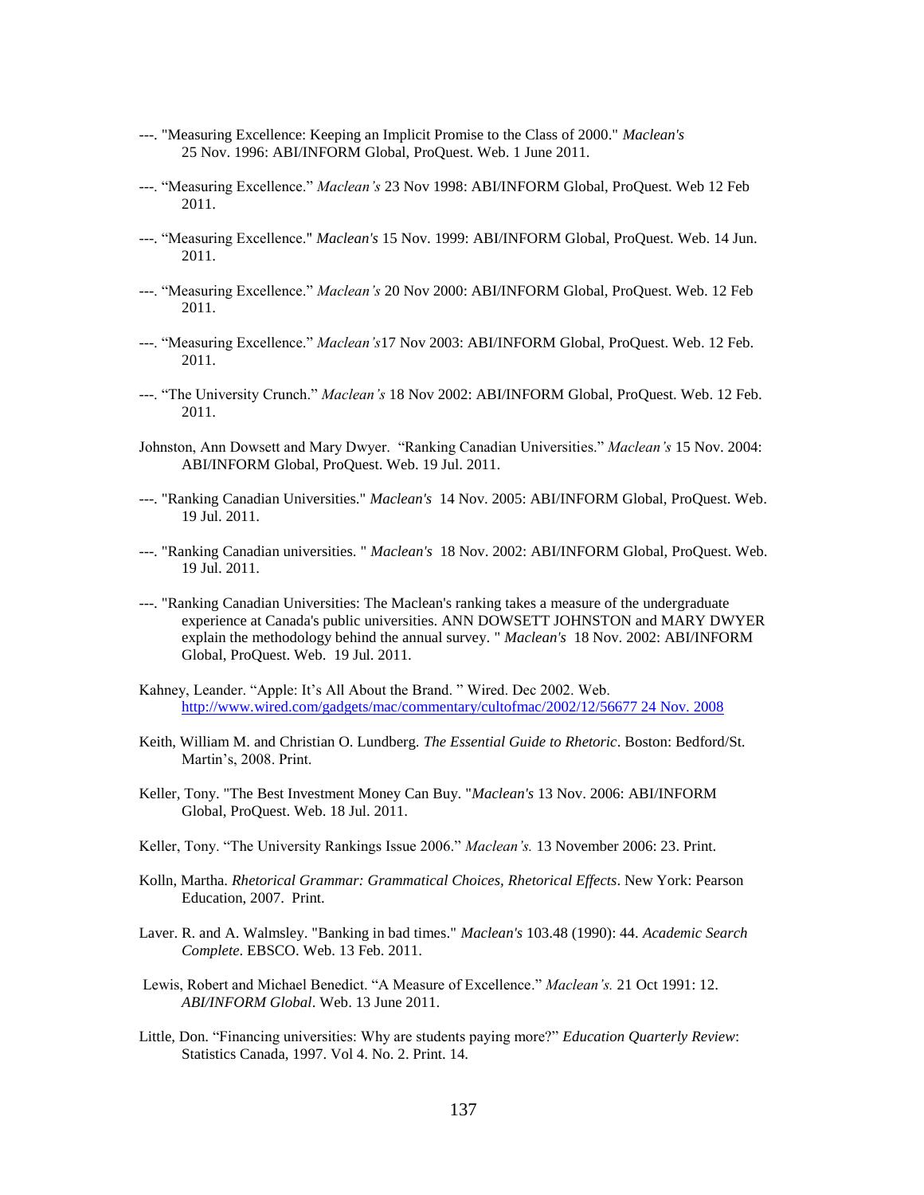---. "Measuring Excellence: Keeping an Implicit Promise to the Class of 2000." *Maclean's* 25 Nov. 1996: ABI/INFORM Global, ProQuest. Web. 1 June 2011.

---. "Measuring Excellence." *Maclean's* 23 Nov 1998: ABI/INFORM Global, ProQuest. Web 12 Feb 2011.

---. "Measuring Excellence." *Maclean's* 15 Nov. 1999: ABI/INFORM Global, ProQuest. Web. 14 Jun. 2011.

---. "Measuring Excellence." *Maclean's* 20 Nov 2000: ABI/INFORM Global, ProQuest. Web. 12 Feb 2011.

---. "Measuring Excellence." *Maclean's*17 Nov 2003: ABI/INFORM Global, ProQuest. Web. 12 Feb. 2011.

---. "The University Crunch." *Maclean's* 18 Nov 2002: ABI/INFORM Global, ProQuest. Web. 12 Feb. 2011.

Johnston, Ann Dowsett and Mary Dwyer. "Ranking Canadian Universities." *Maclean's* 15 Nov. 2004: ABI/INFORM Global, ProQuest. Web. 19 Jul. 2011.

---. "Ranking Canadian Universities." *Maclean's* 14 Nov. 2005: ABI/INFORM Global, ProQuest. Web. 19 Jul. 2011.

---. "Ranking Canadian universities. " *Maclean's* 18 Nov. 2002: ABI/INFORM Global, ProQuest. Web. 19 Jul. 2011.

---. "Ranking Canadian Universities: The Maclean's ranking takes a measure of the undergraduate experience at Canada's public universities. ANN DOWSETT JOHNSTON and MARY DWYER explain the methodology behind the annual survey. " *Maclean's* 18 Nov. 2002: ABI/INFORM Global, ProQuest. Web. 19 Jul. 2011.

Kahney, Leander. "Apple: It's All About the Brand. " Wired. Dec 2002. Web. http://www.wired.com/gadgets/mac/commentary/cultofmac/2002/12/56677 24 Nov. 2008

Keith, William M. and Christian O. Lundberg. *The Essential Guide to Rhetoric*. Boston: Bedford/St. Martin's, 2008. Print.

Keller, Tony. "The Best Investment Money Can Buy. "*Maclean's* 13 Nov. 2006: ABI/INFORM Global, ProQuest. Web. 18 Jul. 2011.

Keller, Tony. "The University Rankings Issue 2006." *Maclean's.* 13 November 2006: 23. Print.

Kolln, Martha. *Rhetorical Grammar: Grammatical Choices, Rhetorical Effects*. New York: Pearson Education, 2007. Print.

Laver. R. and A. Walmsley. "Banking in bad times." *Maclean's* 103.48 (1990): 44. *Academic Search Complete*. EBSCO. Web. 13 Feb. 2011.

Lewis, Robert and Michael Benedict. "A Measure of Excellence." *Maclean's.* 21 Oct 1991: 12. *ABI/INFORM Global*. Web. 13 June 2011.

Little, Don. "Financing universities: Why are students paying more?" *Education Quarterly Review*: Statistics Canada, 1997. Vol 4. No. 2. Print. 14.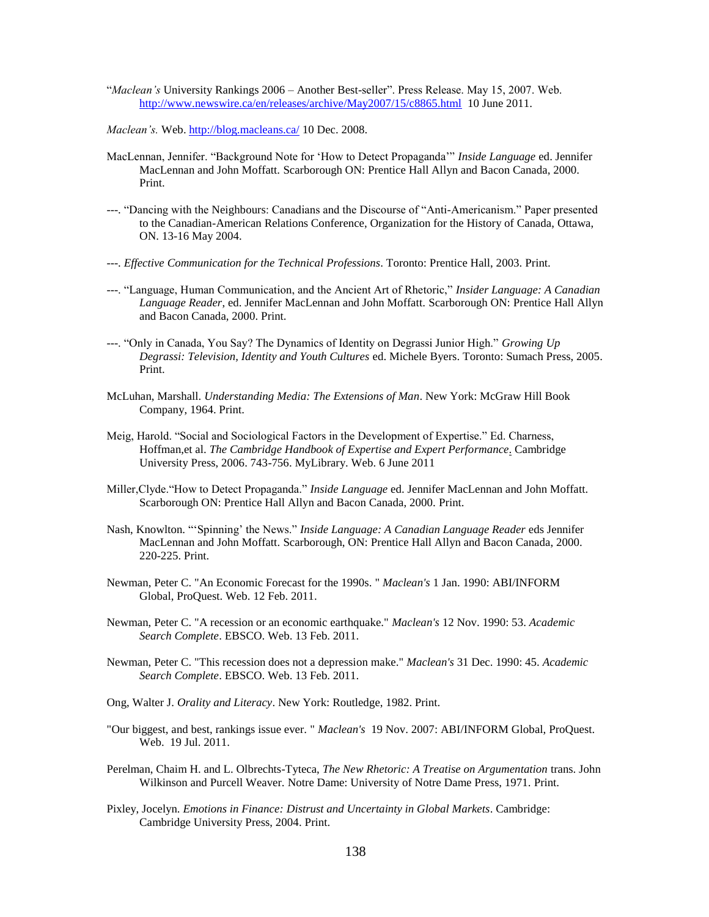"*Maclean's* University Rankings 2006 – Another Best-seller". Press Release. May 15, 2007. Web. http://www.newswire.ca/en/releases/archive/May2007/15/c8865.html 10 June 2011.

*Maclean's.* Web. http://blog.macleans.ca/ 10 Dec. 2008.

MacLennan, Jennifer. "Background Note for 'How to Detect Propaganda'" *Inside Language* ed. Jennifer MacLennan and John Moffatt. Scarborough ON: Prentice Hall Allyn and Bacon Canada, 2000. Print.

---. "Dancing with the Neighbours: Canadians and the Discourse of "Anti-Americanism." Paper presented to the Canadian-American Relations Conference, Organization for the History of Canada, Ottawa, ON. 13-16 May 2004.

---. *Effective Communication for the Technical Professions*. Toronto: Prentice Hall, 2003. Print.

---. "Language, Human Communication, and the Ancient Art of Rhetoric," *Insider Language: A Canadian Language Reader*, ed. Jennifer MacLennan and John Moffatt. Scarborough ON: Prentice Hall Allyn and Bacon Canada, 2000. Print.

---. "Only in Canada, You Say? The Dynamics of Identity on Degrassi Junior High." *Growing Up Degrassi: Television, Identity and Youth Cultures* ed. Michele Byers. Toronto: Sumach Press, 2005. Print.

McLuhan, Marshall. *Understanding Media: The Extensions of Man*. New York: McGraw Hill Book Company, 1964. Print.

Meig, Harold. "Social and Sociological Factors in the Development of Expertise." Ed. Charness, Hoffman,et al. *The Cambridge Handbook of Expertise and Expert Performance*. Cambridge University Press, 2006. 743-756. MyLibrary. Web. 6 June 2011

Miller,Clyde."How to Detect Propaganda." *Inside Language* ed. Jennifer MacLennan and John Moffatt. Scarborough ON: Prentice Hall Allyn and Bacon Canada, 2000. Print.

Nash, Knowlton. "'Spinning' the News." *Inside Language: A Canadian Language Reader* eds Jennifer MacLennan and John Moffatt. Scarborough, ON: Prentice Hall Allyn and Bacon Canada, 2000. 220-225. Print.

Newman, Peter C. "An Economic Forecast for the 1990s. " *Maclean's* 1 Jan. 1990: ABI/INFORM Global, ProQuest. Web. 12 Feb. 2011.

Newman, Peter C. "A recession or an economic earthquake." *Maclean's* 12 Nov. 1990: 53. *Academic Search Complete*. EBSCO. Web. 13 Feb. 2011.

Newman, Peter C. "This recession does not a depression make." *Maclean's* 31 Dec. 1990: 45. *Academic Search Complete*. EBSCO. Web. 13 Feb. 2011.

Ong, Walter J. *Orality and Literacy*. New York: Routledge, 1982. Print.

"Our biggest, and best, rankings issue ever. " *Maclean's* 19 Nov. 2007: ABI/INFORM Global, ProQuest. Web. 19 Jul. 2011.

Perelman, Chaim H. and L. Olbrechts-Tyteca, *The New Rhetoric: A Treatise on Argumentation* trans. John Wilkinson and Purcell Weaver. Notre Dame: University of Notre Dame Press, 1971. Print.

Pixley, Jocelyn. *Emotions in Finance: Distrust and Uncertainty in Global Markets*. Cambridge: Cambridge University Press, 2004. Print.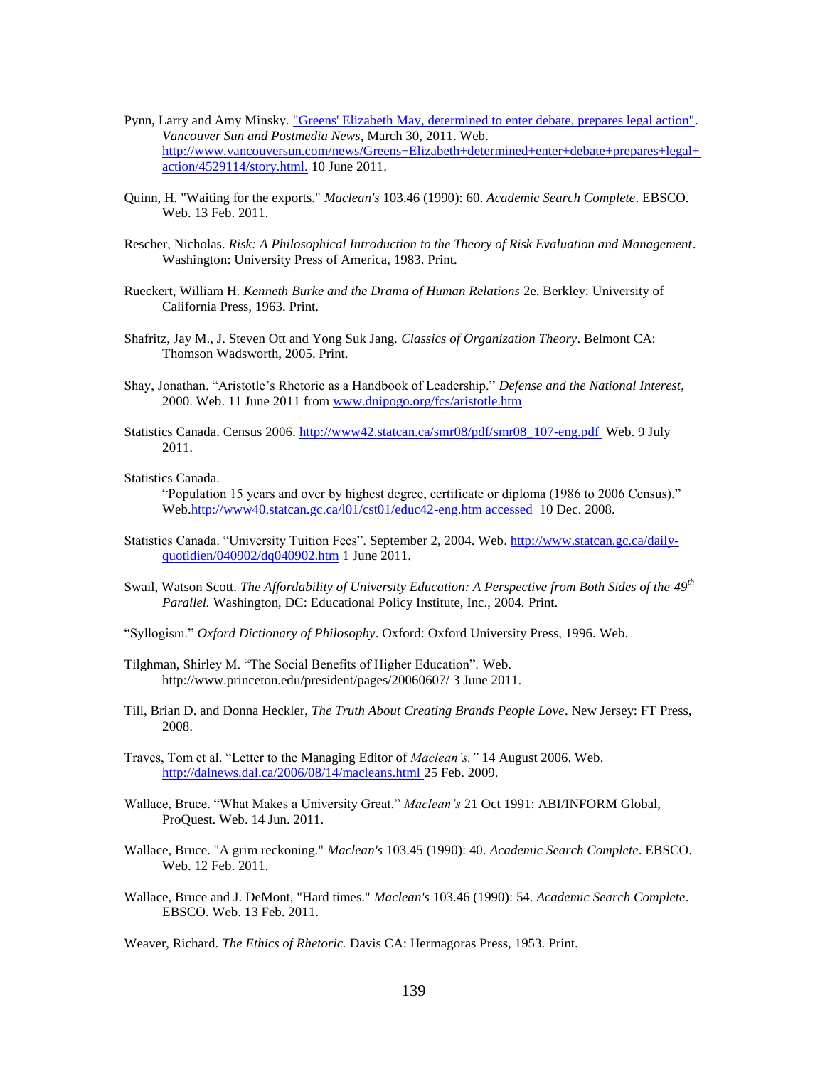Pynn, Larry and Amy Minsky. "Greens' Elizabeth May, determined to enter debate, prepares legal action". *Vancouver Sun and Postmedia News*, March 30, 2011. Web. http://www.vancouversun.com/news/Greens+Elizabeth+determined+enter+debate+prepares+legal+action/4529114/story.html. 10 June 2011.

Quinn, H. "Waiting for the exports." *Maclean's* 103.46 (1990): 60. *Academic Search Complete*. EBSCO. Web. 13 Feb. 2011.

Rescher, Nicholas. *Risk: A Philosophical Introduction to the Theory of Risk Evaluation and Management*. Washington: University Press of America, 1983. Print.

Rueckert, William H. *Kenneth Burke and the Drama of Human Relations* 2e. Berkley: University of California Press, 1963. Print.

Shafritz, Jay M., J. Steven Ott and Yong Suk Jang. *Classics of Organization Theory*. Belmont CA: Thomson Wadsworth, 2005. Print.

Shay, Jonathan. "Aristotle's Rhetoric as a Handbook of Leadership." *Defense and the National Interest*, 2000. Web. 11 June 2011 from www.dnipogo.org/fcs/aristotle.htm

Statistics Canada. Census 2006. http://www42.statcan.ca/smr08/pdf/smr08_107-eng.pdf Web. 9 July 2011.

Statistics Canada.
"Population 15 years and over by highest degree, certificate or diploma (1986 to 2006 Census)." Web.http://www40.statcan.gc.ca/l01/cst01/educ42-eng.htm accessed 10 Dec. 2008.

Statistics Canada. "University Tuition Fees". September 2, 2004. Web. http://www.statcan.gc.ca/daily-quotidien/040902/dq040902.htm 1 June 2011.

Swail, Watson Scott. *The Affordability of University Education: A Perspective from Both Sides of the 49th Parallel.* Washington, DC: Educational Policy Institute, Inc., 2004. Print.

"Syllogism." *Oxford Dictionary of Philosophy*. Oxford: Oxford University Press, 1996. Web.

Tilghman, Shirley M. "The Social Benefits of Higher Education". Web. http://www.princeton.edu/president/pages/20060607/ 3 June 2011.

Till, Brian D. and Donna Heckler, *The Truth About Creating Brands People Love*. New Jersey: FT Press, 2008.

Traves, Tom et al. "Letter to the Managing Editor of *Maclean's.*" 14 August 2006. Web. http://dalnews.dal.ca/2006/08/14/macleans.html 25 Feb. 2009.

Wallace, Bruce. "What Makes a University Great." *Maclean's* 21 Oct 1991: ABI/INFORM Global, ProQuest. Web. 14 Jun. 2011.

Wallace, Bruce. "A grim reckoning." *Maclean's* 103.45 (1990): 40. *Academic Search Complete*. EBSCO. Web. 12 Feb. 2011.

Wallace, Bruce and J. DeMont, "Hard times." *Maclean's* 103.46 (1990): 54. *Academic Search Complete*. EBSCO. Web. 13 Feb. 2011.

Weaver, Richard. *The Ethics of Rhetoric.* Davis CA: Hermagoras Press, 1953. Print.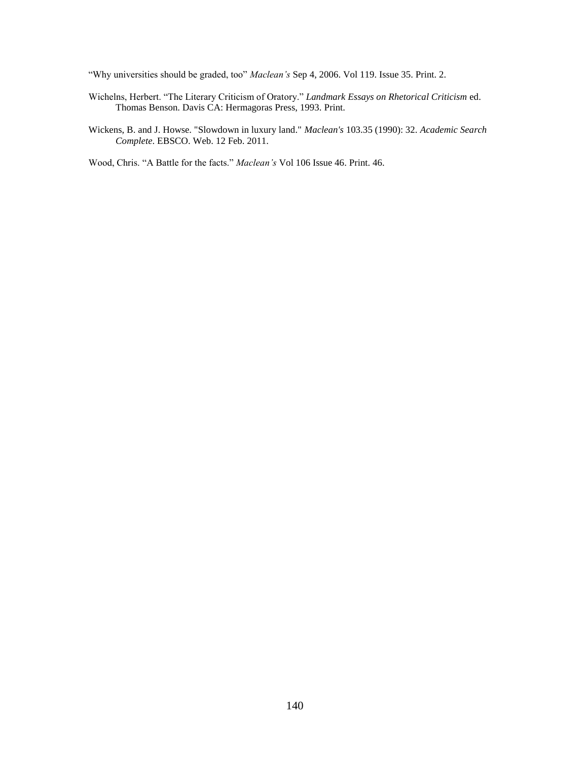"Why universities should be graded, too" *Maclean's* Sep 4, 2006. Vol 119. Issue 35. Print. 2.

Wichelns, Herbert. "The Literary Criticism of Oratory." *Landmark Essays on Rhetorical Criticism* ed. Thomas Benson. Davis CA: Hermagoras Press, 1993. Print.

Wickens, B. and J. Howse. "Slowdown in luxury land." *Maclean's* 103.35 (1990): 32. *Academic Search Complete*. EBSCO. Web. 12 Feb. 2011.

Wood, Chris. "A Battle for the facts." *Maclean's* Vol 106 Issue 46. Print. 46.